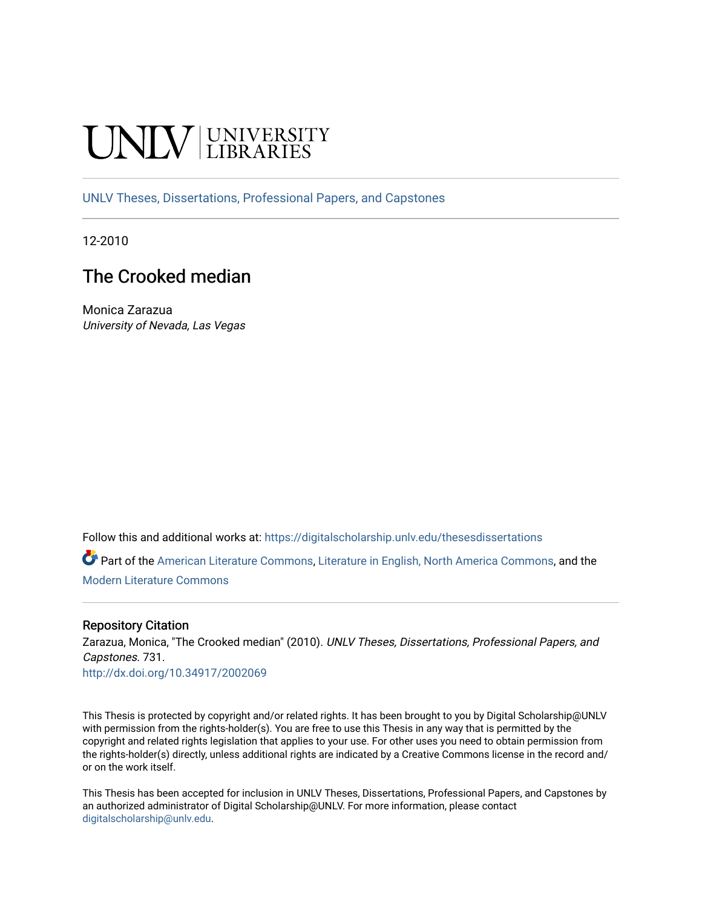UNLV | UNIVERSITY LIBRARIES

UNLV Theses, Dissertations, Professional Papers, and Capstones

12-2010

# The Crooked median

Monica Zarazua
*University of Nevada, Las Vegas*

Follow this and additional works at: https://digitalscholarship.unlv.edu/thesesdissertations

Part of the American Literature Commons, Literature in English, North America Commons, and the Modern Literature Commons

## Repository Citation

Zarazua, Monica, "The Crooked median" (2010). *UNLV Theses, Dissertations, Professional Papers, and Capstones*. 731.
http://dx.doi.org/10.34917/2002069

This Thesis is protected by copyright and/or related rights. It has been brought to you by Digital Scholarship@UNLV with permission from the rights-holder(s). You are free to use this Thesis in any way that is permitted by the copyright and related rights legislation that applies to your use. For other uses you need to obtain permission from the rights-holder(s) directly, unless additional rights are indicated by a Creative Commons license in the record and/or on the work itself.

This Thesis has been accepted for inclusion in UNLV Theses, Dissertations, Professional Papers, and Capstones by an authorized administrator of Digital Scholarship@UNLV. For more information, please contact digitalscholarship@unlv.edu.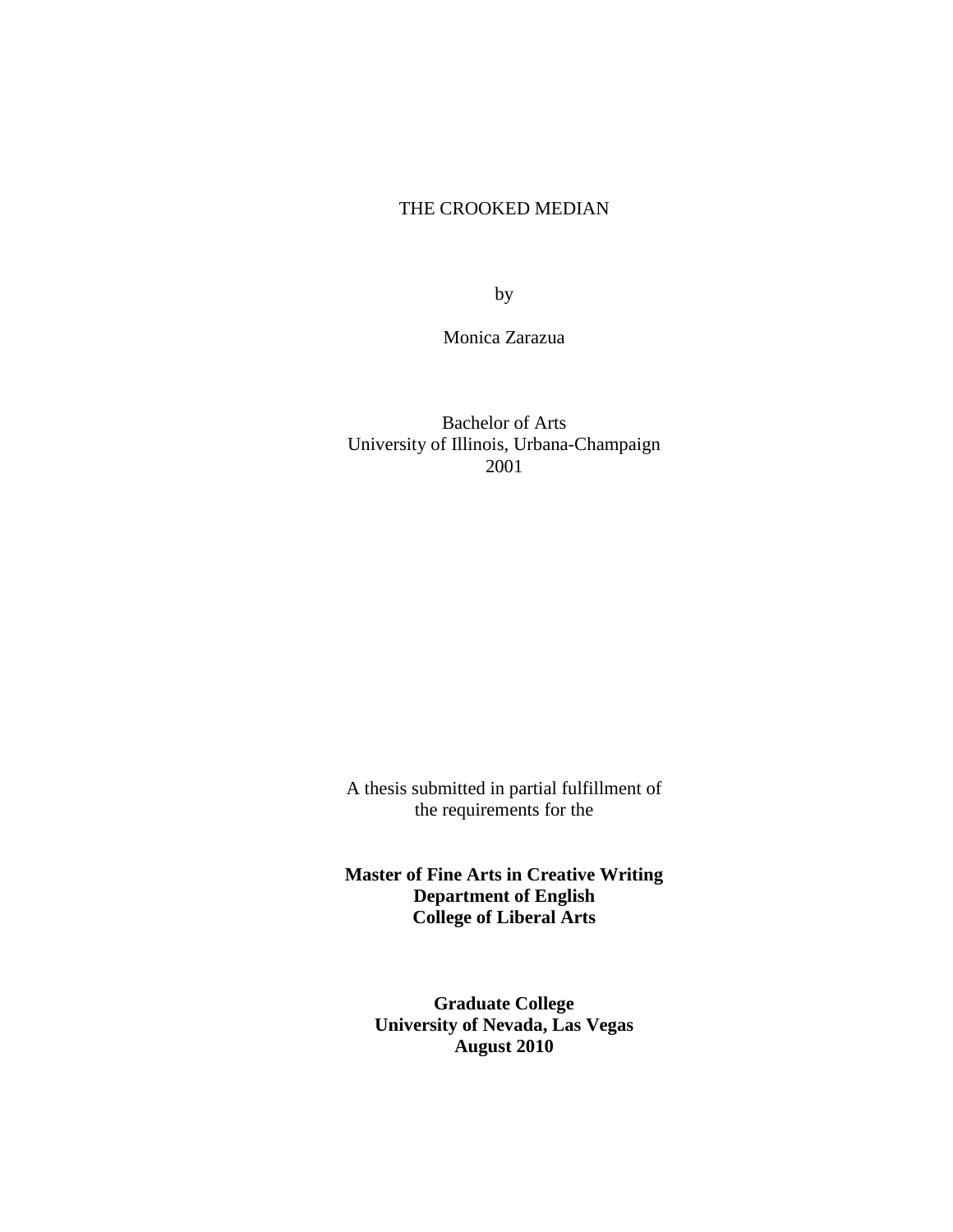THE CROOKED MEDIAN

by

Monica Zarazua

Bachelor of Arts
University of Illinois, Urbana-Champaign
2001

A thesis submitted in partial fulfillment of
the requirements for the

**Master of Fine Arts in Creative Writing**
**Department of English**
**College of Liberal Arts**

**Graduate College**
**University of Nevada, Las Vegas**
**August 2010**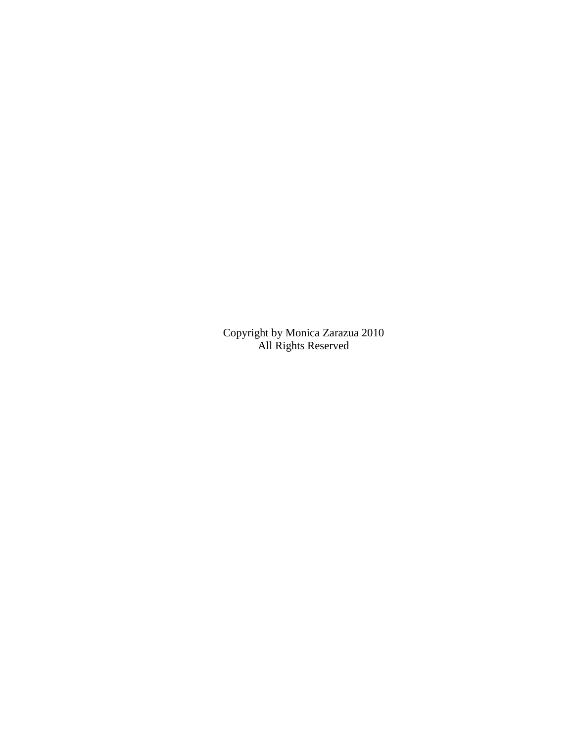Copyright by Monica Zarazua 2010
All Rights Reserved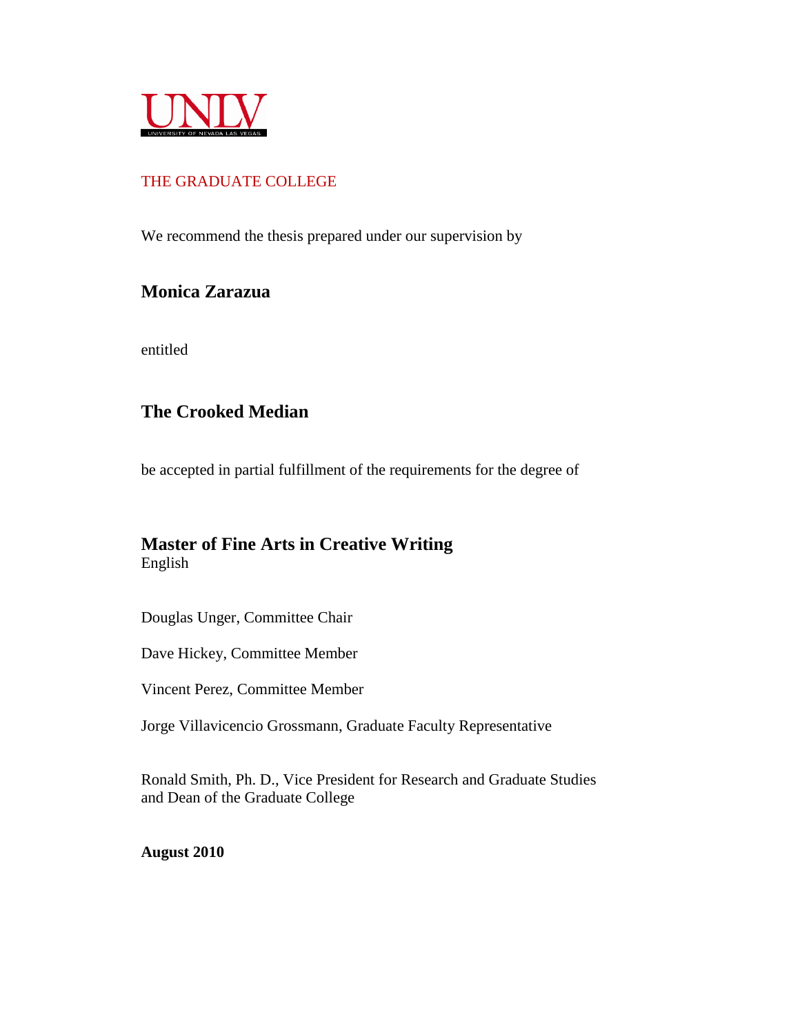UNLV

UNIVERSITY OF NEVADA LAS VEGAS

THE GRADUATE COLLEGE

We recommend the thesis prepared under our supervision by

**Monica Zarazua**

entitled

**The Crooked Median**

be accepted in partial fulfillment of the requirements for the degree of

**Master of Fine Arts in Creative Writing**
English

Douglas Unger, Committee Chair

Dave Hickey, Committee Member

Vincent Perez, Committee Member

Jorge Villavicencio Grossmann, Graduate Faculty Representative

Ronald Smith, Ph. D., Vice President for Research and Graduate Studies
and Dean of the Graduate College

**August 2010**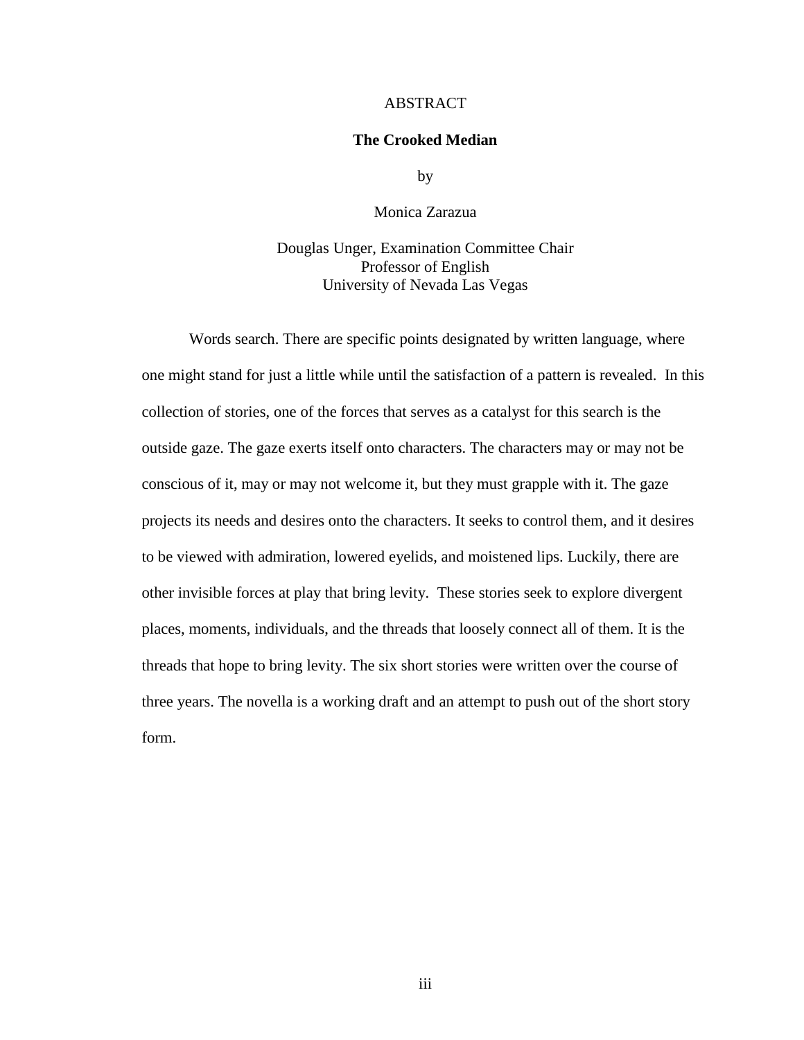# ABSTRACT

## The Crooked Median

by

Monica Zarazua

Douglas Unger, Examination Committee Chair
Professor of English
University of Nevada Las Vegas

Words search. There are specific points designated by written language, where one might stand for just a little while until the satisfaction of a pattern is revealed. In this collection of stories, one of the forces that serves as a catalyst for this search is the outside gaze. The gaze exerts itself onto characters. The characters may or may not be conscious of it, may or may not welcome it, but they must grapple with it. The gaze projects its needs and desires onto the characters. It seeks to control them, and it desires to be viewed with admiration, lowered eyelids, and moistened lips. Luckily, there are other invisible forces at play that bring levity. These stories seek to explore divergent places, moments, individuals, and the threads that loosely connect all of them. It is the threads that hope to bring levity. The six short stories were written over the course of three years. The novella is a working draft and an attempt to push out of the short story form.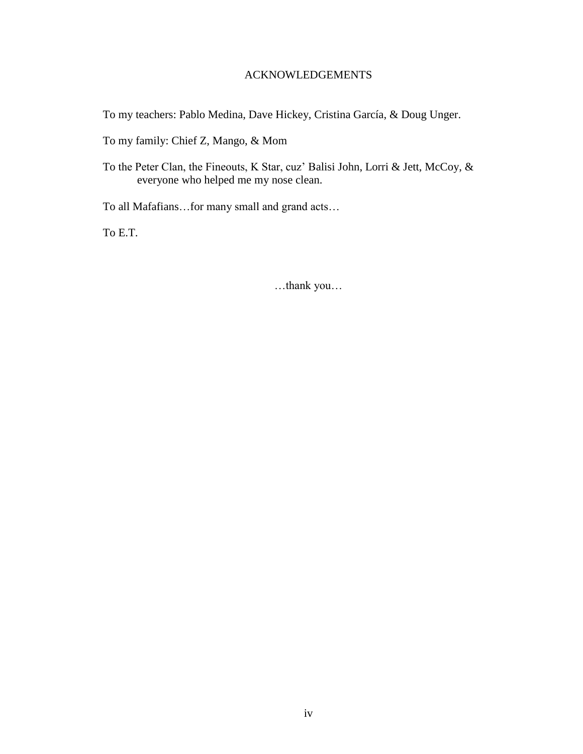# ACKNOWLEDGEMENTS

To my teachers: Pablo Medina, Dave Hickey, Cristina García, & Doug Unger.

To my family: Chief Z, Mango, & Mom

To the Peter Clan, the Fineouts, K Star, cuz' Balisi John, Lorri & Jett, McCoy, & everyone who helped me my nose clean.

To all Mafafians…for many small and grand acts…

To E.T.

…thank you…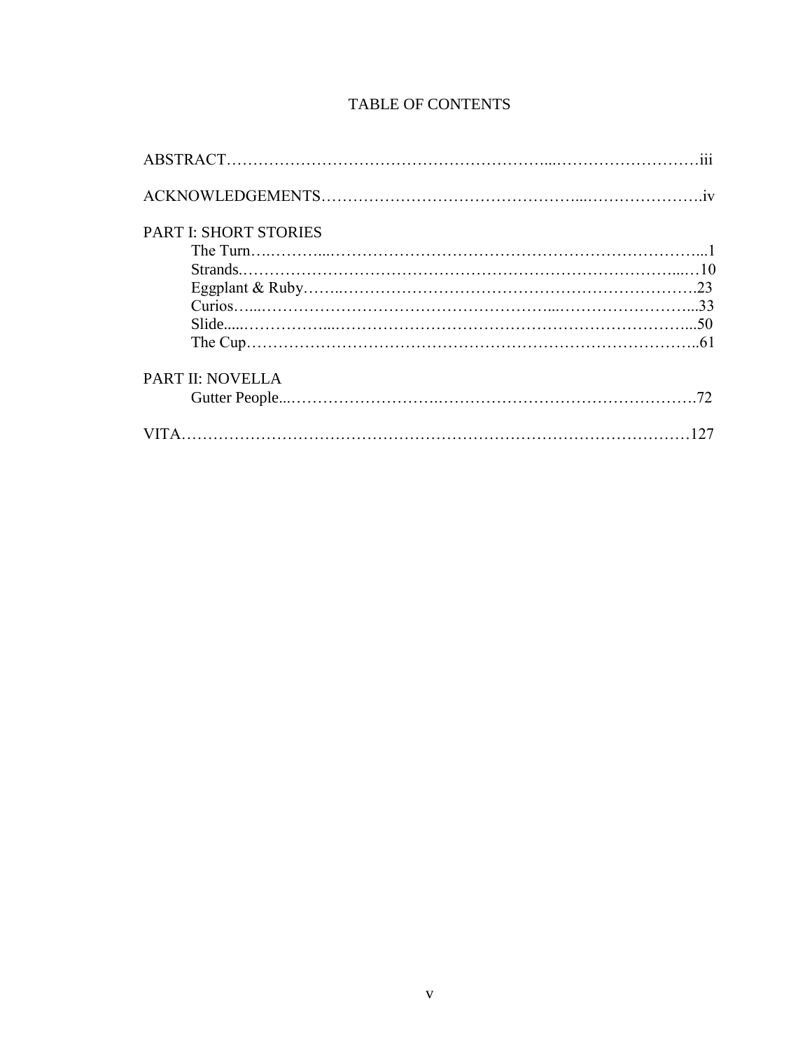# TABLE OF CONTENTS

ABSTRACT……………………………………………………...………………………iii

ACKNOWLEDGEMENTS………………………………………...………………….iv

PART I: SHORT STORIES

- The Turn…..………...…………………………………………………………………...1
- Strands.…………………………………………………………………………...…10
- Eggplant & Ruby……..……………………………………………………………….23
- Curios…....……………………………………………...……………….………...33
- Slide.....……………...………………………………………………………….....50
- The Cup………………………………………………………………………………..61

PART II: NOVELLA

- Gutter People...……………………….………………………………………….72

VITA……………………………………………………………………………………127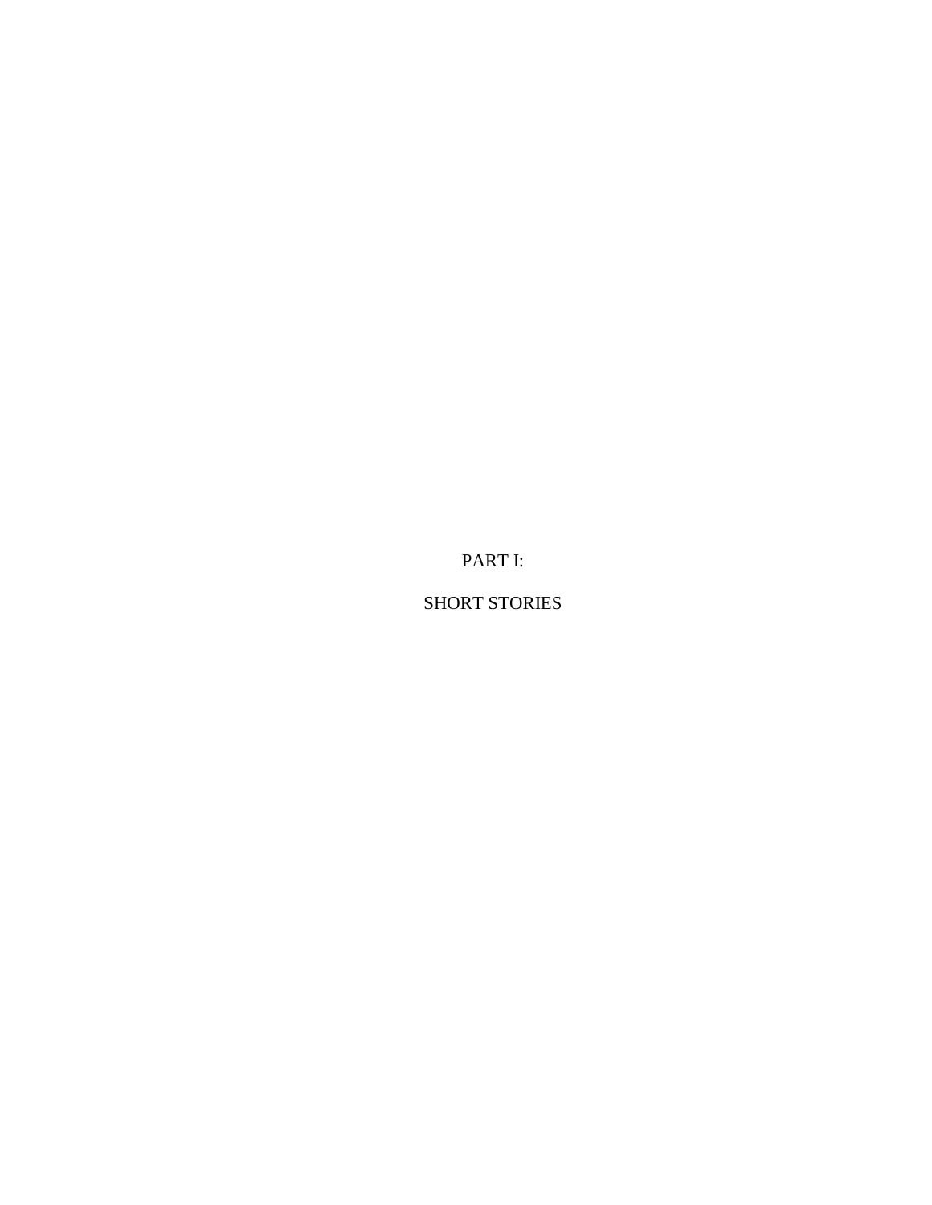# PART I:

# SHORT STORIES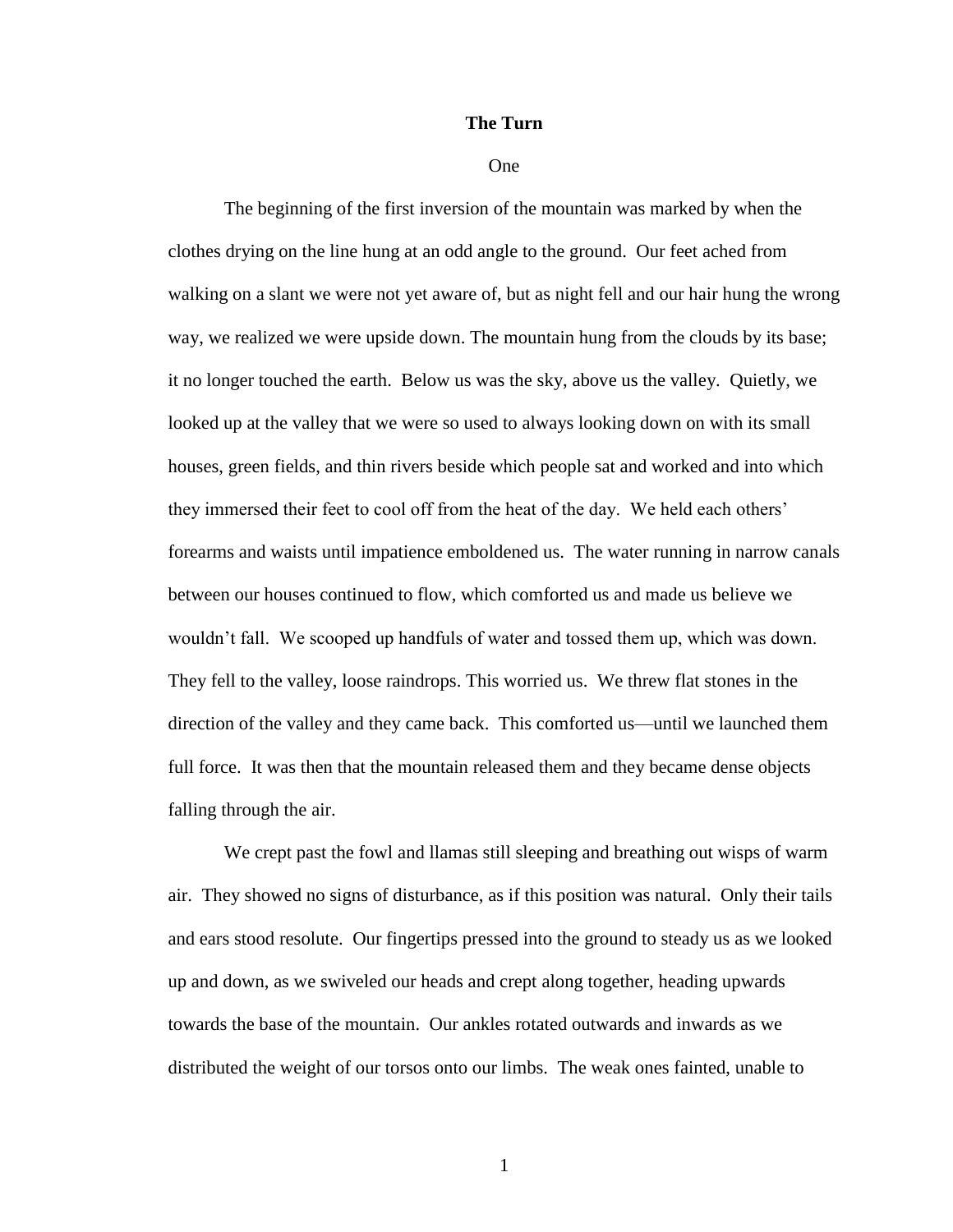# The Turn

## One

The beginning of the first inversion of the mountain was marked by when the clothes drying on the line hung at an odd angle to the ground. Our feet ached from walking on a slant we were not yet aware of, but as night fell and our hair hung the wrong way, we realized we were upside down. The mountain hung from the clouds by its base; it no longer touched the earth. Below us was the sky, above us the valley. Quietly, we looked up at the valley that we were so used to always looking down on with its small houses, green fields, and thin rivers beside which people sat and worked and into which they immersed their feet to cool off from the heat of the day. We held each others' forearms and waists until impatience emboldened us. The water running in narrow canals between our houses continued to flow, which comforted us and made us believe we wouldn't fall. We scooped up handfuls of water and tossed them up, which was down. They fell to the valley, loose raindrops. This worried us. We threw flat stones in the direction of the valley and they came back. This comforted us—until we launched them full force. It was then that the mountain released them and they became dense objects falling through the air.

We crept past the fowl and llamas still sleeping and breathing out wisps of warm air. They showed no signs of disturbance, as if this position was natural. Only their tails and ears stood resolute. Our fingertips pressed into the ground to steady us as we looked up and down, as we swiveled our heads and crept along together, heading upwards towards the base of the mountain. Our ankles rotated outwards and inwards as we distributed the weight of our torsos onto our limbs. The weak ones fainted, unable to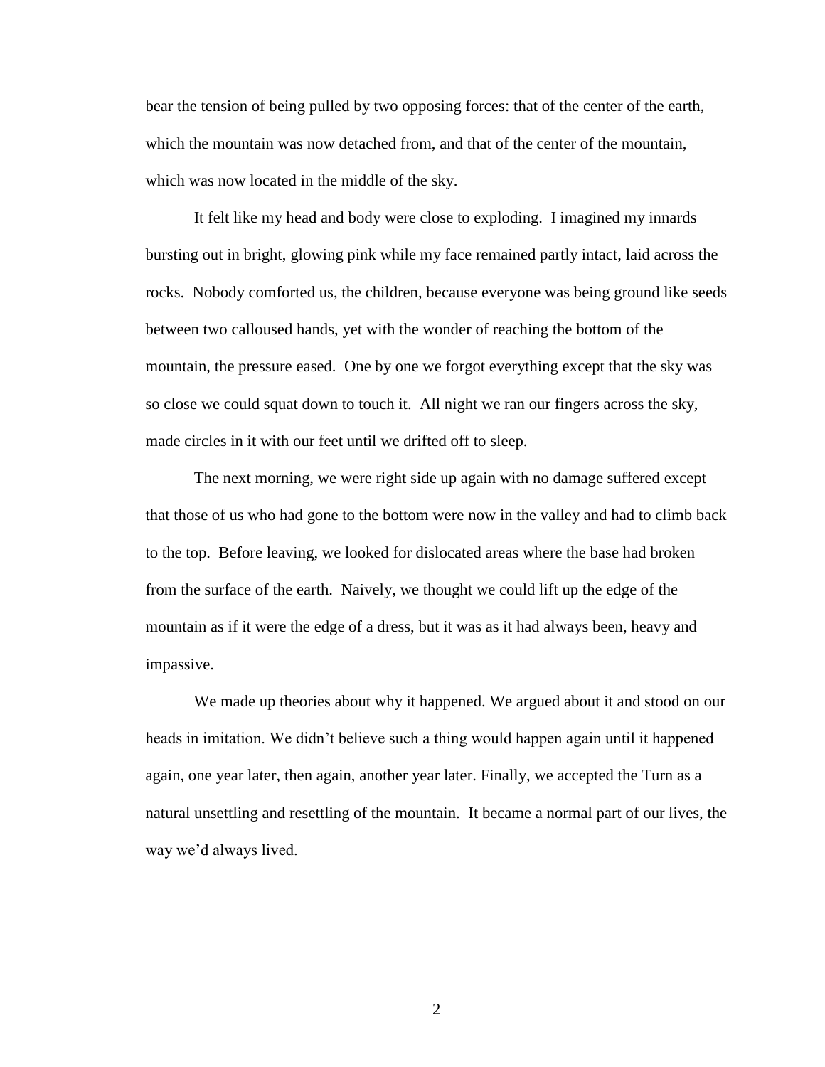bear the tension of being pulled by two opposing forces: that of the center of the earth, which the mountain was now detached from, and that of the center of the mountain, which was now located in the middle of the sky.

It felt like my head and body were close to exploding. I imagined my innards bursting out in bright, glowing pink while my face remained partly intact, laid across the rocks. Nobody comforted us, the children, because everyone was being ground like seeds between two calloused hands, yet with the wonder of reaching the bottom of the mountain, the pressure eased. One by one we forgot everything except that the sky was so close we could squat down to touch it. All night we ran our fingers across the sky, made circles in it with our feet until we drifted off to sleep.

The next morning, we were right side up again with no damage suffered except that those of us who had gone to the bottom were now in the valley and had to climb back to the top. Before leaving, we looked for dislocated areas where the base had broken from the surface of the earth. Naively, we thought we could lift up the edge of the mountain as if it were the edge of a dress, but it was as it had always been, heavy and impassive.

We made up theories about why it happened. We argued about it and stood on our heads in imitation. We didn't believe such a thing would happen again until it happened again, one year later, then again, another year later. Finally, we accepted the Turn as a natural unsettling and resettling of the mountain. It became a normal part of our lives, the way we'd always lived.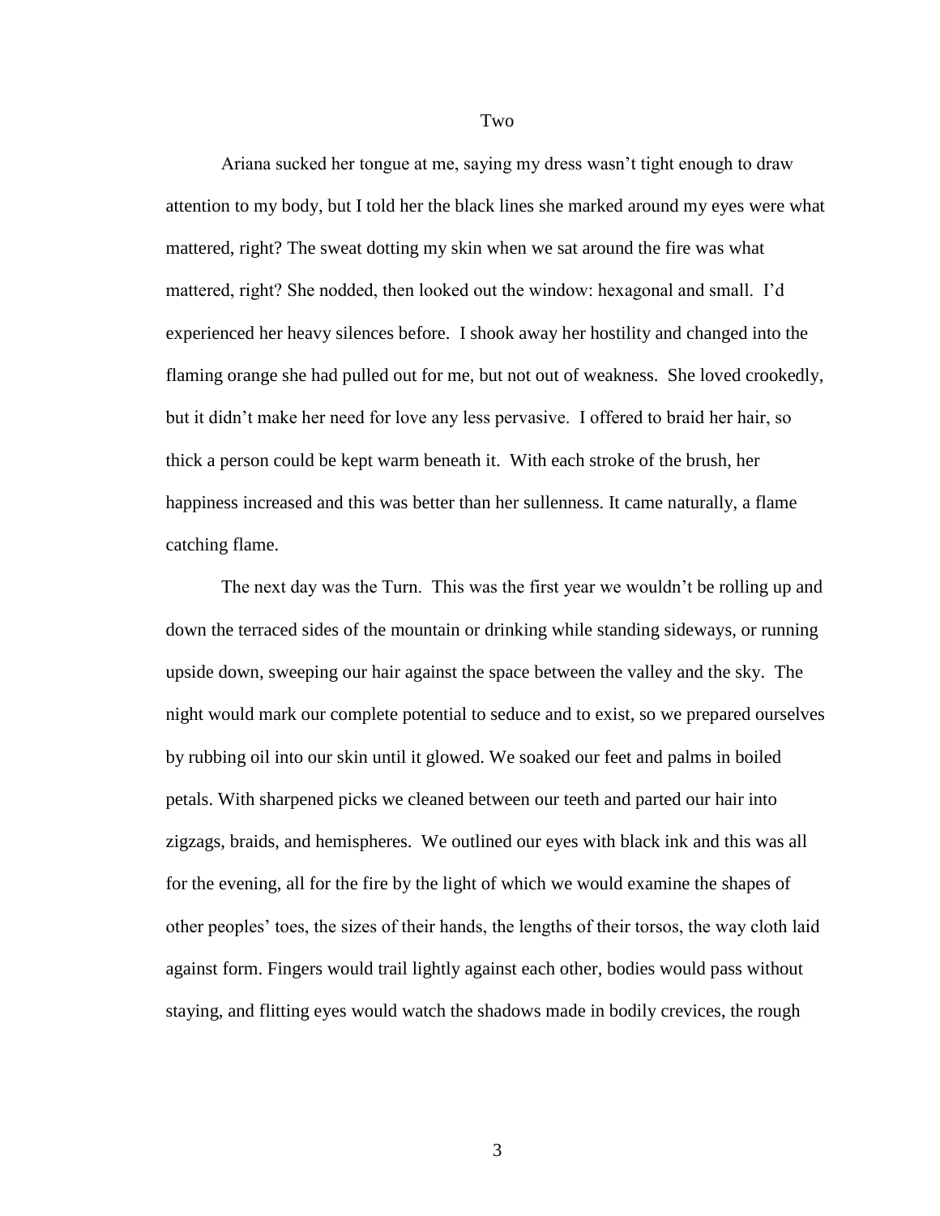## Two

Ariana sucked her tongue at me, saying my dress wasn't tight enough to draw attention to my body, but I told her the black lines she marked around my eyes were what mattered, right? The sweat dotting my skin when we sat around the fire was what mattered, right? She nodded, then looked out the window: hexagonal and small. I'd experienced her heavy silences before. I shook away her hostility and changed into the flaming orange she had pulled out for me, but not out of weakness. She loved crookedly, but it didn't make her need for love any less pervasive. I offered to braid her hair, so thick a person could be kept warm beneath it. With each stroke of the brush, her happiness increased and this was better than her sullenness. It came naturally, a flame catching flame.

The next day was the Turn. This was the first year we wouldn't be rolling up and down the terraced sides of the mountain or drinking while standing sideways, or running upside down, sweeping our hair against the space between the valley and the sky. The night would mark our complete potential to seduce and to exist, so we prepared ourselves by rubbing oil into our skin until it glowed. We soaked our feet and palms in boiled petals. With sharpened picks we cleaned between our teeth and parted our hair into zigzags, braids, and hemispheres. We outlined our eyes with black ink and this was all for the evening, all for the fire by the light of which we would examine the shapes of other peoples' toes, the sizes of their hands, the lengths of their torsos, the way cloth laid against form. Fingers would trail lightly against each other, bodies would pass without staying, and flitting eyes would watch the shadows made in bodily crevices, the rough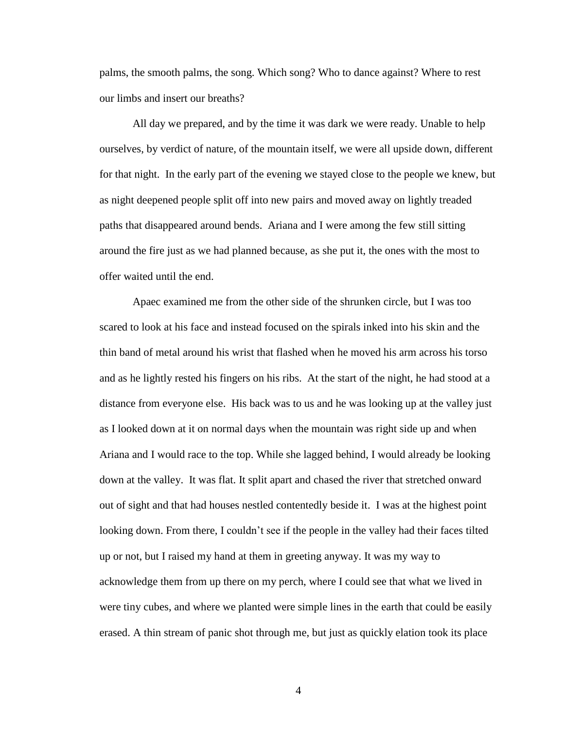palms, the smooth palms, the song. Which song? Who to dance against? Where to rest our limbs and insert our breaths?

All day we prepared, and by the time it was dark we were ready. Unable to help ourselves, by verdict of nature, of the mountain itself, we were all upside down, different for that night. In the early part of the evening we stayed close to the people we knew, but as night deepened people split off into new pairs and moved away on lightly treaded paths that disappeared around bends. Ariana and I were among the few still sitting around the fire just as we had planned because, as she put it, the ones with the most to offer waited until the end.

Apaec examined me from the other side of the shrunken circle, but I was too scared to look at his face and instead focused on the spirals inked into his skin and the thin band of metal around his wrist that flashed when he moved his arm across his torso and as he lightly rested his fingers on his ribs. At the start of the night, he had stood at a distance from everyone else. His back was to us and he was looking up at the valley just as I looked down at it on normal days when the mountain was right side up and when Ariana and I would race to the top. While she lagged behind, I would already be looking down at the valley. It was flat. It split apart and chased the river that stretched onward out of sight and that had houses nestled contentedly beside it. I was at the highest point looking down. From there, I couldn't see if the people in the valley had their faces tilted up or not, but I raised my hand at them in greeting anyway. It was my way to acknowledge them from up there on my perch, where I could see that what we lived in were tiny cubes, and where we planted were simple lines in the earth that could be easily erased. A thin stream of panic shot through me, but just as quickly elation took its place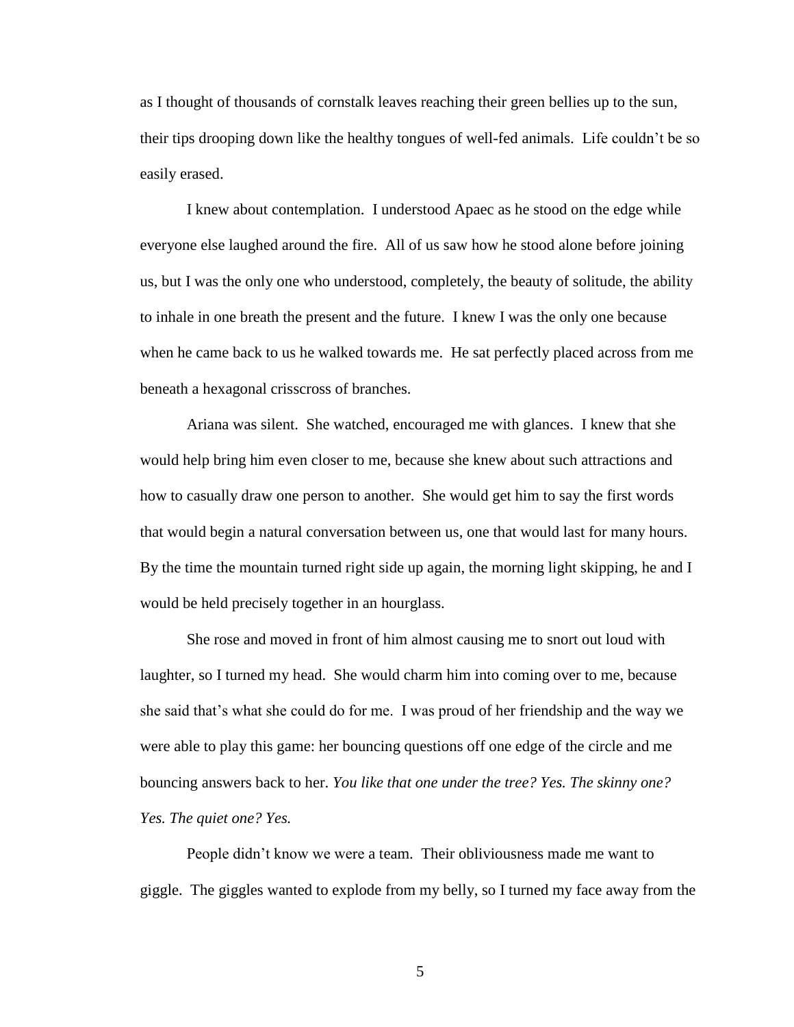as I thought of thousands of cornstalk leaves reaching their green bellies up to the sun, their tips drooping down like the healthy tongues of well-fed animals. Life couldn't be so easily erased.

I knew about contemplation. I understood Apaec as he stood on the edge while everyone else laughed around the fire. All of us saw how he stood alone before joining us, but I was the only one who understood, completely, the beauty of solitude, the ability to inhale in one breath the present and the future. I knew I was the only one because when he came back to us he walked towards me. He sat perfectly placed across from me beneath a hexagonal crisscross of branches.

Ariana was silent. She watched, encouraged me with glances. I knew that she would help bring him even closer to me, because she knew about such attractions and how to casually draw one person to another. She would get him to say the first words that would begin a natural conversation between us, one that would last for many hours. By the time the mountain turned right side up again, the morning light skipping, he and I would be held precisely together in an hourglass.

She rose and moved in front of him almost causing me to snort out loud with laughter, so I turned my head. She would charm him into coming over to me, because she said that's what she could do for me. I was proud of her friendship and the way we were able to play this game: her bouncing questions off one edge of the circle and me bouncing answers back to her. *You like that one under the tree? Yes. The skinny one? Yes. The quiet one? Yes.*

People didn't know we were a team. Their obliviousness made me want to giggle. The giggles wanted to explode from my belly, so I turned my face away from the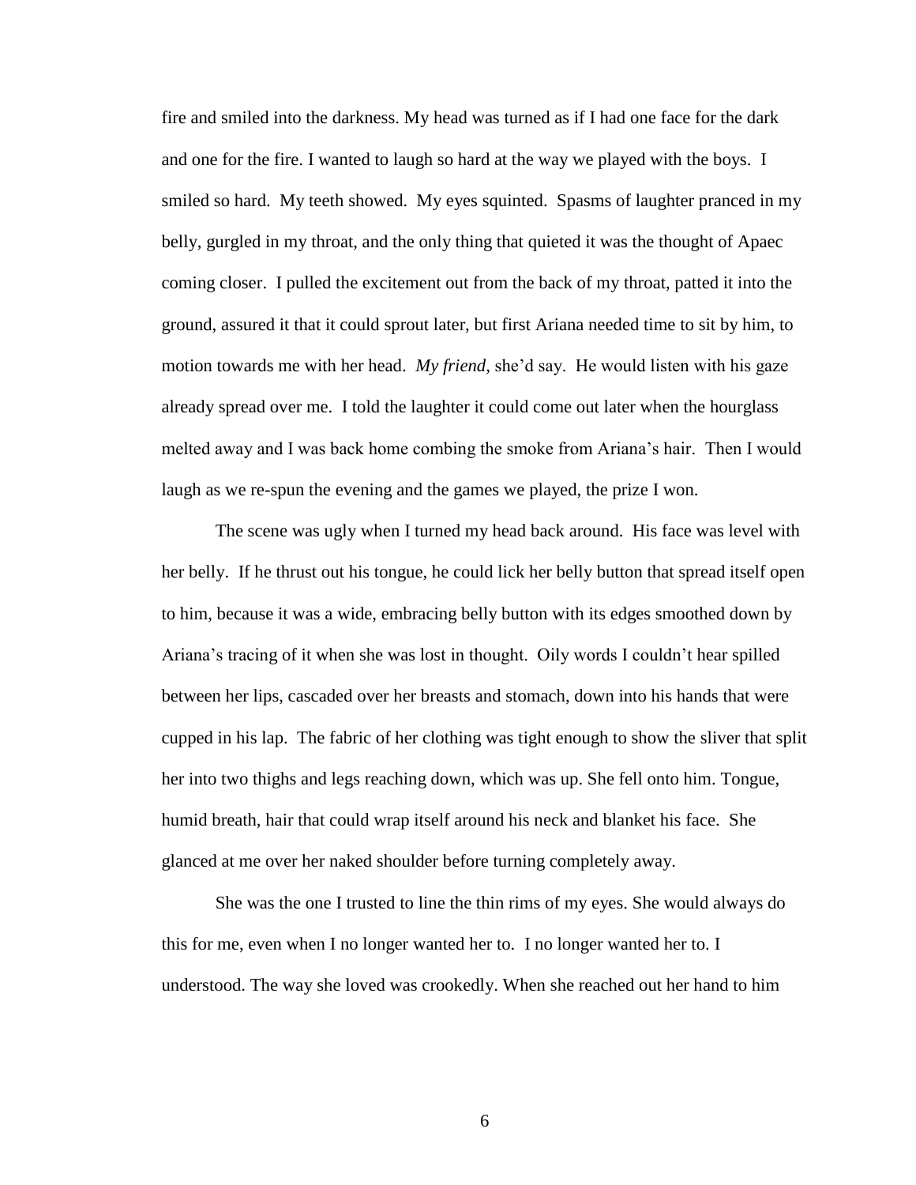fire and smiled into the darkness. My head was turned as if I had one face for the dark and one for the fire. I wanted to laugh so hard at the way we played with the boys. I smiled so hard. My teeth showed. My eyes squinted. Spasms of laughter pranced in my belly, gurgled in my throat, and the only thing that quieted it was the thought of Apaec coming closer. I pulled the excitement out from the back of my throat, patted it into the ground, assured it that it could sprout later, but first Ariana needed time to sit by him, to motion towards me with her head. *My friend*, she'd say. He would listen with his gaze already spread over me. I told the laughter it could come out later when the hourglass melted away and I was back home combing the smoke from Ariana's hair. Then I would laugh as we re-spun the evening and the games we played, the prize I won.

The scene was ugly when I turned my head back around. His face was level with her belly. If he thrust out his tongue, he could lick her belly button that spread itself open to him, because it was a wide, embracing belly button with its edges smoothed down by Ariana's tracing of it when she was lost in thought. Oily words I couldn't hear spilled between her lips, cascaded over her breasts and stomach, down into his hands that were cupped in his lap. The fabric of her clothing was tight enough to show the sliver that split her into two thighs and legs reaching down, which was up. She fell onto him. Tongue, humid breath, hair that could wrap itself around his neck and blanket his face. She glanced at me over her naked shoulder before turning completely away.

She was the one I trusted to line the thin rims of my eyes. She would always do this for me, even when I no longer wanted her to. I no longer wanted her to. I understood. The way she loved was crookedly. When she reached out her hand to him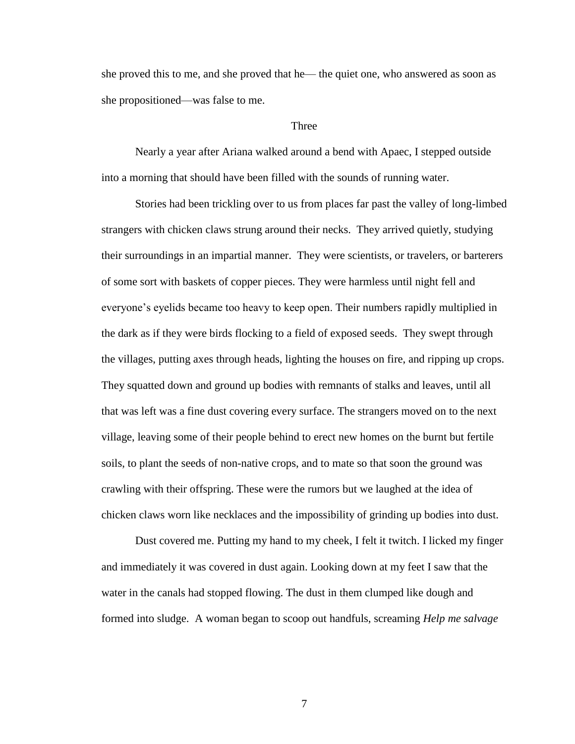she proved this to me, and she proved that he— the quiet one, who answered as soon as she propositioned—was false to me.

## Three

Nearly a year after Ariana walked around a bend with Apaec, I stepped outside into a morning that should have been filled with the sounds of running water.

Stories had been trickling over to us from places far past the valley of long-limbed strangers with chicken claws strung around their necks. They arrived quietly, studying their surroundings in an impartial manner. They were scientists, or travelers, or barterers of some sort with baskets of copper pieces. They were harmless until night fell and everyone's eyelids became too heavy to keep open. Their numbers rapidly multiplied in the dark as if they were birds flocking to a field of exposed seeds. They swept through the villages, putting axes through heads, lighting the houses on fire, and ripping up crops. They squatted down and ground up bodies with remnants of stalks and leaves, until all that was left was a fine dust covering every surface. The strangers moved on to the next village, leaving some of their people behind to erect new homes on the burnt but fertile soils, to plant the seeds of non-native crops, and to mate so that soon the ground was crawling with their offspring. These were the rumors but we laughed at the idea of chicken claws worn like necklaces and the impossibility of grinding up bodies into dust.

Dust covered me. Putting my hand to my cheek, I felt it twitch. I licked my finger and immediately it was covered in dust again. Looking down at my feet I saw that the water in the canals had stopped flowing. The dust in them clumped like dough and formed into sludge. A woman began to scoop out handfuls, screaming *Help me salvage*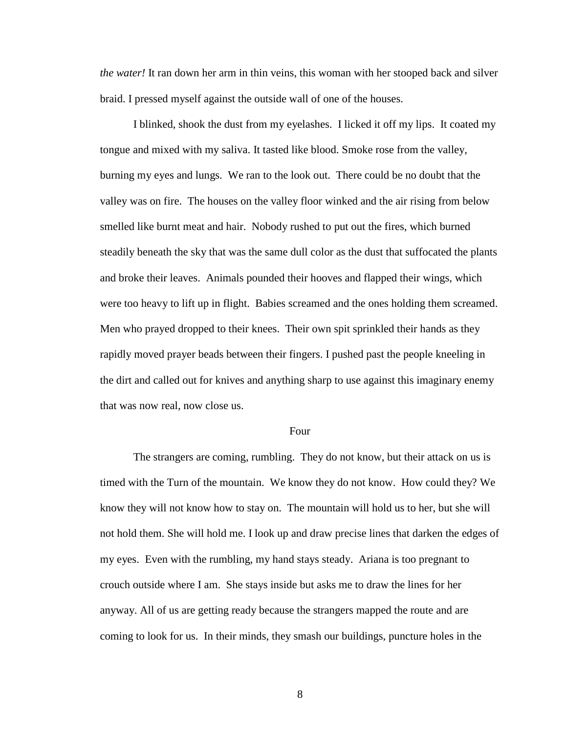*the water!* It ran down her arm in thin veins, this woman with her stooped back and silver braid. I pressed myself against the outside wall of one of the houses.

I blinked, shook the dust from my eyelashes. I licked it off my lips. It coated my tongue and mixed with my saliva. It tasted like blood. Smoke rose from the valley, burning my eyes and lungs. We ran to the look out. There could be no doubt that the valley was on fire. The houses on the valley floor winked and the air rising from below smelled like burnt meat and hair. Nobody rushed to put out the fires, which burned steadily beneath the sky that was the same dull color as the dust that suffocated the plants and broke their leaves. Animals pounded their hooves and flapped their wings, which were too heavy to lift up in flight. Babies screamed and the ones holding them screamed. Men who prayed dropped to their knees. Their own spit sprinkled their hands as they rapidly moved prayer beads between their fingers. I pushed past the people kneeling in the dirt and called out for knives and anything sharp to use against this imaginary enemy that was now real, now close us.

## Four

The strangers are coming, rumbling. They do not know, but their attack on us is timed with the Turn of the mountain. We know they do not know. How could they? We know they will not know how to stay on. The mountain will hold us to her, but she will not hold them. She will hold me. I look up and draw precise lines that darken the edges of my eyes. Even with the rumbling, my hand stays steady. Ariana is too pregnant to crouch outside where I am. She stays inside but asks me to draw the lines for her anyway. All of us are getting ready because the strangers mapped the route and are coming to look for us. In their minds, they smash our buildings, puncture holes in the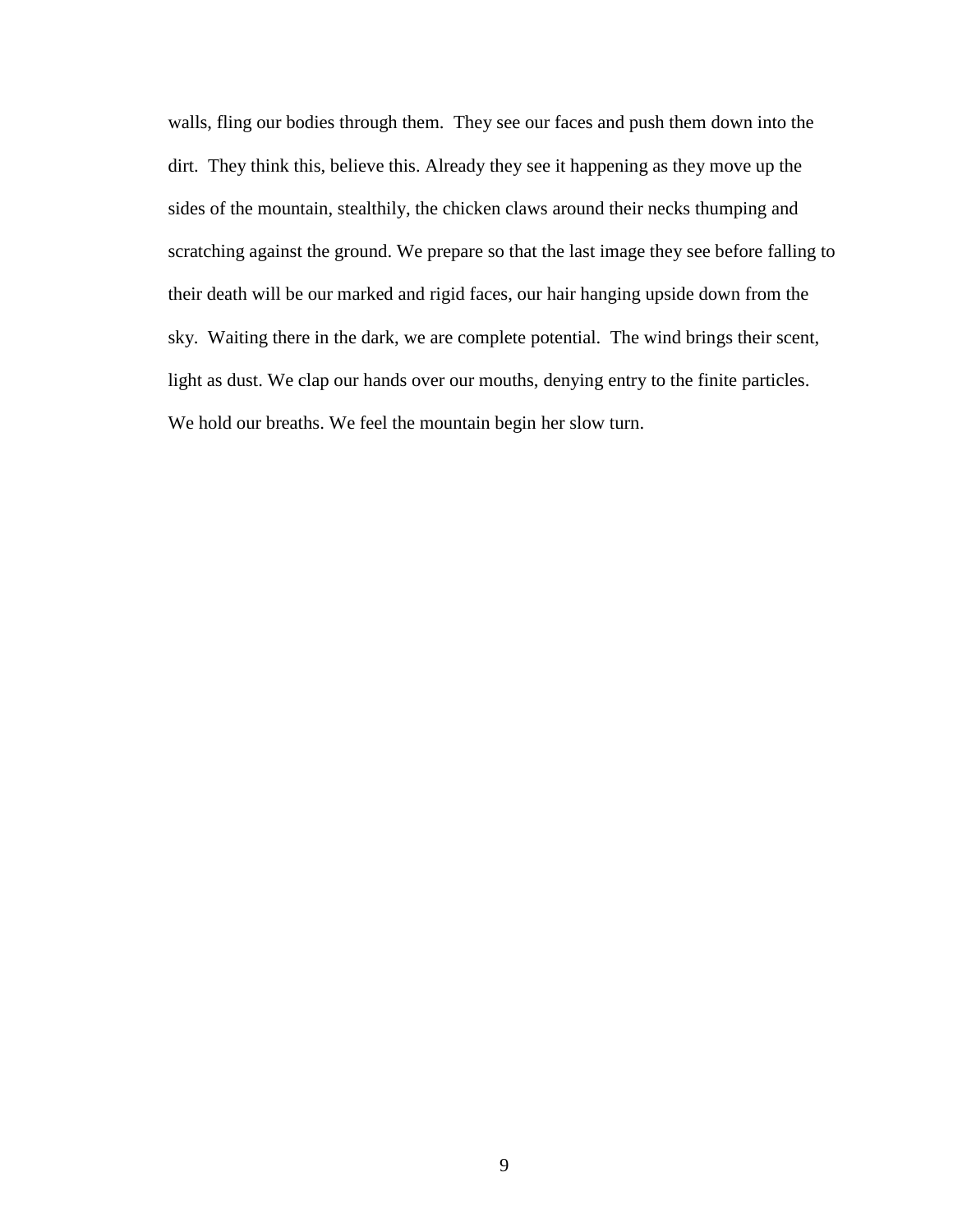walls, fling our bodies through them. They see our faces and push them down into the dirt. They think this, believe this. Already they see it happening as they move up the sides of the mountain, stealthily, the chicken claws around their necks thumping and scratching against the ground. We prepare so that the last image they see before falling to their death will be our marked and rigid faces, our hair hanging upside down from the sky. Waiting there in the dark, we are complete potential. The wind brings their scent, light as dust. We clap our hands over our mouths, denying entry to the finite particles. We hold our breaths. We feel the mountain begin her slow turn.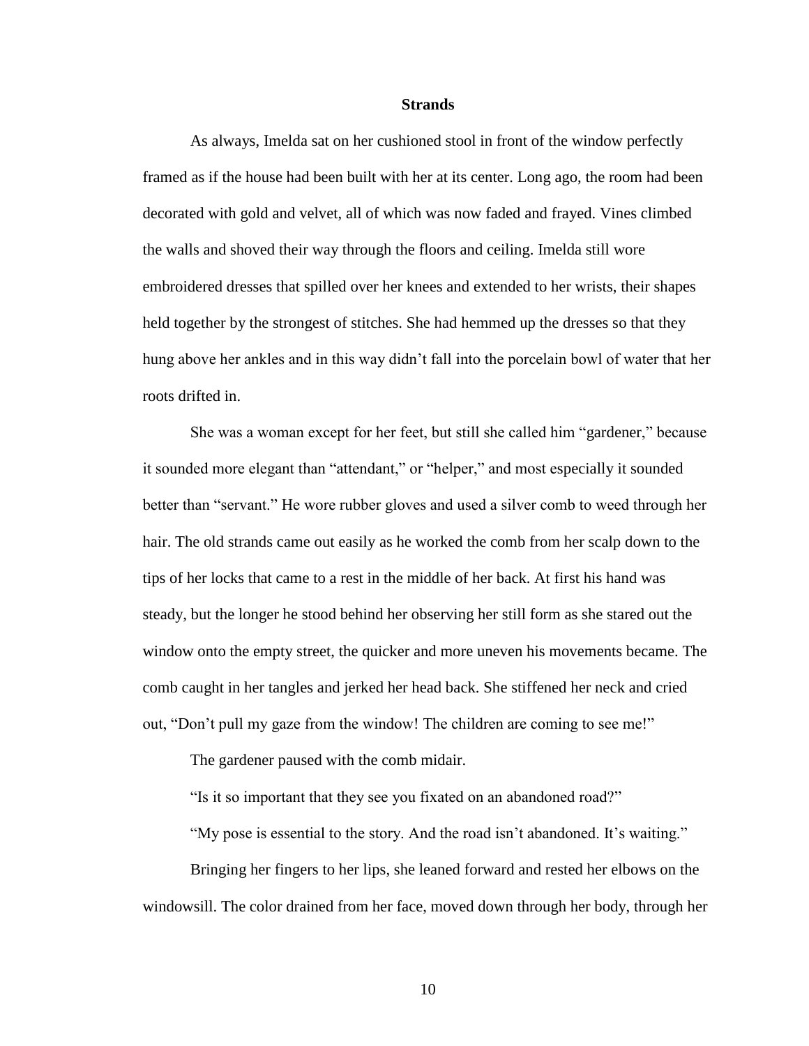## Strands

As always, Imelda sat on her cushioned stool in front of the window perfectly framed as if the house had been built with her at its center. Long ago, the room had been decorated with gold and velvet, all of which was now faded and frayed. Vines climbed the walls and shoved their way through the floors and ceiling. Imelda still wore embroidered dresses that spilled over her knees and extended to her wrists, their shapes held together by the strongest of stitches. She had hemmed up the dresses so that they hung above her ankles and in this way didn't fall into the porcelain bowl of water that her roots drifted in.

She was a woman except for her feet, but still she called him "gardener," because it sounded more elegant than "attendant," or "helper," and most especially it sounded better than "servant." He wore rubber gloves and used a silver comb to weed through her hair. The old strands came out easily as he worked the comb from her scalp down to the tips of her locks that came to a rest in the middle of her back. At first his hand was steady, but the longer he stood behind her observing her still form as she stared out the window onto the empty street, the quicker and more uneven his movements became. The comb caught in her tangles and jerked her head back. She stiffened her neck and cried out, "Don't pull my gaze from the window! The children are coming to see me!"

The gardener paused with the comb midair.

"Is it so important that they see you fixated on an abandoned road?"

"My pose is essential to the story. And the road isn't abandoned. It's waiting."

Bringing her fingers to her lips, she leaned forward and rested her elbows on the windowsill. The color drained from her face, moved down through her body, through her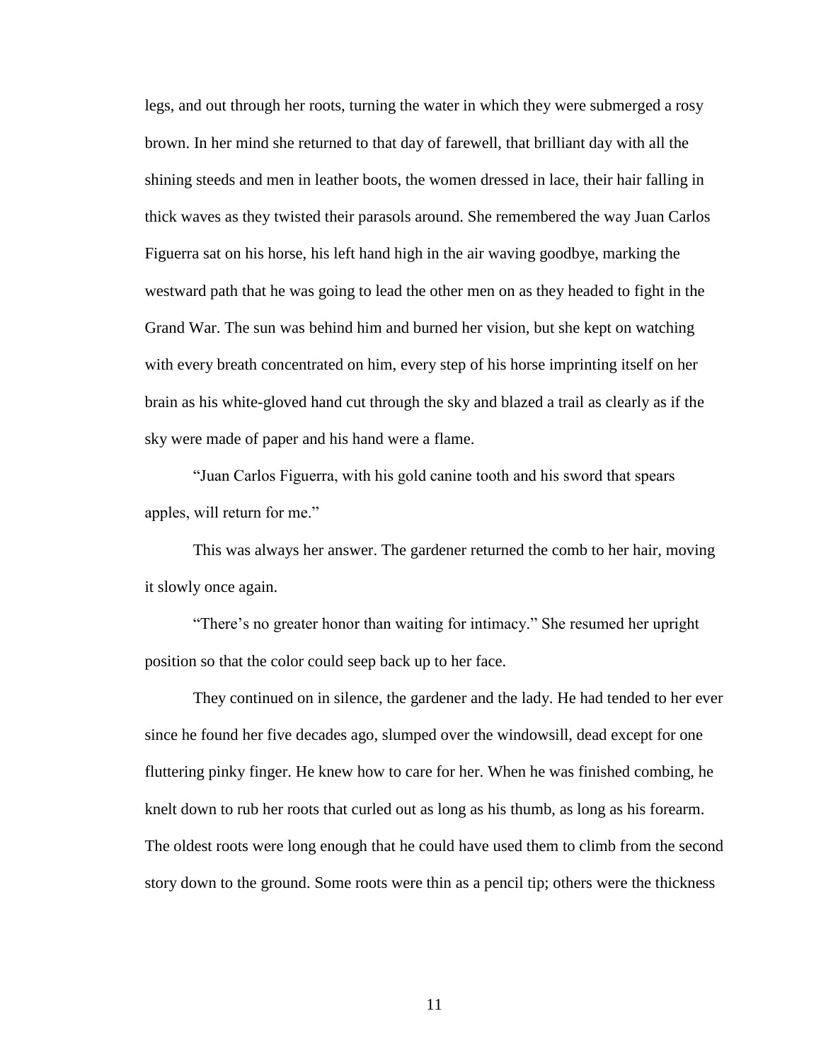legs, and out through her roots, turning the water in which they were submerged a rosy brown. In her mind she returned to that day of farewell, that brilliant day with all the shining steeds and men in leather boots, the women dressed in lace, their hair falling in thick waves as they twisted their parasols around. She remembered the way Juan Carlos Figuerra sat on his horse, his left hand high in the air waving goodbye, marking the westward path that he was going to lead the other men on as they headed to fight in the Grand War. The sun was behind him and burned her vision, but she kept on watching with every breath concentrated on him, every step of his horse imprinting itself on her brain as his white-gloved hand cut through the sky and blazed a trail as clearly as if the sky were made of paper and his hand were a flame.

"Juan Carlos Figuerra, with his gold canine tooth and his sword that spears apples, will return for me."

This was always her answer. The gardener returned the comb to her hair, moving it slowly once again.

"There's no greater honor than waiting for intimacy." She resumed her upright position so that the color could seep back up to her face.

They continued on in silence, the gardener and the lady. He had tended to her ever since he found her five decades ago, slumped over the windowsill, dead except for one fluttering pinky finger. He knew how to care for her. When he was finished combing, he knelt down to rub her roots that curled out as long as his thumb, as long as his forearm. The oldest roots were long enough that he could have used them to climb from the second story down to the ground. Some roots were thin as a pencil tip; others were the thickness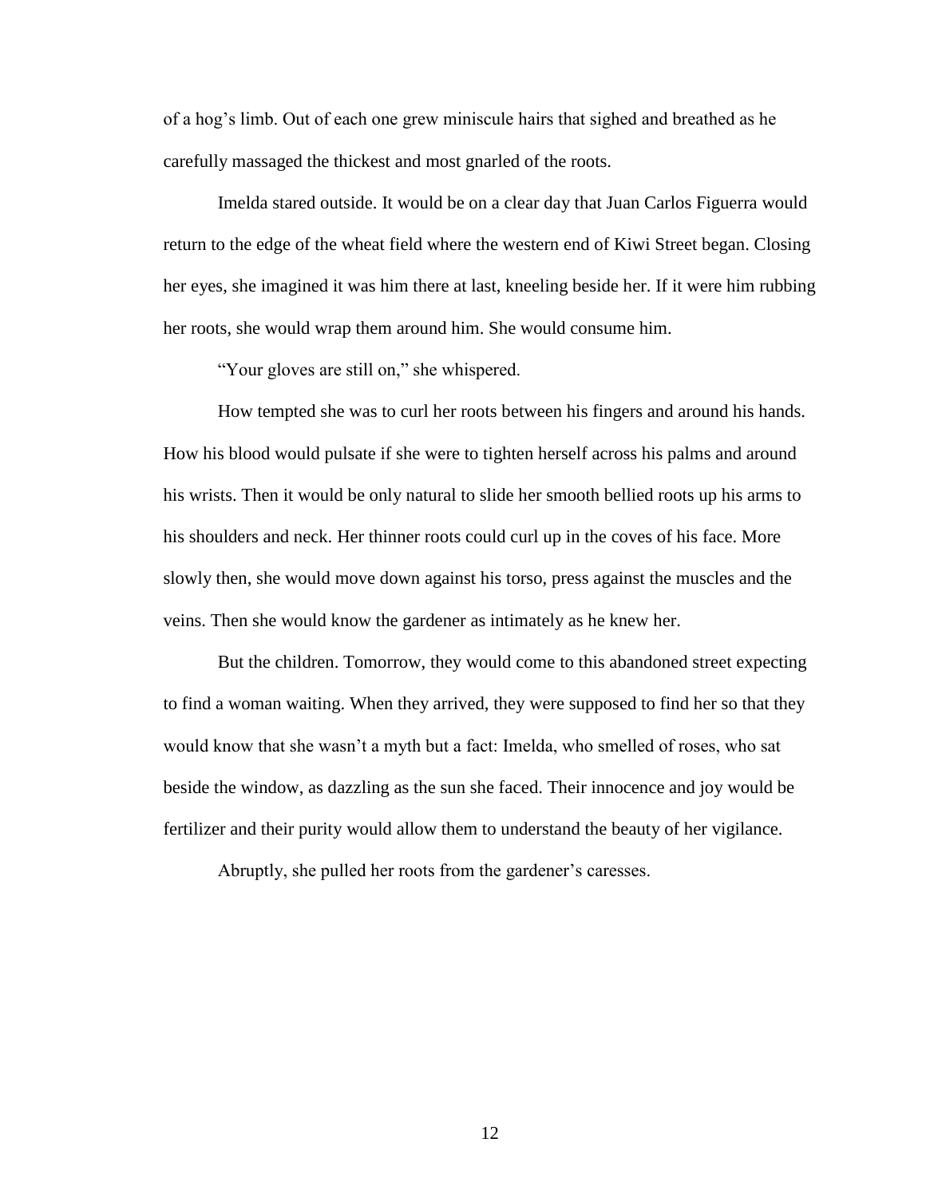of a hog's limb. Out of each one grew miniscule hairs that sighed and breathed as he carefully massaged the thickest and most gnarled of the roots.

Imelda stared outside. It would be on a clear day that Juan Carlos Figuerra would return to the edge of the wheat field where the western end of Kiwi Street began. Closing her eyes, she imagined it was him there at last, kneeling beside her. If it were him rubbing her roots, she would wrap them around him. She would consume him.

"Your gloves are still on," she whispered.

How tempted she was to curl her roots between his fingers and around his hands. How his blood would pulsate if she were to tighten herself across his palms and around his wrists. Then it would be only natural to slide her smooth bellied roots up his arms to his shoulders and neck. Her thinner roots could curl up in the coves of his face. More slowly then, she would move down against his torso, press against the muscles and the veins. Then she would know the gardener as intimately as he knew her.

But the children. Tomorrow, they would come to this abandoned street expecting to find a woman waiting. When they arrived, they were supposed to find her so that they would know that she wasn't a myth but a fact: Imelda, who smelled of roses, who sat beside the window, as dazzling as the sun she faced. Their innocence and joy would be fertilizer and their purity would allow them to understand the beauty of her vigilance.

Abruptly, she pulled her roots from the gardener's caresses.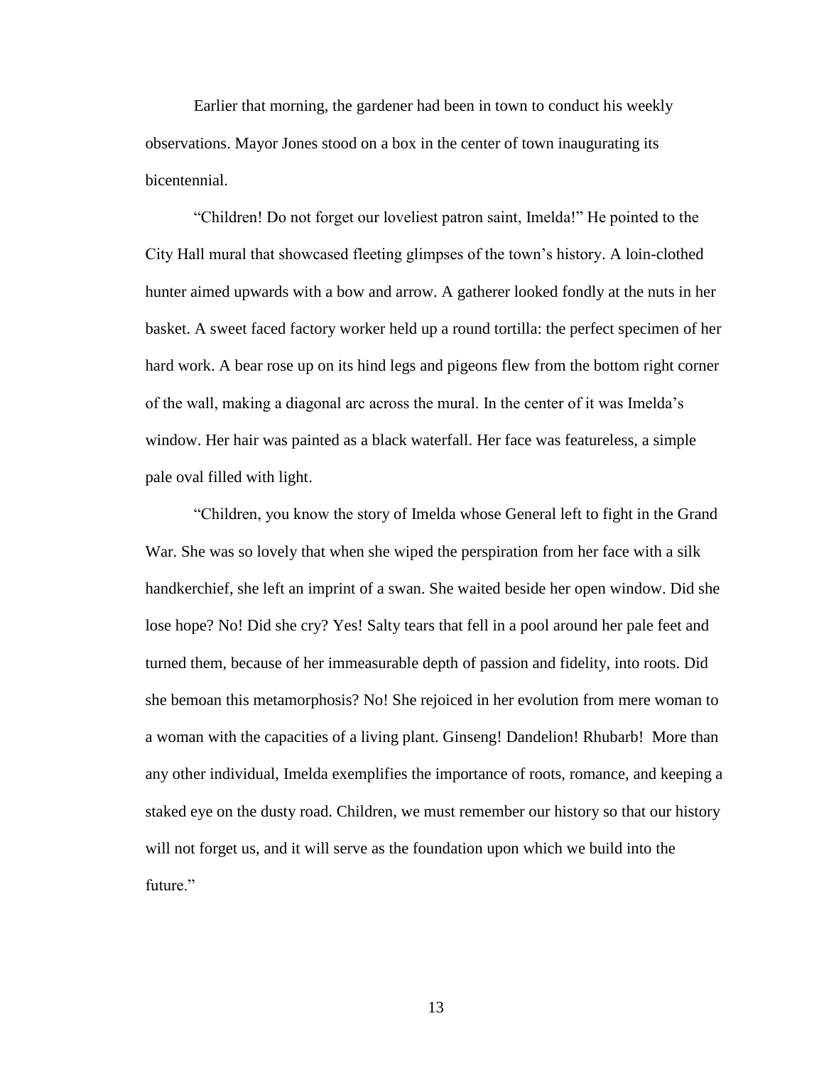Earlier that morning, the gardener had been in town to conduct his weekly observations. Mayor Jones stood on a box in the center of town inaugurating its bicentennial.

"Children! Do not forget our loveliest patron saint, Imelda!" He pointed to the City Hall mural that showcased fleeting glimpses of the town's history. A loin-clothed hunter aimed upwards with a bow and arrow. A gatherer looked fondly at the nuts in her basket. A sweet faced factory worker held up a round tortilla: the perfect specimen of her hard work. A bear rose up on its hind legs and pigeons flew from the bottom right corner of the wall, making a diagonal arc across the mural. In the center of it was Imelda's window. Her hair was painted as a black waterfall. Her face was featureless, a simple pale oval filled with light.

"Children, you know the story of Imelda whose General left to fight in the Grand War. She was so lovely that when she wiped the perspiration from her face with a silk handkerchief, she left an imprint of a swan. She waited beside her open window. Did she lose hope? No! Did she cry? Yes! Salty tears that fell in a pool around her pale feet and turned them, because of her immeasurable depth of passion and fidelity, into roots. Did she bemoan this metamorphosis? No! She rejoiced in her evolution from mere woman to a woman with the capacities of a living plant. Ginseng! Dandelion! Rhubarb! More than any other individual, Imelda exemplifies the importance of roots, romance, and keeping a staked eye on the dusty road. Children, we must remember our history so that our history will not forget us, and it will serve as the foundation upon which we build into the future."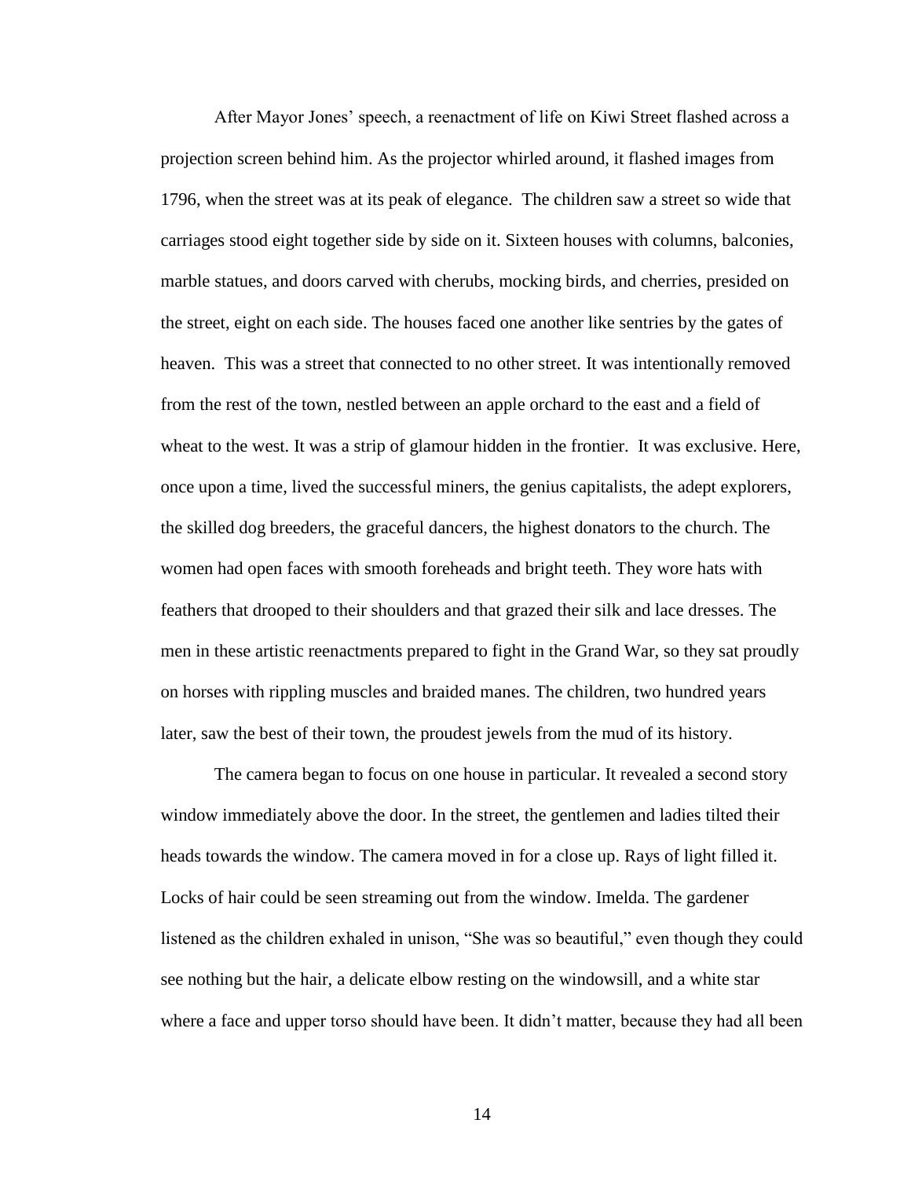After Mayor Jones' speech, a reenactment of life on Kiwi Street flashed across a projection screen behind him. As the projector whirled around, it flashed images from 1796, when the street was at its peak of elegance. The children saw a street so wide that carriages stood eight together side by side on it. Sixteen houses with columns, balconies, marble statues, and doors carved with cherubs, mocking birds, and cherries, presided on the street, eight on each side. The houses faced one another like sentries by the gates of heaven. This was a street that connected to no other street. It was intentionally removed from the rest of the town, nestled between an apple orchard to the east and a field of wheat to the west. It was a strip of glamour hidden in the frontier. It was exclusive. Here, once upon a time, lived the successful miners, the genius capitalists, the adept explorers, the skilled dog breeders, the graceful dancers, the highest donators to the church. The women had open faces with smooth foreheads and bright teeth. They wore hats with feathers that drooped to their shoulders and that grazed their silk and lace dresses. The men in these artistic reenactments prepared to fight in the Grand War, so they sat proudly on horses with rippling muscles and braided manes. The children, two hundred years later, saw the best of their town, the proudest jewels from the mud of its history.

The camera began to focus on one house in particular. It revealed a second story window immediately above the door. In the street, the gentlemen and ladies tilted their heads towards the window. The camera moved in for a close up. Rays of light filled it. Locks of hair could be seen streaming out from the window. Imelda. The gardener listened as the children exhaled in unison, "She was so beautiful," even though they could see nothing but the hair, a delicate elbow resting on the windowsill, and a white star where a face and upper torso should have been. It didn't matter, because they had all been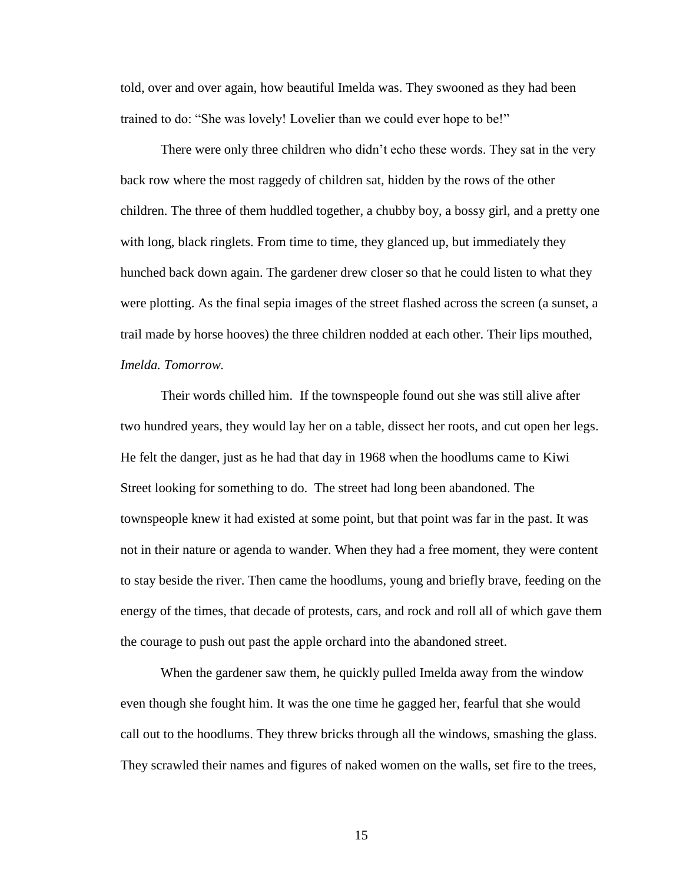told, over and over again, how beautiful Imelda was. They swooned as they had been trained to do: "She was lovely! Lovelier than we could ever hope to be!"

There were only three children who didn't echo these words. They sat in the very back row where the most raggedy of children sat, hidden by the rows of the other children. The three of them huddled together, a chubby boy, a bossy girl, and a pretty one with long, black ringlets. From time to time, they glanced up, but immediately they hunched back down again. The gardener drew closer so that he could listen to what they were plotting. As the final sepia images of the street flashed across the screen (a sunset, a trail made by horse hooves) the three children nodded at each other. Their lips mouthed, *Imelda. Tomorrow.*

Their words chilled him. If the townspeople found out she was still alive after two hundred years, they would lay her on a table, dissect her roots, and cut open her legs. He felt the danger, just as he had that day in 1968 when the hoodlums came to Kiwi Street looking for something to do. The street had long been abandoned. The townspeople knew it had existed at some point, but that point was far in the past. It was not in their nature or agenda to wander. When they had a free moment, they were content to stay beside the river. Then came the hoodlums, young and briefly brave, feeding on the energy of the times, that decade of protests, cars, and rock and roll all of which gave them the courage to push out past the apple orchard into the abandoned street.

When the gardener saw them, he quickly pulled Imelda away from the window even though she fought him. It was the one time he gagged her, fearful that she would call out to the hoodlums. They threw bricks through all the windows, smashing the glass. They scrawled their names and figures of naked women on the walls, set fire to the trees,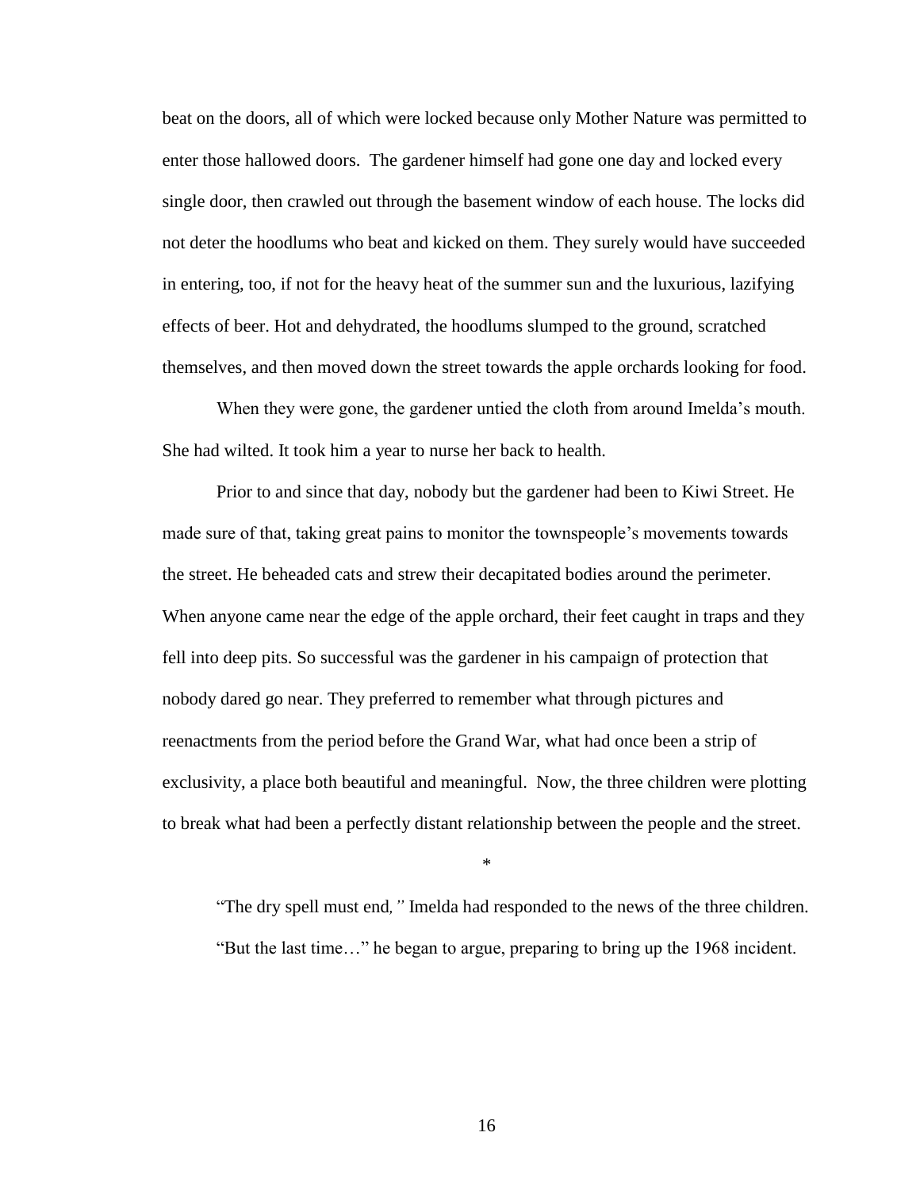beat on the doors, all of which were locked because only Mother Nature was permitted to enter those hallowed doors. The gardener himself had gone one day and locked every single door, then crawled out through the basement window of each house. The locks did not deter the hoodlums who beat and kicked on them. They surely would have succeeded in entering, too, if not for the heavy heat of the summer sun and the luxurious, lazifying effects of beer. Hot and dehydrated, the hoodlums slumped to the ground, scratched themselves, and then moved down the street towards the apple orchards looking for food.

When they were gone, the gardener untied the cloth from around Imelda's mouth. She had wilted. It took him a year to nurse her back to health.

Prior to and since that day, nobody but the gardener had been to Kiwi Street. He made sure of that, taking great pains to monitor the townspeople's movements towards the street. He beheaded cats and strew their decapitated bodies around the perimeter. When anyone came near the edge of the apple orchard, their feet caught in traps and they fell into deep pits. So successful was the gardener in his campaign of protection that nobody dared go near. They preferred to remember what through pictures and reenactments from the period before the Grand War, what had once been a strip of exclusivity, a place both beautiful and meaningful. Now, the three children were plotting to break what had been a perfectly distant relationship between the people and the street.

*

"The dry spell must end*,"* Imelda had responded to the news of the three children.

"But the last time…" he began to argue, preparing to bring up the 1968 incident.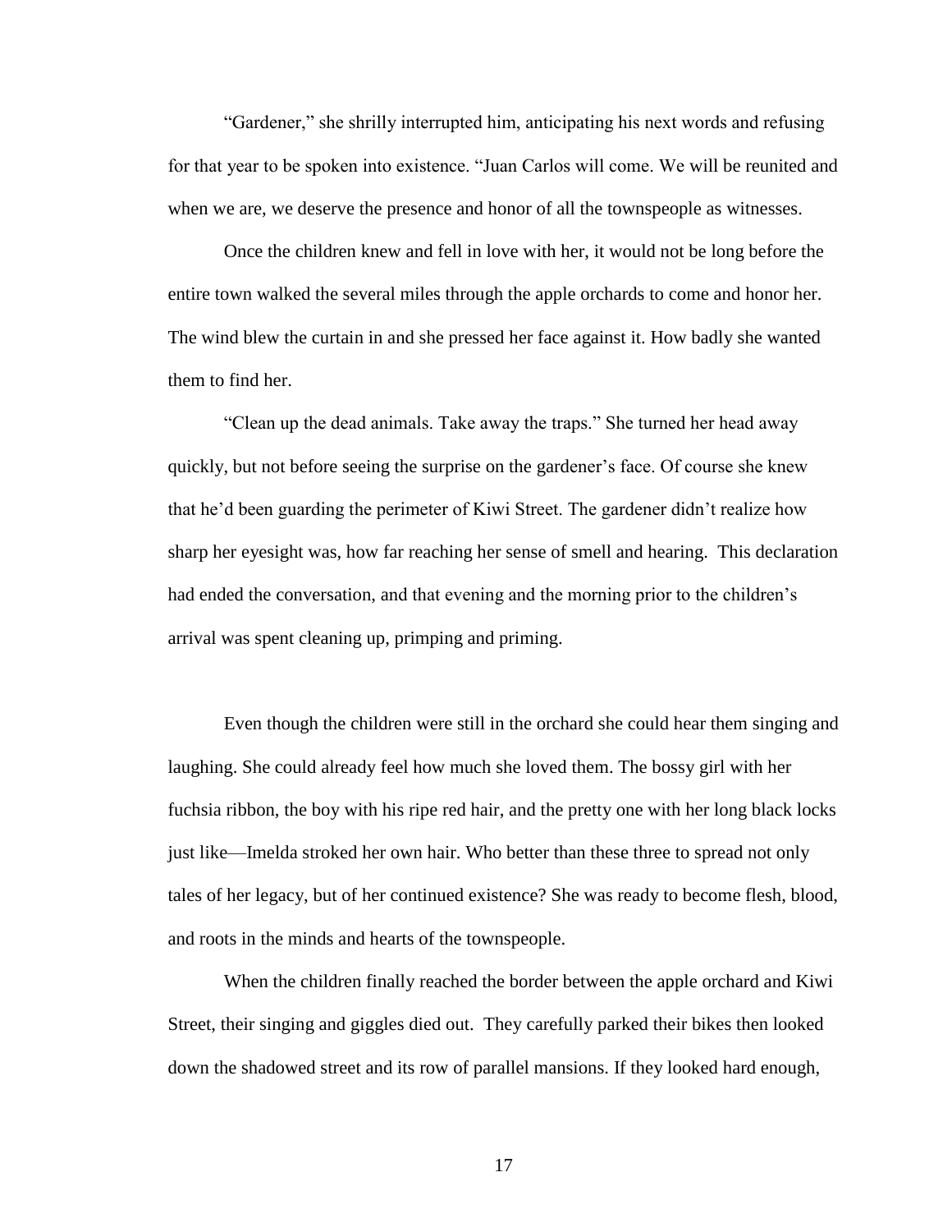"Gardener," she shrilly interrupted him, anticipating his next words and refusing for that year to be spoken into existence. "Juan Carlos will come. We will be reunited and when we are, we deserve the presence and honor of all the townspeople as witnesses.

Once the children knew and fell in love with her, it would not be long before the entire town walked the several miles through the apple orchards to come and honor her. The wind blew the curtain in and she pressed her face against it. How badly she wanted them to find her.

"Clean up the dead animals. Take away the traps." She turned her head away quickly, but not before seeing the surprise on the gardener's face. Of course she knew that he'd been guarding the perimeter of Kiwi Street. The gardener didn't realize how sharp her eyesight was, how far reaching her sense of smell and hearing. This declaration had ended the conversation, and that evening and the morning prior to the children's arrival was spent cleaning up, primping and priming.

Even though the children were still in the orchard she could hear them singing and laughing. She could already feel how much she loved them. The bossy girl with her fuchsia ribbon, the boy with his ripe red hair, and the pretty one with her long black locks just like—Imelda stroked her own hair. Who better than these three to spread not only tales of her legacy, but of her continued existence? She was ready to become flesh, blood, and roots in the minds and hearts of the townspeople.

When the children finally reached the border between the apple orchard and Kiwi Street, their singing and giggles died out. They carefully parked their bikes then looked down the shadowed street and its row of parallel mansions. If they looked hard enough,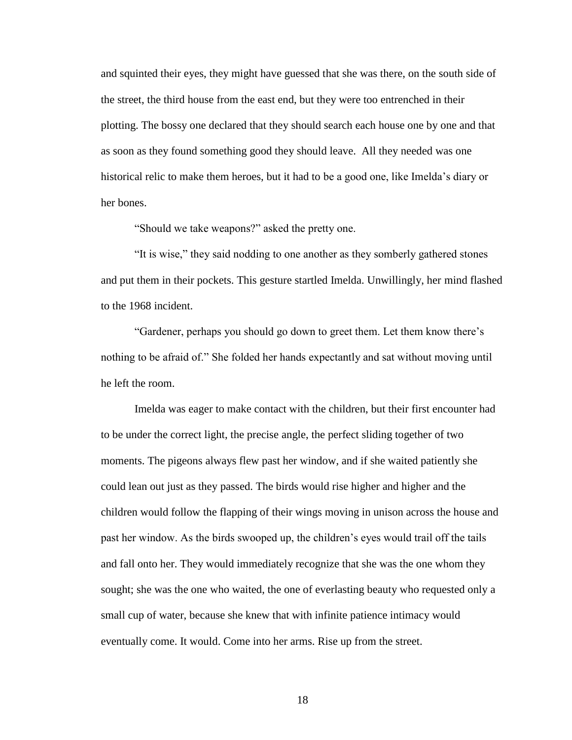and squinted their eyes, they might have guessed that she was there, on the south side of the street, the third house from the east end, but they were too entrenched in their plotting. The bossy one declared that they should search each house one by one and that as soon as they found something good they should leave.  All they needed was one historical relic to make them heroes, but it had to be a good one, like Imelda's diary or her bones.

"Should we take weapons?" asked the pretty one.

"It is wise," they said nodding to one another as they somberly gathered stones and put them in their pockets. This gesture startled Imelda. Unwillingly, her mind flashed to the 1968 incident.

"Gardener, perhaps you should go down to greet them. Let them know there's nothing to be afraid of." She folded her hands expectantly and sat without moving until he left the room.

Imelda was eager to make contact with the children, but their first encounter had to be under the correct light, the precise angle, the perfect sliding together of two moments. The pigeons always flew past her window, and if she waited patiently she could lean out just as they passed. The birds would rise higher and higher and the children would follow the flapping of their wings moving in unison across the house and past her window. As the birds swooped up, the children's eyes would trail off the tails and fall onto her. They would immediately recognize that she was the one whom they sought; she was the one who waited, the one of everlasting beauty who requested only a small cup of water, because she knew that with infinite patience intimacy would eventually come. It would. Come into her arms. Rise up from the street.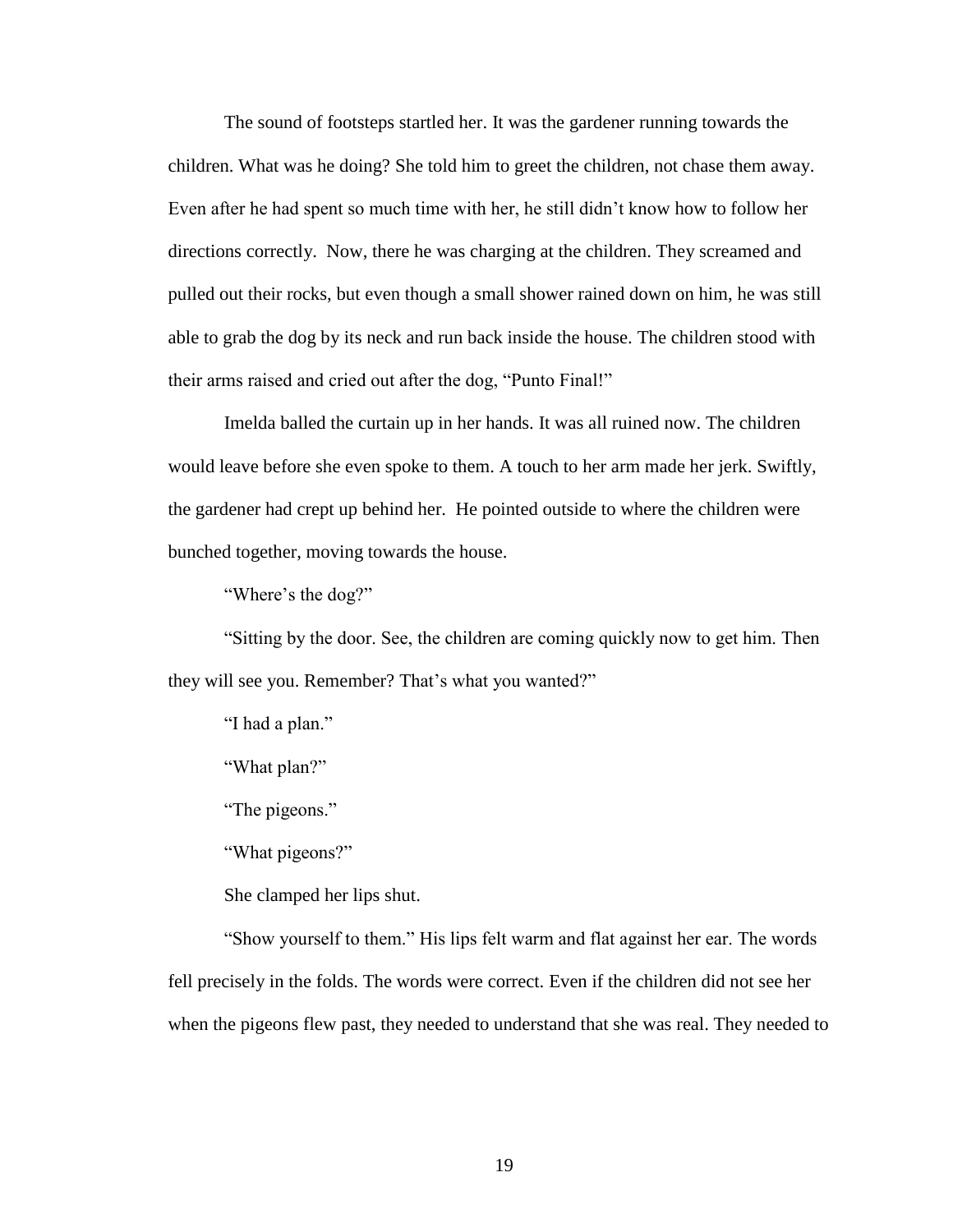The sound of footsteps startled her. It was the gardener running towards the children. What was he doing? She told him to greet the children, not chase them away. Even after he had spent so much time with her, he still didn't know how to follow her directions correctly. Now, there he was charging at the children. They screamed and pulled out their rocks, but even though a small shower rained down on him, he was still able to grab the dog by its neck and run back inside the house. The children stood with their arms raised and cried out after the dog, "Punto Final!"

Imelda balled the curtain up in her hands. It was all ruined now. The children would leave before she even spoke to them. A touch to her arm made her jerk. Swiftly, the gardener had crept up behind her. He pointed outside to where the children were bunched together, moving towards the house.

"Where's the dog?"

"Sitting by the door. See, the children are coming quickly now to get him. Then they will see you. Remember? That's what you wanted?"

"I had a plan."

"What plan?"

"The pigeons."

"What pigeons?"

She clamped her lips shut.

"Show yourself to them." His lips felt warm and flat against her ear. The words fell precisely in the folds. The words were correct. Even if the children did not see her when the pigeons flew past, they needed to understand that she was real. They needed to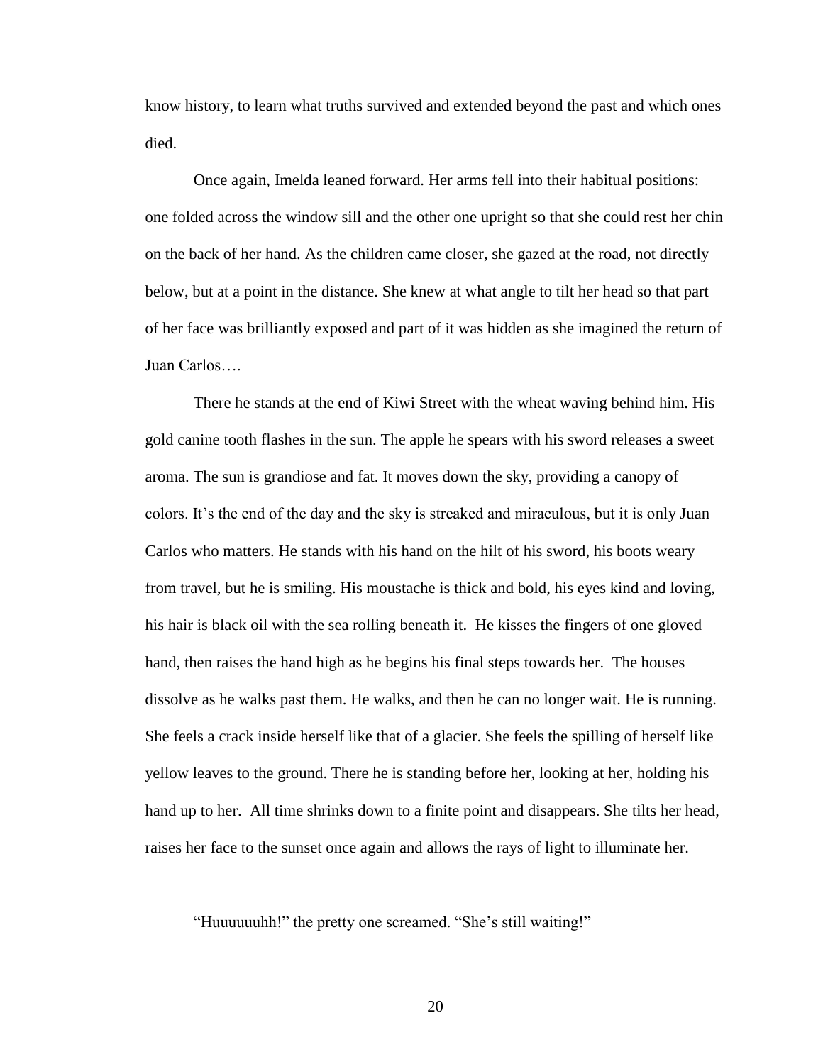know history, to learn what truths survived and extended beyond the past and which ones died.

Once again, Imelda leaned forward. Her arms fell into their habitual positions: one folded across the window sill and the other one upright so that she could rest her chin on the back of her hand. As the children came closer, she gazed at the road, not directly below, but at a point in the distance. She knew at what angle to tilt her head so that part of her face was brilliantly exposed and part of it was hidden as she imagined the return of Juan Carlos….

There he stands at the end of Kiwi Street with the wheat waving behind him. His gold canine tooth flashes in the sun. The apple he spears with his sword releases a sweet aroma. The sun is grandiose and fat. It moves down the sky, providing a canopy of colors. It's the end of the day and the sky is streaked and miraculous, but it is only Juan Carlos who matters. He stands with his hand on the hilt of his sword, his boots weary from travel, but he is smiling. His moustache is thick and bold, his eyes kind and loving, his hair is black oil with the sea rolling beneath it. He kisses the fingers of one gloved hand, then raises the hand high as he begins his final steps towards her. The houses dissolve as he walks past them. He walks, and then he can no longer wait. He is running. She feels a crack inside herself like that of a glacier. She feels the spilling of herself like yellow leaves to the ground. There he is standing before her, looking at her, holding his hand up to her. All time shrinks down to a finite point and disappears. She tilts her head, raises her face to the sunset once again and allows the rays of light to illuminate her.

"Huuuuuuhh!" the pretty one screamed. "She's still waiting!"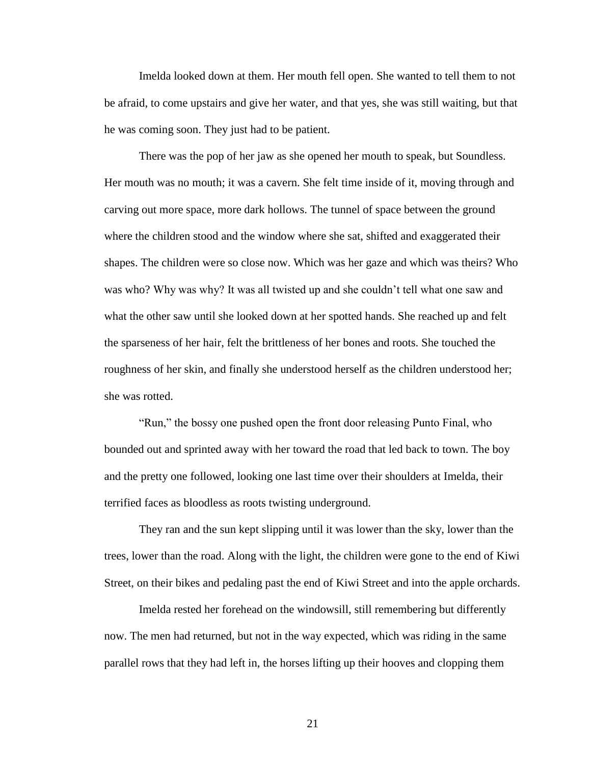Imelda looked down at them. Her mouth fell open. She wanted to tell them to not be afraid, to come upstairs and give her water, and that yes, she was still waiting, but that he was coming soon. They just had to be patient.

There was the pop of her jaw as she opened her mouth to speak, but Soundless. Her mouth was no mouth; it was a cavern. She felt time inside of it, moving through and carving out more space, more dark hollows. The tunnel of space between the ground where the children stood and the window where she sat, shifted and exaggerated their shapes. The children were so close now. Which was her gaze and which was theirs? Who was who? Why was why? It was all twisted up and she couldn't tell what one saw and what the other saw until she looked down at her spotted hands. She reached up and felt the sparseness of her hair, felt the brittleness of her bones and roots. She touched the roughness of her skin, and finally she understood herself as the children understood her; she was rotted.

"Run," the bossy one pushed open the front door releasing Punto Final, who bounded out and sprinted away with her toward the road that led back to town. The boy and the pretty one followed, looking one last time over their shoulders at Imelda, their terrified faces as bloodless as roots twisting underground.

They ran and the sun kept slipping until it was lower than the sky, lower than the trees, lower than the road. Along with the light, the children were gone to the end of Kiwi Street, on their bikes and pedaling past the end of Kiwi Street and into the apple orchards.

Imelda rested her forehead on the windowsill, still remembering but differently now. The men had returned, but not in the way expected, which was riding in the same parallel rows that they had left in, the horses lifting up their hooves and clopping them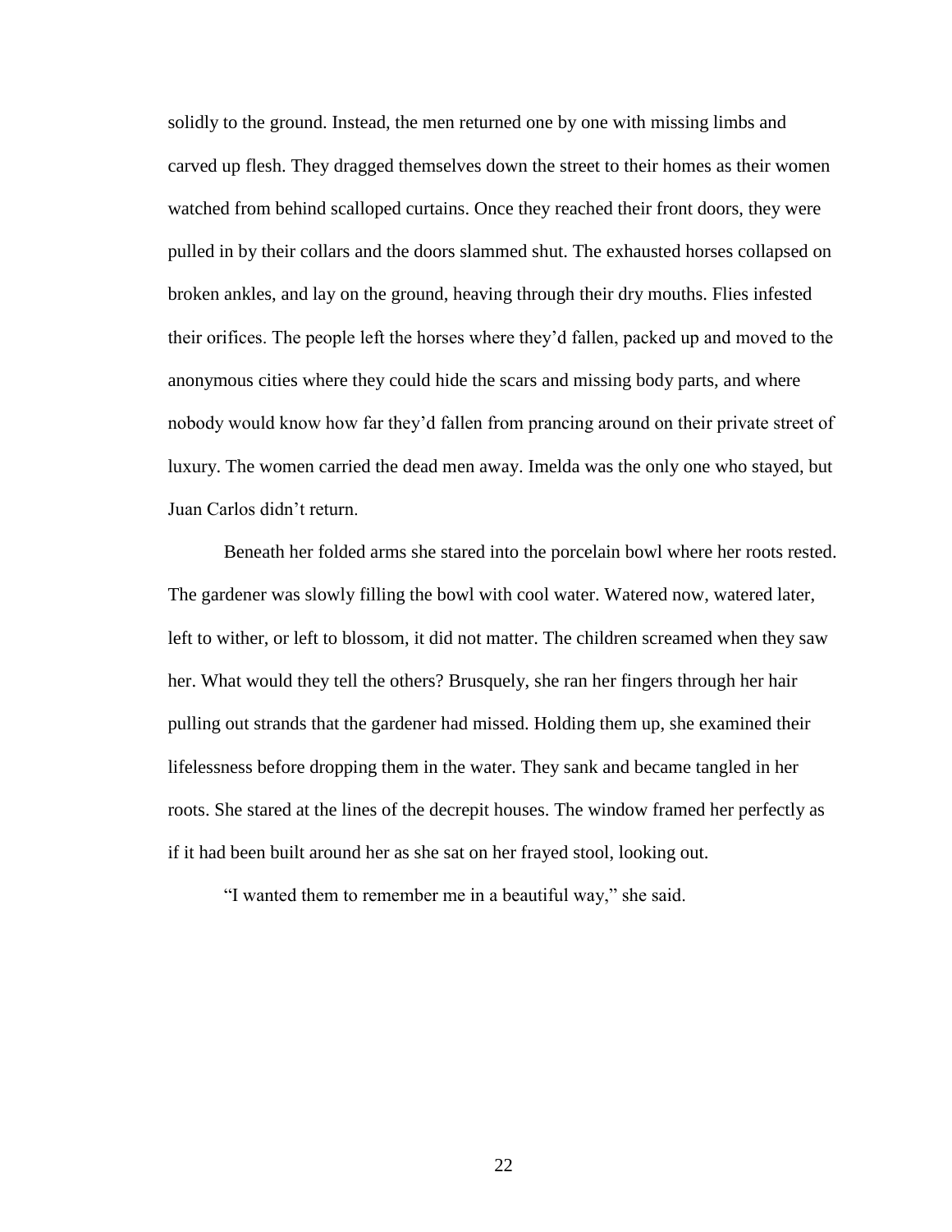solidly to the ground. Instead, the men returned one by one with missing limbs and carved up flesh. They dragged themselves down the street to their homes as their women watched from behind scalloped curtains. Once they reached their front doors, they were pulled in by their collars and the doors slammed shut. The exhausted horses collapsed on broken ankles, and lay on the ground, heaving through their dry mouths. Flies infested their orifices. The people left the horses where they'd fallen, packed up and moved to the anonymous cities where they could hide the scars and missing body parts, and where nobody would know how far they'd fallen from prancing around on their private street of luxury. The women carried the dead men away. Imelda was the only one who stayed, but Juan Carlos didn't return.

Beneath her folded arms she stared into the porcelain bowl where her roots rested. The gardener was slowly filling the bowl with cool water. Watered now, watered later, left to wither, or left to blossom, it did not matter. The children screamed when they saw her. What would they tell the others? Brusquely, she ran her fingers through her hair pulling out strands that the gardener had missed. Holding them up, she examined their lifelessness before dropping them in the water. They sank and became tangled in her roots. She stared at the lines of the decrepit houses. The window framed her perfectly as if it had been built around her as she sat on her frayed stool, looking out.

"I wanted them to remember me in a beautiful way," she said.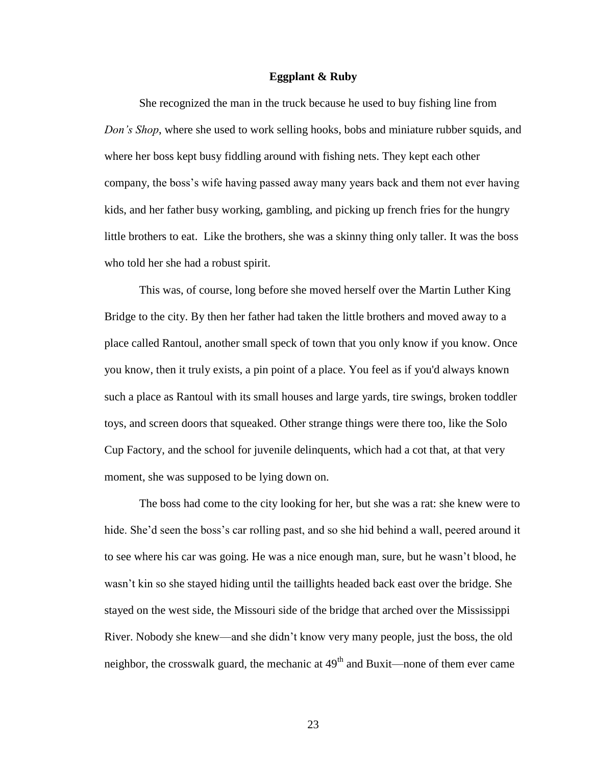**Eggplant & Ruby**

She recognized the man in the truck because he used to buy fishing line from *Don's Shop*, where she used to work selling hooks, bobs and miniature rubber squids, and where her boss kept busy fiddling around with fishing nets. They kept each other company, the boss's wife having passed away many years back and them not ever having kids, and her father busy working, gambling, and picking up french fries for the hungry little brothers to eat.  Like the brothers, she was a skinny thing only taller. It was the boss who told her she had a robust spirit.

This was, of course, long before she moved herself over the Martin Luther King Bridge to the city. By then her father had taken the little brothers and moved away to a place called Rantoul, another small speck of town that you only know if you know. Once you know, then it truly exists, a pin point of a place. You feel as if you'd always known such a place as Rantoul with its small houses and large yards, tire swings, broken toddler toys, and screen doors that squeaked. Other strange things were there too, like the Solo Cup Factory, and the school for juvenile delinquents, which had a cot that, at that very moment, she was supposed to be lying down on.

The boss had come to the city looking for her, but she was a rat: she knew were to hide. She'd seen the boss's car rolling past, and so she hid behind a wall, peered around it to see where his car was going. He was a nice enough man, sure, but he wasn't blood, he wasn't kin so she stayed hiding until the taillights headed back east over the bridge. She stayed on the west side, the Missouri side of the bridge that arched over the Mississippi River. Nobody she knew—and she didn't know very many people, just the boss, the old neighbor, the crosswalk guard, the mechanic at 49th and Buxit—none of them ever came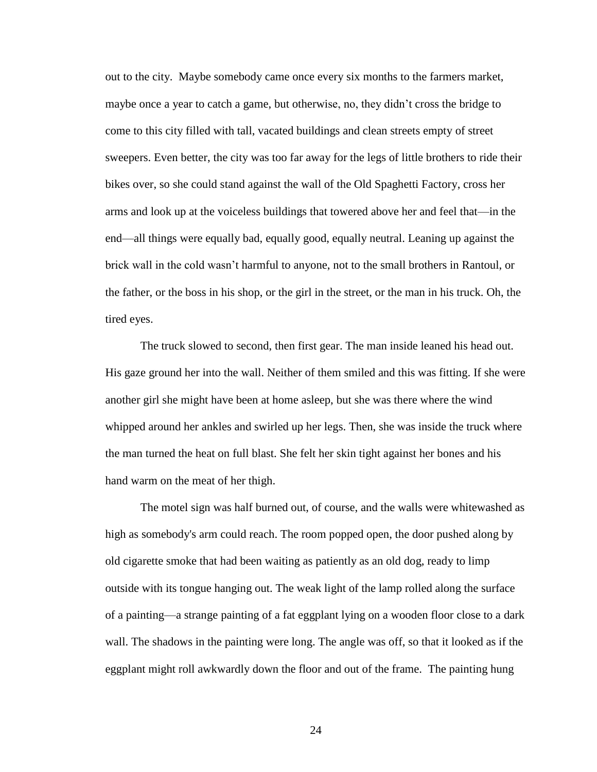out to the city. Maybe somebody came once every six months to the farmers market, maybe once a year to catch a game, but otherwise, no, they didn't cross the bridge to come to this city filled with tall, vacated buildings and clean streets empty of street sweepers. Even better, the city was too far away for the legs of little brothers to ride their bikes over, so she could stand against the wall of the Old Spaghetti Factory, cross her arms and look up at the voiceless buildings that towered above her and feel that—in the end—all things were equally bad, equally good, equally neutral. Leaning up against the brick wall in the cold wasn't harmful to anyone, not to the small brothers in Rantoul, or the father, or the boss in his shop, or the girl in the street, or the man in his truck. Oh, the tired eyes.

The truck slowed to second, then first gear. The man inside leaned his head out. His gaze ground her into the wall. Neither of them smiled and this was fitting. If she were another girl she might have been at home asleep, but she was there where the wind whipped around her ankles and swirled up her legs. Then, she was inside the truck where the man turned the heat on full blast. She felt her skin tight against her bones and his hand warm on the meat of her thigh.

The motel sign was half burned out, of course, and the walls were whitewashed as high as somebody's arm could reach. The room popped open, the door pushed along by old cigarette smoke that had been waiting as patiently as an old dog, ready to limp outside with its tongue hanging out. The weak light of the lamp rolled along the surface of a painting—a strange painting of a fat eggplant lying on a wooden floor close to a dark wall. The shadows in the painting were long. The angle was off, so that it looked as if the eggplant might roll awkwardly down the floor and out of the frame. The painting hung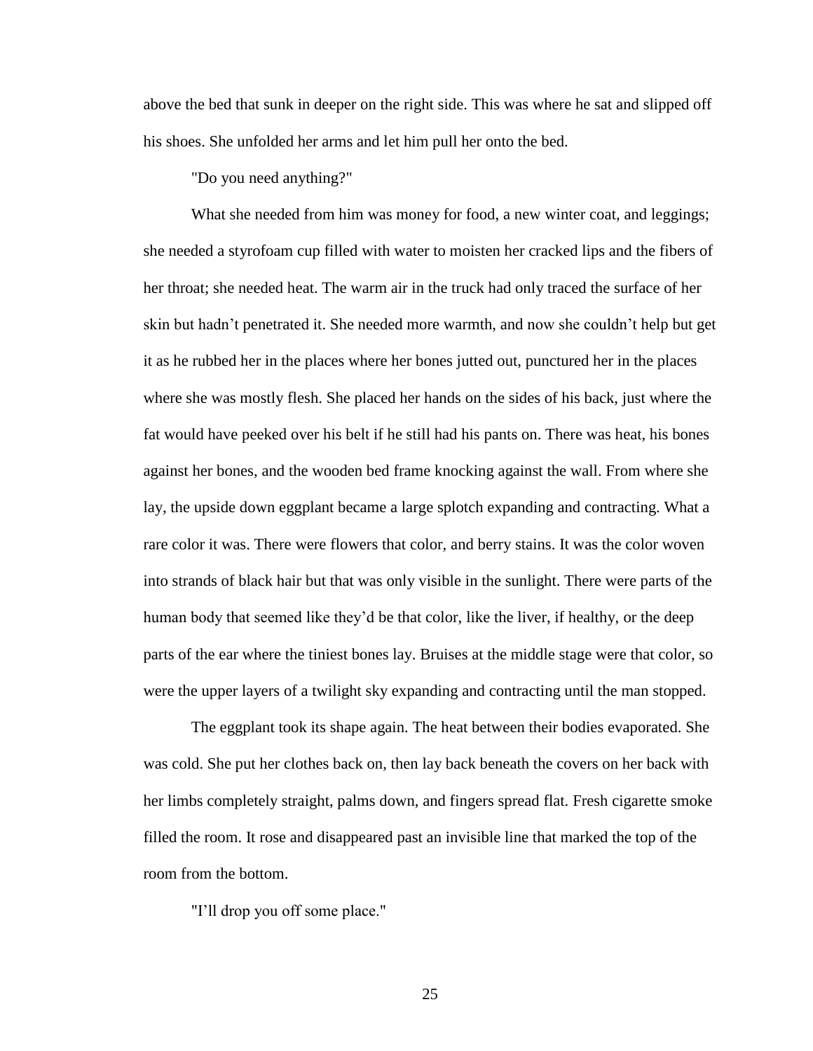above the bed that sunk in deeper on the right side. This was where he sat and slipped off his shoes. She unfolded her arms and let him pull her onto the bed.

"Do you need anything?"

What she needed from him was money for food, a new winter coat, and leggings; she needed a styrofoam cup filled with water to moisten her cracked lips and the fibers of her throat; she needed heat. The warm air in the truck had only traced the surface of her skin but hadn't penetrated it. She needed more warmth, and now she couldn't help but get it as he rubbed her in the places where her bones jutted out, punctured her in the places where she was mostly flesh. She placed her hands on the sides of his back, just where the fat would have peeked over his belt if he still had his pants on. There was heat, his bones against her bones, and the wooden bed frame knocking against the wall. From where she lay, the upside down eggplant became a large splotch expanding and contracting. What a rare color it was. There were flowers that color, and berry stains. It was the color woven into strands of black hair but that was only visible in the sunlight. There were parts of the human body that seemed like they'd be that color, like the liver, if healthy, or the deep parts of the ear where the tiniest bones lay. Bruises at the middle stage were that color, so were the upper layers of a twilight sky expanding and contracting until the man stopped.

The eggplant took its shape again. The heat between their bodies evaporated. She was cold. She put her clothes back on, then lay back beneath the covers on her back with her limbs completely straight, palms down, and fingers spread flat. Fresh cigarette smoke filled the room. It rose and disappeared past an invisible line that marked the top of the room from the bottom.

"I'll drop you off some place."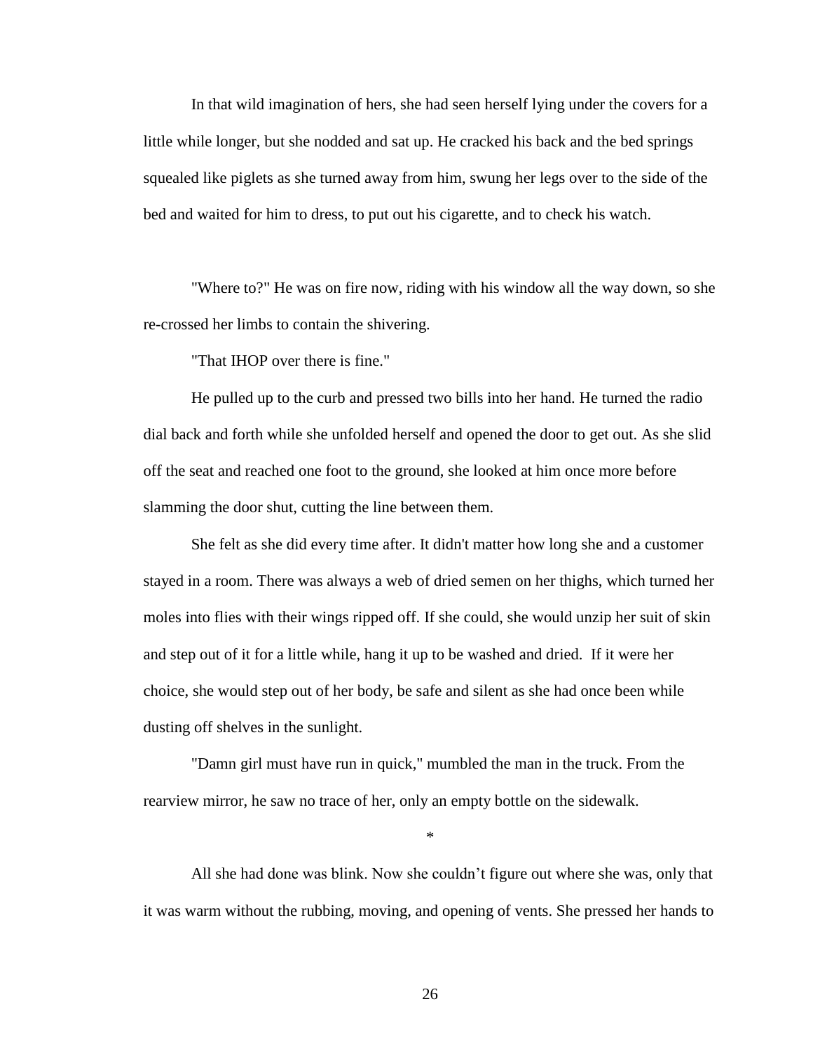In that wild imagination of hers, she had seen herself lying under the covers for a little while longer, but she nodded and sat up. He cracked his back and the bed springs squealed like piglets as she turned away from him, swung her legs over to the side of the bed and waited for him to dress, to put out his cigarette, and to check his watch.

"Where to?" He was on fire now, riding with his window all the way down, so she re-crossed her limbs to contain the shivering.

"That IHOP over there is fine."

He pulled up to the curb and pressed two bills into her hand. He turned the radio dial back and forth while she unfolded herself and opened the door to get out. As she slid off the seat and reached one foot to the ground, she looked at him once more before slamming the door shut, cutting the line between them.

She felt as she did every time after. It didn't matter how long she and a customer stayed in a room. There was always a web of dried semen on her thighs, which turned her moles into flies with their wings ripped off. If she could, she would unzip her suit of skin and step out of it for a little while, hang it up to be washed and dried. If it were her choice, she would step out of her body, be safe and silent as she had once been while dusting off shelves in the sunlight.

"Damn girl must have run in quick," mumbled the man in the truck. From the rearview mirror, he saw no trace of her, only an empty bottle on the sidewalk.

*

All she had done was blink. Now she couldn't figure out where she was, only that it was warm without the rubbing, moving, and opening of vents. She pressed her hands to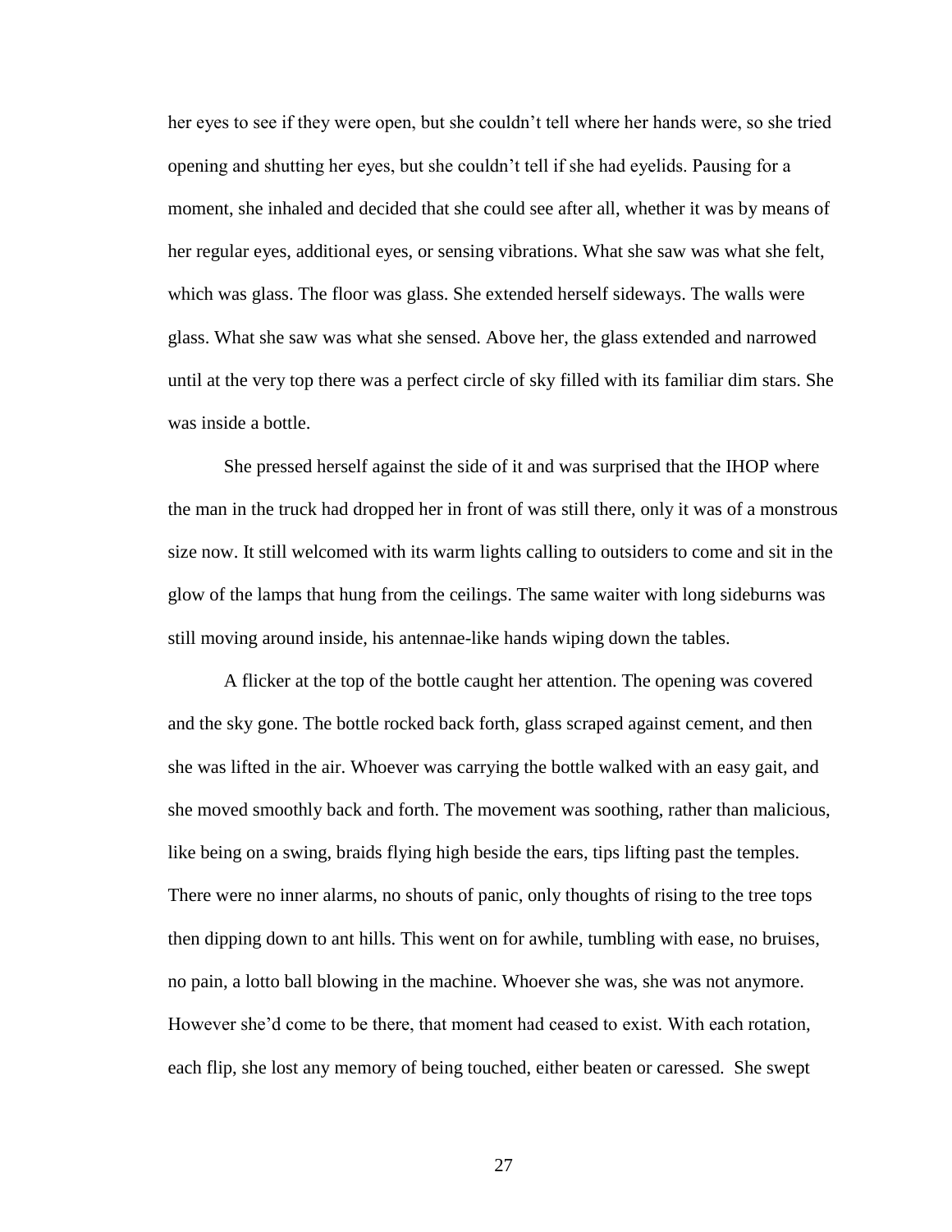her eyes to see if they were open, but she couldn't tell where her hands were, so she tried opening and shutting her eyes, but she couldn't tell if she had eyelids. Pausing for a moment, she inhaled and decided that she could see after all, whether it was by means of her regular eyes, additional eyes, or sensing vibrations. What she saw was what she felt, which was glass. The floor was glass. She extended herself sideways. The walls were glass. What she saw was what she sensed. Above her, the glass extended and narrowed until at the very top there was a perfect circle of sky filled with its familiar dim stars. She was inside a bottle.

She pressed herself against the side of it and was surprised that the IHOP where the man in the truck had dropped her in front of was still there, only it was of a monstrous size now. It still welcomed with its warm lights calling to outsiders to come and sit in the glow of the lamps that hung from the ceilings. The same waiter with long sideburns was still moving around inside, his antennae-like hands wiping down the tables.

A flicker at the top of the bottle caught her attention. The opening was covered and the sky gone. The bottle rocked back forth, glass scraped against cement, and then she was lifted in the air. Whoever was carrying the bottle walked with an easy gait, and she moved smoothly back and forth. The movement was soothing, rather than malicious, like being on a swing, braids flying high beside the ears, tips lifting past the temples. There were no inner alarms, no shouts of panic, only thoughts of rising to the tree tops then dipping down to ant hills. This went on for awhile, tumbling with ease, no bruises, no pain, a lotto ball blowing in the machine. Whoever she was, she was not anymore. However she'd come to be there, that moment had ceased to exist. With each rotation, each flip, she lost any memory of being touched, either beaten or caressed. She swept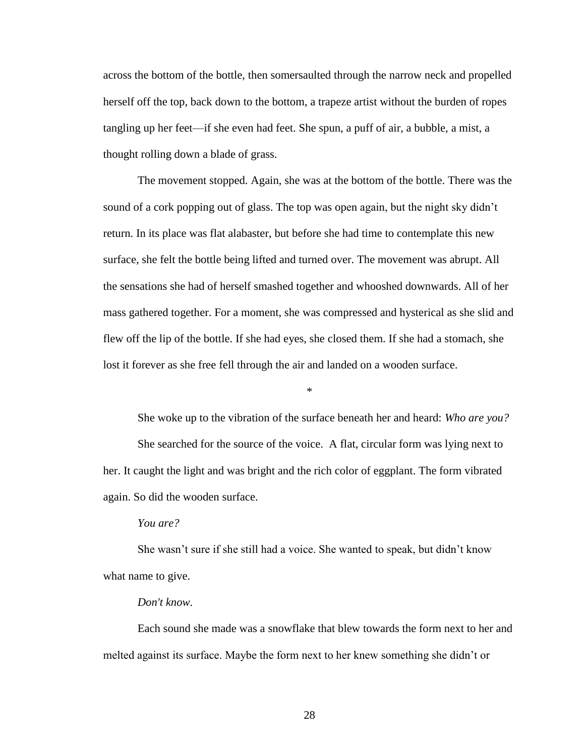across the bottom of the bottle, then somersaulted through the narrow neck and propelled herself off the top, back down to the bottom, a trapeze artist without the burden of ropes tangling up her feet—if she even had feet. She spun, a puff of air, a bubble, a mist, a thought rolling down a blade of grass.

The movement stopped. Again, she was at the bottom of the bottle. There was the sound of a cork popping out of glass. The top was open again, but the night sky didn't return. In its place was flat alabaster, but before she had time to contemplate this new surface, she felt the bottle being lifted and turned over. The movement was abrupt. All the sensations she had of herself smashed together and whooshed downwards. All of her mass gathered together. For a moment, she was compressed and hysterical as she slid and flew off the lip of the bottle. If she had eyes, she closed them. If she had a stomach, she lost it forever as she free fell through the air and landed on a wooden surface.

*

She woke up to the vibration of the surface beneath her and heard: *Who are you?*

She searched for the source of the voice. A flat, circular form was lying next to her. It caught the light and was bright and the rich color of eggplant. The form vibrated again. So did the wooden surface.

*You are?*

She wasn't sure if she still had a voice. She wanted to speak, but didn't know what name to give.

*Don't know.*

Each sound she made was a snowflake that blew towards the form next to her and melted against its surface. Maybe the form next to her knew something she didn't or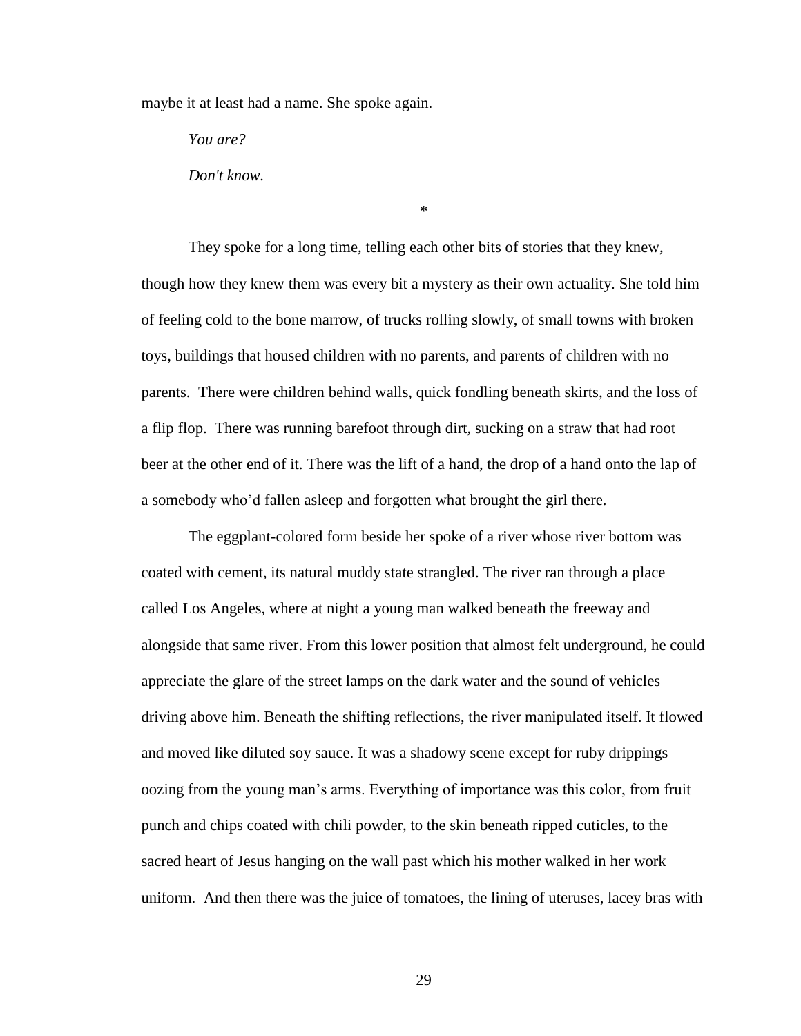maybe it at least had a name. She spoke again.

*You are?*

*Don't know.*

*

They spoke for a long time, telling each other bits of stories that they knew, though how they knew them was every bit a mystery as their own actuality. She told him of feeling cold to the bone marrow, of trucks rolling slowly, of small towns with broken toys, buildings that housed children with no parents, and parents of children with no parents. There were children behind walls, quick fondling beneath skirts, and the loss of a flip flop. There was running barefoot through dirt, sucking on a straw that had root beer at the other end of it. There was the lift of a hand, the drop of a hand onto the lap of a somebody who'd fallen asleep and forgotten what brought the girl there.

The eggplant-colored form beside her spoke of a river whose river bottom was coated with cement, its natural muddy state strangled. The river ran through a place called Los Angeles, where at night a young man walked beneath the freeway and alongside that same river. From this lower position that almost felt underground, he could appreciate the glare of the street lamps on the dark water and the sound of vehicles driving above him. Beneath the shifting reflections, the river manipulated itself. It flowed and moved like diluted soy sauce. It was a shadowy scene except for ruby drippings oozing from the young man's arms. Everything of importance was this color, from fruit punch and chips coated with chili powder, to the skin beneath ripped cuticles, to the sacred heart of Jesus hanging on the wall past which his mother walked in her work uniform. And then there was the juice of tomatoes, the lining of uteruses, lacey bras with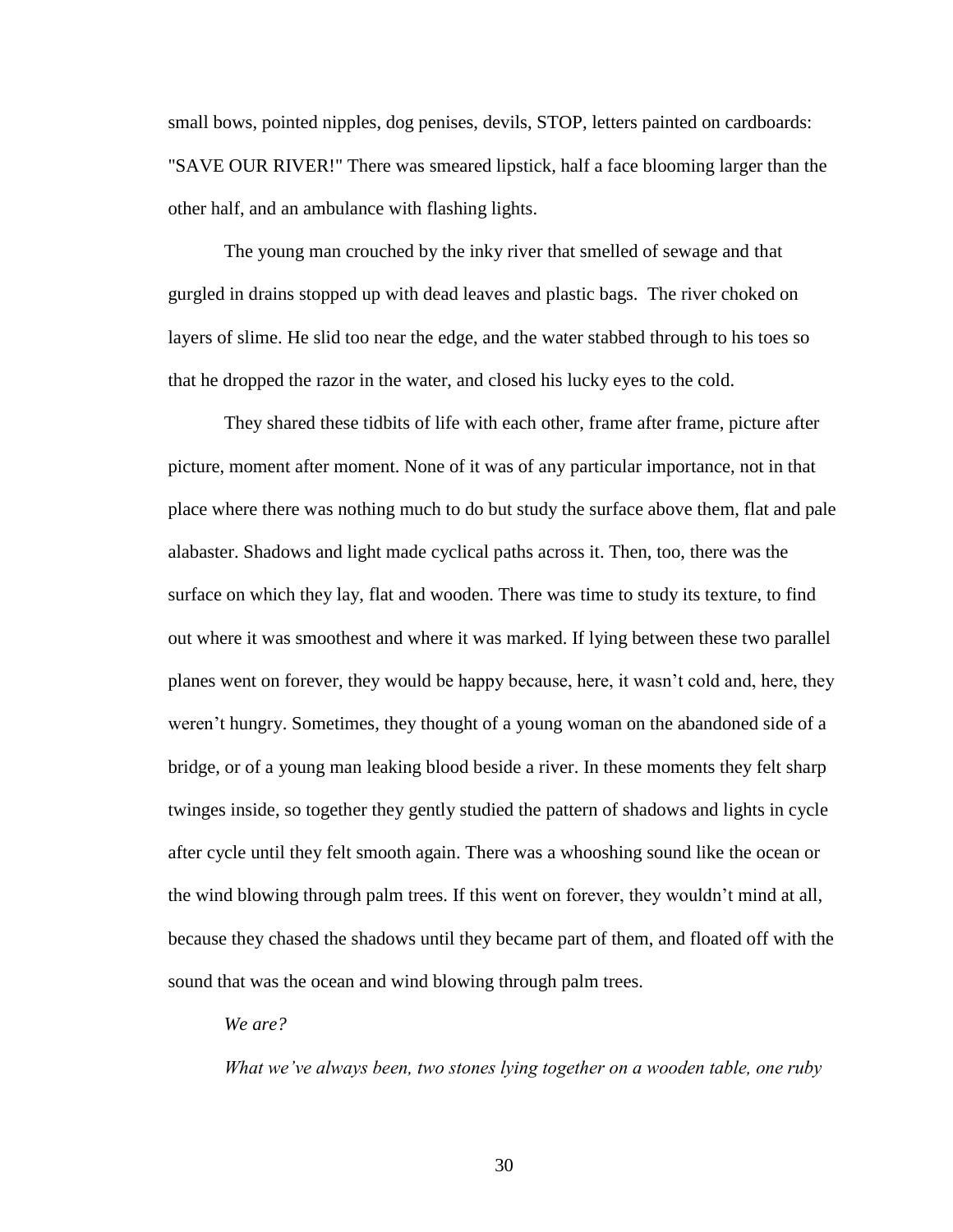small bows, pointed nipples, dog penises, devils, STOP, letters painted on cardboards: "SAVE OUR RIVER!" There was smeared lipstick, half a face blooming larger than the other half, and an ambulance with flashing lights.

The young man crouched by the inky river that smelled of sewage and that gurgled in drains stopped up with dead leaves and plastic bags. The river choked on layers of slime. He slid too near the edge, and the water stabbed through to his toes so that he dropped the razor in the water, and closed his lucky eyes to the cold.

They shared these tidbits of life with each other, frame after frame, picture after picture, moment after moment. None of it was of any particular importance, not in that place where there was nothing much to do but study the surface above them, flat and pale alabaster. Shadows and light made cyclical paths across it. Then, too, there was the surface on which they lay, flat and wooden. There was time to study its texture, to find out where it was smoothest and where it was marked. If lying between these two parallel planes went on forever, they would be happy because, here, it wasn't cold and, here, they weren't hungry. Sometimes, they thought of a young woman on the abandoned side of a bridge, or of a young man leaking blood beside a river. In these moments they felt sharp twinges inside, so together they gently studied the pattern of shadows and lights in cycle after cycle until they felt smooth again. There was a whooshing sound like the ocean or the wind blowing through palm trees. If this went on forever, they wouldn't mind at all, because they chased the shadows until they became part of them, and floated off with the sound that was the ocean and wind blowing through palm trees.

*We are?*

*What we've always been, two stones lying together on a wooden table, one ruby*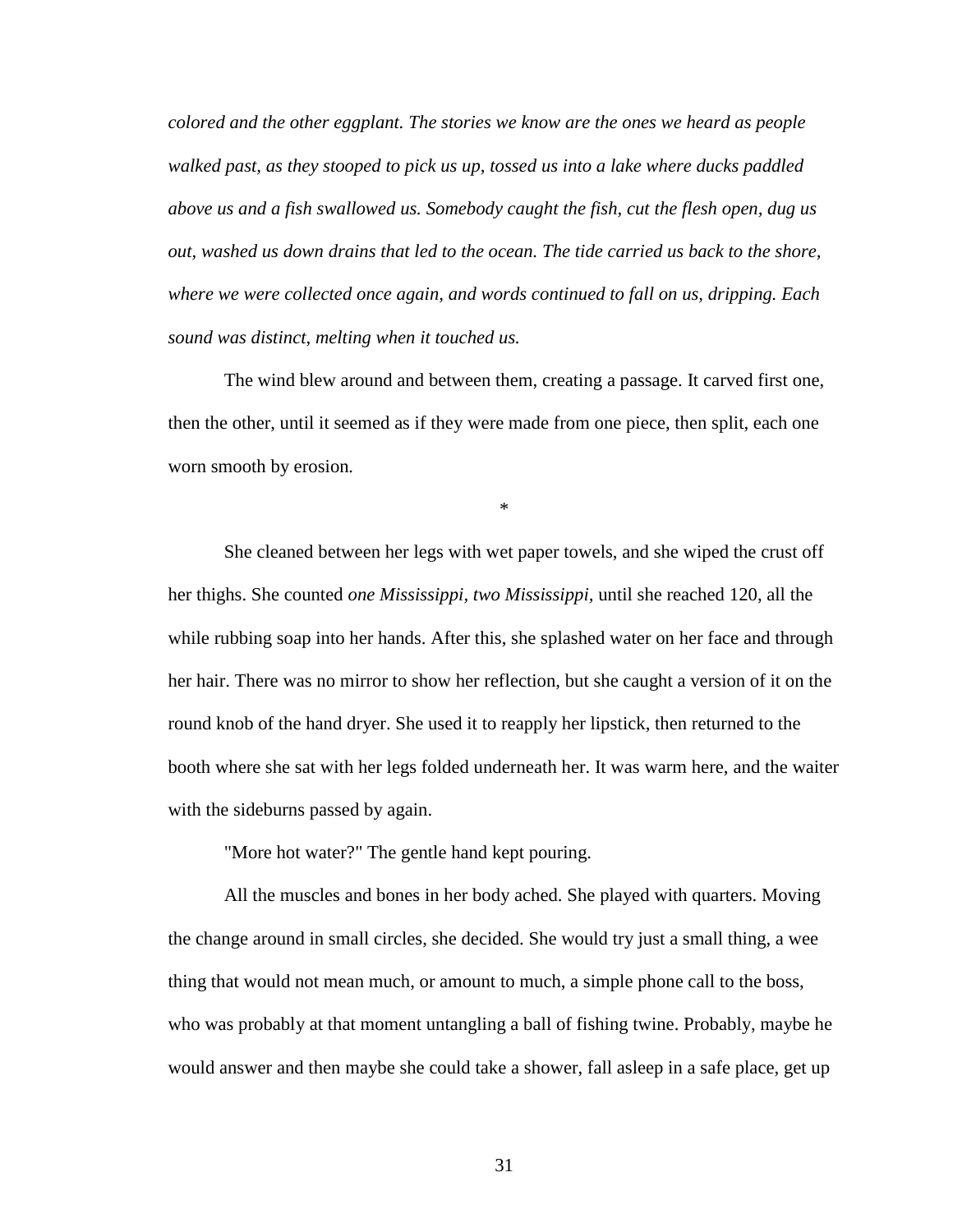*colored and the other eggplant. The stories we know are the ones we heard as people walked past, as they stooped to pick us up, tossed us into a lake where ducks paddled above us and a fish swallowed us. Somebody caught the fish, cut the flesh open, dug us out, washed us down drains that led to the ocean. The tide carried us back to the shore, where we were collected once again, and words continued to fall on us, dripping. Each sound was distinct, melting when it touched us.*

The wind blew around and between them, creating a passage. It carved first one, then the other, until it seemed as if they were made from one piece, then split, each one worn smooth by erosion.

*

She cleaned between her legs with wet paper towels, and she wiped the crust off her thighs. She counted *one Mississippi, two Mississippi,* until she reached 120, all the while rubbing soap into her hands. After this, she splashed water on her face and through her hair. There was no mirror to show her reflection, but she caught a version of it on the round knob of the hand dryer. She used it to reapply her lipstick, then returned to the booth where she sat with her legs folded underneath her. It was warm here, and the waiter with the sideburns passed by again.

"More hot water?" The gentle hand kept pouring.

All the muscles and bones in her body ached. She played with quarters. Moving the change around in small circles, she decided. She would try just a small thing, a wee thing that would not mean much, or amount to much, a simple phone call to the boss, who was probably at that moment untangling a ball of fishing twine. Probably, maybe he would answer and then maybe she could take a shower, fall asleep in a safe place, get up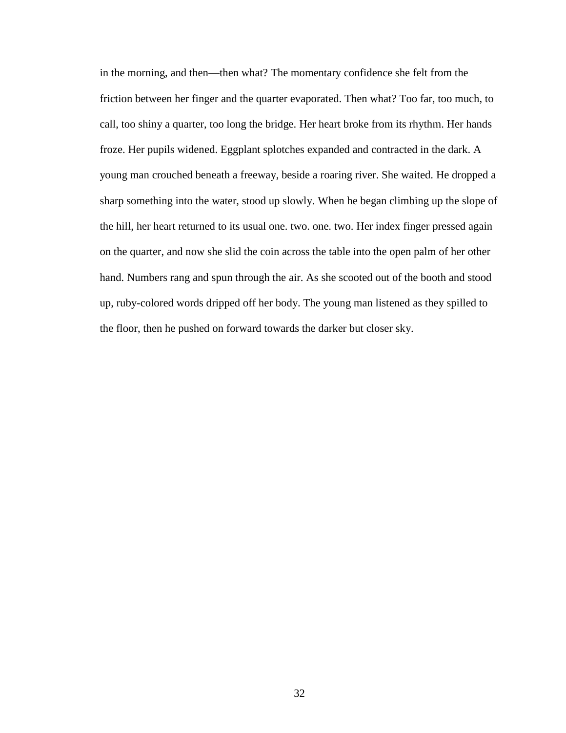in the morning, and then—then what? The momentary confidence she felt from the friction between her finger and the quarter evaporated. Then what? Too far, too much, to call, too shiny a quarter, too long the bridge. Her heart broke from its rhythm. Her hands froze. Her pupils widened. Eggplant splotches expanded and contracted in the dark. A young man crouched beneath a freeway, beside a roaring river. She waited. He dropped a sharp something into the water, stood up slowly. When he began climbing up the slope of the hill, her heart returned to its usual one. two. one. two. Her index finger pressed again on the quarter, and now she slid the coin across the table into the open palm of her other hand. Numbers rang and spun through the air. As she scooted out of the booth and stood up, ruby-colored words dripped off her body. The young man listened as they spilled to the floor, then he pushed on forward towards the darker but closer sky.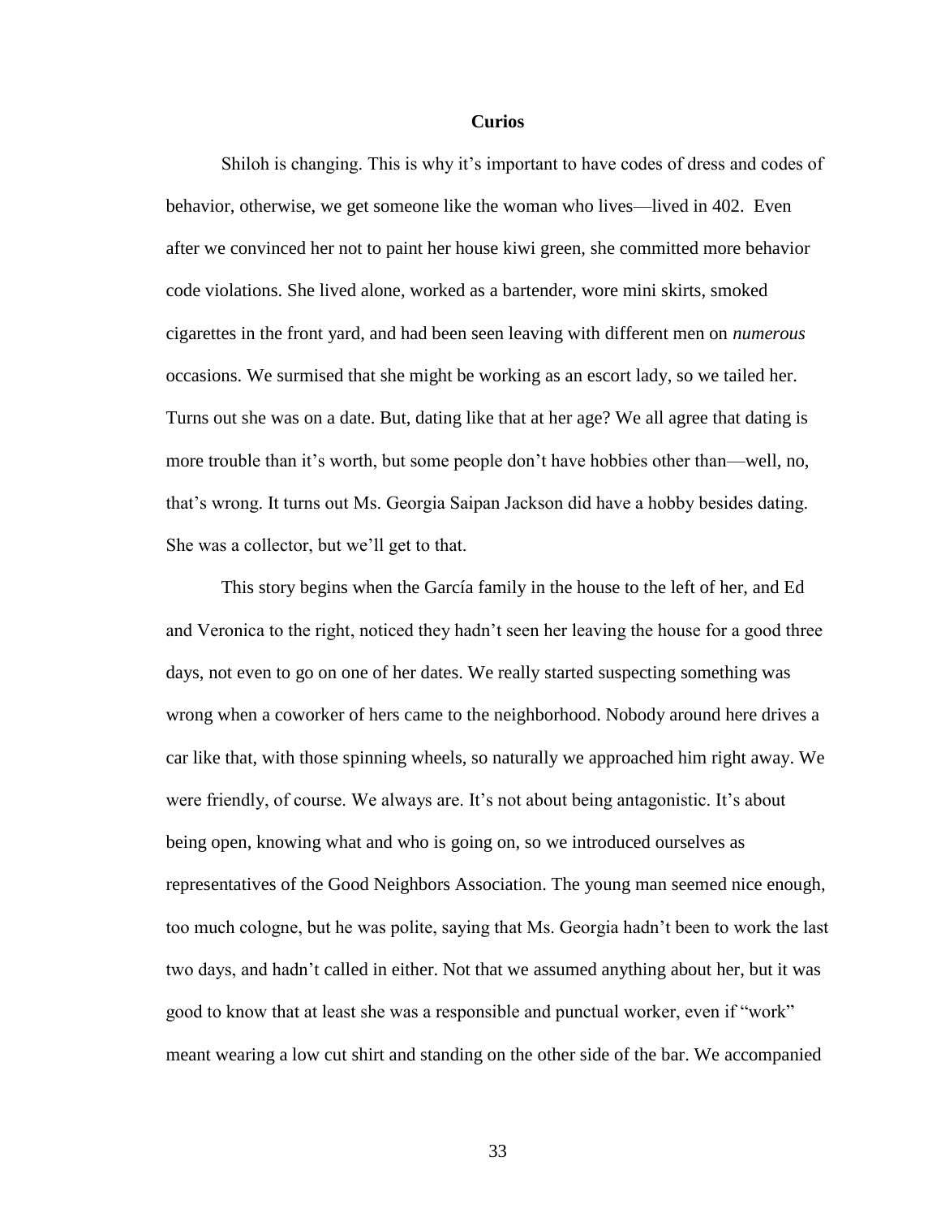# Curios

Shiloh is changing. This is why it's important to have codes of dress and codes of behavior, otherwise, we get someone like the woman who lives—lived in 402. Even after we convinced her not to paint her house kiwi green, she committed more behavior code violations. She lived alone, worked as a bartender, wore mini skirts, smoked cigarettes in the front yard, and had been seen leaving with different men on *numerous* occasions. We surmised that she might be working as an escort lady, so we tailed her. Turns out she was on a date. But, dating like that at her age? We all agree that dating is more trouble than it's worth, but some people don't have hobbies other than—well, no, that's wrong. It turns out Ms. Georgia Saipan Jackson did have a hobby besides dating. She was a collector, but we'll get to that.

This story begins when the García family in the house to the left of her, and Ed and Veronica to the right, noticed they hadn't seen her leaving the house for a good three days, not even to go on one of her dates. We really started suspecting something was wrong when a coworker of hers came to the neighborhood. Nobody around here drives a car like that, with those spinning wheels, so naturally we approached him right away. We were friendly, of course. We always are. It's not about being antagonistic. It's about being open, knowing what and who is going on, so we introduced ourselves as representatives of the Good Neighbors Association. The young man seemed nice enough, too much cologne, but he was polite, saying that Ms. Georgia hadn't been to work the last two days, and hadn't called in either. Not that we assumed anything about her, but it was good to know that at least she was a responsible and punctual worker, even if "work" meant wearing a low cut shirt and standing on the other side of the bar. We accompanied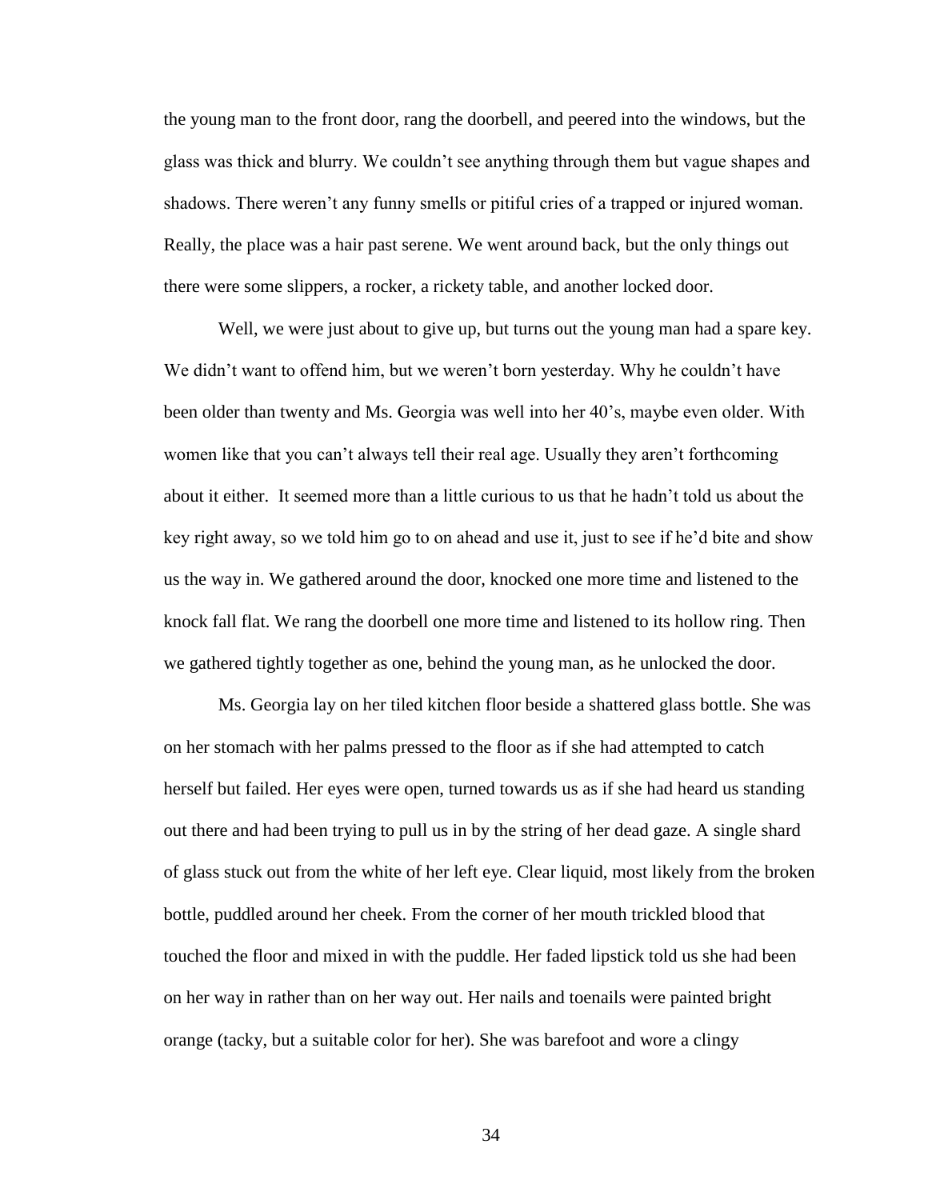the young man to the front door, rang the doorbell, and peered into the windows, but the glass was thick and blurry. We couldn't see anything through them but vague shapes and shadows. There weren't any funny smells or pitiful cries of a trapped or injured woman. Really, the place was a hair past serene. We went around back, but the only things out there were some slippers, a rocker, a rickety table, and another locked door.

Well, we were just about to give up, but turns out the young man had a spare key. We didn't want to offend him, but we weren't born yesterday. Why he couldn't have been older than twenty and Ms. Georgia was well into her 40's, maybe even older. With women like that you can't always tell their real age. Usually they aren't forthcoming about it either. It seemed more than a little curious to us that he hadn't told us about the key right away, so we told him go to on ahead and use it, just to see if he'd bite and show us the way in. We gathered around the door, knocked one more time and listened to the knock fall flat. We rang the doorbell one more time and listened to its hollow ring. Then we gathered tightly together as one, behind the young man, as he unlocked the door.

Ms. Georgia lay on her tiled kitchen floor beside a shattered glass bottle. She was on her stomach with her palms pressed to the floor as if she had attempted to catch herself but failed. Her eyes were open, turned towards us as if she had heard us standing out there and had been trying to pull us in by the string of her dead gaze. A single shard of glass stuck out from the white of her left eye. Clear liquid, most likely from the broken bottle, puddled around her cheek. From the corner of her mouth trickled blood that touched the floor and mixed in with the puddle. Her faded lipstick told us she had been on her way in rather than on her way out. Her nails and toenails were painted bright orange (tacky, but a suitable color for her). She was barefoot and wore a clingy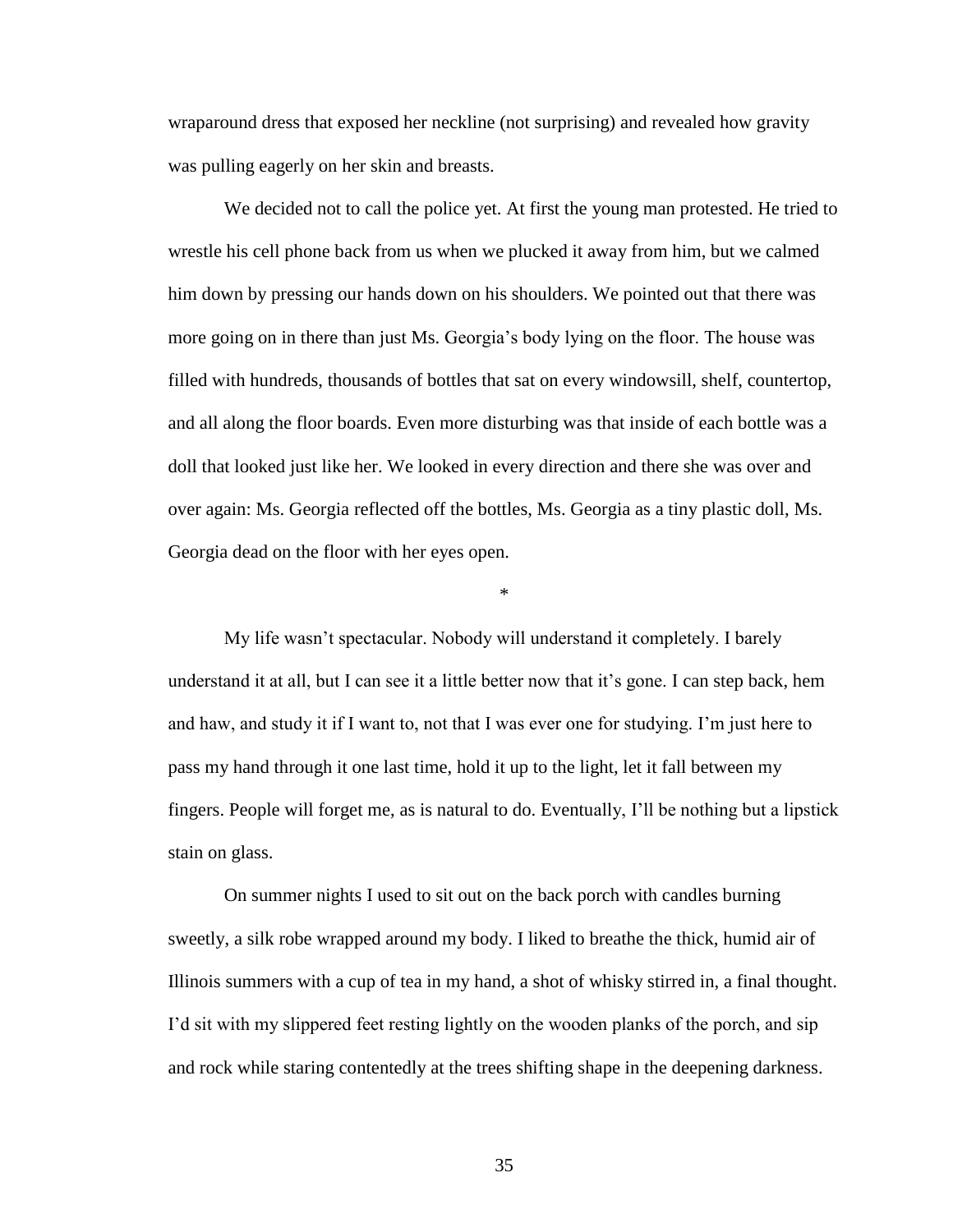wraparound dress that exposed her neckline (not surprising) and revealed how gravity was pulling eagerly on her skin and breasts.

We decided not to call the police yet. At first the young man protested. He tried to wrestle his cell phone back from us when we plucked it away from him, but we calmed him down by pressing our hands down on his shoulders. We pointed out that there was more going on in there than just Ms. Georgia's body lying on the floor. The house was filled with hundreds, thousands of bottles that sat on every windowsill, shelf, countertop, and all along the floor boards. Even more disturbing was that inside of each bottle was a doll that looked just like her. We looked in every direction and there she was over and over again: Ms. Georgia reflected off the bottles, Ms. Georgia as a tiny plastic doll, Ms. Georgia dead on the floor with her eyes open.

*

My life wasn't spectacular. Nobody will understand it completely. I barely understand it at all, but I can see it a little better now that it's gone. I can step back, hem and haw, and study it if I want to, not that I was ever one for studying. I'm just here to pass my hand through it one last time, hold it up to the light, let it fall between my fingers. People will forget me, as is natural to do. Eventually, I'll be nothing but a lipstick stain on glass.

On summer nights I used to sit out on the back porch with candles burning sweetly, a silk robe wrapped around my body. I liked to breathe the thick, humid air of Illinois summers with a cup of tea in my hand, a shot of whisky stirred in, a final thought. I'd sit with my slippered feet resting lightly on the wooden planks of the porch, and sip and rock while staring contentedly at the trees shifting shape in the deepening darkness.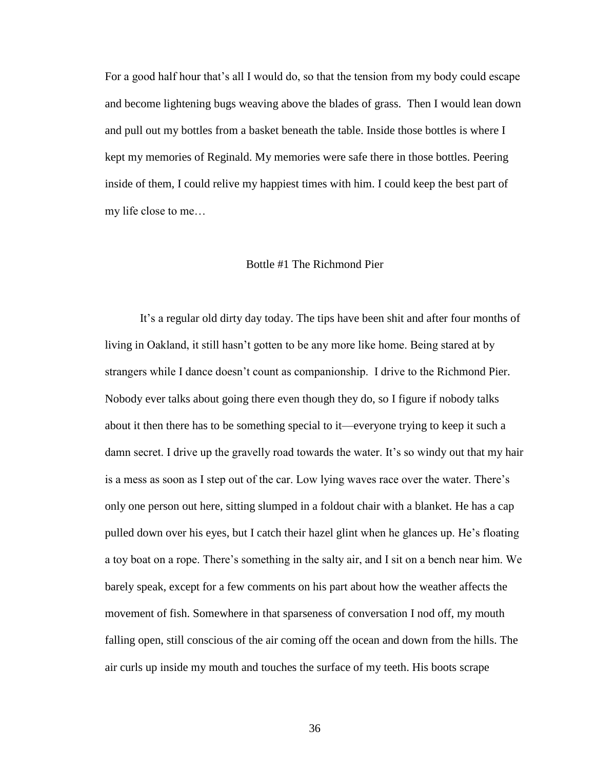For a good half hour that's all I would do, so that the tension from my body could escape and become lightening bugs weaving above the blades of grass. Then I would lean down and pull out my bottles from a basket beneath the table. Inside those bottles is where I kept my memories of Reginald. My memories were safe there in those bottles. Peering inside of them, I could relive my happiest times with him. I could keep the best part of my life close to me…

## Bottle #1 The Richmond Pier

It's a regular old dirty day today. The tips have been shit and after four months of living in Oakland, it still hasn't gotten to be any more like home. Being stared at by strangers while I dance doesn't count as companionship. I drive to the Richmond Pier. Nobody ever talks about going there even though they do, so I figure if nobody talks about it then there has to be something special to it—everyone trying to keep it such a damn secret. I drive up the gravelly road towards the water. It's so windy out that my hair is a mess as soon as I step out of the car. Low lying waves race over the water. There's only one person out here, sitting slumped in a foldout chair with a blanket. He has a cap pulled down over his eyes, but I catch their hazel glint when he glances up. He's floating a toy boat on a rope. There's something in the salty air, and I sit on a bench near him. We barely speak, except for a few comments on his part about how the weather affects the movement of fish. Somewhere in that sparseness of conversation I nod off, my mouth falling open, still conscious of the air coming off the ocean and down from the hills. The air curls up inside my mouth and touches the surface of my teeth. His boots scrape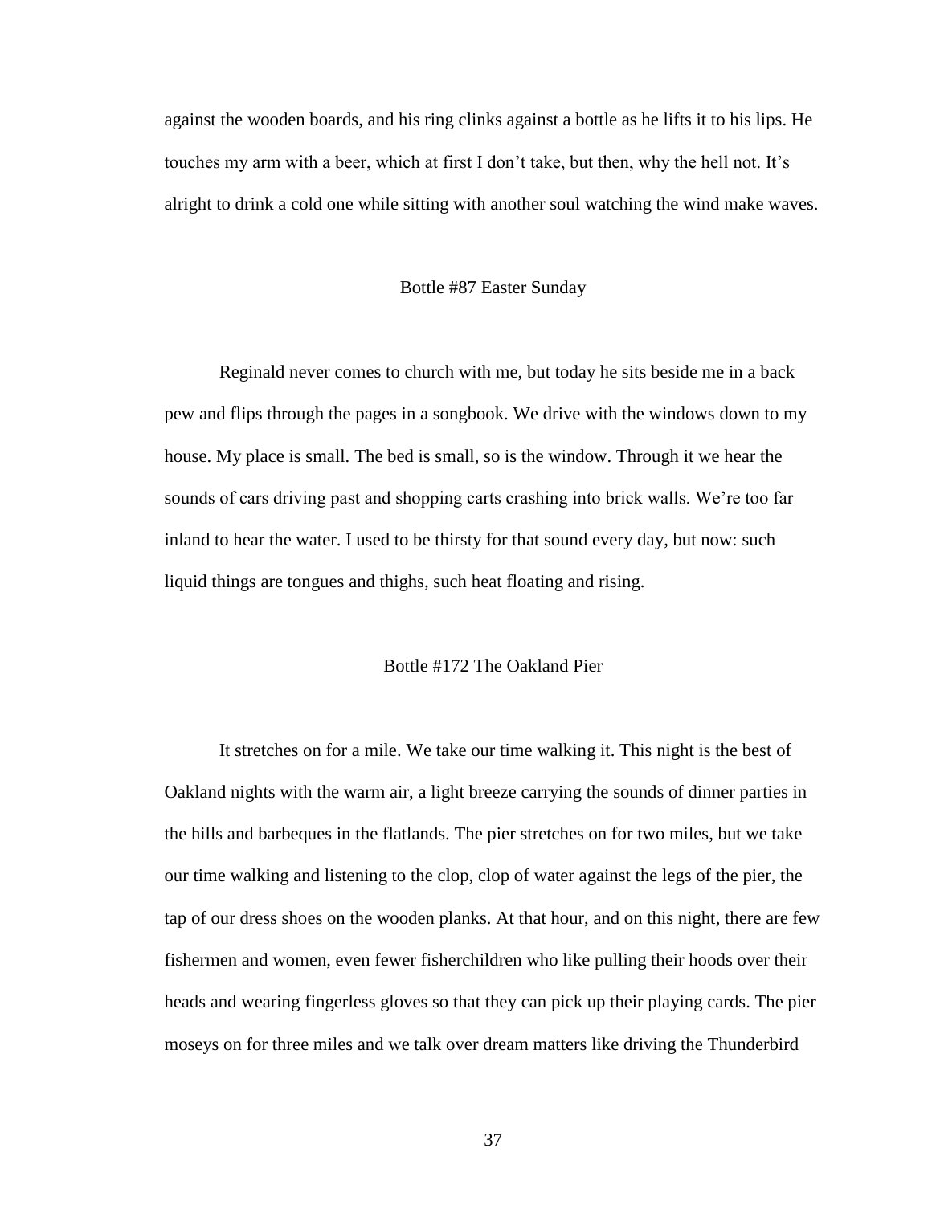against the wooden boards, and his ring clinks against a bottle as he lifts it to his lips. He touches my arm with a beer, which at first I don't take, but then, why the hell not. It's alright to drink a cold one while sitting with another soul watching the wind make waves.

### Bottle #87 Easter Sunday

Reginald never comes to church with me, but today he sits beside me in a back pew and flips through the pages in a songbook. We drive with the windows down to my house. My place is small. The bed is small, so is the window. Through it we hear the sounds of cars driving past and shopping carts crashing into brick walls. We're too far inland to hear the water. I used to be thirsty for that sound every day, but now: such liquid things are tongues and thighs, such heat floating and rising.

### Bottle #172 The Oakland Pier

It stretches on for a mile. We take our time walking it. This night is the best of Oakland nights with the warm air, a light breeze carrying the sounds of dinner parties in the hills and barbeques in the flatlands. The pier stretches on for two miles, but we take our time walking and listening to the clop, clop of water against the legs of the pier, the tap of our dress shoes on the wooden planks. At that hour, and on this night, there are few fishermen and women, even fewer fisherchildren who like pulling their hoods over their heads and wearing fingerless gloves so that they can pick up their playing cards. The pier moseys on for three miles and we talk over dream matters like driving the Thunderbird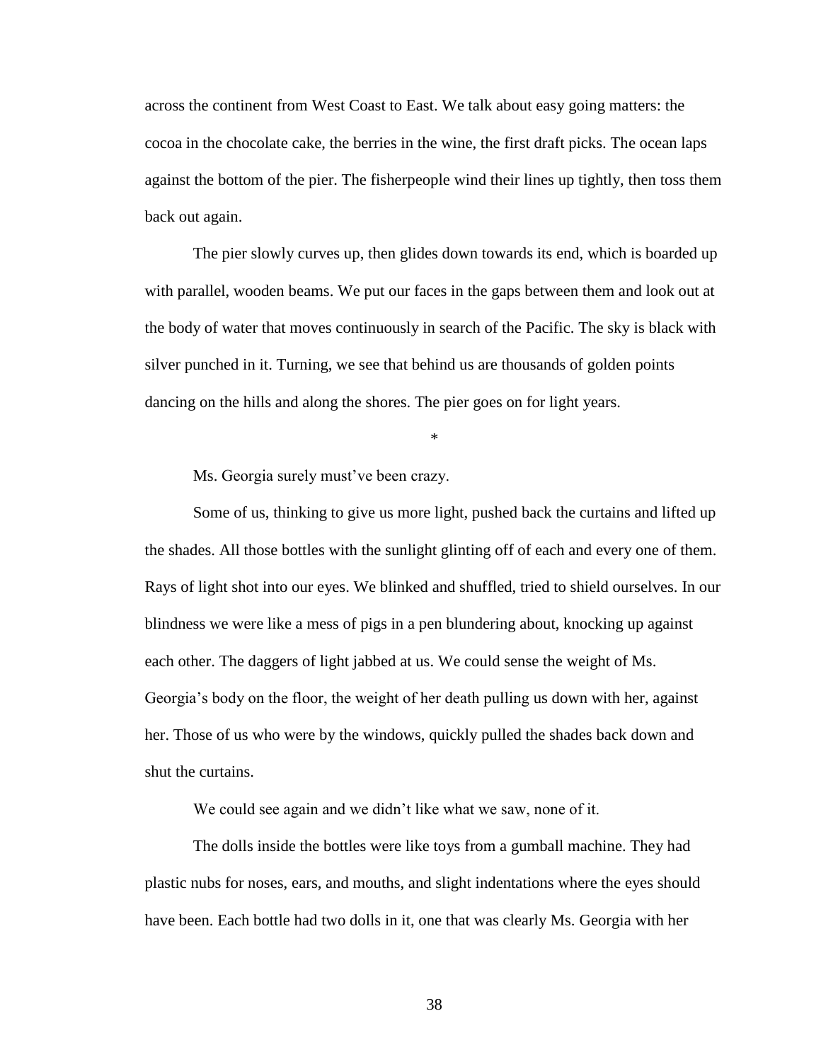across the continent from West Coast to East. We talk about easy going matters: the cocoa in the chocolate cake, the berries in the wine, the first draft picks. The ocean laps against the bottom of the pier. The fisherpeople wind their lines up tightly, then toss them back out again.

The pier slowly curves up, then glides down towards its end, which is boarded up with parallel, wooden beams. We put our faces in the gaps between them and look out at the body of water that moves continuously in search of the Pacific. The sky is black with silver punched in it. Turning, we see that behind us are thousands of golden points dancing on the hills and along the shores. The pier goes on for light years.

*

Ms. Georgia surely must've been crazy.

Some of us, thinking to give us more light, pushed back the curtains and lifted up the shades. All those bottles with the sunlight glinting off of each and every one of them. Rays of light shot into our eyes. We blinked and shuffled, tried to shield ourselves. In our blindness we were like a mess of pigs in a pen blundering about, knocking up against each other. The daggers of light jabbed at us. We could sense the weight of Ms. Georgia's body on the floor, the weight of her death pulling us down with her, against her. Those of us who were by the windows, quickly pulled the shades back down and shut the curtains.

We could see again and we didn't like what we saw, none of it.

The dolls inside the bottles were like toys from a gumball machine. They had plastic nubs for noses, ears, and mouths, and slight indentations where the eyes should have been. Each bottle had two dolls in it, one that was clearly Ms. Georgia with her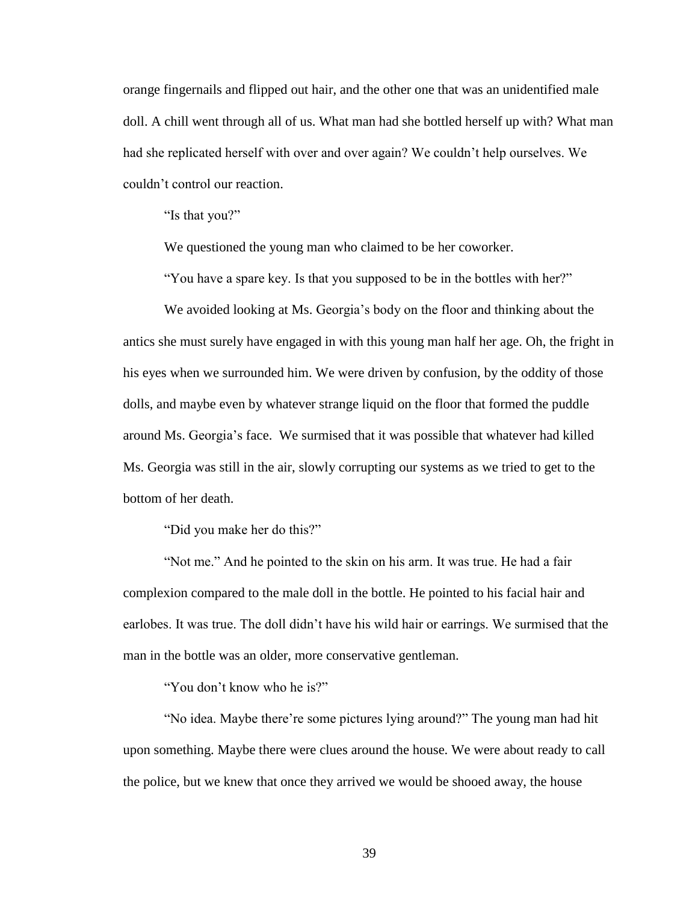orange fingernails and flipped out hair, and the other one that was an unidentified male doll. A chill went through all of us. What man had she bottled herself up with? What man had she replicated herself with over and over again? We couldn't help ourselves. We couldn't control our reaction.

"Is that you?"

We questioned the young man who claimed to be her coworker.

"You have a spare key. Is that you supposed to be in the bottles with her?"

We avoided looking at Ms. Georgia's body on the floor and thinking about the antics she must surely have engaged in with this young man half her age. Oh, the fright in his eyes when we surrounded him. We were driven by confusion, by the oddity of those dolls, and maybe even by whatever strange liquid on the floor that formed the puddle around Ms. Georgia's face. We surmised that it was possible that whatever had killed Ms. Georgia was still in the air, slowly corrupting our systems as we tried to get to the bottom of her death.

"Did you make her do this?"

"Not me." And he pointed to the skin on his arm. It was true. He had a fair complexion compared to the male doll in the bottle. He pointed to his facial hair and earlobes. It was true. The doll didn't have his wild hair or earrings. We surmised that the man in the bottle was an older, more conservative gentleman.

"You don't know who he is?"

"No idea. Maybe there're some pictures lying around?" The young man had hit upon something. Maybe there were clues around the house. We were about ready to call the police, but we knew that once they arrived we would be shooed away, the house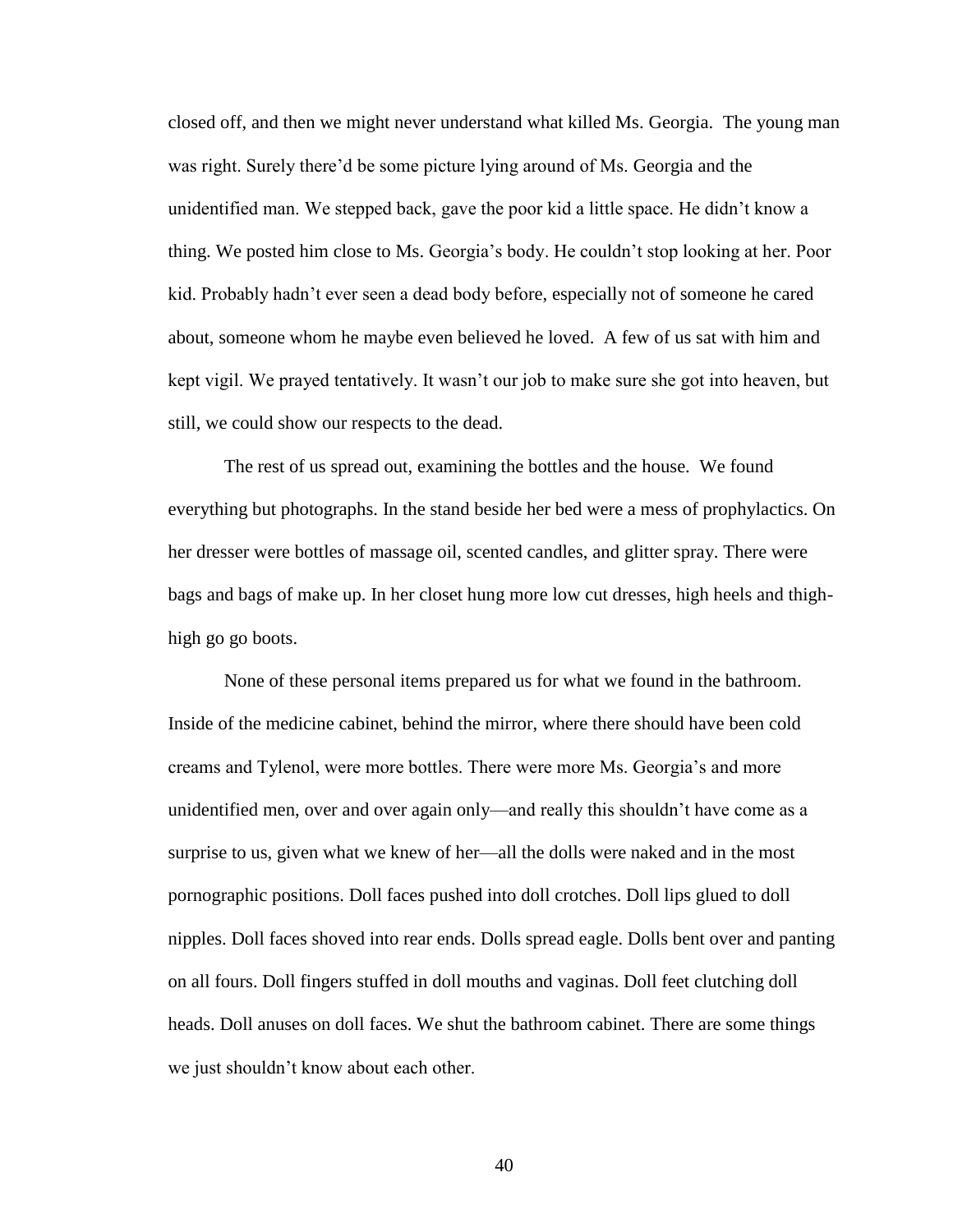closed off, and then we might never understand what killed Ms. Georgia. The young man was right. Surely there'd be some picture lying around of Ms. Georgia and the unidentified man. We stepped back, gave the poor kid a little space. He didn't know a thing. We posted him close to Ms. Georgia's body. He couldn't stop looking at her. Poor kid. Probably hadn't ever seen a dead body before, especially not of someone he cared about, someone whom he maybe even believed he loved. A few of us sat with him and kept vigil. We prayed tentatively. It wasn't our job to make sure she got into heaven, but still, we could show our respects to the dead.

The rest of us spread out, examining the bottles and the house. We found everything but photographs. In the stand beside her bed were a mess of prophylactics. On her dresser were bottles of massage oil, scented candles, and glitter spray. There were bags and bags of make up. In her closet hung more low cut dresses, high heels and thigh-high go go boots.

None of these personal items prepared us for what we found in the bathroom. Inside of the medicine cabinet, behind the mirror, where there should have been cold creams and Tylenol, were more bottles. There were more Ms. Georgia's and more unidentified men, over and over again only—and really this shouldn't have come as a surprise to us, given what we knew of her—all the dolls were naked and in the most pornographic positions. Doll faces pushed into doll crotches. Doll lips glued to doll nipples. Doll faces shoved into rear ends. Dolls spread eagle. Dolls bent over and panting on all fours. Doll fingers stuffed in doll mouths and vaginas. Doll feet clutching doll heads. Doll anuses on doll faces. We shut the bathroom cabinet. There are some things we just shouldn't know about each other.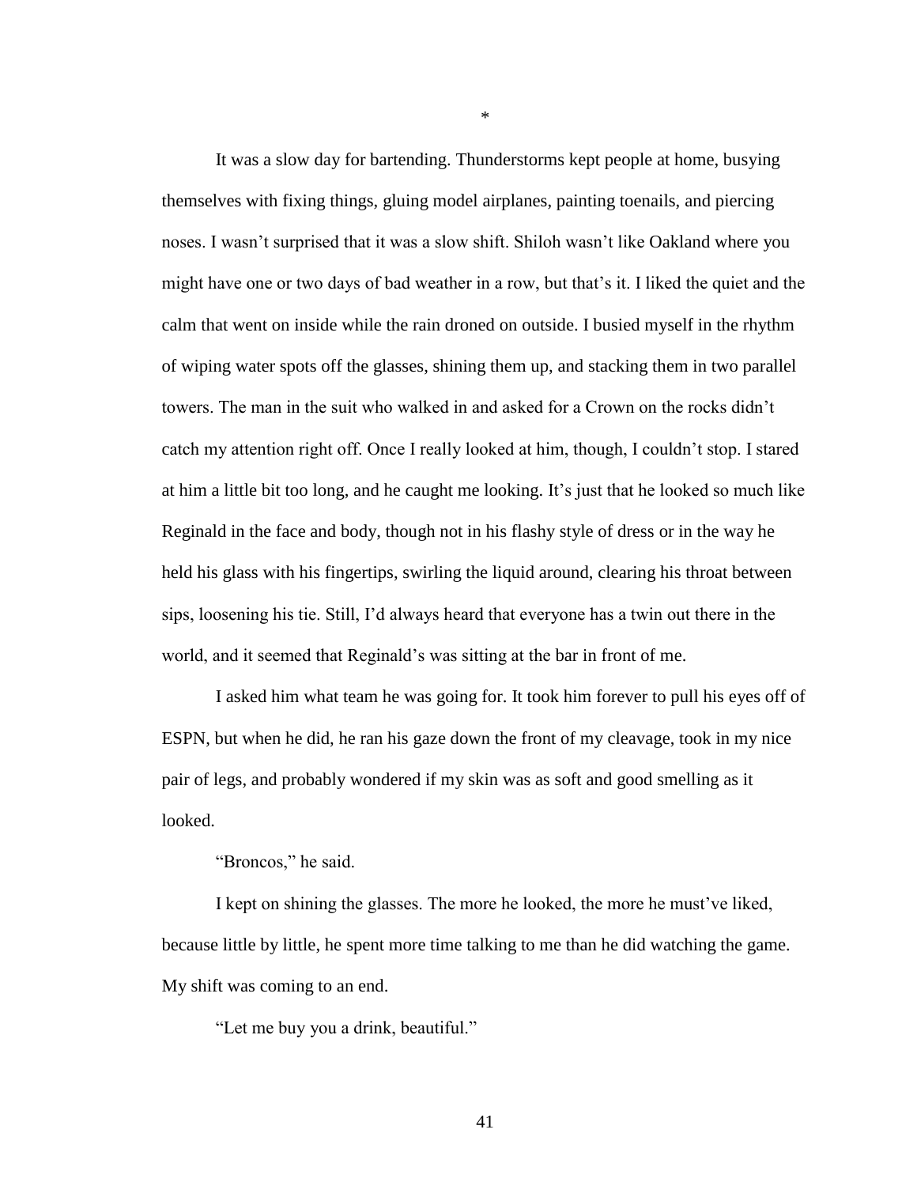*

It was a slow day for bartending. Thunderstorms kept people at home, busying themselves with fixing things, gluing model airplanes, painting toenails, and piercing noses. I wasn't surprised that it was a slow shift. Shiloh wasn't like Oakland where you might have one or two days of bad weather in a row, but that's it. I liked the quiet and the calm that went on inside while the rain droned on outside. I busied myself in the rhythm of wiping water spots off the glasses, shining them up, and stacking them in two parallel towers. The man in the suit who walked in and asked for a Crown on the rocks didn't catch my attention right off. Once I really looked at him, though, I couldn't stop. I stared at him a little bit too long, and he caught me looking. It's just that he looked so much like Reginald in the face and body, though not in his flashy style of dress or in the way he held his glass with his fingertips, swirling the liquid around, clearing his throat between sips, loosening his tie. Still, I'd always heard that everyone has a twin out there in the world, and it seemed that Reginald's was sitting at the bar in front of me.

I asked him what team he was going for. It took him forever to pull his eyes off of ESPN, but when he did, he ran his gaze down the front of my cleavage, took in my nice pair of legs, and probably wondered if my skin was as soft and good smelling as it looked.

"Broncos," he said.

I kept on shining the glasses. The more he looked, the more he must've liked, because little by little, he spent more time talking to me than he did watching the game. My shift was coming to an end.

"Let me buy you a drink, beautiful."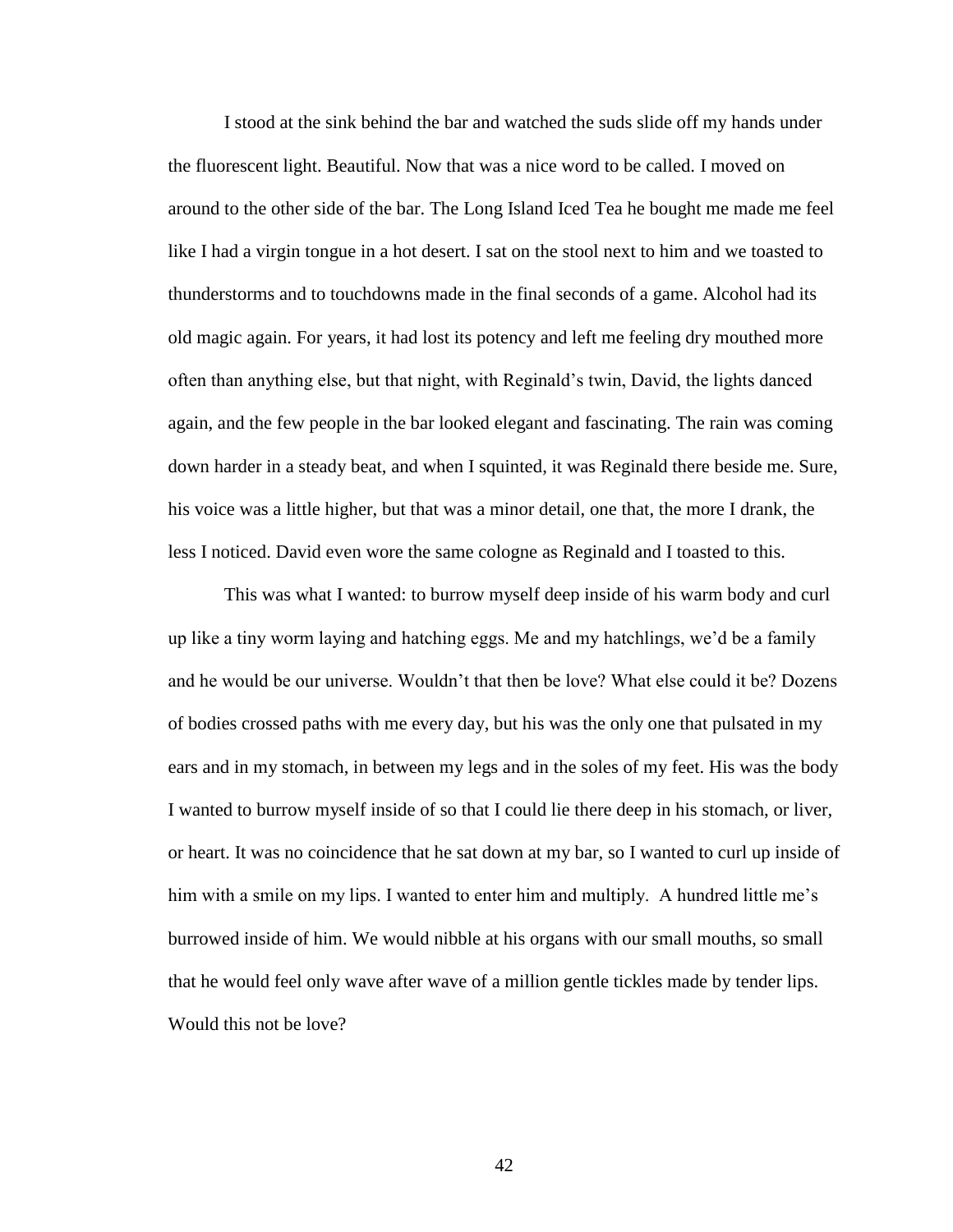I stood at the sink behind the bar and watched the suds slide off my hands under the fluorescent light. Beautiful. Now that was a nice word to be called. I moved on around to the other side of the bar. The Long Island Iced Tea he bought me made me feel like I had a virgin tongue in a hot desert. I sat on the stool next to him and we toasted to thunderstorms and to touchdowns made in the final seconds of a game. Alcohol had its old magic again. For years, it had lost its potency and left me feeling dry mouthed more often than anything else, but that night, with Reginald's twin, David, the lights danced again, and the few people in the bar looked elegant and fascinating. The rain was coming down harder in a steady beat, and when I squinted, it was Reginald there beside me. Sure, his voice was a little higher, but that was a minor detail, one that, the more I drank, the less I noticed. David even wore the same cologne as Reginald and I toasted to this.

This was what I wanted: to burrow myself deep inside of his warm body and curl up like a tiny worm laying and hatching eggs. Me and my hatchlings, we'd be a family and he would be our universe. Wouldn't that then be love? What else could it be? Dozens of bodies crossed paths with me every day, but his was the only one that pulsated in my ears and in my stomach, in between my legs and in the soles of my feet. His was the body I wanted to burrow myself inside of so that I could lie there deep in his stomach, or liver, or heart. It was no coincidence that he sat down at my bar, so I wanted to curl up inside of him with a smile on my lips. I wanted to enter him and multiply. A hundred little me's burrowed inside of him. We would nibble at his organs with our small mouths, so small that he would feel only wave after wave of a million gentle tickles made by tender lips. Would this not be love?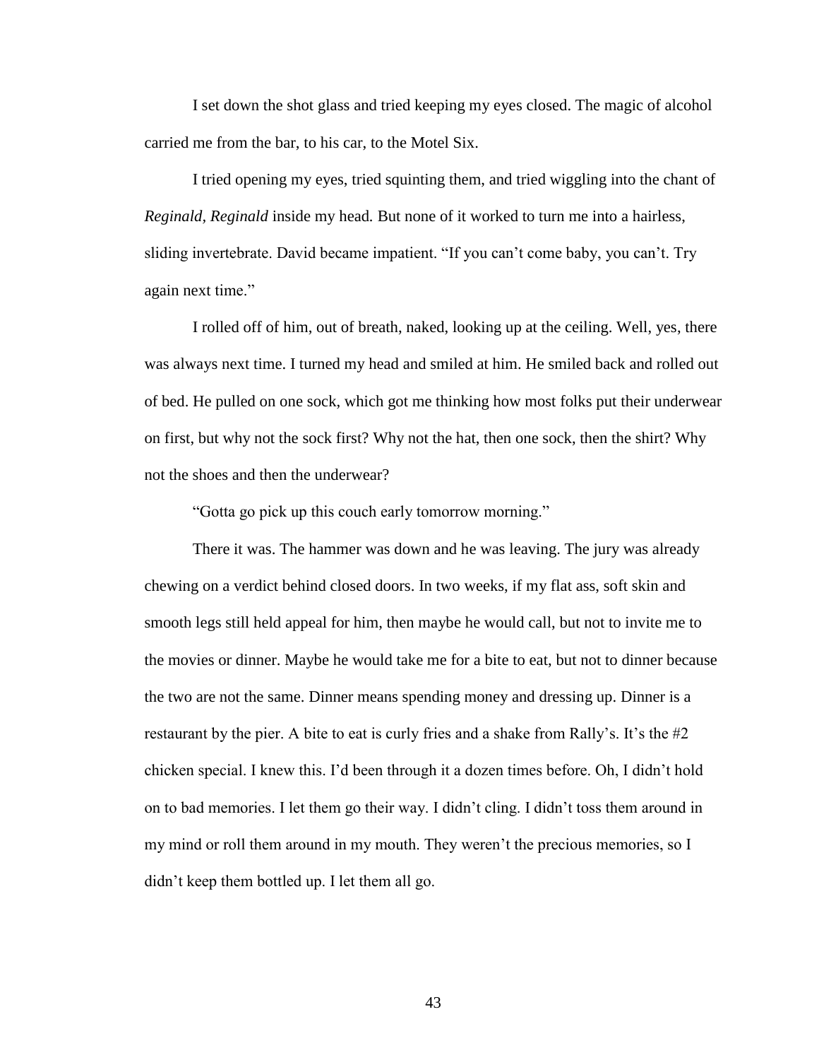I set down the shot glass and tried keeping my eyes closed. The magic of alcohol carried me from the bar, to his car, to the Motel Six.

I tried opening my eyes, tried squinting them, and tried wiggling into the chant of *Reginald, Reginald* inside my head. But none of it worked to turn me into a hairless, sliding invertebrate. David became impatient. "If you can't come baby, you can't. Try again next time."

I rolled off of him, out of breath, naked, looking up at the ceiling. Well, yes, there was always next time. I turned my head and smiled at him. He smiled back and rolled out of bed. He pulled on one sock, which got me thinking how most folks put their underwear on first, but why not the sock first? Why not the hat, then one sock, then the shirt? Why not the shoes and then the underwear?

"Gotta go pick up this couch early tomorrow morning."

There it was. The hammer was down and he was leaving. The jury was already chewing on a verdict behind closed doors. In two weeks, if my flat ass, soft skin and smooth legs still held appeal for him, then maybe he would call, but not to invite me to the movies or dinner. Maybe he would take me for a bite to eat, but not to dinner because the two are not the same. Dinner means spending money and dressing up. Dinner is a restaurant by the pier. A bite to eat is curly fries and a shake from Rally's. It's the #2 chicken special. I knew this. I'd been through it a dozen times before. Oh, I didn't hold on to bad memories. I let them go their way. I didn't cling. I didn't toss them around in my mind or roll them around in my mouth. They weren't the precious memories, so I didn't keep them bottled up. I let them all go.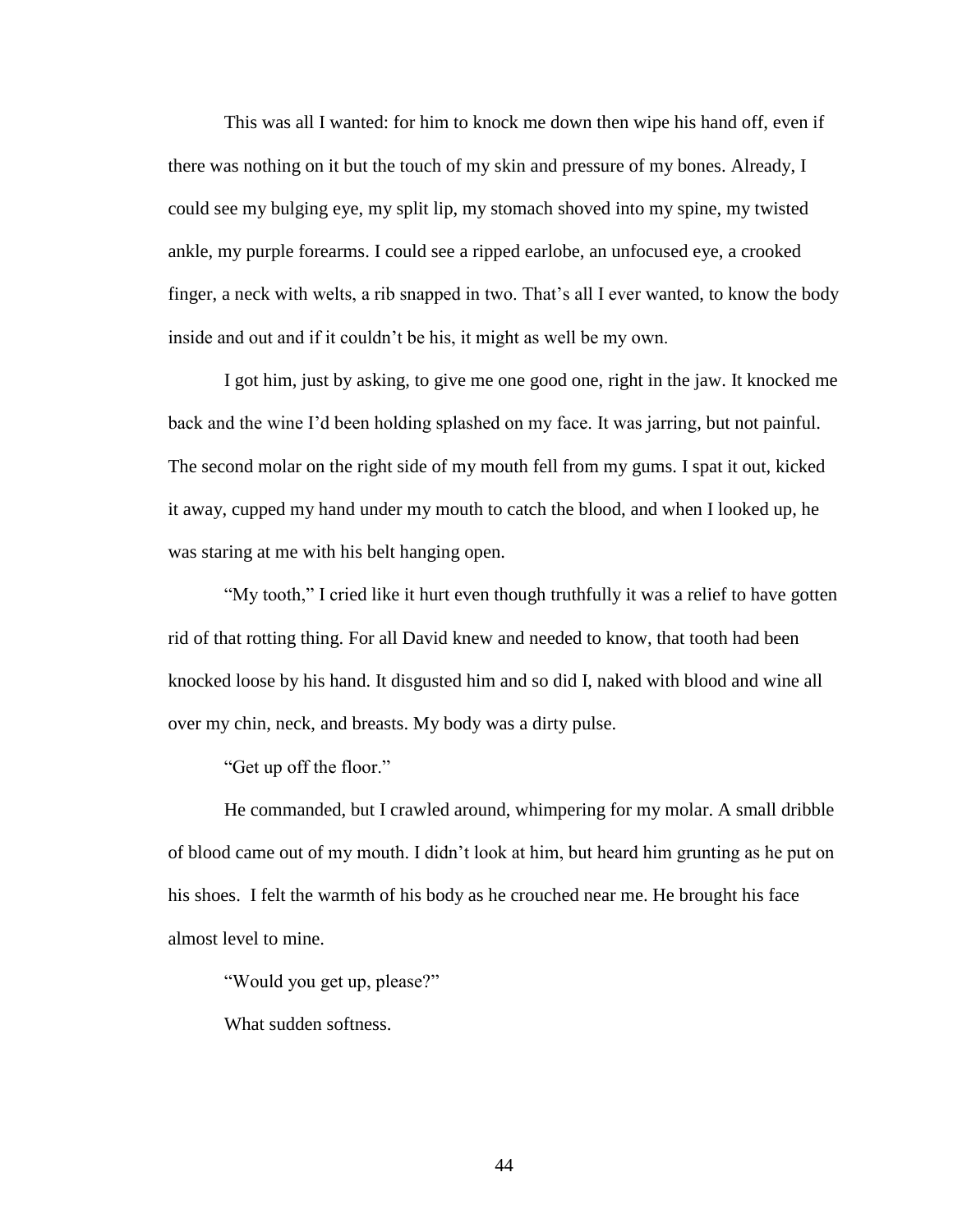This was all I wanted: for him to knock me down then wipe his hand off, even if there was nothing on it but the touch of my skin and pressure of my bones. Already, I could see my bulging eye, my split lip, my stomach shoved into my spine, my twisted ankle, my purple forearms. I could see a ripped earlobe, an unfocused eye, a crooked finger, a neck with welts, a rib snapped in two. That's all I ever wanted, to know the body inside and out and if it couldn't be his, it might as well be my own.

I got him, just by asking, to give me one good one, right in the jaw. It knocked me back and the wine I'd been holding splashed on my face. It was jarring, but not painful. The second molar on the right side of my mouth fell from my gums. I spat it out, kicked it away, cupped my hand under my mouth to catch the blood, and when I looked up, he was staring at me with his belt hanging open.

"My tooth," I cried like it hurt even though truthfully it was a relief to have gotten rid of that rotting thing. For all David knew and needed to know, that tooth had been knocked loose by his hand. It disgusted him and so did I, naked with blood and wine all over my chin, neck, and breasts. My body was a dirty pulse.

"Get up off the floor."

He commanded, but I crawled around, whimpering for my molar. A small dribble of blood came out of my mouth. I didn't look at him, but heard him grunting as he put on his shoes. I felt the warmth of his body as he crouched near me. He brought his face almost level to mine.

"Would you get up, please?"

What sudden softness.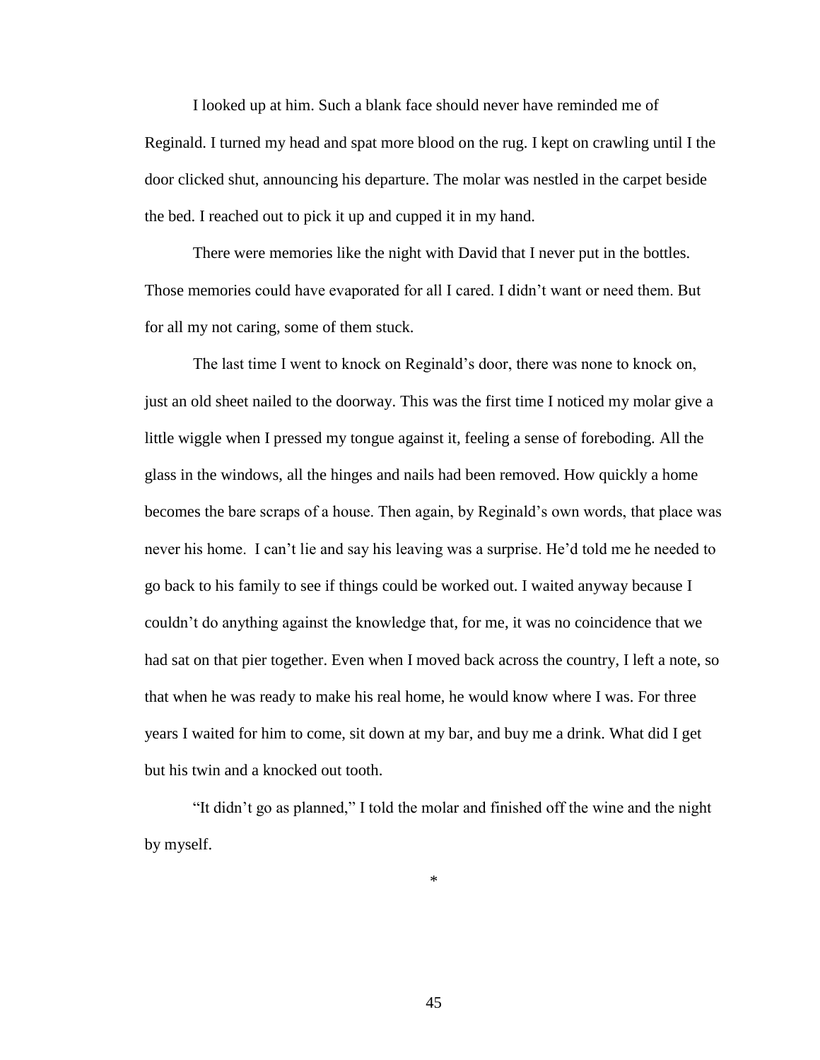I looked up at him. Such a blank face should never have reminded me of Reginald. I turned my head and spat more blood on the rug. I kept on crawling until I the door clicked shut, announcing his departure. The molar was nestled in the carpet beside the bed. I reached out to pick it up and cupped it in my hand.

There were memories like the night with David that I never put in the bottles. Those memories could have evaporated for all I cared. I didn't want or need them. But for all my not caring, some of them stuck.

The last time I went to knock on Reginald's door, there was none to knock on, just an old sheet nailed to the doorway. This was the first time I noticed my molar give a little wiggle when I pressed my tongue against it, feeling a sense of foreboding. All the glass in the windows, all the hinges and nails had been removed. How quickly a home becomes the bare scraps of a house. Then again, by Reginald's own words, that place was never his home. I can't lie and say his leaving was a surprise. He'd told me he needed to go back to his family to see if things could be worked out. I waited anyway because I couldn't do anything against the knowledge that, for me, it was no coincidence that we had sat on that pier together. Even when I moved back across the country, I left a note, so that when he was ready to make his real home, he would know where I was. For three years I waited for him to come, sit down at my bar, and buy me a drink. What did I get but his twin and a knocked out tooth.

"It didn't go as planned," I told the molar and finished off the wine and the night by myself.

*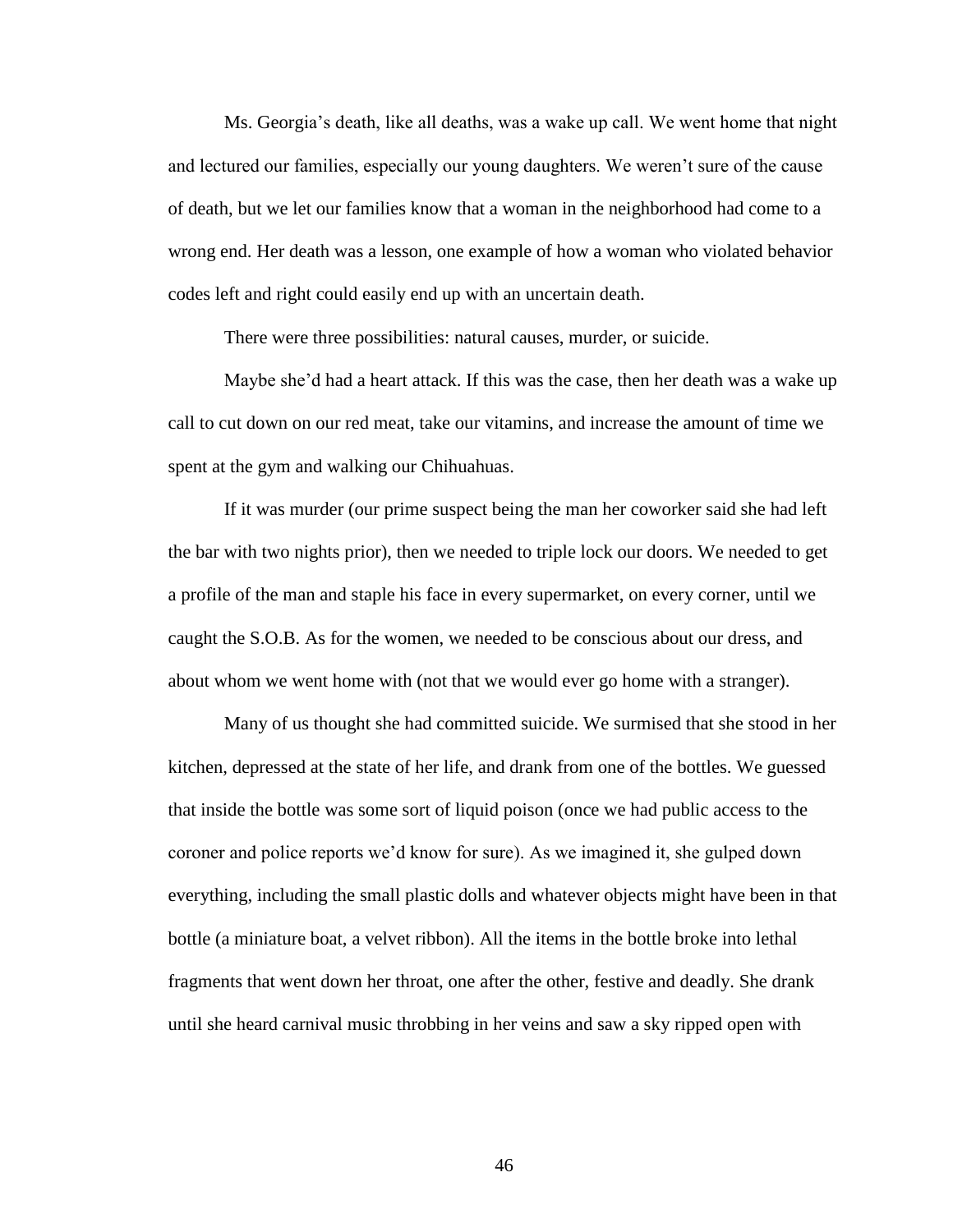Ms. Georgia's death, like all deaths, was a wake up call. We went home that night and lectured our families, especially our young daughters. We weren't sure of the cause of death, but we let our families know that a woman in the neighborhood had come to a wrong end. Her death was a lesson, one example of how a woman who violated behavior codes left and right could easily end up with an uncertain death.

There were three possibilities: natural causes, murder, or suicide.

Maybe she'd had a heart attack. If this was the case, then her death was a wake up call to cut down on our red meat, take our vitamins, and increase the amount of time we spent at the gym and walking our Chihuahuas.

If it was murder (our prime suspect being the man her coworker said she had left the bar with two nights prior), then we needed to triple lock our doors. We needed to get a profile of the man and staple his face in every supermarket, on every corner, until we caught the S.O.B. As for the women, we needed to be conscious about our dress, and about whom we went home with (not that we would ever go home with a stranger).

Many of us thought she had committed suicide. We surmised that she stood in her kitchen, depressed at the state of her life, and drank from one of the bottles. We guessed that inside the bottle was some sort of liquid poison (once we had public access to the coroner and police reports we'd know for sure). As we imagined it, she gulped down everything, including the small plastic dolls and whatever objects might have been in that bottle (a miniature boat, a velvet ribbon). All the items in the bottle broke into lethal fragments that went down her throat, one after the other, festive and deadly. She drank until she heard carnival music throbbing in her veins and saw a sky ripped open with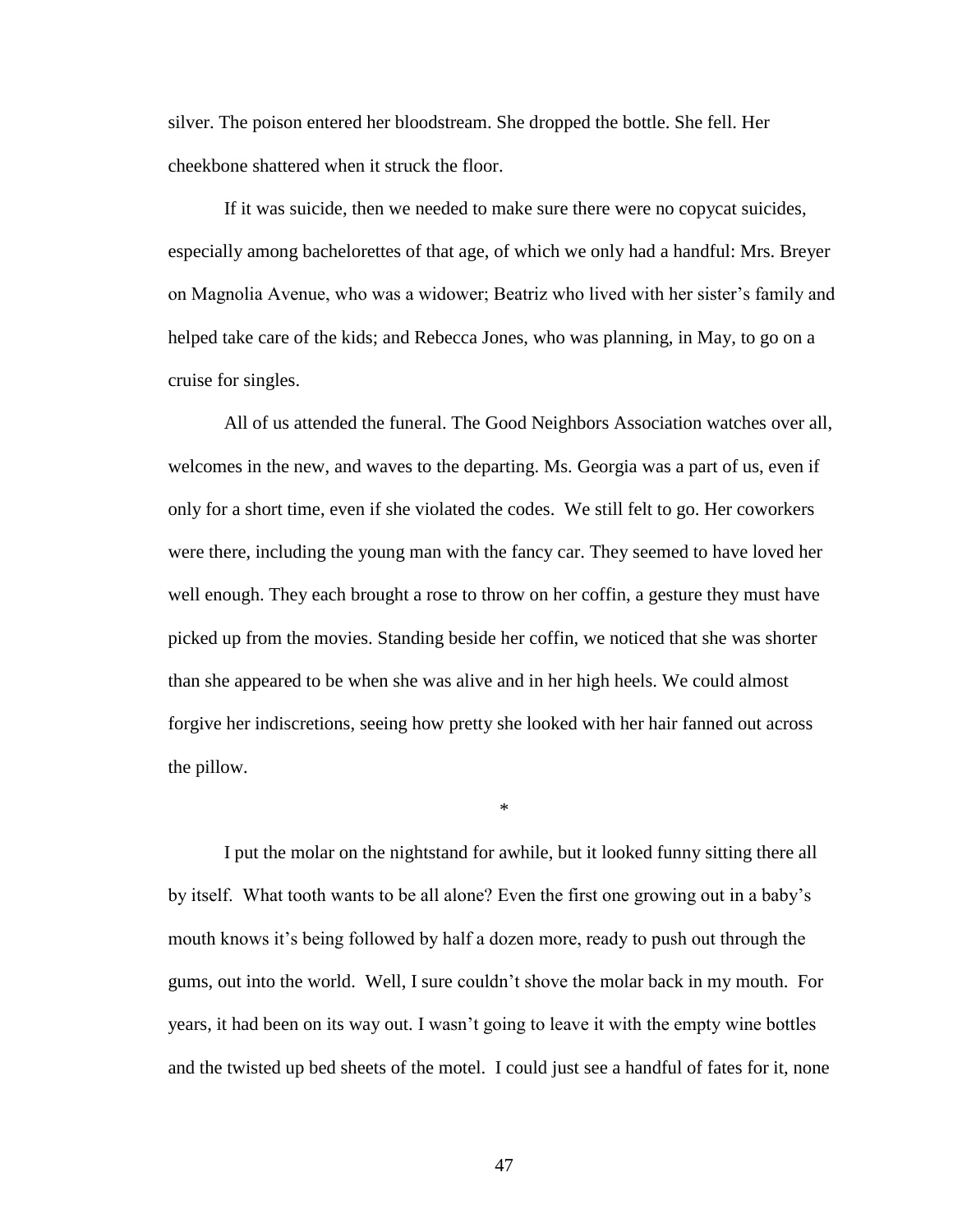silver. The poison entered her bloodstream. She dropped the bottle. She fell. Her cheekbone shattered when it struck the floor.

If it was suicide, then we needed to make sure there were no copycat suicides, especially among bachelorettes of that age, of which we only had a handful: Mrs. Breyer on Magnolia Avenue, who was a widower; Beatriz who lived with her sister's family and helped take care of the kids; and Rebecca Jones, who was planning, in May, to go on a cruise for singles.

All of us attended the funeral. The Good Neighbors Association watches over all, welcomes in the new, and waves to the departing. Ms. Georgia was a part of us, even if only for a short time, even if she violated the codes. We still felt to go. Her coworkers were there, including the young man with the fancy car. They seemed to have loved her well enough. They each brought a rose to throw on her coffin, a gesture they must have picked up from the movies. Standing beside her coffin, we noticed that she was shorter than she appeared to be when she was alive and in her high heels. We could almost forgive her indiscretions, seeing how pretty she looked with her hair fanned out across the pillow.

*

I put the molar on the nightstand for awhile, but it looked funny sitting there all by itself. What tooth wants to be all alone? Even the first one growing out in a baby's mouth knows it's being followed by half a dozen more, ready to push out through the gums, out into the world. Well, I sure couldn't shove the molar back in my mouth. For years, it had been on its way out. I wasn't going to leave it with the empty wine bottles and the twisted up bed sheets of the motel. I could just see a handful of fates for it, none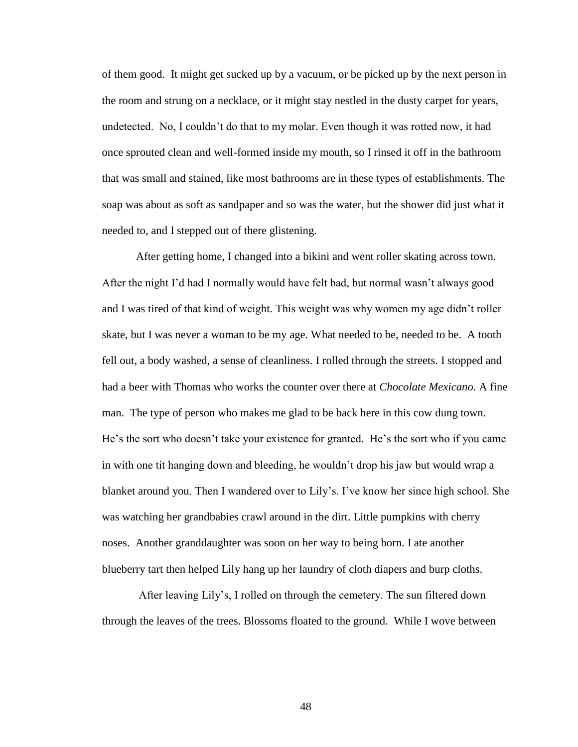of them good. It might get sucked up by a vacuum, or be picked up by the next person in the room and strung on a necklace, or it might stay nestled in the dusty carpet for years, undetected. No, I couldn't do that to my molar. Even though it was rotted now, it had once sprouted clean and well-formed inside my mouth, so I rinsed it off in the bathroom that was small and stained, like most bathrooms are in these types of establishments. The soap was about as soft as sandpaper and so was the water, but the shower did just what it needed to, and I stepped out of there glistening.

After getting home, I changed into a bikini and went roller skating across town. After the night I'd had I normally would have felt bad, but normal wasn't always good and I was tired of that kind of weight. This weight was why women my age didn't roller skate, but I was never a woman to be my age. What needed to be, needed to be. A tooth fell out, a body washed, a sense of cleanliness. I rolled through the streets. I stopped and had a beer with Thomas who works the counter over there at *Chocolate Mexicano.* A fine man. The type of person who makes me glad to be back here in this cow dung town. He's the sort who doesn't take your existence for granted. He's the sort who if you came in with one tit hanging down and bleeding, he wouldn't drop his jaw but would wrap a blanket around you. Then I wandered over to Lily's. I've know her since high school. She was watching her grandbabies crawl around in the dirt. Little pumpkins with cherry noses. Another granddaughter was soon on her way to being born. I ate another blueberry tart then helped Lily hang up her laundry of cloth diapers and burp cloths.

After leaving Lily's, I rolled on through the cemetery. The sun filtered down through the leaves of the trees. Blossoms floated to the ground. While I wove between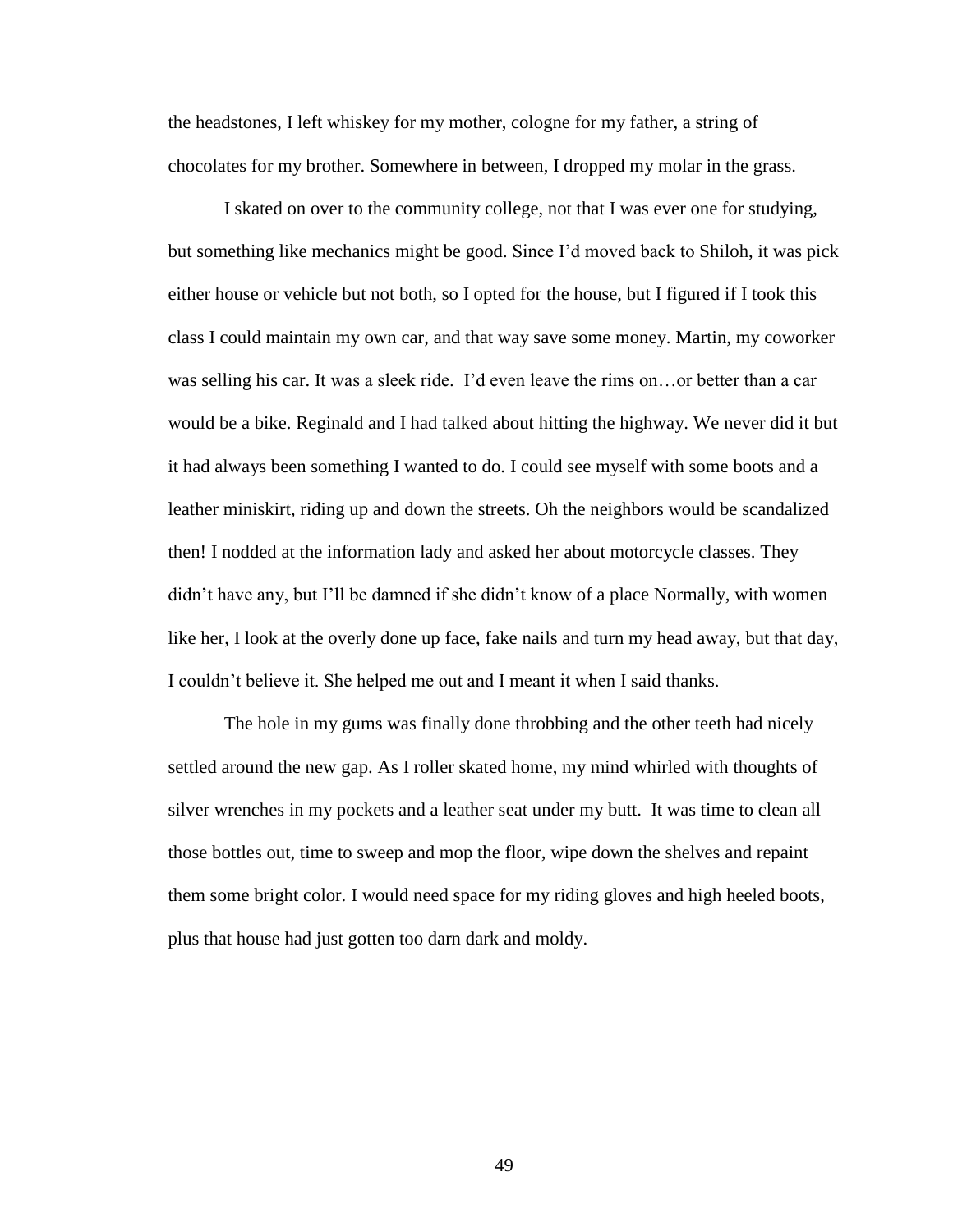the headstones, I left whiskey for my mother, cologne for my father, a string of chocolates for my brother. Somewhere in between, I dropped my molar in the grass.

I skated on over to the community college, not that I was ever one for studying, but something like mechanics might be good. Since I'd moved back to Shiloh, it was pick either house or vehicle but not both, so I opted for the house, but I figured if I took this class I could maintain my own car, and that way save some money. Martin, my coworker was selling his car. It was a sleek ride. I'd even leave the rims on…or better than a car would be a bike. Reginald and I had talked about hitting the highway. We never did it but it had always been something I wanted to do. I could see myself with some boots and a leather miniskirt, riding up and down the streets. Oh the neighbors would be scandalized then! I nodded at the information lady and asked her about motorcycle classes. They didn't have any, but I'll be damned if she didn't know of a place Normally, with women like her, I look at the overly done up face, fake nails and turn my head away, but that day, I couldn't believe it. She helped me out and I meant it when I said thanks.

The hole in my gums was finally done throbbing and the other teeth had nicely settled around the new gap. As I roller skated home, my mind whirled with thoughts of silver wrenches in my pockets and a leather seat under my butt. It was time to clean all those bottles out, time to sweep and mop the floor, wipe down the shelves and repaint them some bright color. I would need space for my riding gloves and high heeled boots, plus that house had just gotten too darn dark and moldy.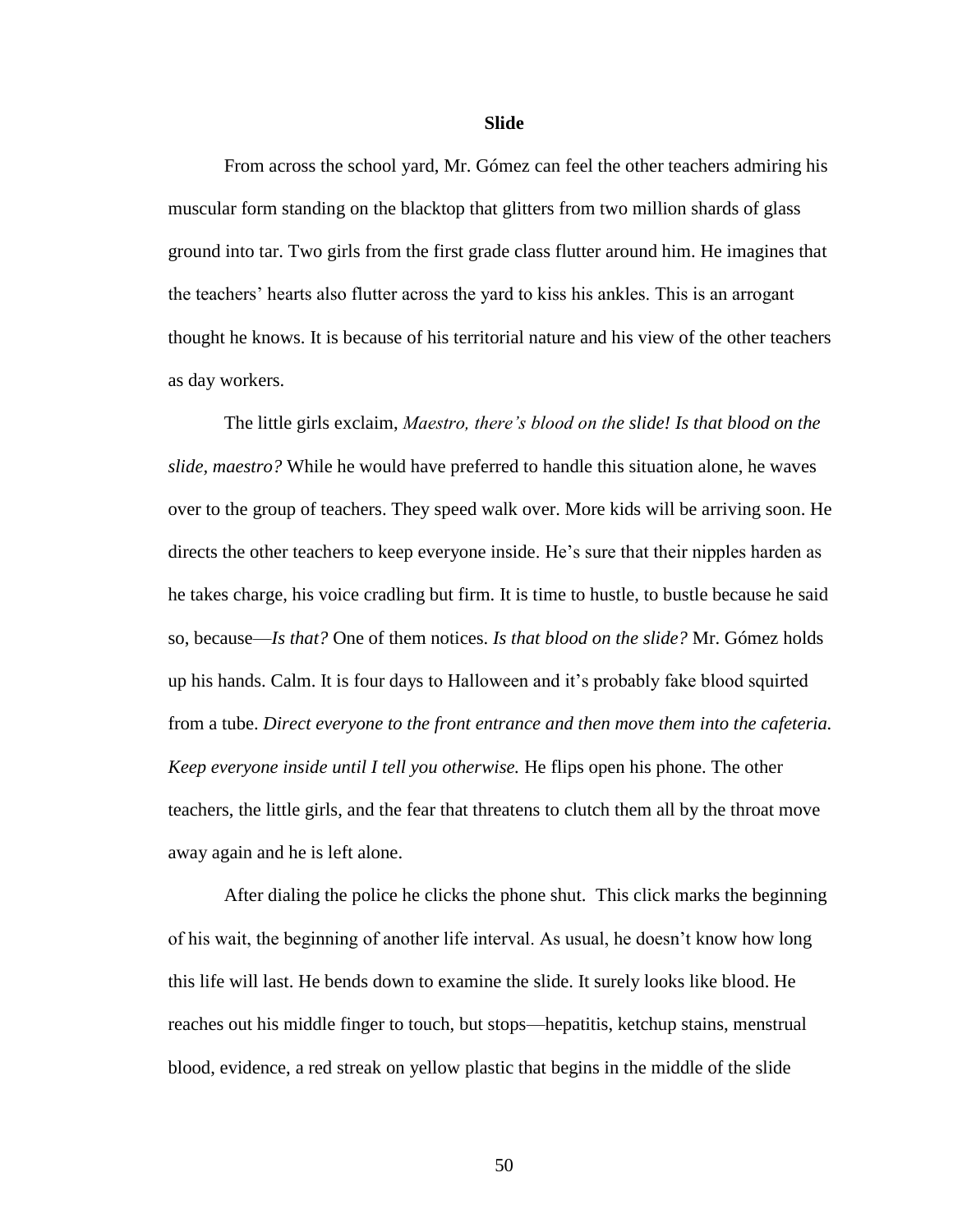## Slide

From across the school yard, Mr. Gómez can feel the other teachers admiring his muscular form standing on the blacktop that glitters from two million shards of glass ground into tar. Two girls from the first grade class flutter around him. He imagines that the teachers' hearts also flutter across the yard to kiss his ankles. This is an arrogant thought he knows. It is because of his territorial nature and his view of the other teachers as day workers.

The little girls exclaim, *Maestro, there's blood on the slide! Is that blood on the slide, maestro?* While he would have preferred to handle this situation alone, he waves over to the group of teachers. They speed walk over. More kids will be arriving soon. He directs the other teachers to keep everyone inside. He's sure that their nipples harden as he takes charge, his voice cradling but firm. It is time to hustle, to bustle because he said so, because—*Is that?* One of them notices. *Is that blood on the slide?* Mr. Gómez holds up his hands. Calm. It is four days to Halloween and it's probably fake blood squirted from a tube. *Direct everyone to the front entrance and then move them into the cafeteria. Keep everyone inside until I tell you otherwise.* He flips open his phone. The other teachers, the little girls, and the fear that threatens to clutch them all by the throat move away again and he is left alone.

After dialing the police he clicks the phone shut. This click marks the beginning of his wait, the beginning of another life interval. As usual, he doesn't know how long this life will last. He bends down to examine the slide. It surely looks like blood. He reaches out his middle finger to touch, but stops—hepatitis, ketchup stains, menstrual blood, evidence, a red streak on yellow plastic that begins in the middle of the slide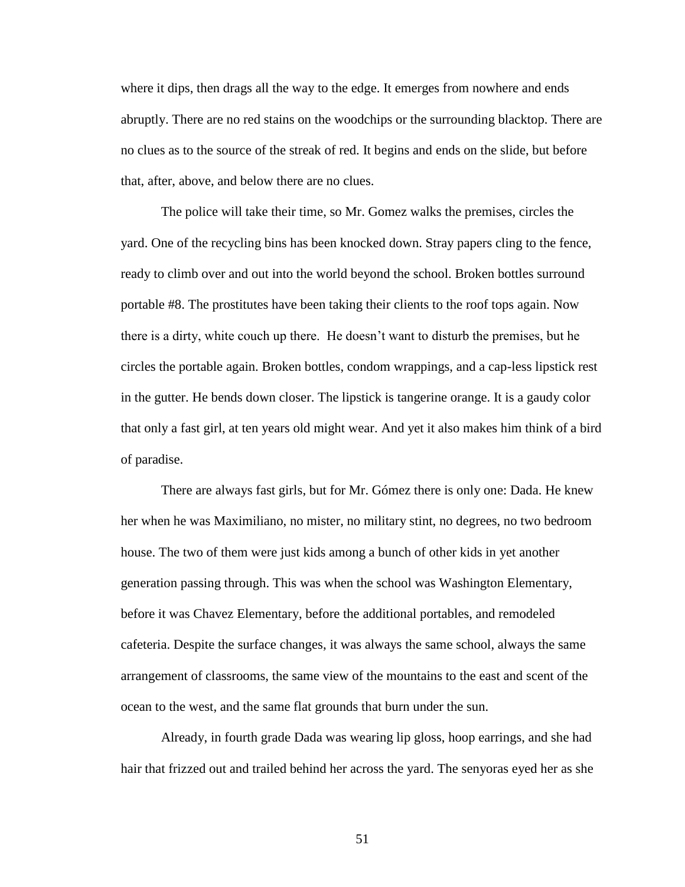where it dips, then drags all the way to the edge. It emerges from nowhere and ends abruptly. There are no red stains on the woodchips or the surrounding blacktop. There are no clues as to the source of the streak of red. It begins and ends on the slide, but before that, after, above, and below there are no clues.

The police will take their time, so Mr. Gomez walks the premises, circles the yard. One of the recycling bins has been knocked down. Stray papers cling to the fence, ready to climb over and out into the world beyond the school. Broken bottles surround portable #8. The prostitutes have been taking their clients to the roof tops again. Now there is a dirty, white couch up there.  He doesn't want to disturb the premises, but he circles the portable again. Broken bottles, condom wrappings, and a cap-less lipstick rest in the gutter. He bends down closer. The lipstick is tangerine orange. It is a gaudy color that only a fast girl, at ten years old might wear. And yet it also makes him think of a bird of paradise.

There are always fast girls, but for Mr. Gómez there is only one: Dada. He knew her when he was Maximiliano, no mister, no military stint, no degrees, no two bedroom house. The two of them were just kids among a bunch of other kids in yet another generation passing through. This was when the school was Washington Elementary, before it was Chavez Elementary, before the additional portables, and remodeled cafeteria. Despite the surface changes, it was always the same school, always the same arrangement of classrooms, the same view of the mountains to the east and scent of the ocean to the west, and the same flat grounds that burn under the sun.

Already, in fourth grade Dada was wearing lip gloss, hoop earrings, and she had hair that frizzed out and trailed behind her across the yard. The senyoras eyed her as she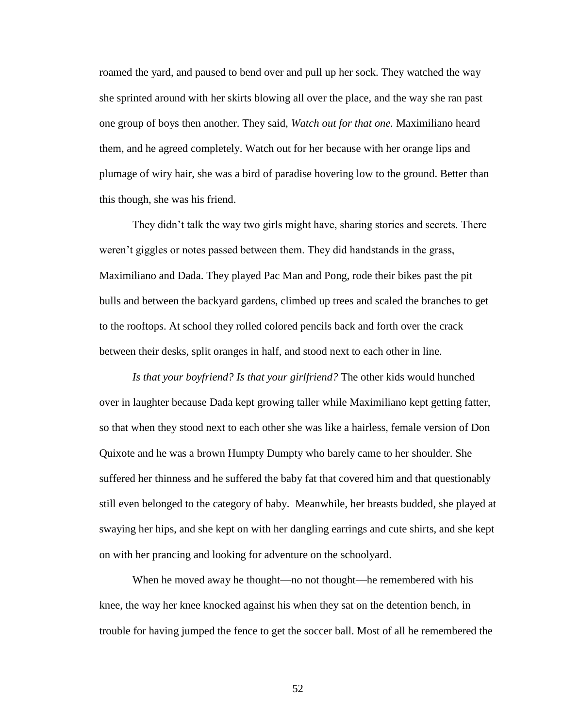roamed the yard, and paused to bend over and pull up her sock. They watched the way she sprinted around with her skirts blowing all over the place, and the way she ran past one group of boys then another. They said, *Watch out for that one.* Maximiliano heard them, and he agreed completely. Watch out for her because with her orange lips and plumage of wiry hair, she was a bird of paradise hovering low to the ground. Better than this though, she was his friend.

They didn't talk the way two girls might have, sharing stories and secrets. There weren't giggles or notes passed between them. They did handstands in the grass, Maximiliano and Dada. They played Pac Man and Pong, rode their bikes past the pit bulls and between the backyard gardens, climbed up trees and scaled the branches to get to the rooftops. At school they rolled colored pencils back and forth over the crack between their desks, split oranges in half, and stood next to each other in line.

*Is that your boyfriend? Is that your girlfriend?* The other kids would hunched over in laughter because Dada kept growing taller while Maximiliano kept getting fatter, so that when they stood next to each other she was like a hairless, female version of Don Quixote and he was a brown Humpty Dumpty who barely came to her shoulder. She suffered her thinness and he suffered the baby fat that covered him and that questionably still even belonged to the category of baby. Meanwhile, her breasts budded, she played at swaying her hips, and she kept on with her dangling earrings and cute shirts, and she kept on with her prancing and looking for adventure on the schoolyard.

When he moved away he thought—no not thought—he remembered with his knee, the way her knee knocked against his when they sat on the detention bench, in trouble for having jumped the fence to get the soccer ball. Most of all he remembered the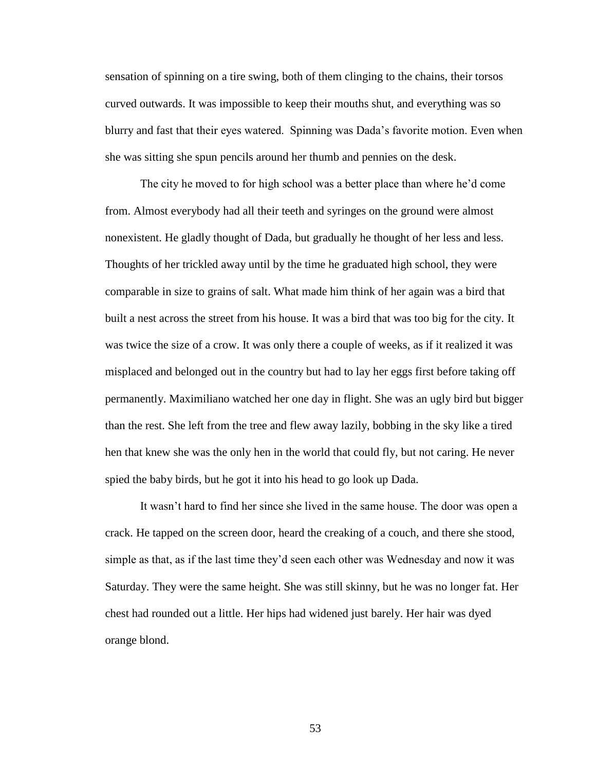sensation of spinning on a tire swing, both of them clinging to the chains, their torsos curved outwards. It was impossible to keep their mouths shut, and everything was so blurry and fast that their eyes watered. Spinning was Dada's favorite motion. Even when she was sitting she spun pencils around her thumb and pennies on the desk.

The city he moved to for high school was a better place than where he'd come from. Almost everybody had all their teeth and syringes on the ground were almost nonexistent. He gladly thought of Dada, but gradually he thought of her less and less. Thoughts of her trickled away until by the time he graduated high school, they were comparable in size to grains of salt. What made him think of her again was a bird that built a nest across the street from his house. It was a bird that was too big for the city. It was twice the size of a crow. It was only there a couple of weeks, as if it realized it was misplaced and belonged out in the country but had to lay her eggs first before taking off permanently. Maximiliano watched her one day in flight. She was an ugly bird but bigger than the rest. She left from the tree and flew away lazily, bobbing in the sky like a tired hen that knew she was the only hen in the world that could fly, but not caring. He never spied the baby birds, but he got it into his head to go look up Dada.

It wasn't hard to find her since she lived in the same house. The door was open a crack. He tapped on the screen door, heard the creaking of a couch, and there she stood, simple as that, as if the last time they'd seen each other was Wednesday and now it was Saturday. They were the same height. She was still skinny, but he was no longer fat. Her chest had rounded out a little. Her hips had widened just barely. Her hair was dyed orange blond.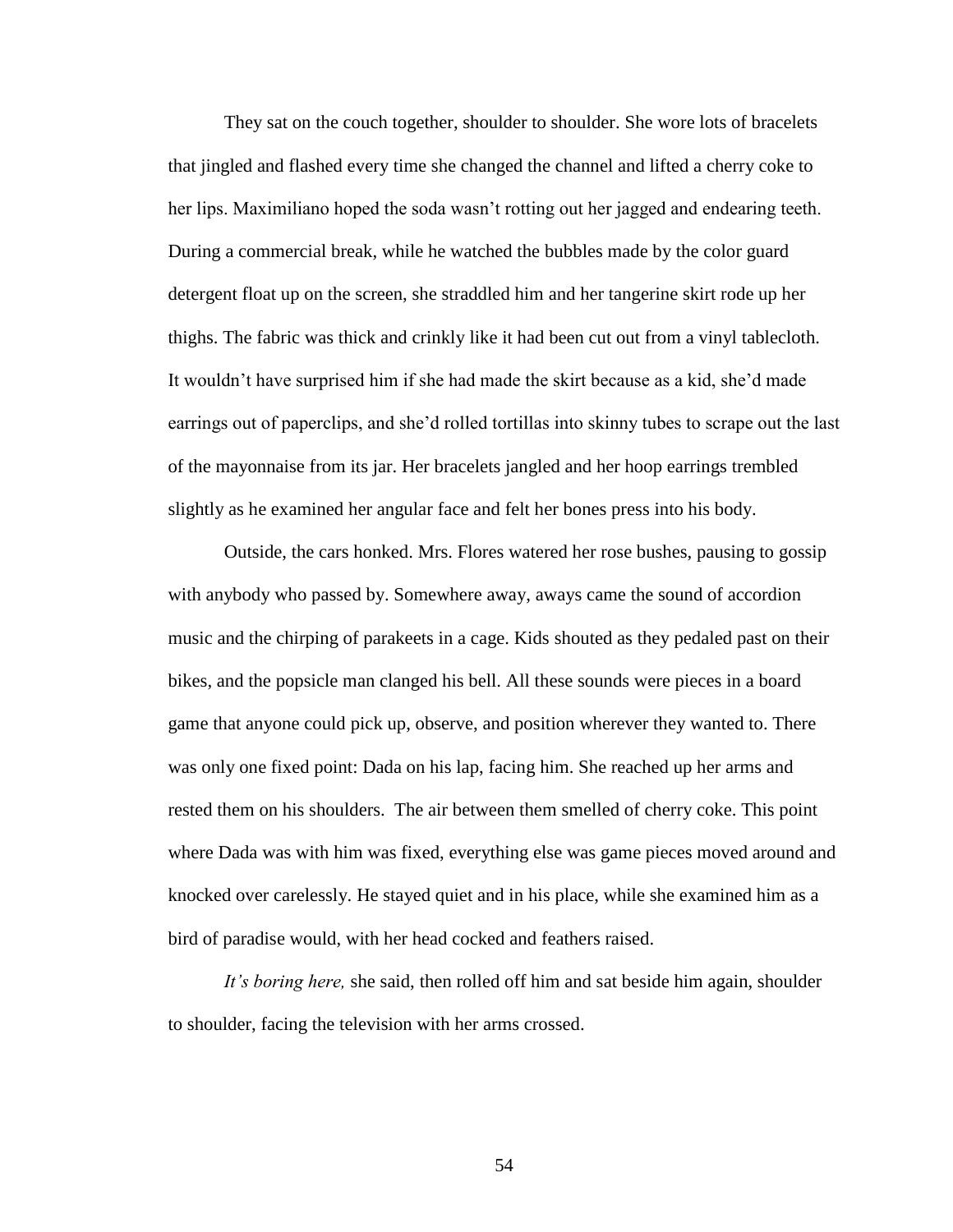They sat on the couch together, shoulder to shoulder. She wore lots of bracelets that jingled and flashed every time she changed the channel and lifted a cherry coke to her lips. Maximiliano hoped the soda wasn't rotting out her jagged and endearing teeth. During a commercial break, while he watched the bubbles made by the color guard detergent float up on the screen, she straddled him and her tangerine skirt rode up her thighs. The fabric was thick and crinkly like it had been cut out from a vinyl tablecloth. It wouldn't have surprised him if she had made the skirt because as a kid, she'd made earrings out of paperclips, and she'd rolled tortillas into skinny tubes to scrape out the last of the mayonnaise from its jar. Her bracelets jangled and her hoop earrings trembled slightly as he examined her angular face and felt her bones press into his body.

Outside, the cars honked. Mrs. Flores watered her rose bushes, pausing to gossip with anybody who passed by. Somewhere away, aways came the sound of accordion music and the chirping of parakeets in a cage. Kids shouted as they pedaled past on their bikes, and the popsicle man clanged his bell. All these sounds were pieces in a board game that anyone could pick up, observe, and position wherever they wanted to. There was only one fixed point: Dada on his lap, facing him. She reached up her arms and rested them on his shoulders. The air between them smelled of cherry coke. This point where Dada was with him was fixed, everything else was game pieces moved around and knocked over carelessly. He stayed quiet and in his place, while she examined him as a bird of paradise would, with her head cocked and feathers raised.

*It's boring here,* she said, then rolled off him and sat beside him again, shoulder to shoulder, facing the television with her arms crossed.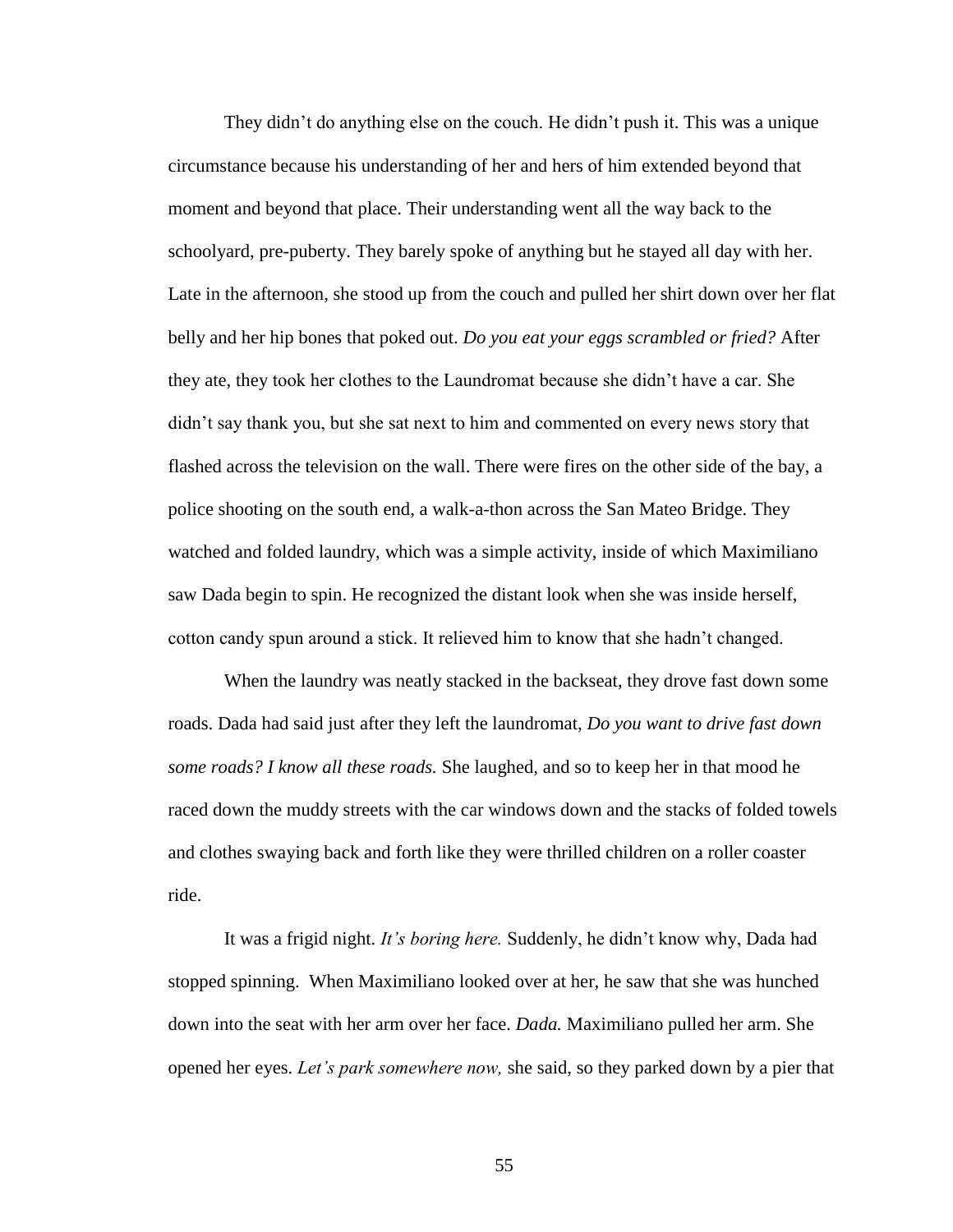They didn't do anything else on the couch. He didn't push it. This was a unique circumstance because his understanding of her and hers of him extended beyond that moment and beyond that place. Their understanding went all the way back to the schoolyard, pre-puberty. They barely spoke of anything but he stayed all day with her. Late in the afternoon, she stood up from the couch and pulled her shirt down over her flat belly and her hip bones that poked out. *Do you eat your eggs scrambled or fried?* After they ate, they took her clothes to the Laundromat because she didn't have a car. She didn't say thank you, but she sat next to him and commented on every news story that flashed across the television on the wall. There were fires on the other side of the bay, a police shooting on the south end, a walk-a-thon across the San Mateo Bridge. They watched and folded laundry, which was a simple activity, inside of which Maximiliano saw Dada begin to spin. He recognized the distant look when she was inside herself, cotton candy spun around a stick. It relieved him to know that she hadn't changed.

When the laundry was neatly stacked in the backseat, they drove fast down some roads. Dada had said just after they left the laundromat, *Do you want to drive fast down some roads? I know all these roads.* She laughed, and so to keep her in that mood he raced down the muddy streets with the car windows down and the stacks of folded towels and clothes swaying back and forth like they were thrilled children on a roller coaster ride.

It was a frigid night. *It's boring here.* Suddenly, he didn't know why, Dada had stopped spinning. When Maximiliano looked over at her, he saw that she was hunched down into the seat with her arm over her face. *Dada.* Maximiliano pulled her arm. She opened her eyes. *Let's park somewhere now,* she said, so they parked down by a pier that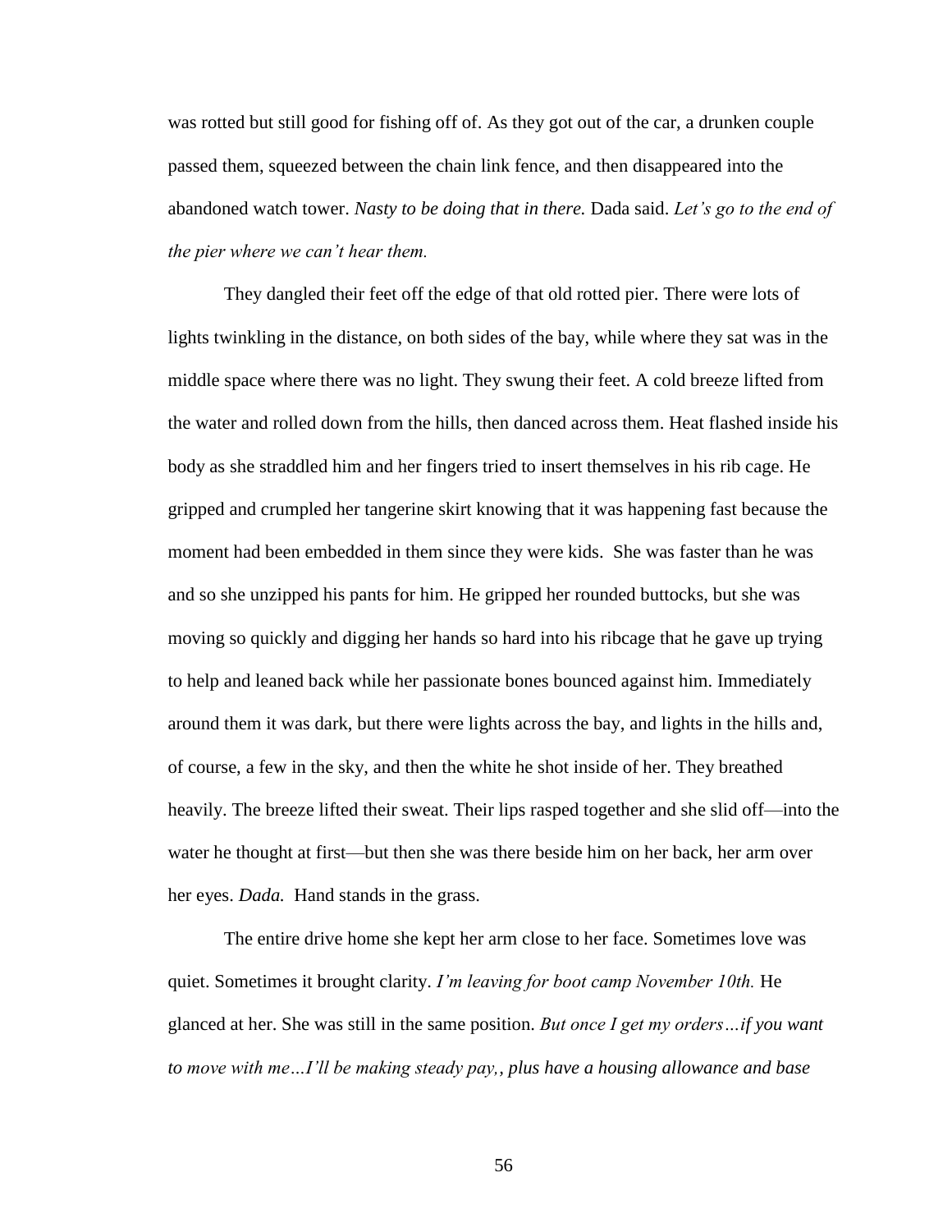was rotted but still good for fishing off of. As they got out of the car, a drunken couple passed them, squeezed between the chain link fence, and then disappeared into the abandoned watch tower. *Nasty to be doing that in there.* Dada said. *Let's go to the end of the pier where we can't hear them.*

They dangled their feet off the edge of that old rotted pier. There were lots of lights twinkling in the distance, on both sides of the bay, while where they sat was in the middle space where there was no light. They swung their feet. A cold breeze lifted from the water and rolled down from the hills, then danced across them. Heat flashed inside his body as she straddled him and her fingers tried to insert themselves in his rib cage. He gripped and crumpled her tangerine skirt knowing that it was happening fast because the moment had been embedded in them since they were kids. She was faster than he was and so she unzipped his pants for him. He gripped her rounded buttocks, but she was moving so quickly and digging her hands so hard into his ribcage that he gave up trying to help and leaned back while her passionate bones bounced against him. Immediately around them it was dark, but there were lights across the bay, and lights in the hills and, of course, a few in the sky, and then the white he shot inside of her. They breathed heavily. The breeze lifted their sweat. Their lips rasped together and she slid off—into the water he thought at first—but then she was there beside him on her back, her arm over her eyes. *Dada.* Hand stands in the grass.

The entire drive home she kept her arm close to her face. Sometimes love was quiet. Sometimes it brought clarity. *I'm leaving for boot camp November 10th.* He glanced at her. She was still in the same position. *But once I get my orders…if you want to move with me…I'll be making steady pay,, plus have a housing allowance and base*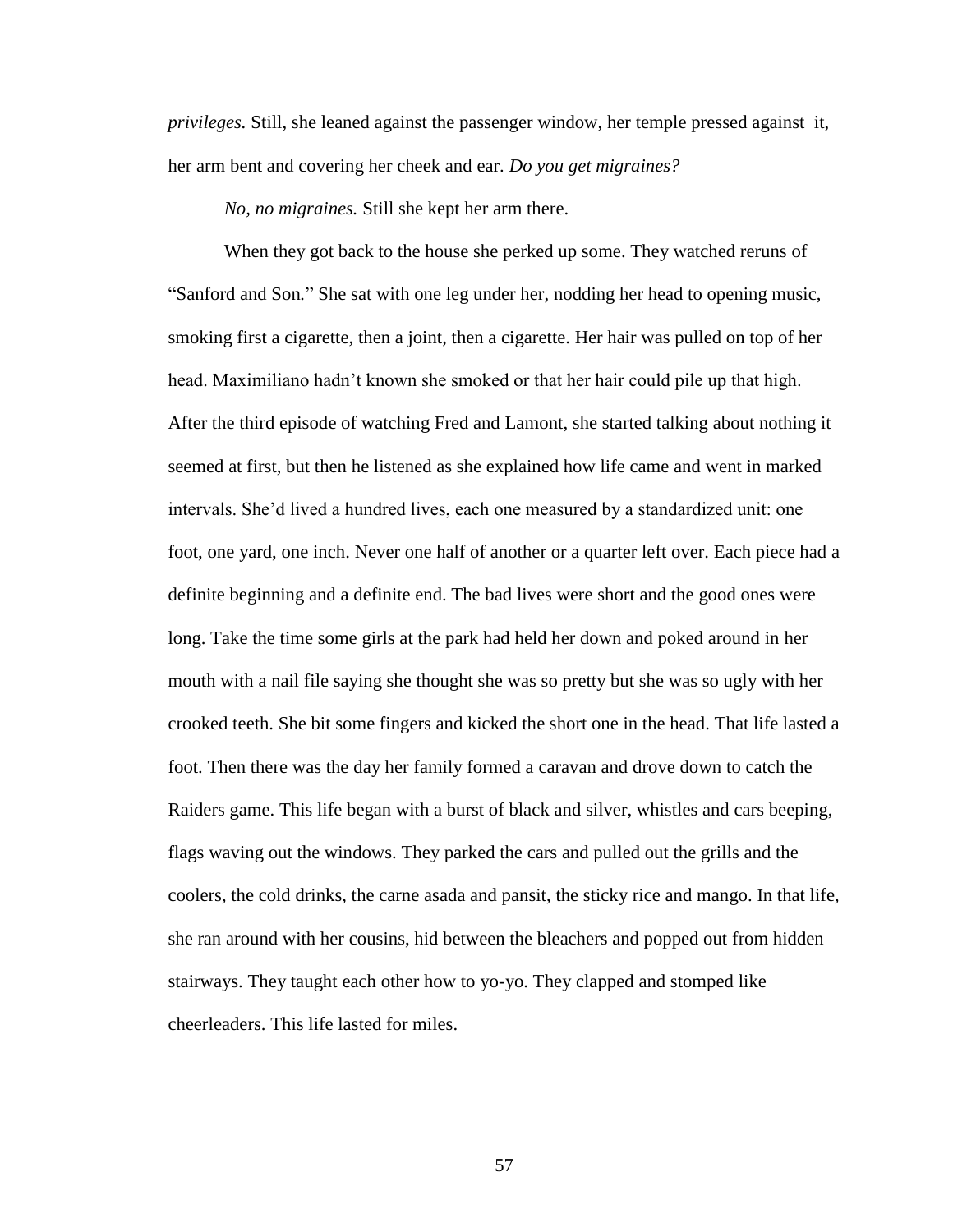*privileges.* Still, she leaned against the passenger window, her temple pressed against it, her arm bent and covering her cheek and ear. *Do you get migraines?*

*No, no migraines.* Still she kept her arm there.

When they got back to the house she perked up some. They watched reruns of "Sanford and Son." She sat with one leg under her, nodding her head to opening music, smoking first a cigarette, then a joint, then a cigarette. Her hair was pulled on top of her head. Maximiliano hadn't known she smoked or that her hair could pile up that high. After the third episode of watching Fred and Lamont, she started talking about nothing it seemed at first, but then he listened as she explained how life came and went in marked intervals. She'd lived a hundred lives, each one measured by a standardized unit: one foot, one yard, one inch. Never one half of another or a quarter left over. Each piece had a definite beginning and a definite end. The bad lives were short and the good ones were long. Take the time some girls at the park had held her down and poked around in her mouth with a nail file saying she thought she was so pretty but she was so ugly with her crooked teeth. She bit some fingers and kicked the short one in the head. That life lasted a foot. Then there was the day her family formed a caravan and drove down to catch the Raiders game. This life began with a burst of black and silver, whistles and cars beeping, flags waving out the windows. They parked the cars and pulled out the grills and the coolers, the cold drinks, the carne asada and pansit, the sticky rice and mango. In that life, she ran around with her cousins, hid between the bleachers and popped out from hidden stairways. They taught each other how to yo-yo. They clapped and stomped like cheerleaders. This life lasted for miles.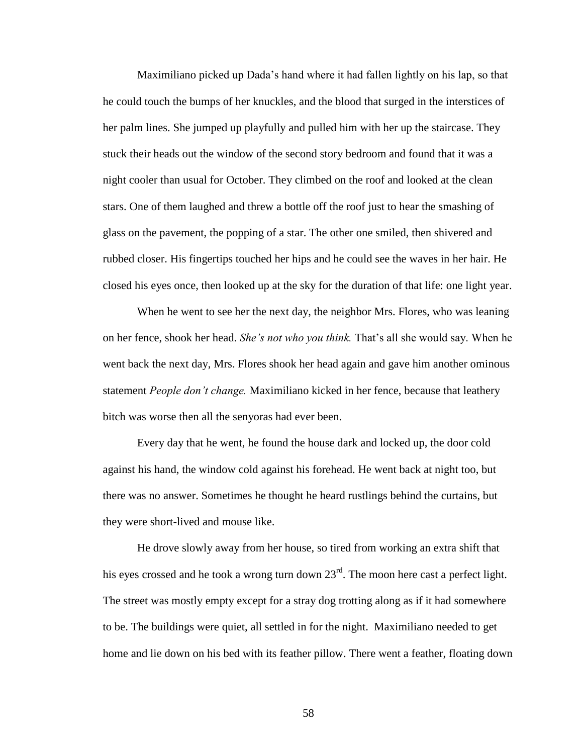Maximiliano picked up Dada's hand where it had fallen lightly on his lap, so that he could touch the bumps of her knuckles, and the blood that surged in the interstices of her palm lines. She jumped up playfully and pulled him with her up the staircase. They stuck their heads out the window of the second story bedroom and found that it was a night cooler than usual for October. They climbed on the roof and looked at the clean stars. One of them laughed and threw a bottle off the roof just to hear the smashing of glass on the pavement, the popping of a star. The other one smiled, then shivered and rubbed closer. His fingertips touched her hips and he could see the waves in her hair. He closed his eyes once, then looked up at the sky for the duration of that life: one light year.

When he went to see her the next day, the neighbor Mrs. Flores, who was leaning on her fence, shook her head. *She's not who you think.* That's all she would say. When he went back the next day, Mrs. Flores shook her head again and gave him another ominous statement *People don't change.* Maximiliano kicked in her fence, because that leathery bitch was worse then all the senyoras had ever been.

Every day that he went, he found the house dark and locked up, the door cold against his hand, the window cold against his forehead. He went back at night too, but there was no answer. Sometimes he thought he heard rustlings behind the curtains, but they were short-lived and mouse like.

He drove slowly away from her house, so tired from working an extra shift that his eyes crossed and he took a wrong turn down 23rd. The moon here cast a perfect light. The street was mostly empty except for a stray dog trotting along as if it had somewhere to be. The buildings were quiet, all settled in for the night. Maximiliano needed to get home and lie down on his bed with its feather pillow. There went a feather, floating down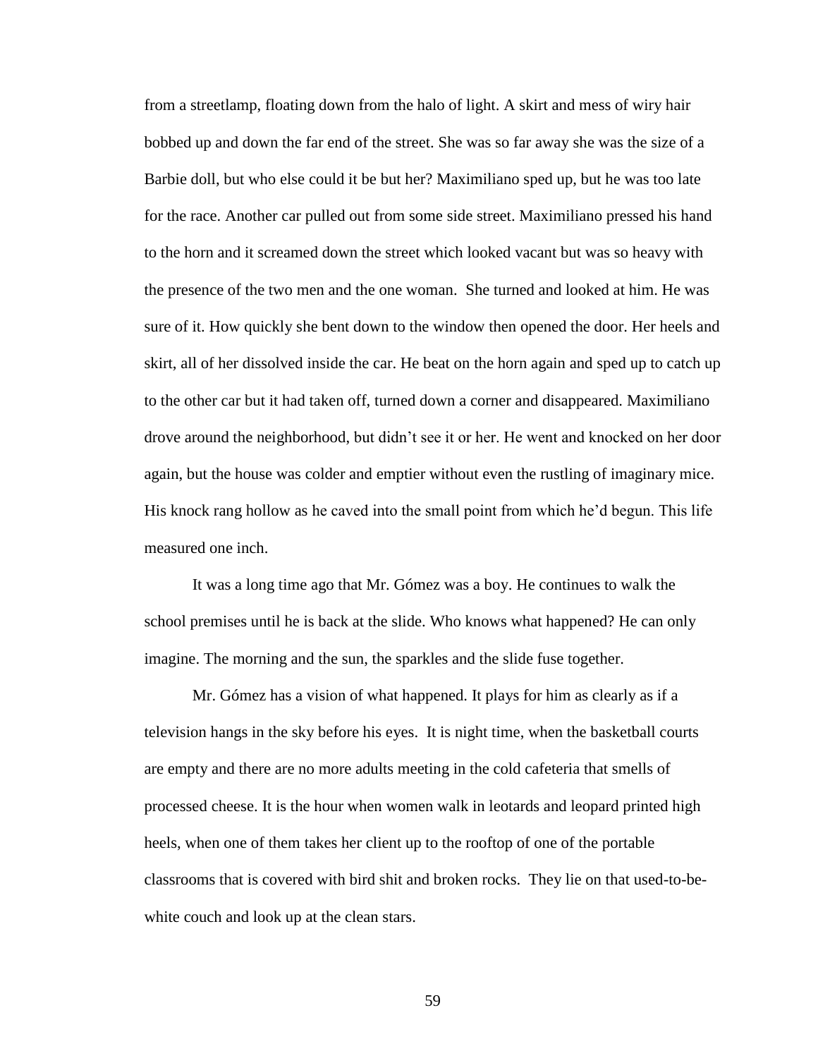from a streetlamp, floating down from the halo of light. A skirt and mess of wiry hair bobbed up and down the far end of the street. She was so far away she was the size of a Barbie doll, but who else could it be but her? Maximiliano sped up, but he was too late for the race. Another car pulled out from some side street. Maximiliano pressed his hand to the horn and it screamed down the street which looked vacant but was so heavy with the presence of the two men and the one woman.  She turned and looked at him. He was sure of it. How quickly she bent down to the window then opened the door. Her heels and skirt, all of her dissolved inside the car. He beat on the horn again and sped up to catch up to the other car but it had taken off, turned down a corner and disappeared. Maximiliano drove around the neighborhood, but didn't see it or her. He went and knocked on her door again, but the house was colder and emptier without even the rustling of imaginary mice. His knock rang hollow as he caved into the small point from which he'd begun. This life measured one inch.

It was a long time ago that Mr. Gómez was a boy. He continues to walk the school premises until he is back at the slide. Who knows what happened? He can only imagine. The morning and the sun, the sparkles and the slide fuse together.

Mr. Gómez has a vision of what happened. It plays for him as clearly as if a television hangs in the sky before his eyes.  It is night time, when the basketball courts are empty and there are no more adults meeting in the cold cafeteria that smells of processed cheese. It is the hour when women walk in leotards and leopard printed high heels, when one of them takes her client up to the rooftop of one of the portable classrooms that is covered with bird shit and broken rocks.  They lie on that used-to-be-white couch and look up at the clean stars.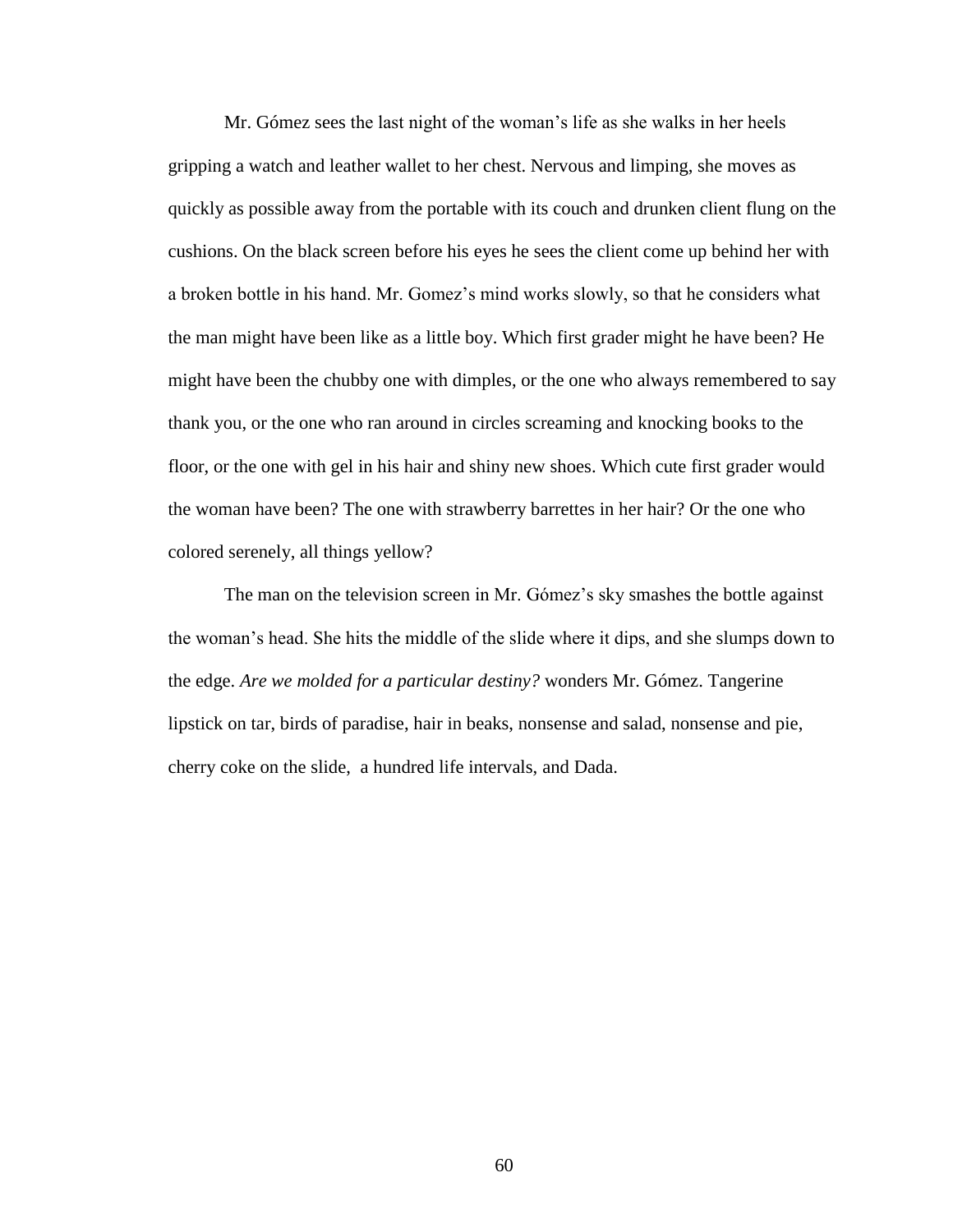Mr. Gómez sees the last night of the woman's life as she walks in her heels gripping a watch and leather wallet to her chest. Nervous and limping, she moves as quickly as possible away from the portable with its couch and drunken client flung on the cushions. On the black screen before his eyes he sees the client come up behind her with a broken bottle in his hand. Mr. Gomez's mind works slowly, so that he considers what the man might have been like as a little boy. Which first grader might he have been? He might have been the chubby one with dimples, or the one who always remembered to say thank you, or the one who ran around in circles screaming and knocking books to the floor, or the one with gel in his hair and shiny new shoes. Which cute first grader would the woman have been? The one with strawberry barrettes in her hair? Or the one who colored serenely, all things yellow?

The man on the television screen in Mr. Gómez's sky smashes the bottle against the woman's head. She hits the middle of the slide where it dips, and she slumps down to the edge. *Are we molded for a particular destiny?* wonders Mr. Gómez. Tangerine lipstick on tar, birds of paradise, hair in beaks, nonsense and salad, nonsense and pie, cherry coke on the slide, a hundred life intervals, and Dada.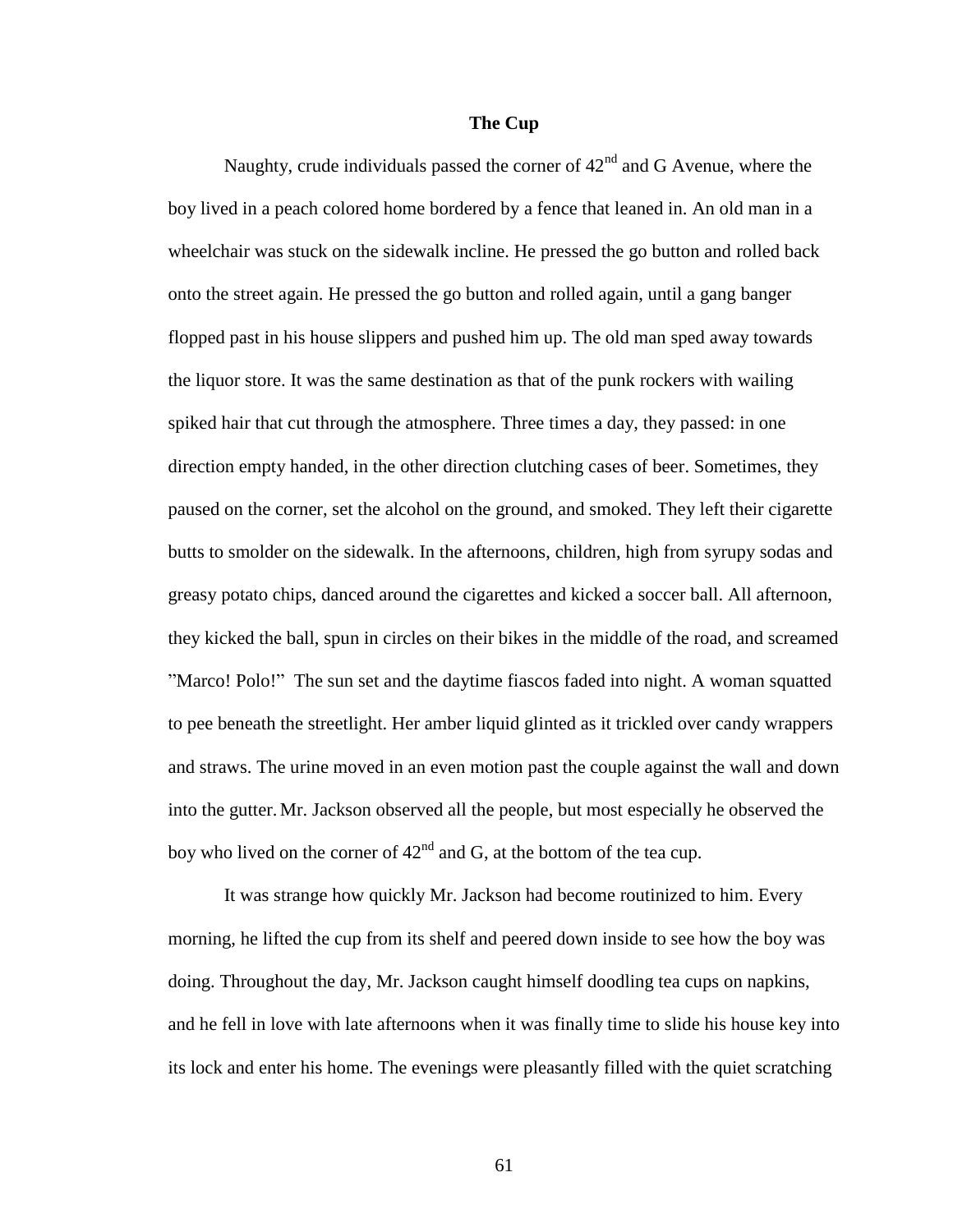**The Cup**

Naughty, crude individuals passed the corner of $42^{nd}$ and G Avenue, where the boy lived in a peach colored home bordered by a fence that leaned in. An old man in a wheelchair was stuck on the sidewalk incline. He pressed the go button and rolled back onto the street again. He pressed the go button and rolled again, until a gang banger flopped past in his house slippers and pushed him up. The old man sped away towards the liquor store. It was the same destination as that of the punk rockers with wailing spiked hair that cut through the atmosphere. Three times a day, they passed: in one direction empty handed, in the other direction clutching cases of beer. Sometimes, they paused on the corner, set the alcohol on the ground, and smoked. They left their cigarette butts to smolder on the sidewalk. In the afternoons, children, high from syrupy sodas and greasy potato chips, danced around the cigarettes and kicked a soccer ball. All afternoon, they kicked the ball, spun in circles on their bikes in the middle of the road, and screamed "Marco! Polo!" The sun set and the daytime fiascos faded into night. A woman squatted to pee beneath the streetlight. Her amber liquid glinted as it trickled over candy wrappers and straws. The urine moved in an even motion past the couple against the wall and down into the gutter. Mr. Jackson observed all the people, but most especially he observed the boy who lived on the corner of $42^{nd}$ and G, at the bottom of the tea cup.

It was strange how quickly Mr. Jackson had become routinized to him. Every morning, he lifted the cup from its shelf and peered down inside to see how the boy was doing. Throughout the day, Mr. Jackson caught himself doodling tea cups on napkins, and he fell in love with late afternoons when it was finally time to slide his house key into its lock and enter his home. The evenings were pleasantly filled with the quiet scratching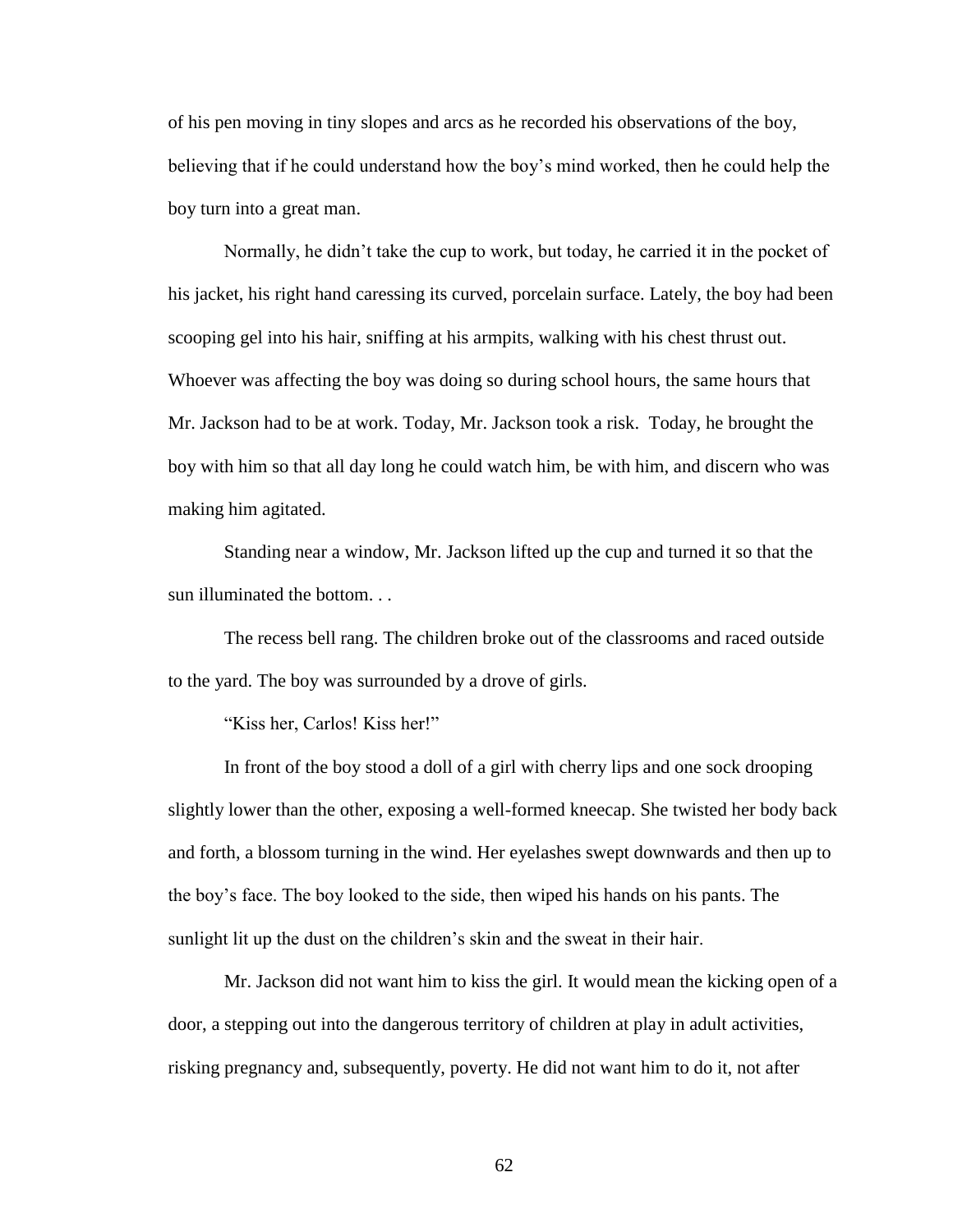of his pen moving in tiny slopes and arcs as he recorded his observations of the boy, believing that if he could understand how the boy's mind worked, then he could help the boy turn into a great man.

Normally, he didn't take the cup to work, but today, he carried it in the pocket of his jacket, his right hand caressing its curved, porcelain surface. Lately, the boy had been scooping gel into his hair, sniffing at his armpits, walking with his chest thrust out. Whoever was affecting the boy was doing so during school hours, the same hours that Mr. Jackson had to be at work. Today, Mr. Jackson took a risk. Today, he brought the boy with him so that all day long he could watch him, be with him, and discern who was making him agitated.

Standing near a window, Mr. Jackson lifted up the cup and turned it so that the sun illuminated the bottom. . .

The recess bell rang. The children broke out of the classrooms and raced outside to the yard. The boy was surrounded by a drove of girls.

"Kiss her, Carlos! Kiss her!"

In front of the boy stood a doll of a girl with cherry lips and one sock drooping slightly lower than the other, exposing a well-formed kneecap. She twisted her body back and forth, a blossom turning in the wind. Her eyelashes swept downwards and then up to the boy's face. The boy looked to the side, then wiped his hands on his pants. The sunlight lit up the dust on the children's skin and the sweat in their hair.

Mr. Jackson did not want him to kiss the girl. It would mean the kicking open of a door, a stepping out into the dangerous territory of children at play in adult activities, risking pregnancy and, subsequently, poverty. He did not want him to do it, not after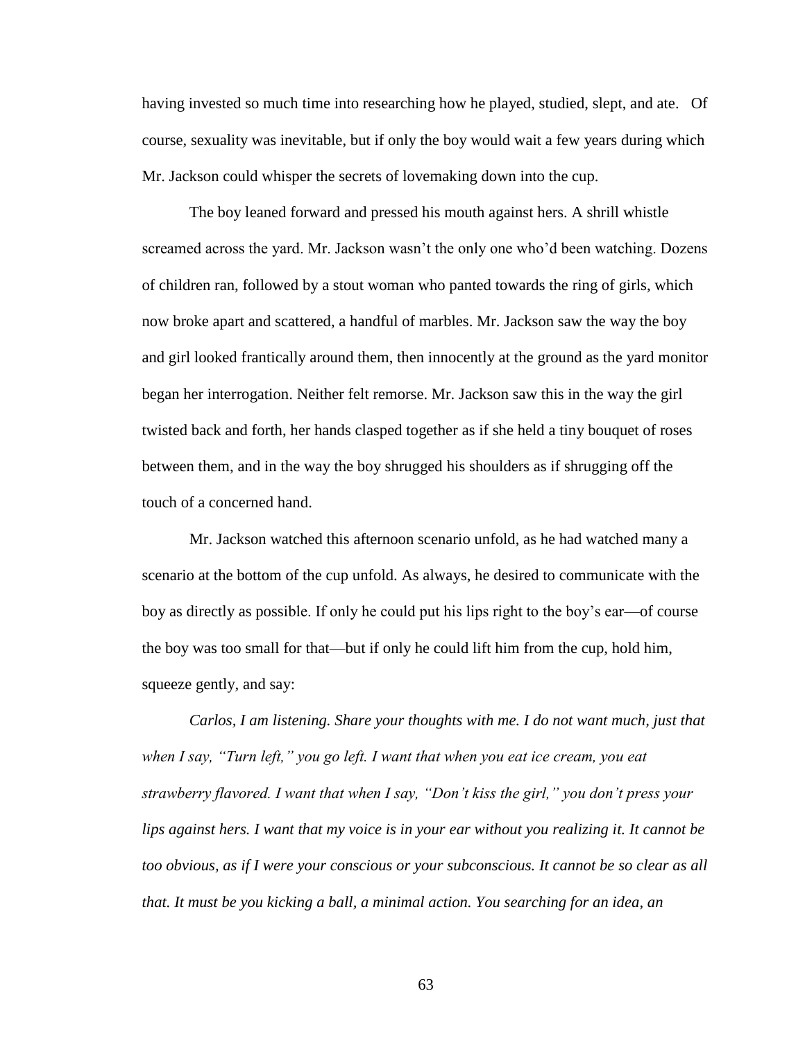having invested so much time into researching how he played, studied, slept, and ate. Of course, sexuality was inevitable, but if only the boy would wait a few years during which Mr. Jackson could whisper the secrets of lovemaking down into the cup.

The boy leaned forward and pressed his mouth against hers. A shrill whistle screamed across the yard. Mr. Jackson wasn't the only one who'd been watching. Dozens of children ran, followed by a stout woman who panted towards the ring of girls, which now broke apart and scattered, a handful of marbles. Mr. Jackson saw the way the boy and girl looked frantically around them, then innocently at the ground as the yard monitor began her interrogation. Neither felt remorse. Mr. Jackson saw this in the way the girl twisted back and forth, her hands clasped together as if she held a tiny bouquet of roses between them, and in the way the boy shrugged his shoulders as if shrugging off the touch of a concerned hand.

Mr. Jackson watched this afternoon scenario unfold, as he had watched many a scenario at the bottom of the cup unfold. As always, he desired to communicate with the boy as directly as possible. If only he could put his lips right to the boy's ear—of course the boy was too small for that—but if only he could lift him from the cup, hold him, squeeze gently, and say:

*Carlos, I am listening. Share your thoughts with me. I do not want much, just that when I say, "Turn left," you go left. I want that when you eat ice cream, you eat strawberry flavored. I want that when I say, "Don't kiss the girl," you don't press your lips against hers. I want that my voice is in your ear without you realizing it. It cannot be too obvious, as if I were your conscious or your subconscious. It cannot be so clear as all that. It must be you kicking a ball, a minimal action. You searching for an idea, an*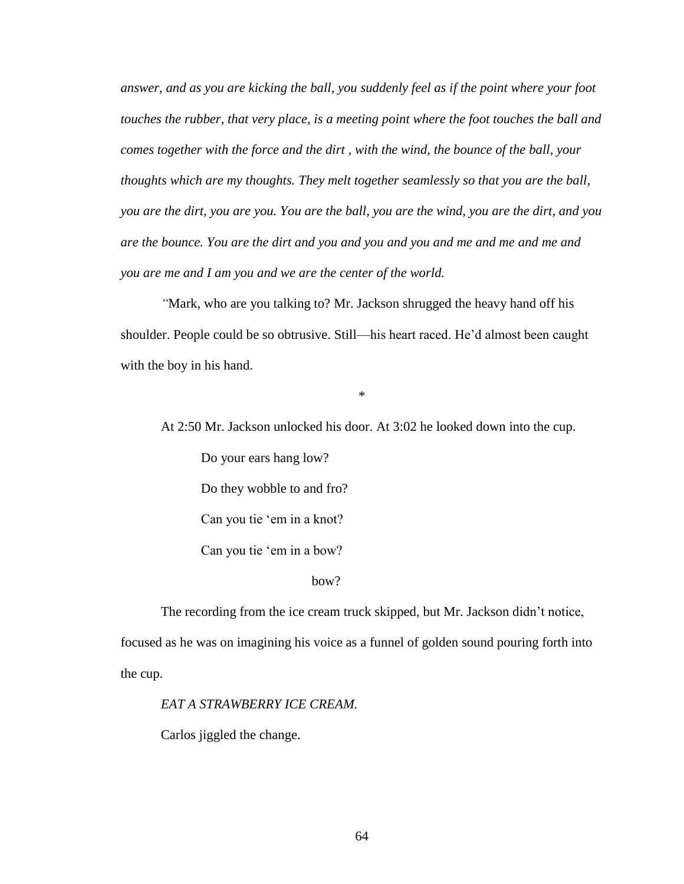*answer, and as you are kicking the ball, you suddenly feel as if the point where your foot touches the rubber, that very place, is a meeting point where the foot touches the ball and comes together with the force and the dirt , with the wind, the bounce of the ball, your thoughts which are my thoughts. They melt together seamlessly so that you are the ball, you are the dirt, you are you. You are the ball, you are the wind, you are the dirt, and you are the bounce. You are the dirt and you and you and you and me and me and me and you are me and I am you and we are the center of the world.*

*"*Mark, who are you talking to? Mr. Jackson shrugged the heavy hand off his shoulder. People could be so obtrusive. Still—his heart raced. He'd almost been caught with the boy in his hand.

*

At 2:50 Mr. Jackson unlocked his door. At 3:02 he looked down into the cup.

> Do your ears hang low?
>
> Do they wobble to and fro?
>
> Can you tie 'em in a knot?
>
> Can you tie 'em in a bow?
>
> bow?

The recording from the ice cream truck skipped, but Mr. Jackson didn't notice, focused as he was on imagining his voice as a funnel of golden sound pouring forth into the cup.

*EAT A STRAWBERRY ICE CREAM.*

Carlos jiggled the change.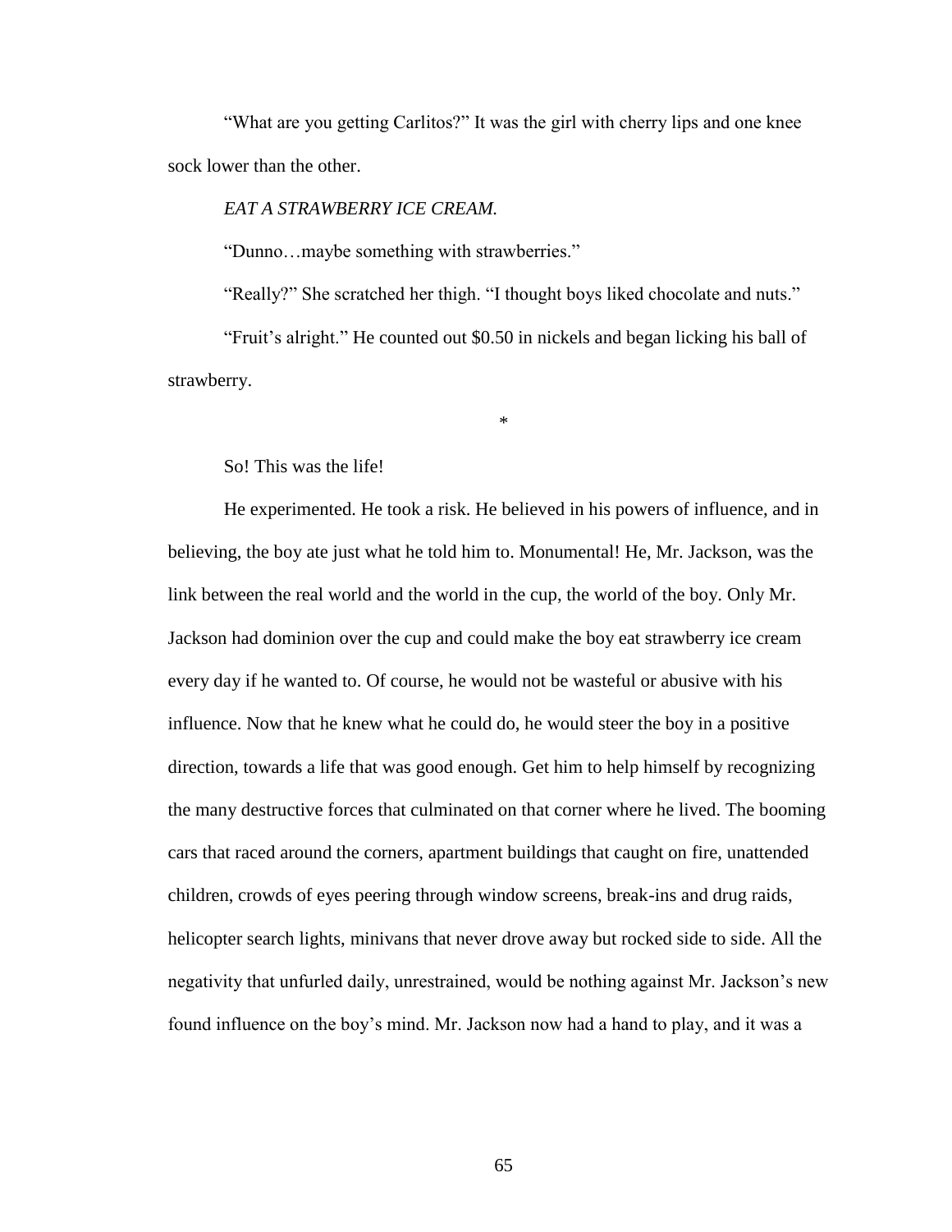"What are you getting Carlitos?" It was the girl with cherry lips and one knee sock lower than the other.

*EAT A STRAWBERRY ICE CREAM.*

"Dunno…maybe something with strawberries."

"Really?" She scratched her thigh. "I thought boys liked chocolate and nuts."

"Fruit's alright." He counted out $0.50 in nickels and began licking his ball of strawberry.

*

So! This was the life!

He experimented. He took a risk. He believed in his powers of influence, and in believing, the boy ate just what he told him to. Monumental! He, Mr. Jackson, was the link between the real world and the world in the cup, the world of the boy. Only Mr. Jackson had dominion over the cup and could make the boy eat strawberry ice cream every day if he wanted to. Of course, he would not be wasteful or abusive with his influence. Now that he knew what he could do, he would steer the boy in a positive direction, towards a life that was good enough. Get him to help himself by recognizing the many destructive forces that culminated on that corner where he lived. The booming cars that raced around the corners, apartment buildings that caught on fire, unattended children, crowds of eyes peering through window screens, break-ins and drug raids, helicopter search lights, minivans that never drove away but rocked side to side. All the negativity that unfurled daily, unrestrained, would be nothing against Mr. Jackson's new found influence on the boy's mind. Mr. Jackson now had a hand to play, and it was a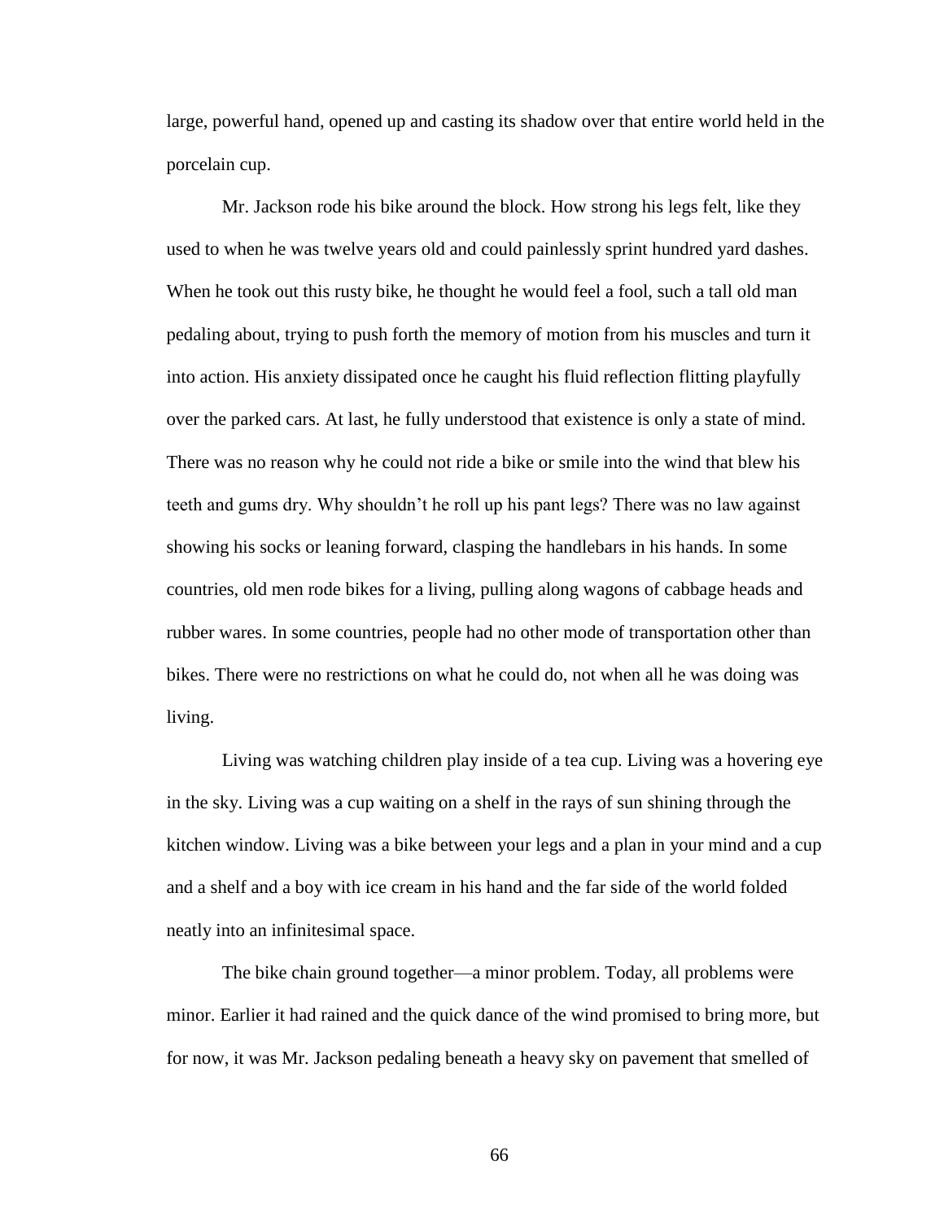large, powerful hand, opened up and casting its shadow over that entire world held in the porcelain cup.

Mr. Jackson rode his bike around the block. How strong his legs felt, like they used to when he was twelve years old and could painlessly sprint hundred yard dashes. When he took out this rusty bike, he thought he would feel a fool, such a tall old man pedaling about, trying to push forth the memory of motion from his muscles and turn it into action. His anxiety dissipated once he caught his fluid reflection flitting playfully over the parked cars. At last, he fully understood that existence is only a state of mind. There was no reason why he could not ride a bike or smile into the wind that blew his teeth and gums dry. Why shouldn't he roll up his pant legs? There was no law against showing his socks or leaning forward, clasping the handlebars in his hands. In some countries, old men rode bikes for a living, pulling along wagons of cabbage heads and rubber wares. In some countries, people had no other mode of transportation other than bikes. There were no restrictions on what he could do, not when all he was doing was living.

Living was watching children play inside of a tea cup. Living was a hovering eye in the sky. Living was a cup waiting on a shelf in the rays of sun shining through the kitchen window. Living was a bike between your legs and a plan in your mind and a cup and a shelf and a boy with ice cream in his hand and the far side of the world folded neatly into an infinitesimal space.

The bike chain ground together—a minor problem. Today, all problems were minor. Earlier it had rained and the quick dance of the wind promised to bring more, but for now, it was Mr. Jackson pedaling beneath a heavy sky on pavement that smelled of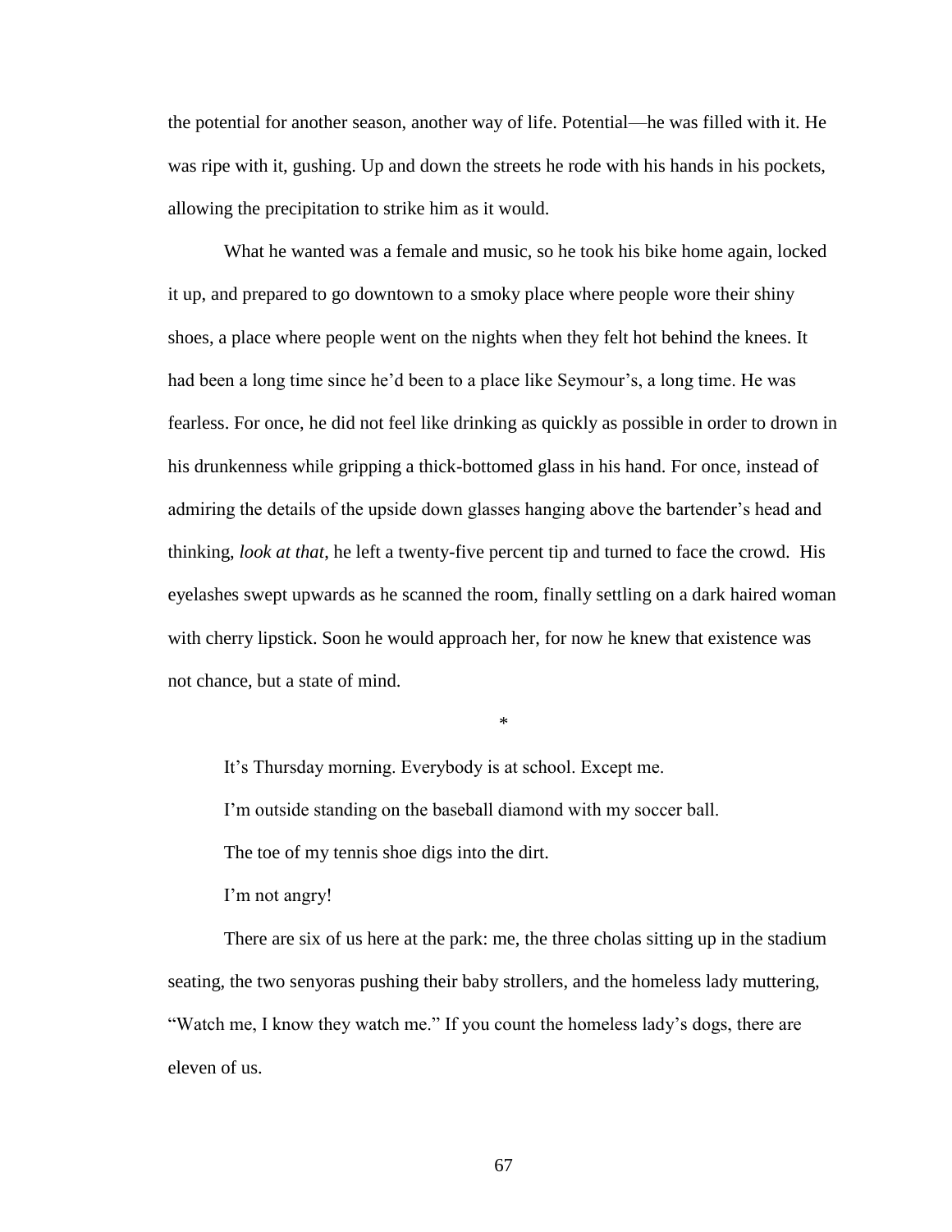the potential for another season, another way of life. Potential—he was filled with it. He was ripe with it, gushing. Up and down the streets he rode with his hands in his pockets, allowing the precipitation to strike him as it would.

What he wanted was a female and music, so he took his bike home again, locked it up, and prepared to go downtown to a smoky place where people wore their shiny shoes, a place where people went on the nights when they felt hot behind the knees. It had been a long time since he'd been to a place like Seymour's, a long time. He was fearless. For once, he did not feel like drinking as quickly as possible in order to drown in his drunkenness while gripping a thick-bottomed glass in his hand. For once, instead of admiring the details of the upside down glasses hanging above the bartender's head and thinking, *look at that*, he left a twenty-five percent tip and turned to face the crowd. His eyelashes swept upwards as he scanned the room, finally settling on a dark haired woman with cherry lipstick. Soon he would approach her, for now he knew that existence was not chance, but a state of mind.

*

It's Thursday morning. Everybody is at school. Except me.

I'm outside standing on the baseball diamond with my soccer ball.

The toe of my tennis shoe digs into the dirt.

I'm not angry!

There are six of us here at the park: me, the three cholas sitting up in the stadium seating, the two senyoras pushing their baby strollers, and the homeless lady muttering, "Watch me, I know they watch me." If you count the homeless lady's dogs, there are eleven of us.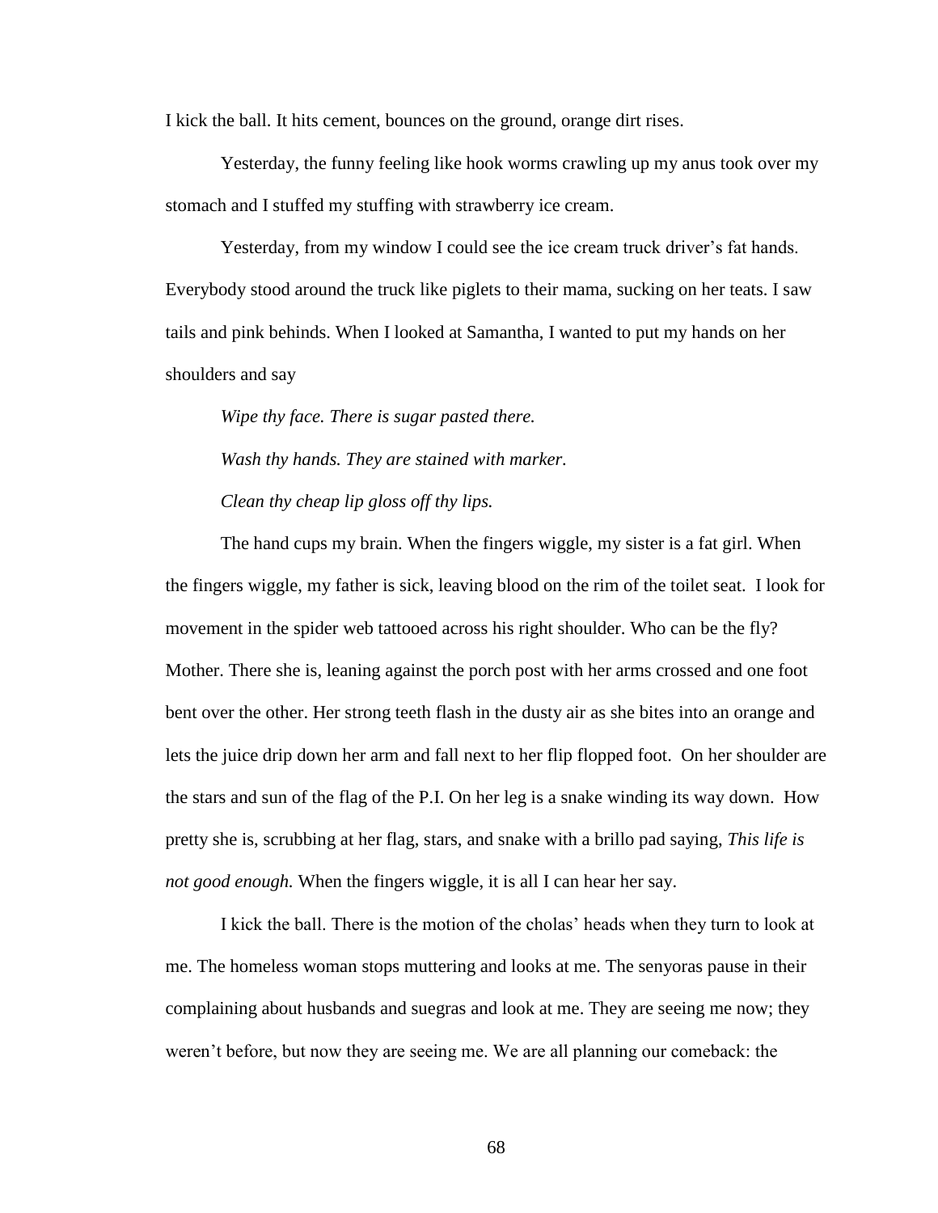I kick the ball. It hits cement, bounces on the ground, orange dirt rises.

Yesterday, the funny feeling like hook worms crawling up my anus took over my stomach and I stuffed my stuffing with strawberry ice cream.

Yesterday, from my window I could see the ice cream truck driver's fat hands. Everybody stood around the truck like piglets to their mama, sucking on her teats. I saw tails and pink behinds. When I looked at Samantha, I wanted to put my hands on her shoulders and say

*Wipe thy face. There is sugar pasted there.*

*Wash thy hands. They are stained with marker.*

*Clean thy cheap lip gloss off thy lips.*

The hand cups my brain. When the fingers wiggle, my sister is a fat girl. When the fingers wiggle, my father is sick, leaving blood on the rim of the toilet seat. I look for movement in the spider web tattooed across his right shoulder. Who can be the fly? Mother. There she is, leaning against the porch post with her arms crossed and one foot bent over the other. Her strong teeth flash in the dusty air as she bites into an orange and lets the juice drip down her arm and fall next to her flip flopped foot. On her shoulder are the stars and sun of the flag of the P.I. On her leg is a snake winding its way down. How pretty she is, scrubbing at her flag, stars, and snake with a brillo pad saying, *This life is not good enough.* When the fingers wiggle, it is all I can hear her say.

I kick the ball. There is the motion of the cholas' heads when they turn to look at me. The homeless woman stops muttering and looks at me. The senyoras pause in their complaining about husbands and suegras and look at me. They are seeing me now; they weren't before, but now they are seeing me. We are all planning our comeback: the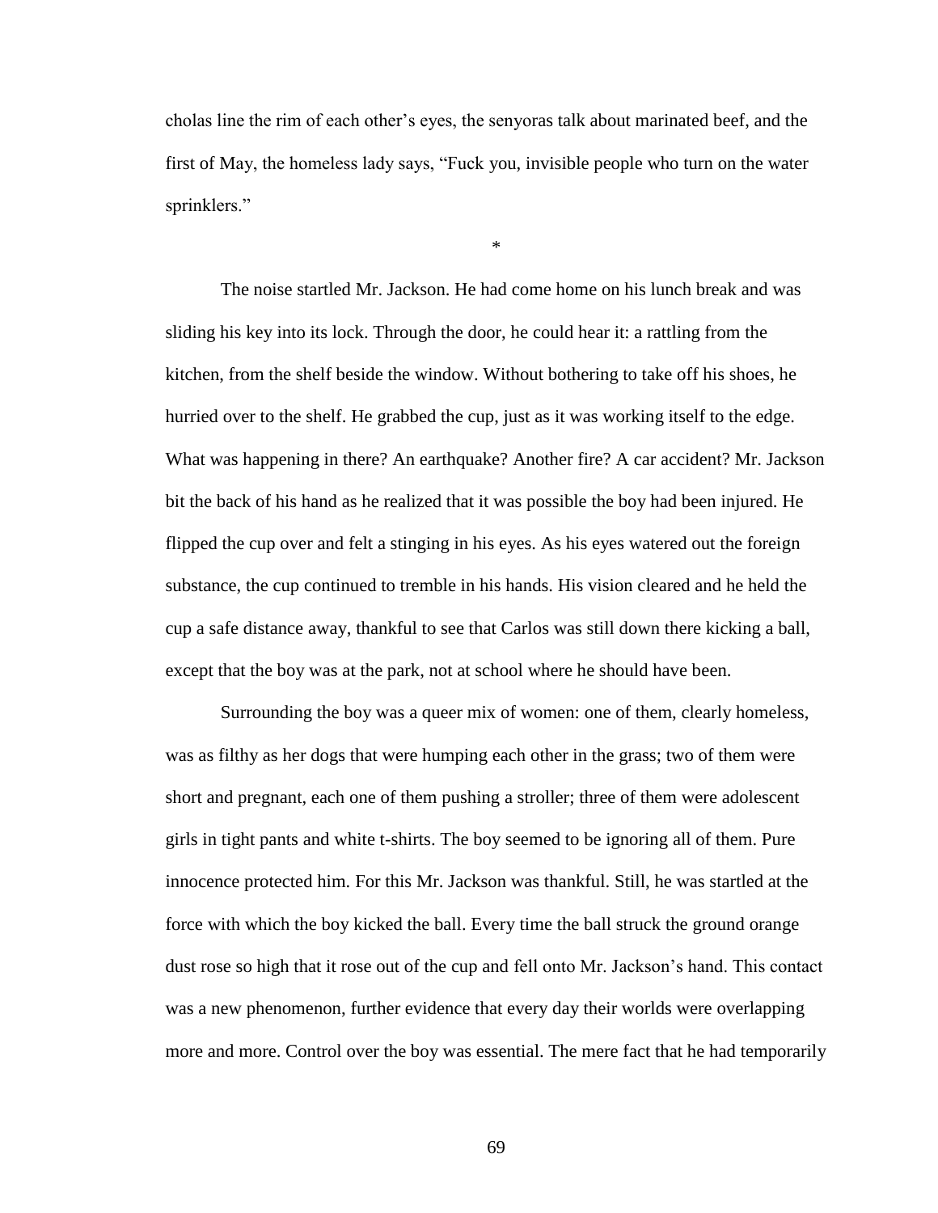cholas line the rim of each other's eyes, the senyoras talk about marinated beef, and the first of May, the homeless lady says, "Fuck you, invisible people who turn on the water sprinklers."

*

The noise startled Mr. Jackson. He had come home on his lunch break and was sliding his key into its lock. Through the door, he could hear it: a rattling from the kitchen, from the shelf beside the window. Without bothering to take off his shoes, he hurried over to the shelf. He grabbed the cup, just as it was working itself to the edge. What was happening in there? An earthquake? Another fire? A car accident? Mr. Jackson bit the back of his hand as he realized that it was possible the boy had been injured. He flipped the cup over and felt a stinging in his eyes. As his eyes watered out the foreign substance, the cup continued to tremble in his hands. His vision cleared and he held the cup a safe distance away, thankful to see that Carlos was still down there kicking a ball, except that the boy was at the park, not at school where he should have been.

Surrounding the boy was a queer mix of women: one of them, clearly homeless, was as filthy as her dogs that were humping each other in the grass; two of them were short and pregnant, each one of them pushing a stroller; three of them were adolescent girls in tight pants and white t-shirts. The boy seemed to be ignoring all of them. Pure innocence protected him. For this Mr. Jackson was thankful. Still, he was startled at the force with which the boy kicked the ball. Every time the ball struck the ground orange dust rose so high that it rose out of the cup and fell onto Mr. Jackson's hand. This contact was a new phenomenon, further evidence that every day their worlds were overlapping more and more. Control over the boy was essential. The mere fact that he had temporarily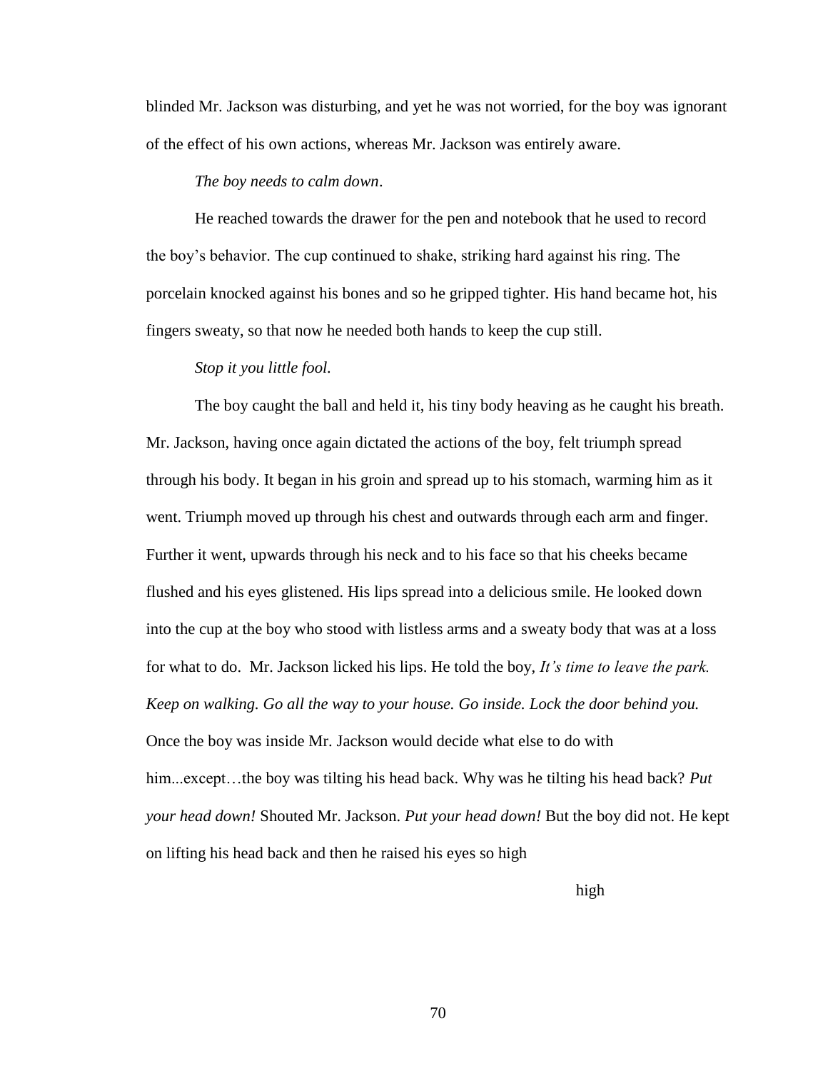blinded Mr. Jackson was disturbing, and yet he was not worried, for the boy was ignorant of the effect of his own actions, whereas Mr. Jackson was entirely aware.

*The boy needs to calm down*.

He reached towards the drawer for the pen and notebook that he used to record the boy's behavior. The cup continued to shake, striking hard against his ring. The porcelain knocked against his bones and so he gripped tighter. His hand became hot, his fingers sweaty, so that now he needed both hands to keep the cup still.

*Stop it you little fool.*

The boy caught the ball and held it, his tiny body heaving as he caught his breath. Mr. Jackson, having once again dictated the actions of the boy, felt triumph spread through his body. It began in his groin and spread up to his stomach, warming him as it went. Triumph moved up through his chest and outwards through each arm and finger. Further it went, upwards through his neck and to his face so that his cheeks became flushed and his eyes glistened. His lips spread into a delicious smile. He looked down into the cup at the boy who stood with listless arms and a sweaty body that was at a loss for what to do. Mr. Jackson licked his lips. He told the boy, *It's time to leave the park. Keep on walking. Go all the way to your house. Go inside. Lock the door behind you.* Once the boy was inside Mr. Jackson would decide what else to do with him...except…the boy was tilting his head back. Why was he tilting his head back? *Put your head down!* Shouted Mr. Jackson. *Put your head down!* But the boy did not. He kept on lifting his head back and then he raised his eyes so high

high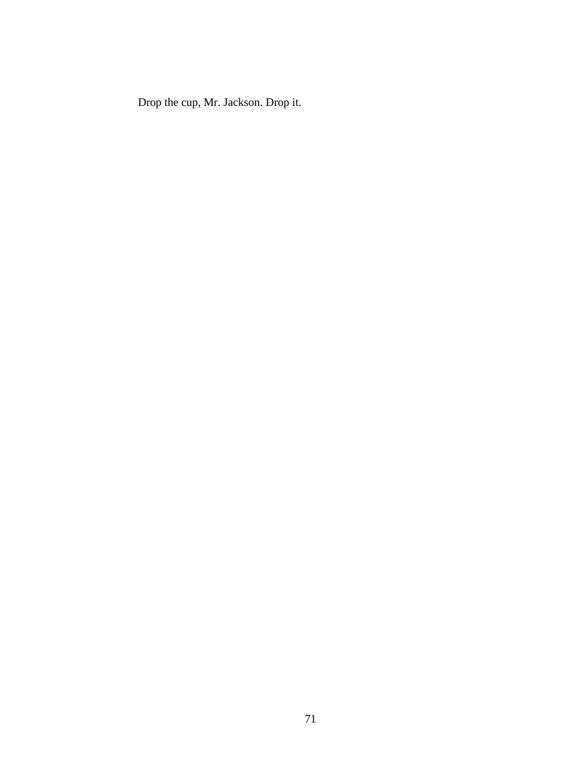Drop the cup, Mr. Jackson. Drop it.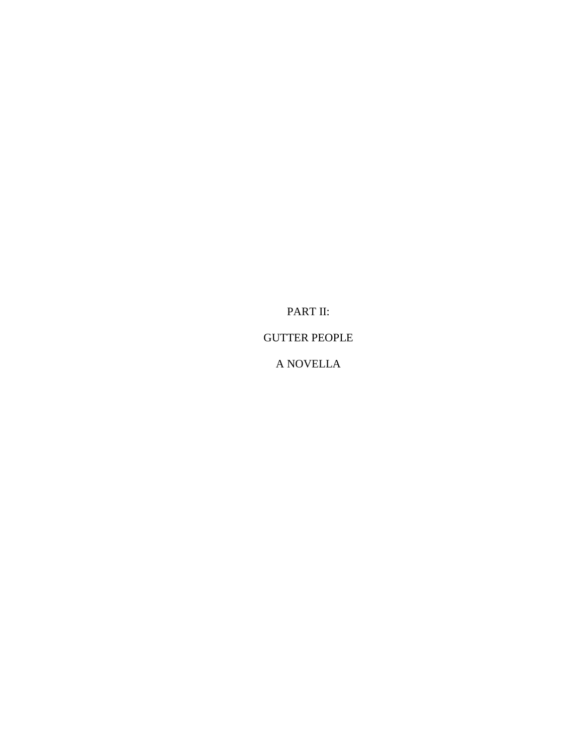# PART II:

# GUTTER PEOPLE

# A NOVELLA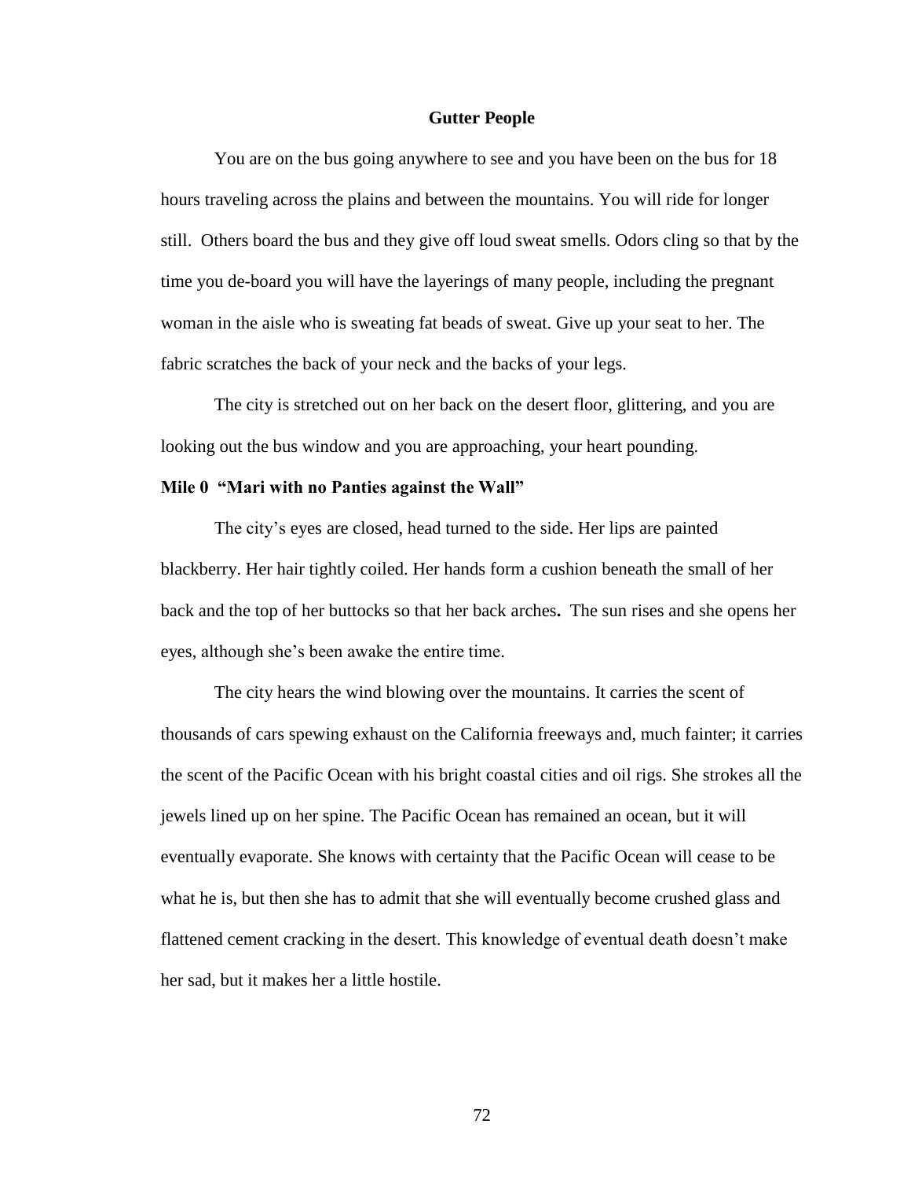**Gutter People**

You are on the bus going anywhere to see and you have been on the bus for 18 hours traveling across the plains and between the mountains. You will ride for longer still. Others board the bus and they give off loud sweat smells. Odors cling so that by the time you de-board you will have the layerings of many people, including the pregnant woman in the aisle who is sweating fat beads of sweat. Give up your seat to her. The fabric scratches the back of your neck and the backs of your legs.

The city is stretched out on her back on the desert floor, glittering, and you are looking out the bus window and you are approaching, your heart pounding.

**Mile 0 "Mari with no Panties against the Wall"**

The city's eyes are closed, head turned to the side. Her lips are painted blackberry. Her hair tightly coiled. Her hands form a cushion beneath the small of her back and the top of her buttocks so that her back arches**.** The sun rises and she opens her eyes, although she's been awake the entire time.

The city hears the wind blowing over the mountains. It carries the scent of thousands of cars spewing exhaust on the California freeways and, much fainter; it carries the scent of the Pacific Ocean with his bright coastal cities and oil rigs. She strokes all the jewels lined up on her spine. The Pacific Ocean has remained an ocean, but it will eventually evaporate. She knows with certainty that the Pacific Ocean will cease to be what he is, but then she has to admit that she will eventually become crushed glass and flattened cement cracking in the desert. This knowledge of eventual death doesn't make her sad, but it makes her a little hostile.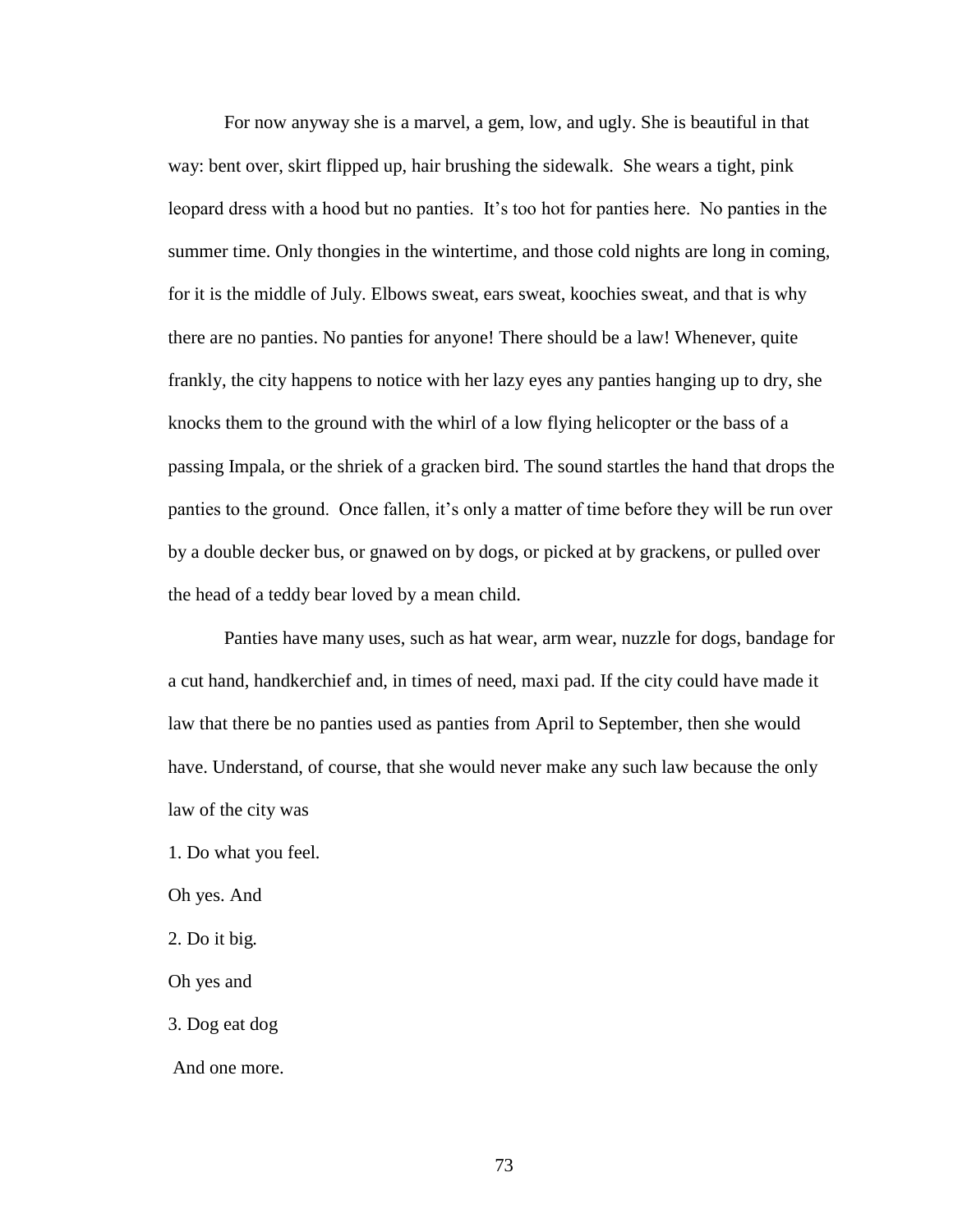For now anyway she is a marvel, a gem, low, and ugly. She is beautiful in that way: bent over, skirt flipped up, hair brushing the sidewalk. She wears a tight, pink leopard dress with a hood but no panties. It's too hot for panties here. No panties in the summer time. Only thongies in the wintertime, and those cold nights are long in coming, for it is the middle of July. Elbows sweat, ears sweat, koochies sweat, and that is why there are no panties. No panties for anyone! There should be a law! Whenever, quite frankly, the city happens to notice with her lazy eyes any panties hanging up to dry, she knocks them to the ground with the whirl of a low flying helicopter or the bass of a passing Impala, or the shriek of a gracken bird. The sound startles the hand that drops the panties to the ground. Once fallen, it's only a matter of time before they will be run over by a double decker bus, or gnawed on by dogs, or picked at by grackens, or pulled over the head of a teddy bear loved by a mean child.

Panties have many uses, such as hat wear, arm wear, nuzzle for dogs, bandage for a cut hand, handkerchief and, in times of need, maxi pad. If the city could have made it law that there be no panties used as panties from April to September, then she would have. Understand, of course, that she would never make any such law because the only law of the city was

1. Do what you feel.

Oh yes. And

2. Do it big.

Oh yes and

3. Dog eat dog

And one more.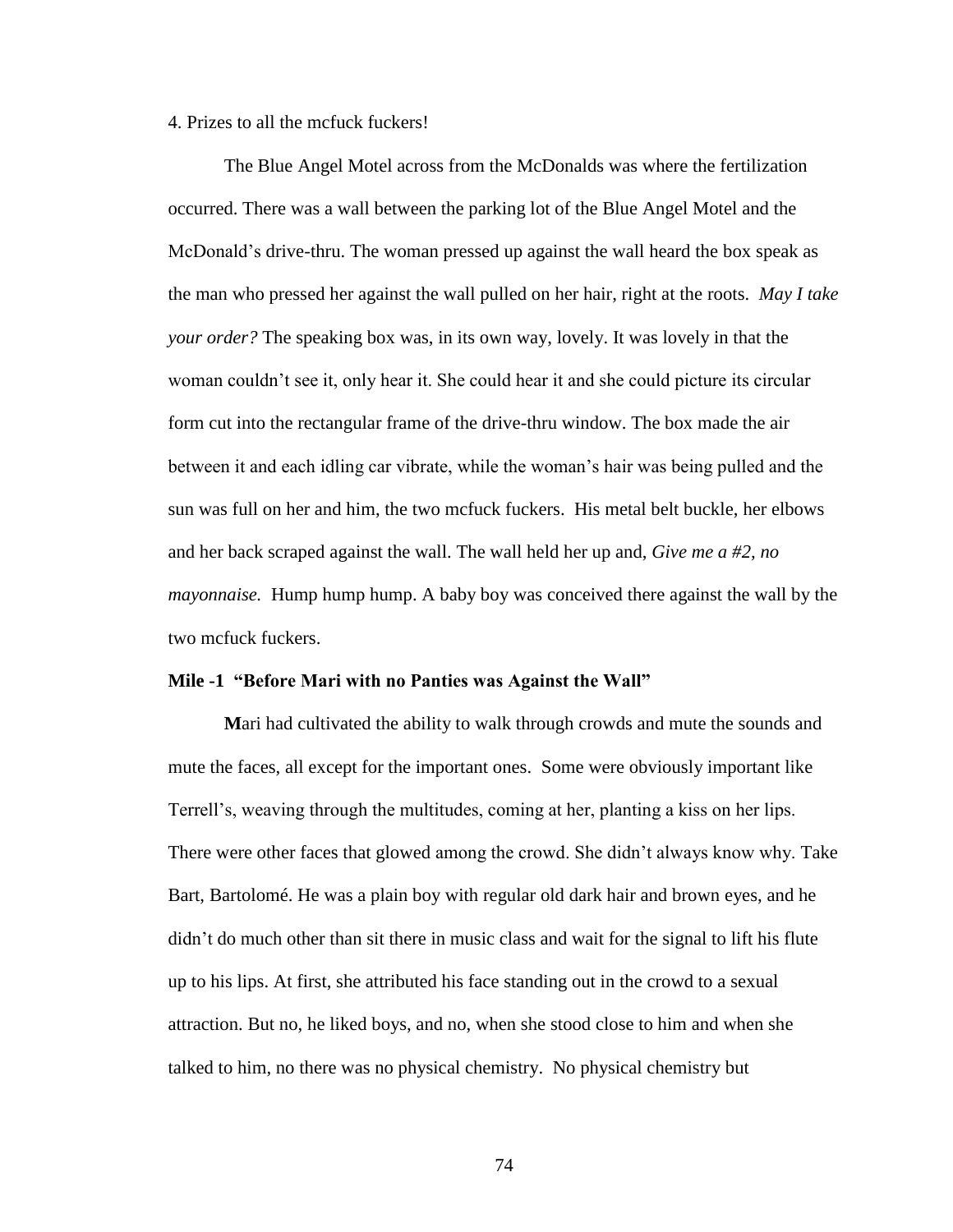4. Prizes to all the mcfuck fuckers!

The Blue Angel Motel across from the McDonalds was where the fertilization occurred. There was a wall between the parking lot of the Blue Angel Motel and the McDonald's drive-thru. The woman pressed up against the wall heard the box speak as the man who pressed her against the wall pulled on her hair, right at the roots. *May I take your order?* The speaking box was, in its own way, lovely. It was lovely in that the woman couldn't see it, only hear it. She could hear it and she could picture its circular form cut into the rectangular frame of the drive-thru window. The box made the air between it and each idling car vibrate, while the woman's hair was being pulled and the sun was full on her and him, the two mcfuck fuckers. His metal belt buckle, her elbows and her back scraped against the wall. The wall held her up and, *Give me a #2, no mayonnaise.* Hump hump hump. A baby boy was conceived there against the wall by the two mcfuck fuckers.

### Mile -1 "Before Mari with no Panties was Against the Wall"

**M**ari had cultivated the ability to walk through crowds and mute the sounds and mute the faces, all except for the important ones. Some were obviously important like Terrell's, weaving through the multitudes, coming at her, planting a kiss on her lips. There were other faces that glowed among the crowd. She didn't always know why. Take Bart, Bartolomé. He was a plain boy with regular old dark hair and brown eyes, and he didn't do much other than sit there in music class and wait for the signal to lift his flute up to his lips. At first, she attributed his face standing out in the crowd to a sexual attraction. But no, he liked boys, and no, when she stood close to him and when she talked to him, no there was no physical chemistry. No physical chemistry but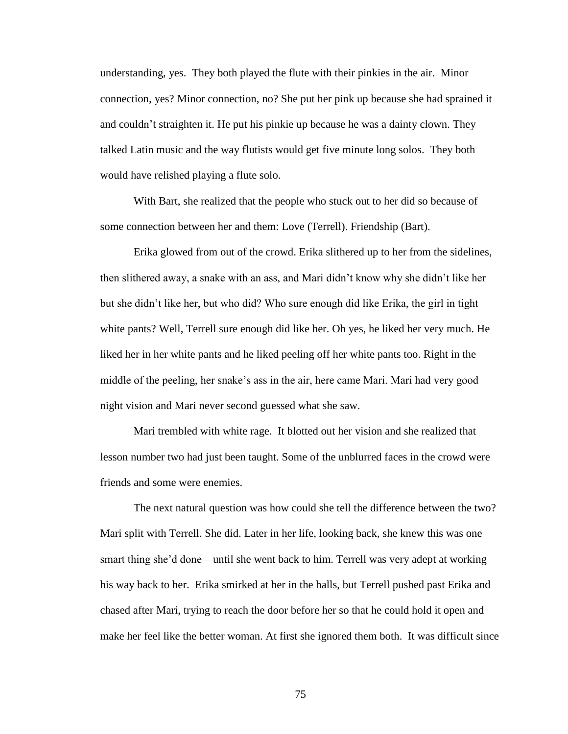understanding, yes. They both played the flute with their pinkies in the air. Minor connection, yes? Minor connection, no? She put her pink up because she had sprained it and couldn't straighten it. He put his pinkie up because he was a dainty clown. They talked Latin music and the way flutists would get five minute long solos. They both would have relished playing a flute solo.

With Bart, she realized that the people who stuck out to her did so because of some connection between her and them: Love (Terrell). Friendship (Bart).

Erika glowed from out of the crowd. Erika slithered up to her from the sidelines, then slithered away, a snake with an ass, and Mari didn't know why she didn't like her but she didn't like her, but who did? Who sure enough did like Erika, the girl in tight white pants? Well, Terrell sure enough did like her. Oh yes, he liked her very much. He liked her in her white pants and he liked peeling off her white pants too. Right in the middle of the peeling, her snake's ass in the air, here came Mari. Mari had very good night vision and Mari never second guessed what she saw.

Mari trembled with white rage. It blotted out her vision and she realized that lesson number two had just been taught. Some of the unblurred faces in the crowd were friends and some were enemies.

The next natural question was how could she tell the difference between the two? Mari split with Terrell. She did. Later in her life, looking back, she knew this was one smart thing she'd done—until she went back to him. Terrell was very adept at working his way back to her. Erika smirked at her in the halls, but Terrell pushed past Erika and chased after Mari, trying to reach the door before her so that he could hold it open and make her feel like the better woman. At first she ignored them both. It was difficult since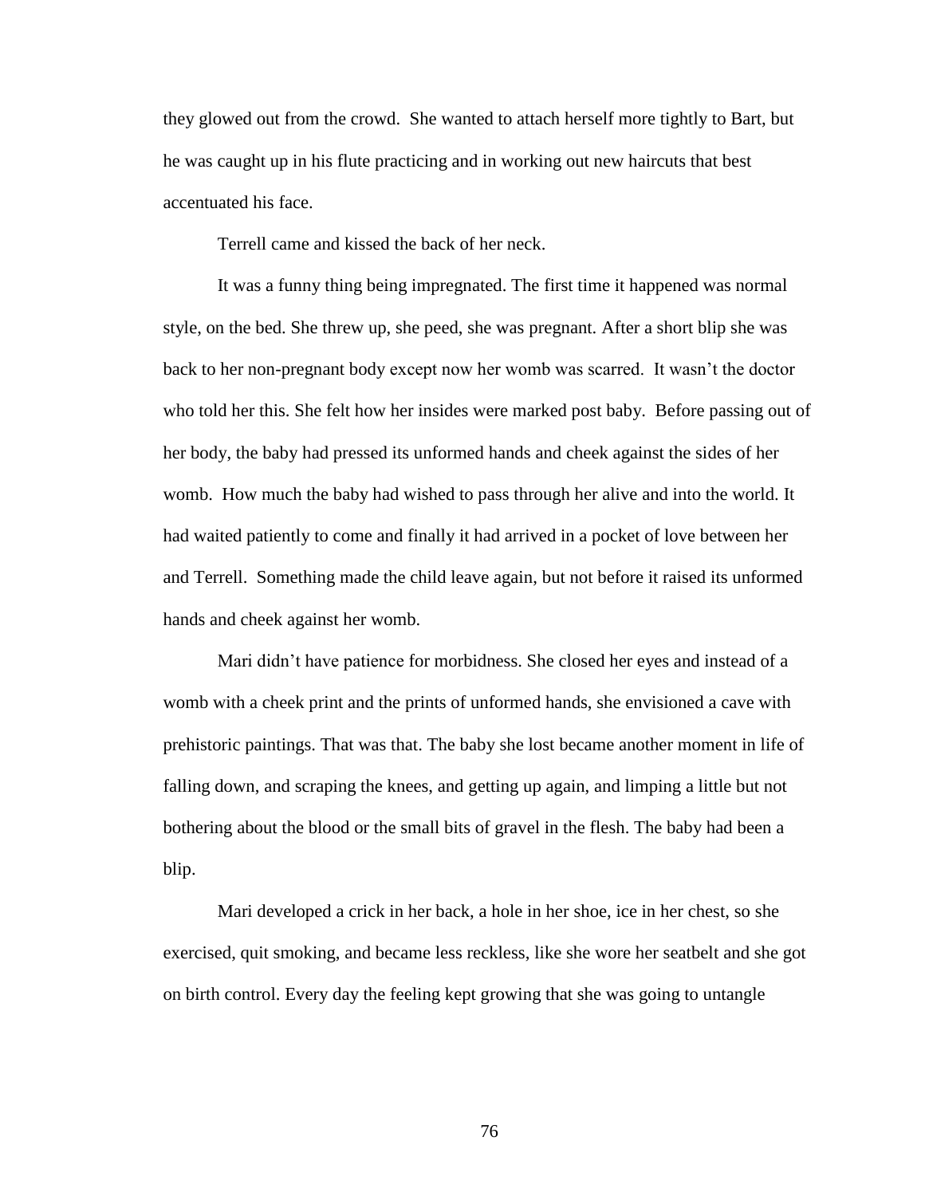they glowed out from the crowd. She wanted to attach herself more tightly to Bart, but he was caught up in his flute practicing and in working out new haircuts that best accentuated his face.

Terrell came and kissed the back of her neck.

It was a funny thing being impregnated. The first time it happened was normal style, on the bed. She threw up, she peed, she was pregnant. After a short blip she was back to her non-pregnant body except now her womb was scarred. It wasn't the doctor who told her this. She felt how her insides were marked post baby. Before passing out of her body, the baby had pressed its unformed hands and cheek against the sides of her womb. How much the baby had wished to pass through her alive and into the world. It had waited patiently to come and finally it had arrived in a pocket of love between her and Terrell. Something made the child leave again, but not before it raised its unformed hands and cheek against her womb.

Mari didn't have patience for morbidness. She closed her eyes and instead of a womb with a cheek print and the prints of unformed hands, she envisioned a cave with prehistoric paintings. That was that. The baby she lost became another moment in life of falling down, and scraping the knees, and getting up again, and limping a little but not bothering about the blood or the small bits of gravel in the flesh. The baby had been a blip.

Mari developed a crick in her back, a hole in her shoe, ice in her chest, so she exercised, quit smoking, and became less reckless, like she wore her seatbelt and she got on birth control. Every day the feeling kept growing that she was going to untangle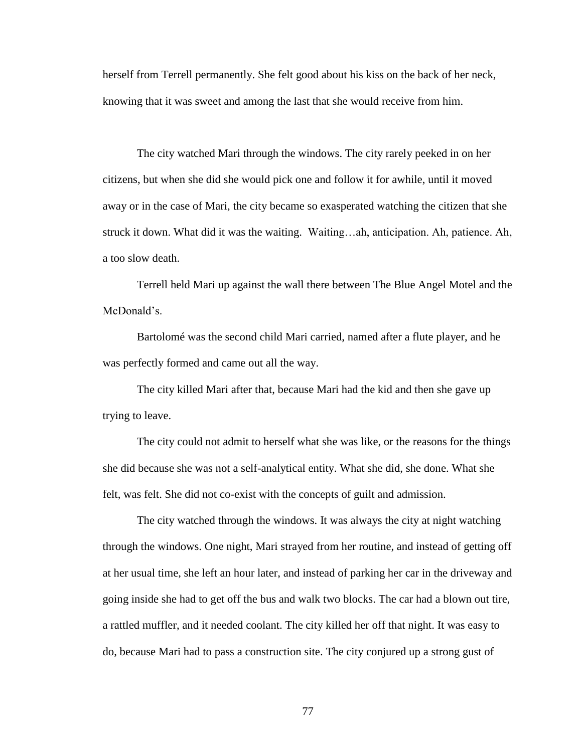herself from Terrell permanently. She felt good about his kiss on the back of her neck, knowing that it was sweet and among the last that she would receive from him.

The city watched Mari through the windows. The city rarely peeked in on her citizens, but when she did she would pick one and follow it for awhile, until it moved away or in the case of Mari, the city became so exasperated watching the citizen that she struck it down. What did it was the waiting.  Waiting…ah, anticipation. Ah, patience. Ah, a too slow death.

Terrell held Mari up against the wall there between The Blue Angel Motel and the McDonald's.

Bartolomé was the second child Mari carried, named after a flute player, and he was perfectly formed and came out all the way.

The city killed Mari after that, because Mari had the kid and then she gave up trying to leave.

The city could not admit to herself what she was like, or the reasons for the things she did because she was not a self-analytical entity. What she did, she done. What she felt, was felt. She did not co-exist with the concepts of guilt and admission.

The city watched through the windows. It was always the city at night watching through the windows. One night, Mari strayed from her routine, and instead of getting off at her usual time, she left an hour later, and instead of parking her car in the driveway and going inside she had to get off the bus and walk two blocks. The car had a blown out tire, a rattled muffler, and it needed coolant. The city killed her off that night. It was easy to do, because Mari had to pass a construction site. The city conjured up a strong gust of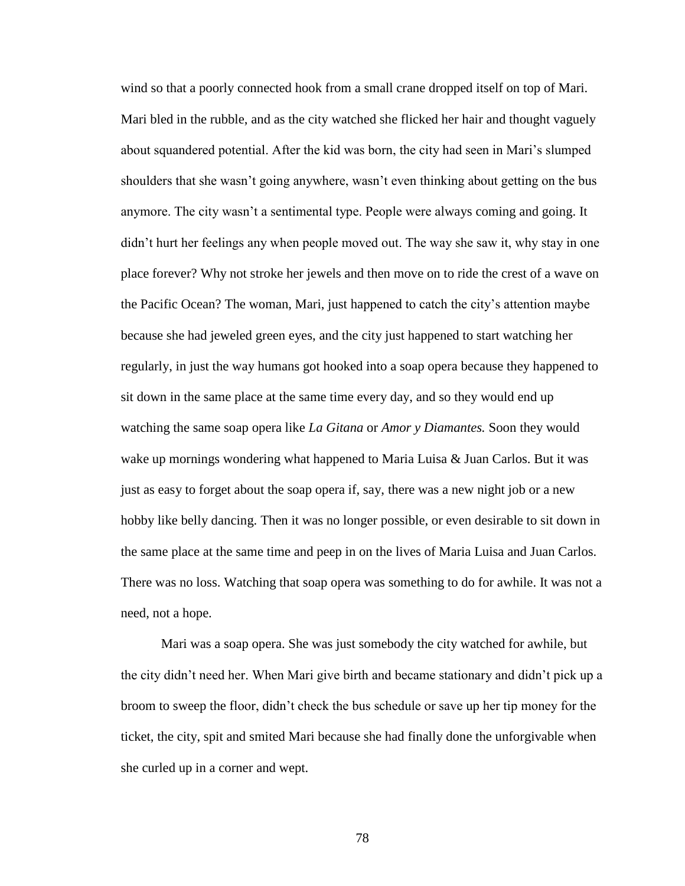wind so that a poorly connected hook from a small crane dropped itself on top of Mari. Mari bled in the rubble, and as the city watched she flicked her hair and thought vaguely about squandered potential. After the kid was born, the city had seen in Mari's slumped shoulders that she wasn't going anywhere, wasn't even thinking about getting on the bus anymore. The city wasn't a sentimental type. People were always coming and going. It didn't hurt her feelings any when people moved out. The way she saw it, why stay in one place forever? Why not stroke her jewels and then move on to ride the crest of a wave on the Pacific Ocean? The woman, Mari, just happened to catch the city's attention maybe because she had jeweled green eyes, and the city just happened to start watching her regularly, in just the way humans got hooked into a soap opera because they happened to sit down in the same place at the same time every day, and so they would end up watching the same soap opera like *La Gitana* or *Amor y Diamantes.* Soon they would wake up mornings wondering what happened to Maria Luisa & Juan Carlos. But it was just as easy to forget about the soap opera if, say, there was a new night job or a new hobby like belly dancing. Then it was no longer possible, or even desirable to sit down in the same place at the same time and peep in on the lives of Maria Luisa and Juan Carlos. There was no loss. Watching that soap opera was something to do for awhile. It was not a need, not a hope.

Mari was a soap opera. She was just somebody the city watched for awhile, but the city didn't need her. When Mari give birth and became stationary and didn't pick up a broom to sweep the floor, didn't check the bus schedule or save up her tip money for the ticket, the city, spit and smited Mari because she had finally done the unforgivable when she curled up in a corner and wept.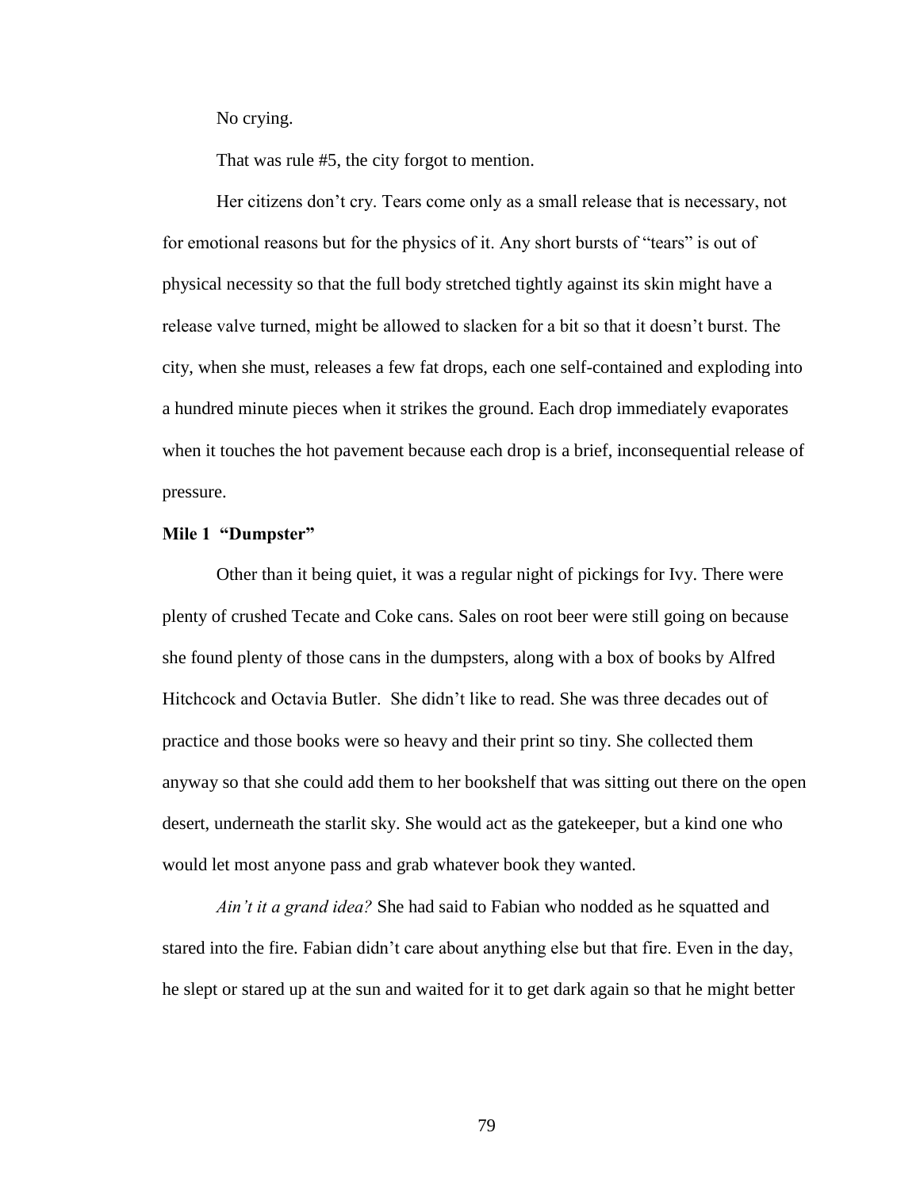No crying.

That was rule #5, the city forgot to mention.

Her citizens don't cry. Tears come only as a small release that is necessary, not for emotional reasons but for the physics of it. Any short bursts of "tears" is out of physical necessity so that the full body stretched tightly against its skin might have a release valve turned, might be allowed to slacken for a bit so that it doesn't burst. The city, when she must, releases a few fat drops, each one self-contained and exploding into a hundred minute pieces when it strikes the ground. Each drop immediately evaporates when it touches the hot pavement because each drop is a brief, inconsequential release of pressure.

**Mile 1 "Dumpster"**

Other than it being quiet, it was a regular night of pickings for Ivy. There were plenty of crushed Tecate and Coke cans. Sales on root beer were still going on because she found plenty of those cans in the dumpsters, along with a box of books by Alfred Hitchcock and Octavia Butler. She didn't like to read. She was three decades out of practice and those books were so heavy and their print so tiny. She collected them anyway so that she could add them to her bookshelf that was sitting out there on the open desert, underneath the starlit sky. She would act as the gatekeeper, but a kind one who would let most anyone pass and grab whatever book they wanted.

*Ain't it a grand idea?* She had said to Fabian who nodded as he squatted and stared into the fire. Fabian didn't care about anything else but that fire. Even in the day, he slept or stared up at the sun and waited for it to get dark again so that he might better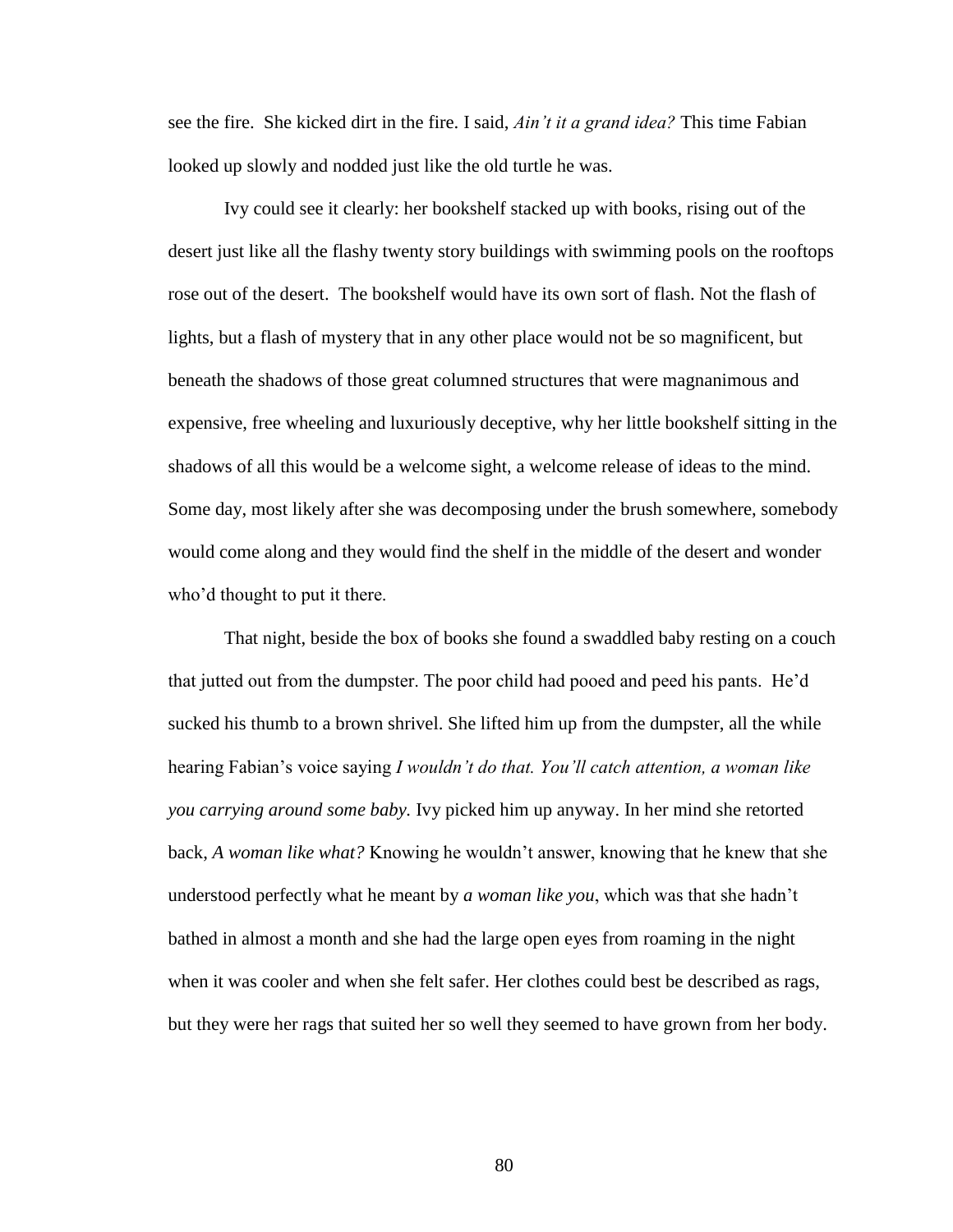see the fire. She kicked dirt in the fire. I said, *Ain't it a grand idea?* This time Fabian looked up slowly and nodded just like the old turtle he was.

Ivy could see it clearly: her bookshelf stacked up with books, rising out of the desert just like all the flashy twenty story buildings with swimming pools on the rooftops rose out of the desert. The bookshelf would have its own sort of flash. Not the flash of lights, but a flash of mystery that in any other place would not be so magnificent, but beneath the shadows of those great columned structures that were magnanimous and expensive, free wheeling and luxuriously deceptive, why her little bookshelf sitting in the shadows of all this would be a welcome sight, a welcome release of ideas to the mind. Some day, most likely after she was decomposing under the brush somewhere, somebody would come along and they would find the shelf in the middle of the desert and wonder who'd thought to put it there.

That night, beside the box of books she found a swaddled baby resting on a couch that jutted out from the dumpster. The poor child had pooed and peed his pants. He'd sucked his thumb to a brown shrivel. She lifted him up from the dumpster, all the while hearing Fabian's voice saying *I wouldn't do that. You'll catch attention, a woman like you carrying around some baby.* Ivy picked him up anyway. In her mind she retorted back, *A woman like what?* Knowing he wouldn't answer, knowing that he knew that she understood perfectly what he meant by *a woman like you*, which was that she hadn't bathed in almost a month and she had the large open eyes from roaming in the night when it was cooler and when she felt safer. Her clothes could best be described as rags, but they were her rags that suited her so well they seemed to have grown from her body.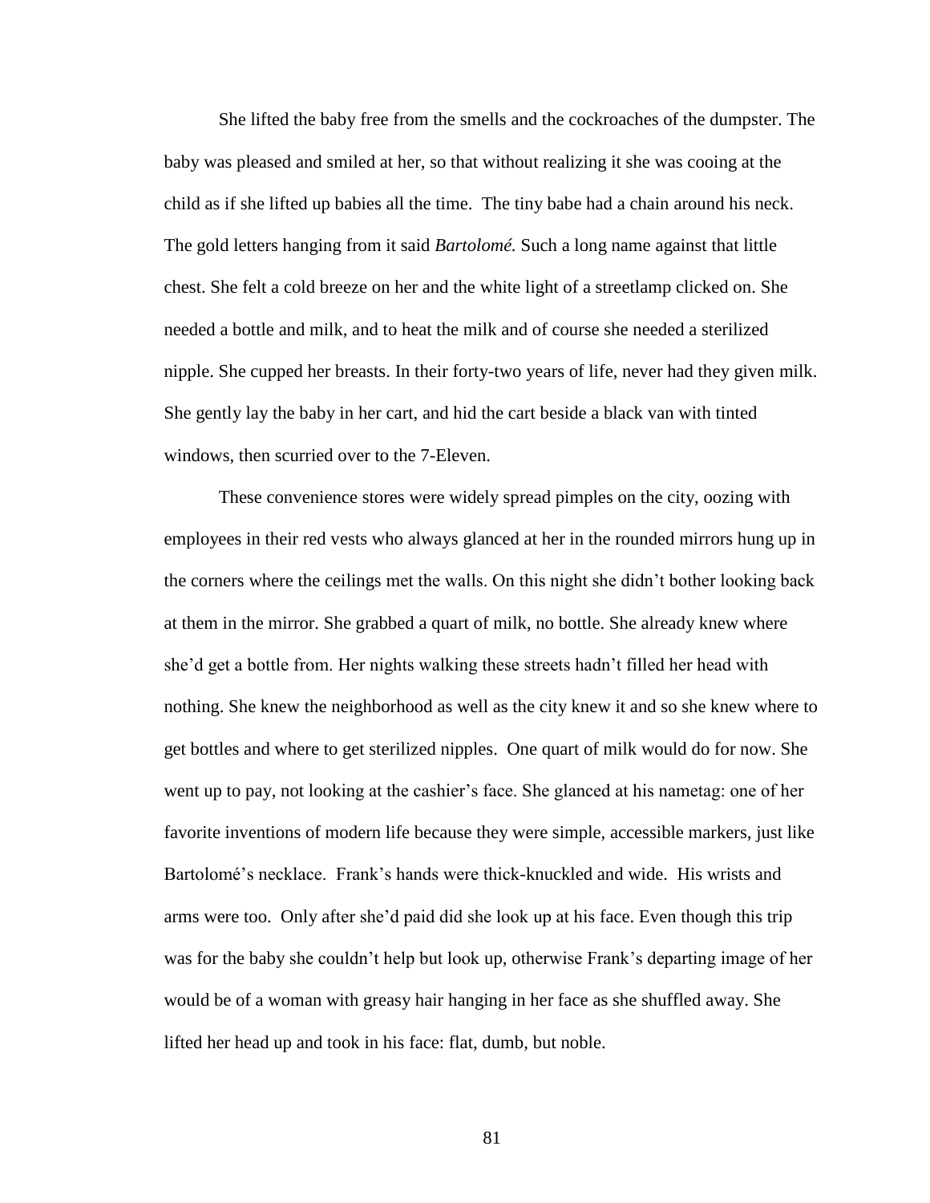She lifted the baby free from the smells and the cockroaches of the dumpster. The baby was pleased and smiled at her, so that without realizing it she was cooing at the child as if she lifted up babies all the time. The tiny babe had a chain around his neck. The gold letters hanging from it said *Bartolomé.* Such a long name against that little chest. She felt a cold breeze on her and the white light of a streetlamp clicked on. She needed a bottle and milk, and to heat the milk and of course she needed a sterilized nipple. She cupped her breasts. In their forty-two years of life, never had they given milk. She gently lay the baby in her cart, and hid the cart beside a black van with tinted windows, then scurried over to the 7-Eleven.

These convenience stores were widely spread pimples on the city, oozing with employees in their red vests who always glanced at her in the rounded mirrors hung up in the corners where the ceilings met the walls. On this night she didn't bother looking back at them in the mirror. She grabbed a quart of milk, no bottle. She already knew where she'd get a bottle from. Her nights walking these streets hadn't filled her head with nothing. She knew the neighborhood as well as the city knew it and so she knew where to get bottles and where to get sterilized nipples. One quart of milk would do for now. She went up to pay, not looking at the cashier's face. She glanced at his nametag: one of her favorite inventions of modern life because they were simple, accessible markers, just like Bartolomé's necklace. Frank's hands were thick-knuckled and wide. His wrists and arms were too. Only after she'd paid did she look up at his face. Even though this trip was for the baby she couldn't help but look up, otherwise Frank's departing image of her would be of a woman with greasy hair hanging in her face as she shuffled away. She lifted her head up and took in his face: flat, dumb, but noble.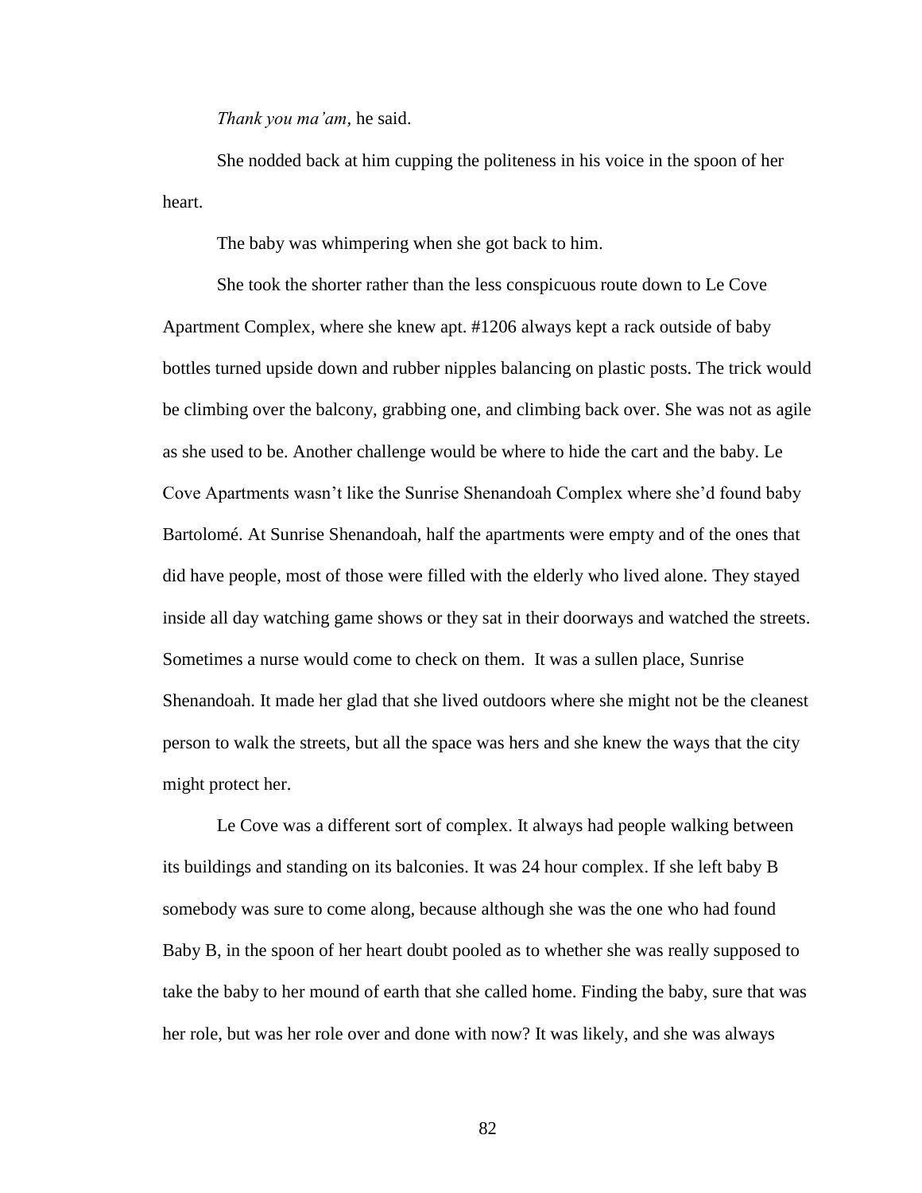*Thank you ma'am*, he said.

She nodded back at him cupping the politeness in his voice in the spoon of her heart.

The baby was whimpering when she got back to him.

She took the shorter rather than the less conspicuous route down to Le Cove Apartment Complex, where she knew apt. #1206 always kept a rack outside of baby bottles turned upside down and rubber nipples balancing on plastic posts. The trick would be climbing over the balcony, grabbing one, and climbing back over. She was not as agile as she used to be. Another challenge would be where to hide the cart and the baby. Le Cove Apartments wasn't like the Sunrise Shenandoah Complex where she'd found baby Bartolomé. At Sunrise Shenandoah, half the apartments were empty and of the ones that did have people, most of those were filled with the elderly who lived alone. They stayed inside all day watching game shows or they sat in their doorways and watched the streets. Sometimes a nurse would come to check on them. It was a sullen place, Sunrise Shenandoah. It made her glad that she lived outdoors where she might not be the cleanest person to walk the streets, but all the space was hers and she knew the ways that the city might protect her.

Le Cove was a different sort of complex. It always had people walking between its buildings and standing on its balconies. It was 24 hour complex. If she left baby B somebody was sure to come along, because although she was the one who had found Baby B, in the spoon of her heart doubt pooled as to whether she was really supposed to take the baby to her mound of earth that she called home. Finding the baby, sure that was her role, but was her role over and done with now? It was likely, and she was always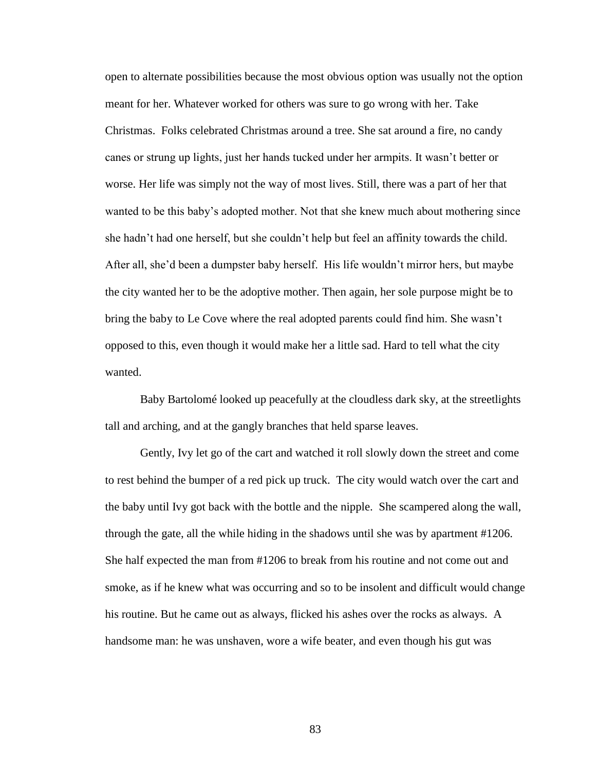open to alternate possibilities because the most obvious option was usually not the option meant for her. Whatever worked for others was sure to go wrong with her. Take Christmas. Folks celebrated Christmas around a tree. She sat around a fire, no candy canes or strung up lights, just her hands tucked under her armpits. It wasn't better or worse. Her life was simply not the way of most lives. Still, there was a part of her that wanted to be this baby's adopted mother. Not that she knew much about mothering since she hadn't had one herself, but she couldn't help but feel an affinity towards the child. After all, she'd been a dumpster baby herself. His life wouldn't mirror hers, but maybe the city wanted her to be the adoptive mother. Then again, her sole purpose might be to bring the baby to Le Cove where the real adopted parents could find him. She wasn't opposed to this, even though it would make her a little sad. Hard to tell what the city wanted.

Baby Bartolomé looked up peacefully at the cloudless dark sky, at the streetlights tall and arching, and at the gangly branches that held sparse leaves.

Gently, Ivy let go of the cart and watched it roll slowly down the street and come to rest behind the bumper of a red pick up truck. The city would watch over the cart and the baby until Ivy got back with the bottle and the nipple. She scampered along the wall, through the gate, all the while hiding in the shadows until she was by apartment #1206. She half expected the man from #1206 to break from his routine and not come out and smoke, as if he knew what was occurring and so to be insolent and difficult would change his routine. But he came out as always, flicked his ashes over the rocks as always. A handsome man: he was unshaven, wore a wife beater, and even though his gut was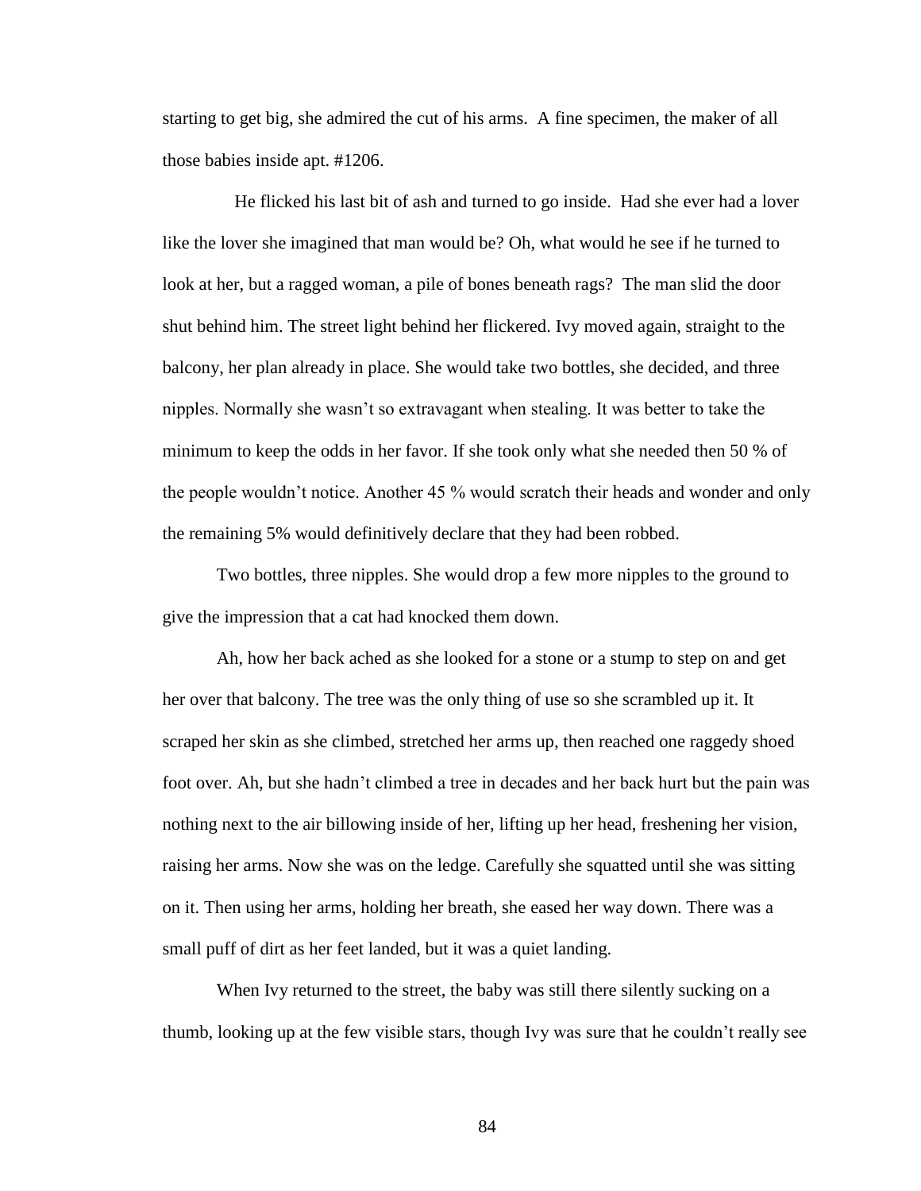starting to get big, she admired the cut of his arms. A fine specimen, the maker of all those babies inside apt. #1206.

He flicked his last bit of ash and turned to go inside. Had she ever had a lover like the lover she imagined that man would be? Oh, what would he see if he turned to look at her, but a ragged woman, a pile of bones beneath rags? The man slid the door shut behind him. The street light behind her flickered. Ivy moved again, straight to the balcony, her plan already in place. She would take two bottles, she decided, and three nipples. Normally she wasn't so extravagant when stealing. It was better to take the minimum to keep the odds in her favor. If she took only what she needed then 50 % of the people wouldn't notice. Another 45 % would scratch their heads and wonder and only the remaining 5% would definitively declare that they had been robbed.

Two bottles, three nipples. She would drop a few more nipples to the ground to give the impression that a cat had knocked them down.

Ah, how her back ached as she looked for a stone or a stump to step on and get her over that balcony. The tree was the only thing of use so she scrambled up it. It scraped her skin as she climbed, stretched her arms up, then reached one raggedy shoed foot over. Ah, but she hadn't climbed a tree in decades and her back hurt but the pain was nothing next to the air billowing inside of her, lifting up her head, freshening her vision, raising her arms. Now she was on the ledge. Carefully she squatted until she was sitting on it. Then using her arms, holding her breath, she eased her way down. There was a small puff of dirt as her feet landed, but it was a quiet landing.

When Ivy returned to the street, the baby was still there silently sucking on a thumb, looking up at the few visible stars, though Ivy was sure that he couldn't really see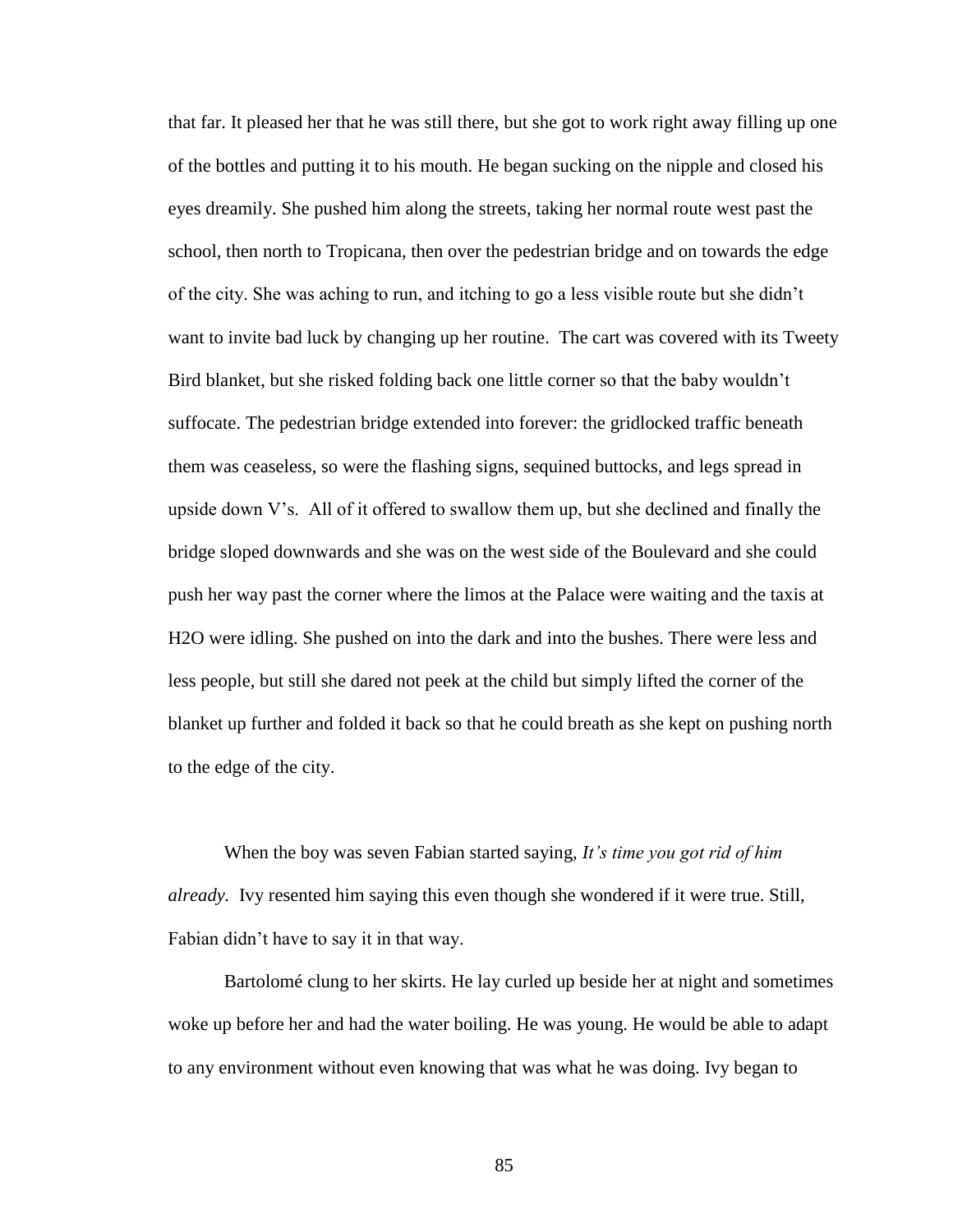that far. It pleased her that he was still there, but she got to work right away filling up one of the bottles and putting it to his mouth. He began sucking on the nipple and closed his eyes dreamily. She pushed him along the streets, taking her normal route west past the school, then north to Tropicana, then over the pedestrian bridge and on towards the edge of the city. She was aching to run, and itching to go a less visible route but she didn't want to invite bad luck by changing up her routine. The cart was covered with its Tweety Bird blanket, but she risked folding back one little corner so that the baby wouldn't suffocate. The pedestrian bridge extended into forever: the gridlocked traffic beneath them was ceaseless, so were the flashing signs, sequined buttocks, and legs spread in upside down V's. All of it offered to swallow them up, but she declined and finally the bridge sloped downwards and she was on the west side of the Boulevard and she could push her way past the corner where the limos at the Palace were waiting and the taxis at H2O were idling. She pushed on into the dark and into the bushes. There were less and less people, but still she dared not peek at the child but simply lifted the corner of the blanket up further and folded it back so that he could breath as she kept on pushing north to the edge of the city.

When the boy was seven Fabian started saying, *It's time you got rid of him already.* Ivy resented him saying this even though she wondered if it were true. Still, Fabian didn't have to say it in that way.

Bartolomé clung to her skirts. He lay curled up beside her at night and sometimes woke up before her and had the water boiling. He was young. He would be able to adapt to any environment without even knowing that was what he was doing. Ivy began to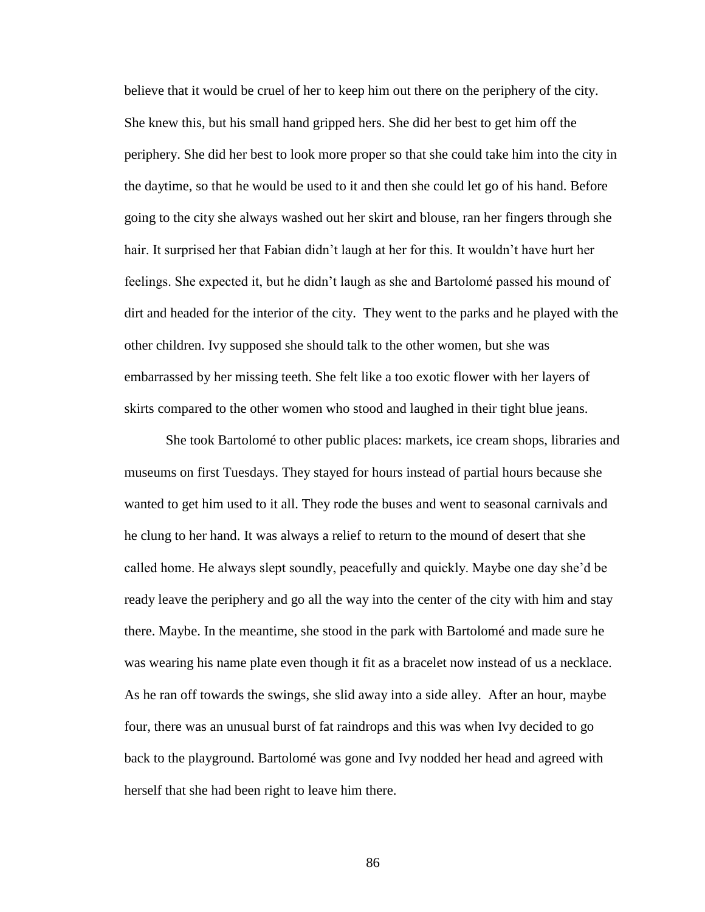believe that it would be cruel of her to keep him out there on the periphery of the city. She knew this, but his small hand gripped hers. She did her best to get him off the periphery. She did her best to look more proper so that she could take him into the city in the daytime, so that he would be used to it and then she could let go of his hand. Before going to the city she always washed out her skirt and blouse, ran her fingers through she hair. It surprised her that Fabian didn't laugh at her for this. It wouldn't have hurt her feelings. She expected it, but he didn't laugh as she and Bartolomé passed his mound of dirt and headed for the interior of the city. They went to the parks and he played with the other children. Ivy supposed she should talk to the other women, but she was embarrassed by her missing teeth. She felt like a too exotic flower with her layers of skirts compared to the other women who stood and laughed in their tight blue jeans.

She took Bartolomé to other public places: markets, ice cream shops, libraries and museums on first Tuesdays. They stayed for hours instead of partial hours because she wanted to get him used to it all. They rode the buses and went to seasonal carnivals and he clung to her hand. It was always a relief to return to the mound of desert that she called home. He always slept soundly, peacefully and quickly. Maybe one day she'd be ready leave the periphery and go all the way into the center of the city with him and stay there. Maybe. In the meantime, she stood in the park with Bartolomé and made sure he was wearing his name plate even though it fit as a bracelet now instead of us a necklace. As he ran off towards the swings, she slid away into a side alley. After an hour, maybe four, there was an unusual burst of fat raindrops and this was when Ivy decided to go back to the playground. Bartolomé was gone and Ivy nodded her head and agreed with herself that she had been right to leave him there.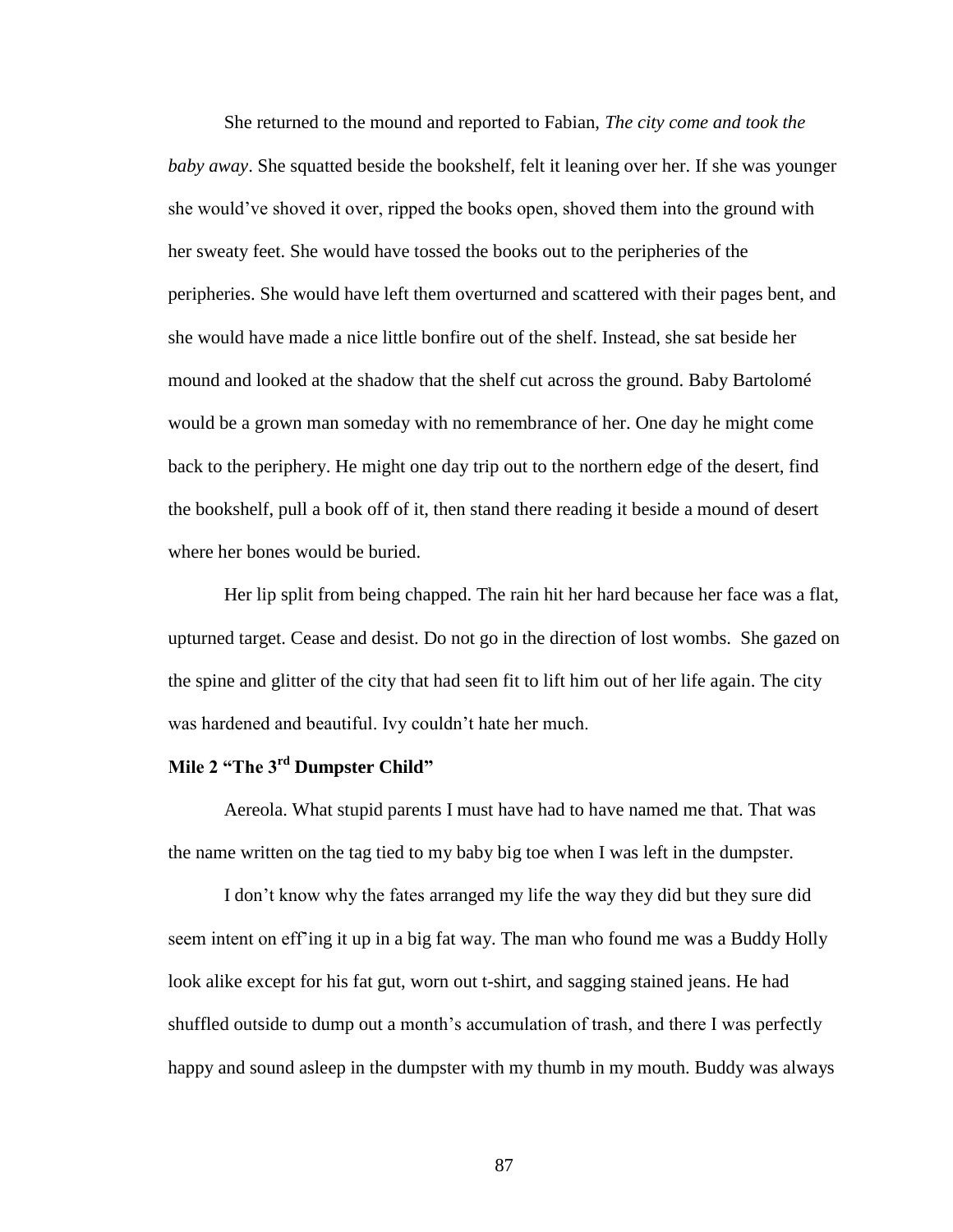She returned to the mound and reported to Fabian, *The city come and took the baby away*. She squatted beside the bookshelf, felt it leaning over her. If she was younger she would've shoved it over, ripped the books open, shoved them into the ground with her sweaty feet. She would have tossed the books out to the peripheries of the peripheries. She would have left them overturned and scattered with their pages bent, and she would have made a nice little bonfire out of the shelf. Instead, she sat beside her mound and looked at the shadow that the shelf cut across the ground. Baby Bartolomé would be a grown man someday with no remembrance of her. One day he might come back to the periphery. He might one day trip out to the northern edge of the desert, find the bookshelf, pull a book off of it, then stand there reading it beside a mound of desert where her bones would be buried.

Her lip split from being chapped. The rain hit her hard because her face was a flat, upturned target. Cease and desist. Do not go in the direction of lost wombs. She gazed on the spine and glitter of the city that had seen fit to lift him out of her life again. The city was hardened and beautiful. Ivy couldn't hate her much.

## Mile 2 "The 3rd Dumpster Child"

Aereola. What stupid parents I must have had to have named me that. That was the name written on the tag tied to my baby big toe when I was left in the dumpster.

I don't know why the fates arranged my life the way they did but they sure did seem intent on eff'ing it up in a big fat way. The man who found me was a Buddy Holly look alike except for his fat gut, worn out t-shirt, and sagging stained jeans. He had shuffled outside to dump out a month's accumulation of trash, and there I was perfectly happy and sound asleep in the dumpster with my thumb in my mouth. Buddy was always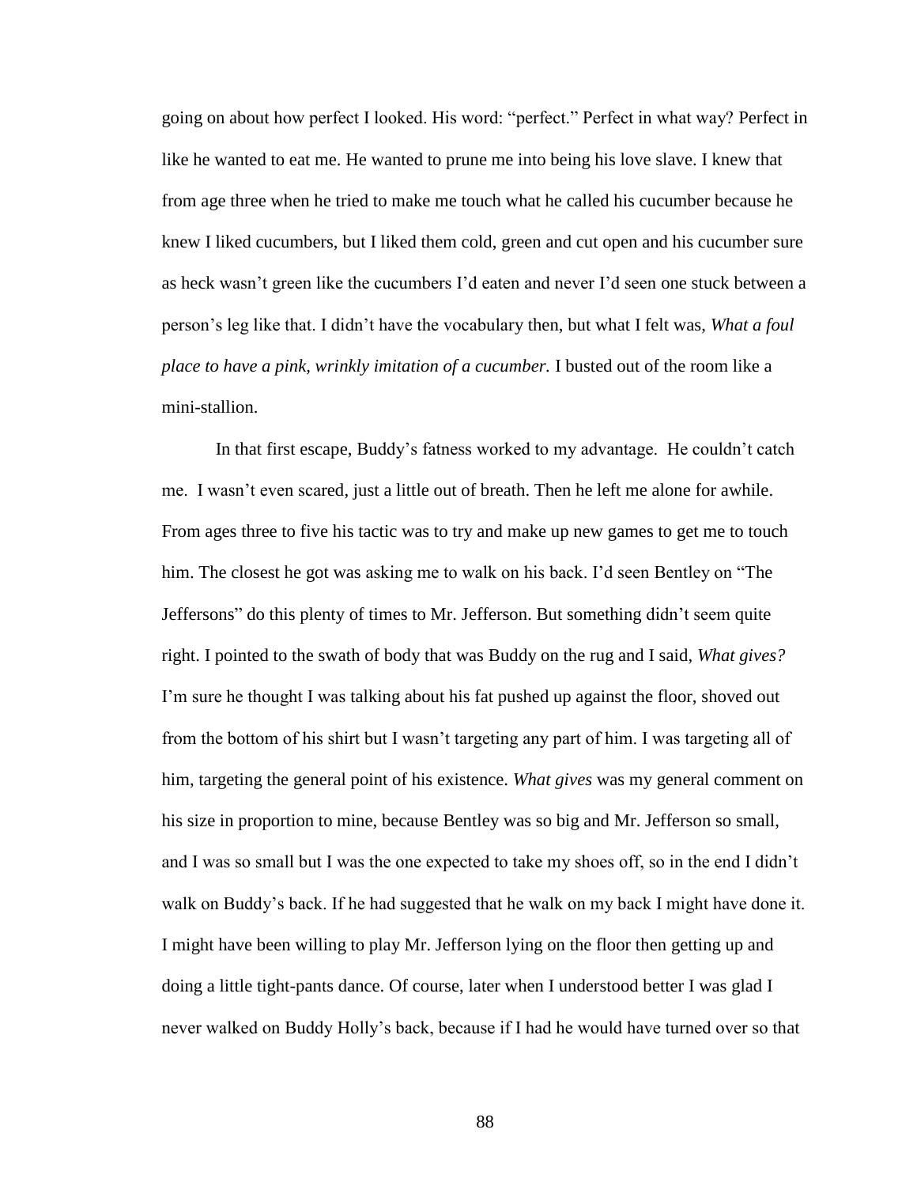going on about how perfect I looked. His word: "perfect." Perfect in what way? Perfect in like he wanted to eat me. He wanted to prune me into being his love slave. I knew that from age three when he tried to make me touch what he called his cucumber because he knew I liked cucumbers, but I liked them cold, green and cut open and his cucumber sure as heck wasn't green like the cucumbers I'd eaten and never I'd seen one stuck between a person's leg like that. I didn't have the vocabulary then, but what I felt was, *What a foul place to have a pink, wrinkly imitation of a cucumber.* I busted out of the room like a mini-stallion.

In that first escape, Buddy's fatness worked to my advantage. He couldn't catch me. I wasn't even scared, just a little out of breath. Then he left me alone for awhile. From ages three to five his tactic was to try and make up new games to get me to touch him. The closest he got was asking me to walk on his back. I'd seen Bentley on "The Jeffersons" do this plenty of times to Mr. Jefferson. But something didn't seem quite right. I pointed to the swath of body that was Buddy on the rug and I said, *What gives?* I'm sure he thought I was talking about his fat pushed up against the floor, shoved out from the bottom of his shirt but I wasn't targeting any part of him. I was targeting all of him, targeting the general point of his existence. *What gives* was my general comment on his size in proportion to mine, because Bentley was so big and Mr. Jefferson so small, and I was so small but I was the one expected to take my shoes off, so in the end I didn't walk on Buddy's back. If he had suggested that he walk on my back I might have done it. I might have been willing to play Mr. Jefferson lying on the floor then getting up and doing a little tight-pants dance. Of course, later when I understood better I was glad I never walked on Buddy Holly's back, because if I had he would have turned over so that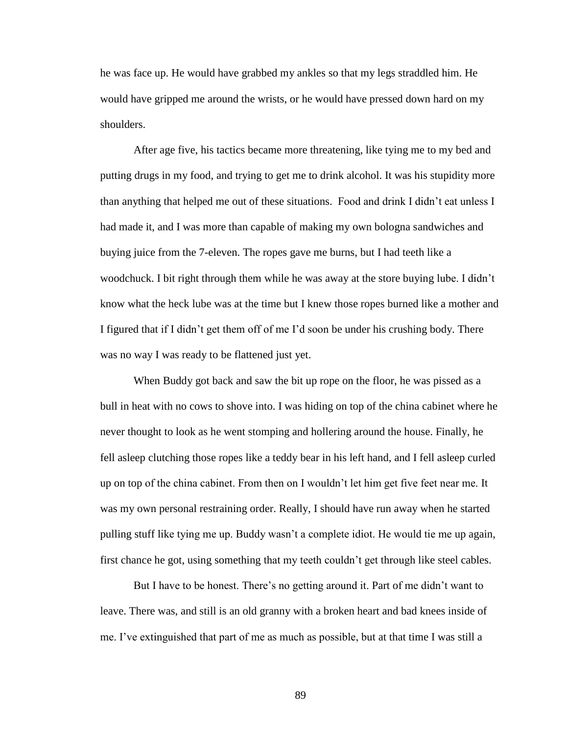he was face up. He would have grabbed my ankles so that my legs straddled him. He would have gripped me around the wrists, or he would have pressed down hard on my shoulders.

After age five, his tactics became more threatening, like tying me to my bed and putting drugs in my food, and trying to get me to drink alcohol. It was his stupidity more than anything that helped me out of these situations. Food and drink I didn't eat unless I had made it, and I was more than capable of making my own bologna sandwiches and buying juice from the 7-eleven. The ropes gave me burns, but I had teeth like a woodchuck. I bit right through them while he was away at the store buying lube. I didn't know what the heck lube was at the time but I knew those ropes burned like a mother and I figured that if I didn't get them off of me I'd soon be under his crushing body. There was no way I was ready to be flattened just yet.

When Buddy got back and saw the bit up rope on the floor, he was pissed as a bull in heat with no cows to shove into. I was hiding on top of the china cabinet where he never thought to look as he went stomping and hollering around the house. Finally, he fell asleep clutching those ropes like a teddy bear in his left hand, and I fell asleep curled up on top of the china cabinet. From then on I wouldn't let him get five feet near me. It was my own personal restraining order. Really, I should have run away when he started pulling stuff like tying me up. Buddy wasn't a complete idiot. He would tie me up again, first chance he got, using something that my teeth couldn't get through like steel cables.

But I have to be honest. There's no getting around it. Part of me didn't want to leave. There was, and still is an old granny with a broken heart and bad knees inside of me. I've extinguished that part of me as much as possible, but at that time I was still a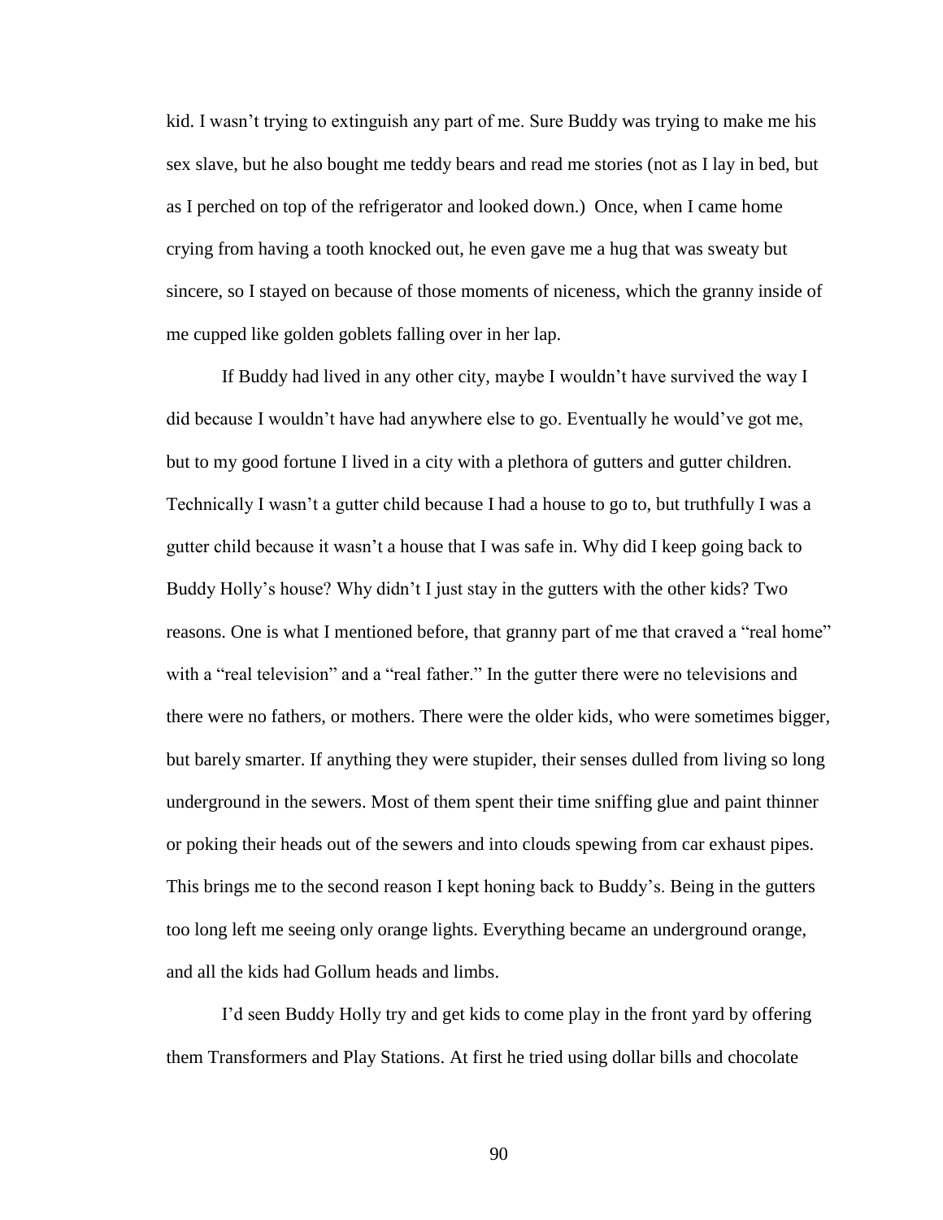kid. I wasn't trying to extinguish any part of me. Sure Buddy was trying to make me his sex slave, but he also bought me teddy bears and read me stories (not as I lay in bed, but as I perched on top of the refrigerator and looked down.)  Once, when I came home crying from having a tooth knocked out, he even gave me a hug that was sweaty but sincere, so I stayed on because of those moments of niceness, which the granny inside of me cupped like golden goblets falling over in her lap.

If Buddy had lived in any other city, maybe I wouldn't have survived the way I did because I wouldn't have had anywhere else to go. Eventually he would've got me, but to my good fortune I lived in a city with a plethora of gutters and gutter children. Technically I wasn't a gutter child because I had a house to go to, but truthfully I was a gutter child because it wasn't a house that I was safe in. Why did I keep going back to Buddy Holly's house? Why didn't I just stay in the gutters with the other kids? Two reasons. One is what I mentioned before, that granny part of me that craved a "real home" with a "real television" and a "real father." In the gutter there were no televisions and there were no fathers, or mothers. There were the older kids, who were sometimes bigger, but barely smarter. If anything they were stupider, their senses dulled from living so long underground in the sewers. Most of them spent their time sniffing glue and paint thinner or poking their heads out of the sewers and into clouds spewing from car exhaust pipes. This brings me to the second reason I kept honing back to Buddy's. Being in the gutters too long left me seeing only orange lights. Everything became an underground orange, and all the kids had Gollum heads and limbs.

I'd seen Buddy Holly try and get kids to come play in the front yard by offering them Transformers and Play Stations. At first he tried using dollar bills and chocolate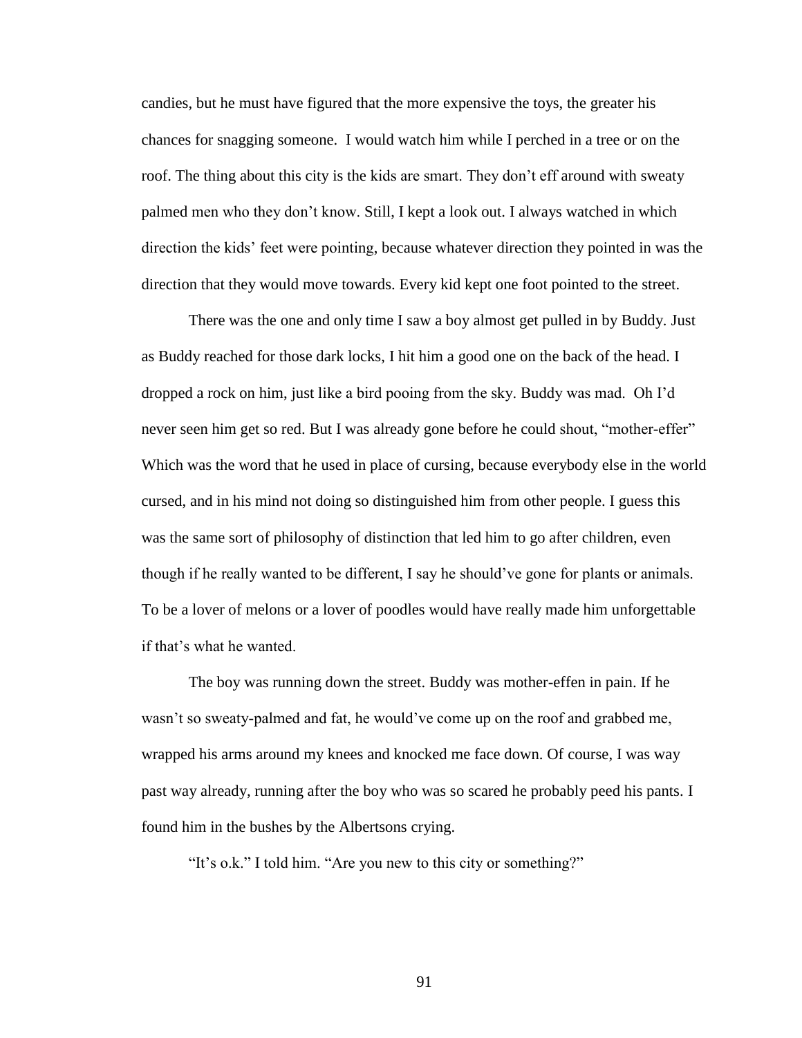candies, but he must have figured that the more expensive the toys, the greater his chances for snagging someone. I would watch him while I perched in a tree or on the roof. The thing about this city is the kids are smart. They don't eff around with sweaty palmed men who they don't know. Still, I kept a look out. I always watched in which direction the kids' feet were pointing, because whatever direction they pointed in was the direction that they would move towards. Every kid kept one foot pointed to the street.

There was the one and only time I saw a boy almost get pulled in by Buddy. Just as Buddy reached for those dark locks, I hit him a good one on the back of the head. I dropped a rock on him, just like a bird pooing from the sky. Buddy was mad. Oh I'd never seen him get so red. But I was already gone before he could shout, "mother-effer" Which was the word that he used in place of cursing, because everybody else in the world cursed, and in his mind not doing so distinguished him from other people. I guess this was the same sort of philosophy of distinction that led him to go after children, even though if he really wanted to be different, I say he should've gone for plants or animals. To be a lover of melons or a lover of poodles would have really made him unforgettable if that's what he wanted.

The boy was running down the street. Buddy was mother-effen in pain. If he wasn't so sweaty-palmed and fat, he would've come up on the roof and grabbed me, wrapped his arms around my knees and knocked me face down. Of course, I was way past way already, running after the boy who was so scared he probably peed his pants. I found him in the bushes by the Albertsons crying.

"It's o.k." I told him. "Are you new to this city or something?"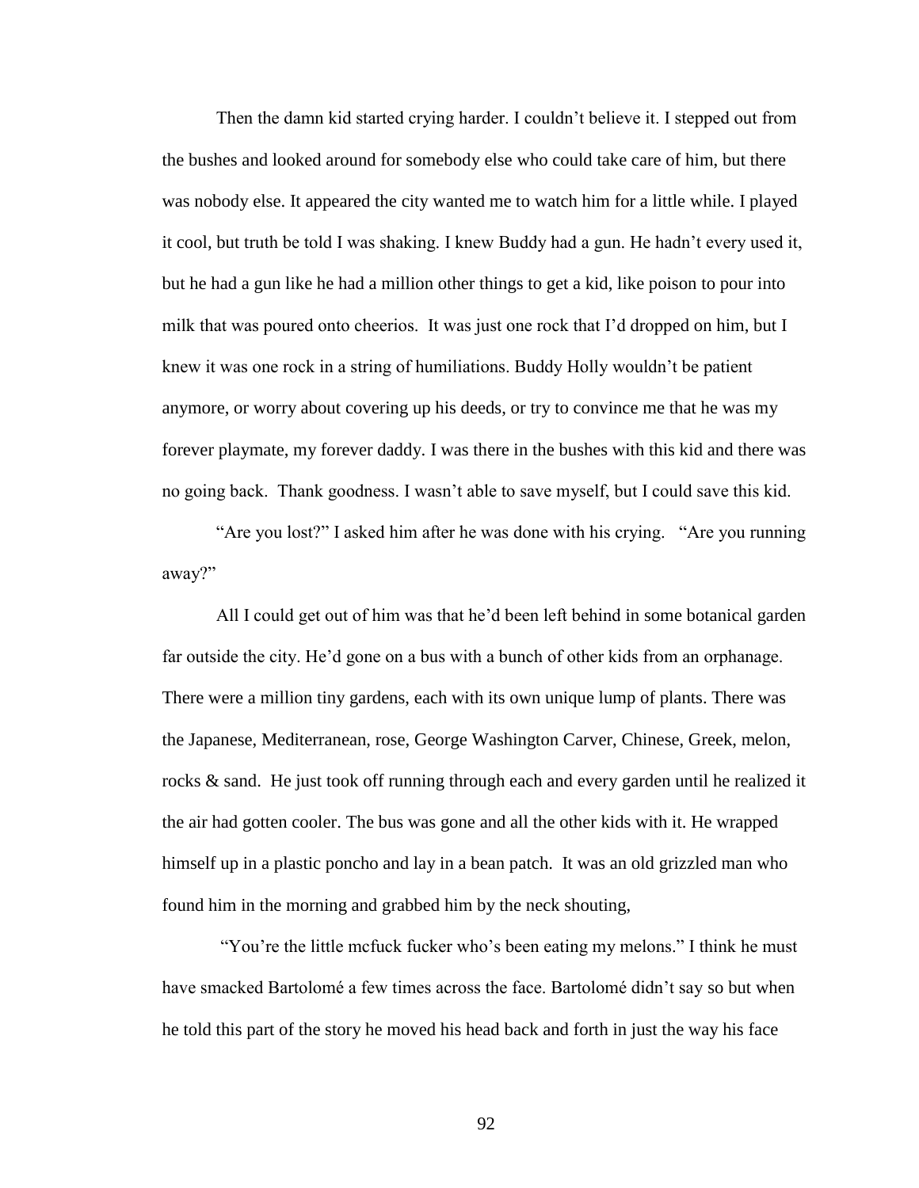Then the damn kid started crying harder. I couldn't believe it. I stepped out from the bushes and looked around for somebody else who could take care of him, but there was nobody else. It appeared the city wanted me to watch him for a little while. I played it cool, but truth be told I was shaking. I knew Buddy had a gun. He hadn't every used it, but he had a gun like he had a million other things to get a kid, like poison to pour into milk that was poured onto cheerios. It was just one rock that I'd dropped on him, but I knew it was one rock in a string of humiliations. Buddy Holly wouldn't be patient anymore, or worry about covering up his deeds, or try to convince me that he was my forever playmate, my forever daddy. I was there in the bushes with this kid and there was no going back. Thank goodness. I wasn't able to save myself, but I could save this kid.

"Are you lost?" I asked him after he was done with his crying. "Are you running away?"

All I could get out of him was that he'd been left behind in some botanical garden far outside the city. He'd gone on a bus with a bunch of other kids from an orphanage. There were a million tiny gardens, each with its own unique lump of plants. There was the Japanese, Mediterranean, rose, George Washington Carver, Chinese, Greek, melon, rocks & sand. He just took off running through each and every garden until he realized it the air had gotten cooler. The bus was gone and all the other kids with it. He wrapped himself up in a plastic poncho and lay in a bean patch. It was an old grizzled man who found him in the morning and grabbed him by the neck shouting,

"You're the little mcfuck fucker who's been eating my melons." I think he must have smacked Bartolomé a few times across the face. Bartolomé didn't say so but when he told this part of the story he moved his head back and forth in just the way his face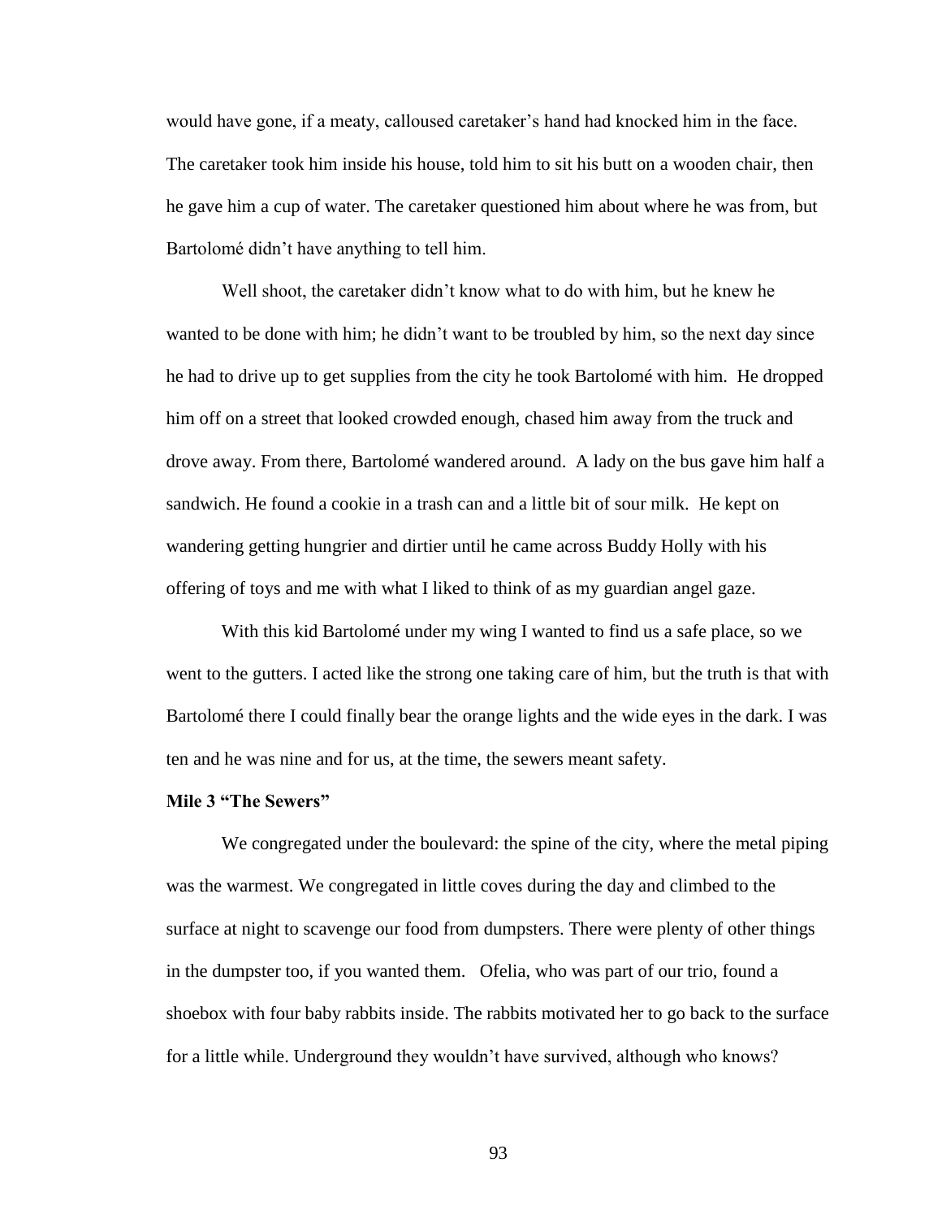would have gone, if a meaty, calloused caretaker's hand had knocked him in the face. The caretaker took him inside his house, told him to sit his butt on a wooden chair, then he gave him a cup of water. The caretaker questioned him about where he was from, but Bartolomé didn't have anything to tell him.

Well shoot, the caretaker didn't know what to do with him, but he knew he wanted to be done with him; he didn't want to be troubled by him, so the next day since he had to drive up to get supplies from the city he took Bartolomé with him. He dropped him off on a street that looked crowded enough, chased him away from the truck and drove away. From there, Bartolomé wandered around. A lady on the bus gave him half a sandwich. He found a cookie in a trash can and a little bit of sour milk. He kept on wandering getting hungrier and dirtier until he came across Buddy Holly with his offering of toys and me with what I liked to think of as my guardian angel gaze.

With this kid Bartolomé under my wing I wanted to find us a safe place, so we went to the gutters. I acted like the strong one taking care of him, but the truth is that with Bartolomé there I could finally bear the orange lights and the wide eyes in the dark. I was ten and he was nine and for us, at the time, the sewers meant safety.

**Mile 3 "The Sewers"**

We congregated under the boulevard: the spine of the city, where the metal piping was the warmest. We congregated in little coves during the day and climbed to the surface at night to scavenge our food from dumpsters. There were plenty of other things in the dumpster too, if you wanted them. Ofelia, who was part of our trio, found a shoebox with four baby rabbits inside. The rabbits motivated her to go back to the surface for a little while. Underground they wouldn't have survived, although who knows?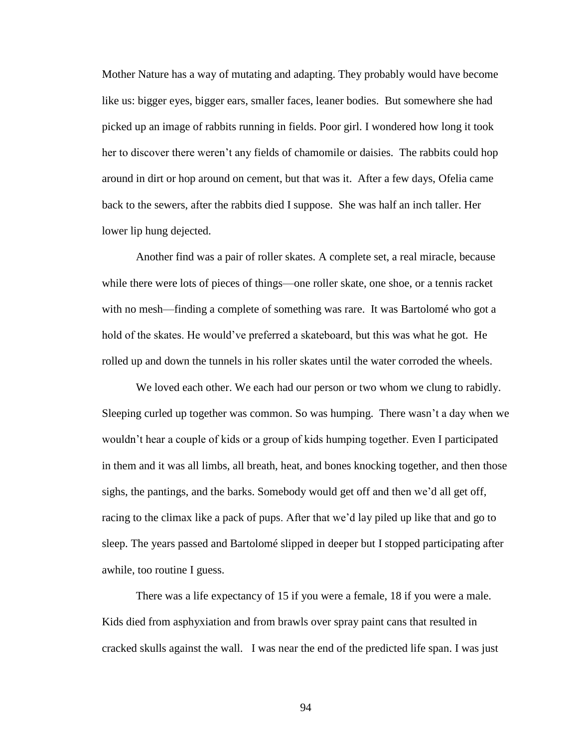Mother Nature has a way of mutating and adapting. They probably would have become like us: bigger eyes, bigger ears, smaller faces, leaner bodies. But somewhere she had picked up an image of rabbits running in fields. Poor girl. I wondered how long it took her to discover there weren't any fields of chamomile or daisies. The rabbits could hop around in dirt or hop around on cement, but that was it. After a few days, Ofelia came back to the sewers, after the rabbits died I suppose. She was half an inch taller. Her lower lip hung dejected.

Another find was a pair of roller skates. A complete set, a real miracle, because while there were lots of pieces of things—one roller skate, one shoe, or a tennis racket with no mesh—finding a complete of something was rare. It was Bartolomé who got a hold of the skates. He would've preferred a skateboard, but this was what he got. He rolled up and down the tunnels in his roller skates until the water corroded the wheels.

We loved each other. We each had our person or two whom we clung to rabidly. Sleeping curled up together was common. So was humping. There wasn't a day when we wouldn't hear a couple of kids or a group of kids humping together. Even I participated in them and it was all limbs, all breath, heat, and bones knocking together, and then those sighs, the pantings, and the barks. Somebody would get off and then we'd all get off, racing to the climax like a pack of pups. After that we'd lay piled up like that and go to sleep. The years passed and Bartolomé slipped in deeper but I stopped participating after awhile, too routine I guess.

There was a life expectancy of 15 if you were a female, 18 if you were a male. Kids died from asphyxiation and from brawls over spray paint cans that resulted in cracked skulls against the wall. I was near the end of the predicted life span. I was just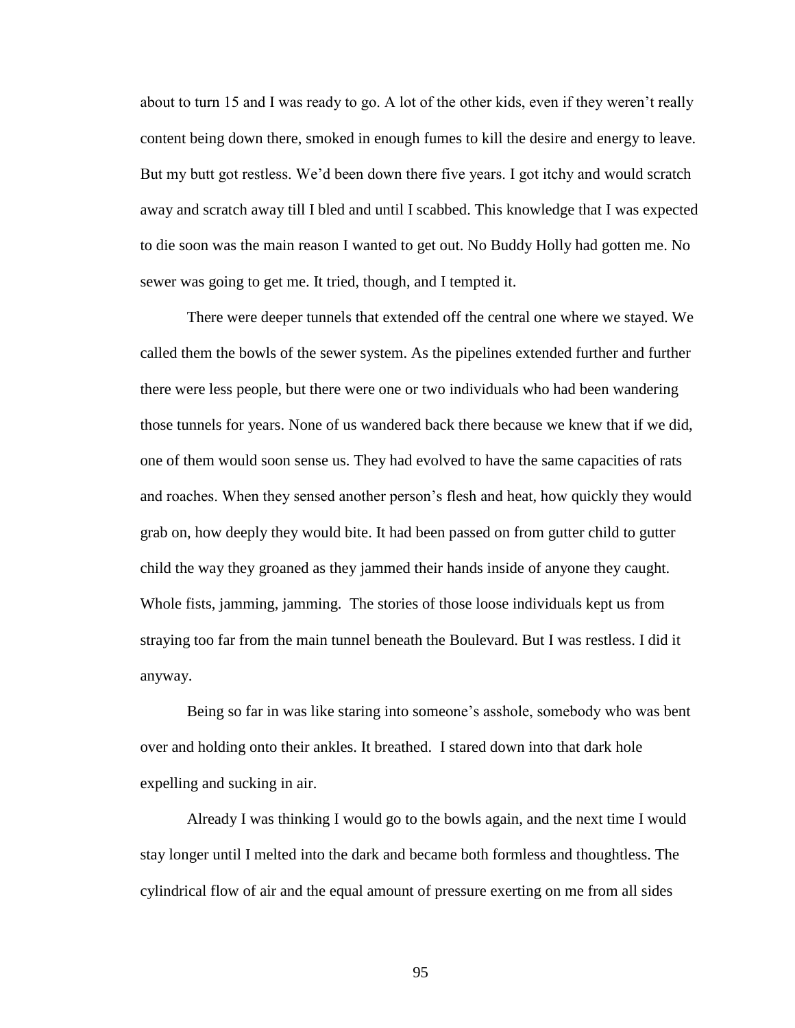about to turn 15 and I was ready to go. A lot of the other kids, even if they weren't really content being down there, smoked in enough fumes to kill the desire and energy to leave. But my butt got restless. We'd been down there five years. I got itchy and would scratch away and scratch away till I bled and until I scabbed. This knowledge that I was expected to die soon was the main reason I wanted to get out. No Buddy Holly had gotten me. No sewer was going to get me. It tried, though, and I tempted it.

There were deeper tunnels that extended off the central one where we stayed. We called them the bowls of the sewer system. As the pipelines extended further and further there were less people, but there were one or two individuals who had been wandering those tunnels for years. None of us wandered back there because we knew that if we did, one of them would soon sense us. They had evolved to have the same capacities of rats and roaches. When they sensed another person's flesh and heat, how quickly they would grab on, how deeply they would bite. It had been passed on from gutter child to gutter child the way they groaned as they jammed their hands inside of anyone they caught. Whole fists, jamming, jamming. The stories of those loose individuals kept us from straying too far from the main tunnel beneath the Boulevard. But I was restless. I did it anyway.

Being so far in was like staring into someone's asshole, somebody who was bent over and holding onto their ankles. It breathed. I stared down into that dark hole expelling and sucking in air.

Already I was thinking I would go to the bowls again, and the next time I would stay longer until I melted into the dark and became both formless and thoughtless. The cylindrical flow of air and the equal amount of pressure exerting on me from all sides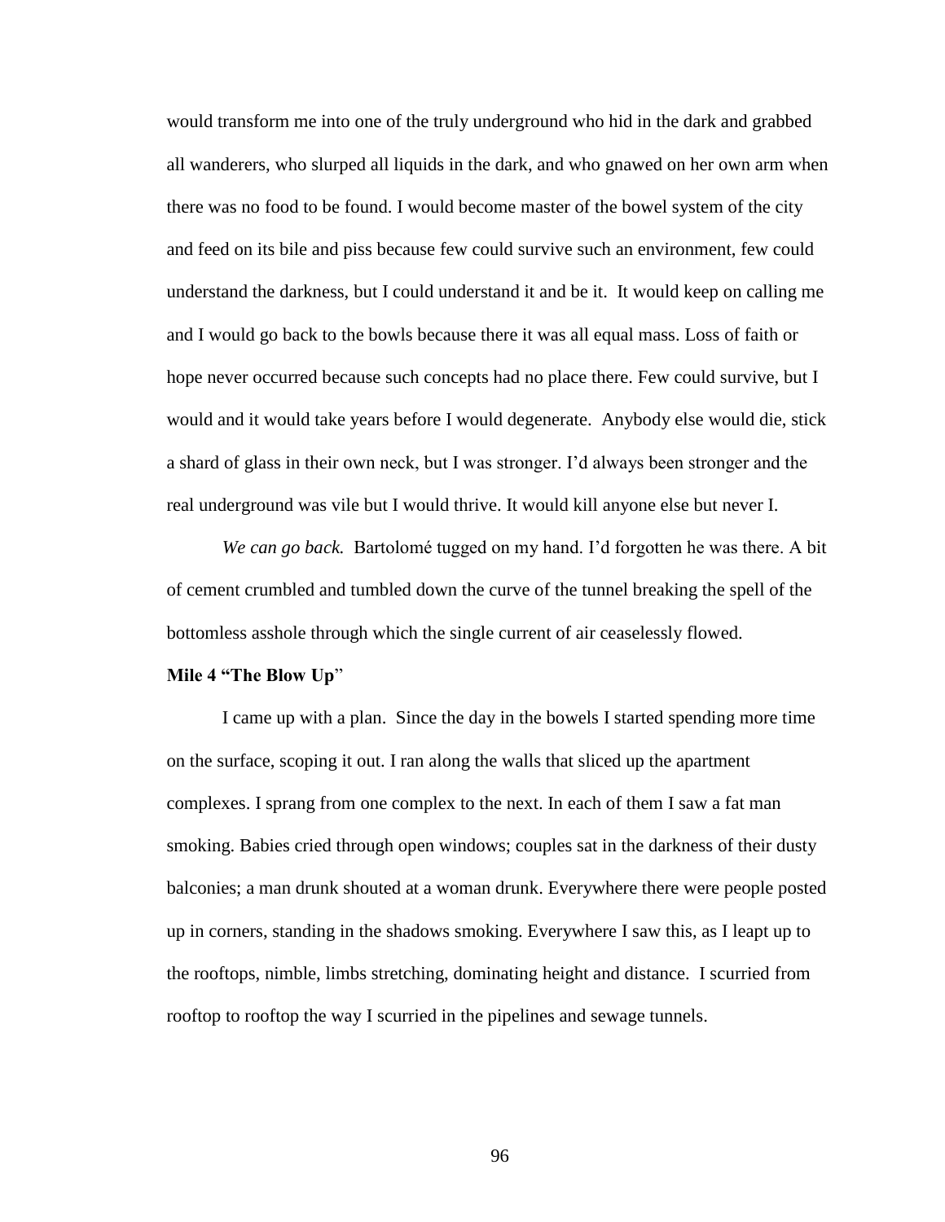would transform me into one of the truly underground who hid in the dark and grabbed all wanderers, who slurped all liquids in the dark, and who gnawed on her own arm when there was no food to be found. I would become master of the bowel system of the city and feed on its bile and piss because few could survive such an environment, few could understand the darkness, but I could understand it and be it. It would keep on calling me and I would go back to the bowls because there it was all equal mass. Loss of faith or hope never occurred because such concepts had no place there. Few could survive, but I would and it would take years before I would degenerate. Anybody else would die, stick a shard of glass in their own neck, but I was stronger. I'd always been stronger and the real underground was vile but I would thrive. It would kill anyone else but never I.

*We can go back.* Bartolomé tugged on my hand. I'd forgotten he was there. A bit of cement crumbled and tumbled down the curve of the tunnel breaking the spell of the bottomless asshole through which the single current of air ceaselessly flowed.

**Mile 4 "The Blow Up"**

I came up with a plan. Since the day in the bowels I started spending more time on the surface, scoping it out. I ran along the walls that sliced up the apartment complexes. I sprang from one complex to the next. In each of them I saw a fat man smoking. Babies cried through open windows; couples sat in the darkness of their dusty balconies; a man drunk shouted at a woman drunk. Everywhere there were people posted up in corners, standing in the shadows smoking. Everywhere I saw this, as I leapt up to the rooftops, nimble, limbs stretching, dominating height and distance. I scurried from rooftop to rooftop the way I scurried in the pipelines and sewage tunnels.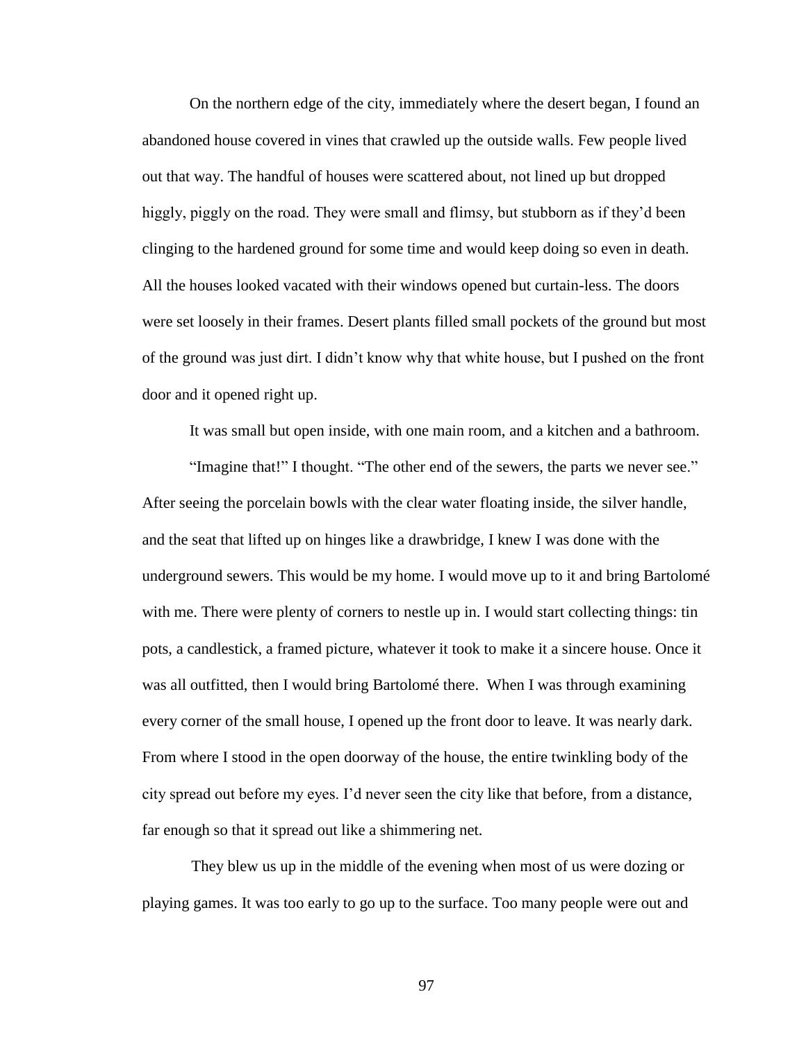On the northern edge of the city, immediately where the desert began, I found an abandoned house covered in vines that crawled up the outside walls. Few people lived out that way. The handful of houses were scattered about, not lined up but dropped higgly, piggly on the road. They were small and flimsy, but stubborn as if they'd been clinging to the hardened ground for some time and would keep doing so even in death. All the houses looked vacated with their windows opened but curtain-less. The doors were set loosely in their frames. Desert plants filled small pockets of the ground but most of the ground was just dirt. I didn't know why that white house, but I pushed on the front door and it opened right up.

It was small but open inside, with one main room, and a kitchen and a bathroom.

"Imagine that!" I thought. "The other end of the sewers, the parts we never see." After seeing the porcelain bowls with the clear water floating inside, the silver handle, and the seat that lifted up on hinges like a drawbridge, I knew I was done with the underground sewers. This would be my home. I would move up to it and bring Bartolomé with me. There were plenty of corners to nestle up in. I would start collecting things: tin pots, a candlestick, a framed picture, whatever it took to make it a sincere house. Once it was all outfitted, then I would bring Bartolomé there. When I was through examining every corner of the small house, I opened up the front door to leave. It was nearly dark. From where I stood in the open doorway of the house, the entire twinkling body of the city spread out before my eyes. I'd never seen the city like that before, from a distance, far enough so that it spread out like a shimmering net.

They blew us up in the middle of the evening when most of us were dozing or playing games. It was too early to go up to the surface. Too many people were out and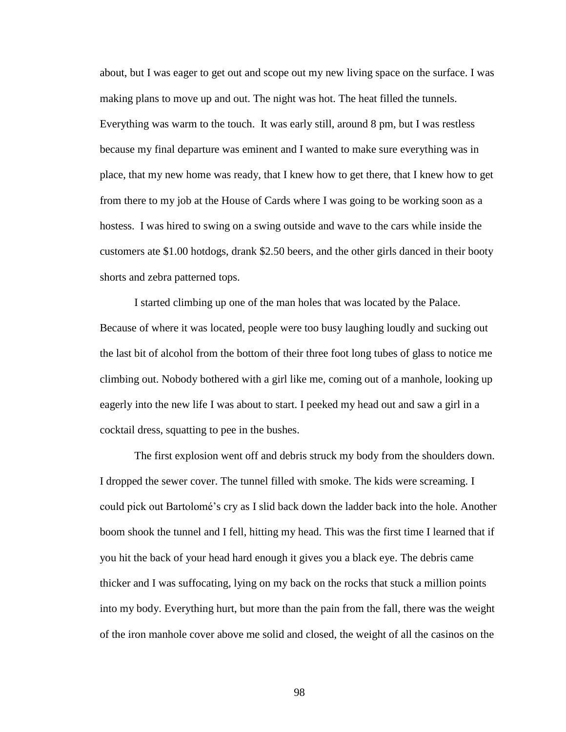about, but I was eager to get out and scope out my new living space on the surface. I was making plans to move up and out. The night was hot. The heat filled the tunnels. Everything was warm to the touch. It was early still, around 8 pm, but I was restless because my final departure was eminent and I wanted to make sure everything was in place, that my new home was ready, that I knew how to get there, that I knew how to get from there to my job at the House of Cards where I was going to be working soon as a hostess. I was hired to swing on a swing outside and wave to the cars while inside the customers ate $1.00 hotdogs, drank $2.50 beers, and the other girls danced in their booty shorts and zebra patterned tops.

I started climbing up one of the man holes that was located by the Palace. Because of where it was located, people were too busy laughing loudly and sucking out the last bit of alcohol from the bottom of their three foot long tubes of glass to notice me climbing out. Nobody bothered with a girl like me, coming out of a manhole, looking up eagerly into the new life I was about to start. I peeked my head out and saw a girl in a cocktail dress, squatting to pee in the bushes.

The first explosion went off and debris struck my body from the shoulders down. I dropped the sewer cover. The tunnel filled with smoke. The kids were screaming. I could pick out Bartolomé's cry as I slid back down the ladder back into the hole. Another boom shook the tunnel and I fell, hitting my head. This was the first time I learned that if you hit the back of your head hard enough it gives you a black eye. The debris came thicker and I was suffocating, lying on my back on the rocks that stuck a million points into my body. Everything hurt, but more than the pain from the fall, there was the weight of the iron manhole cover above me solid and closed, the weight of all the casinos on the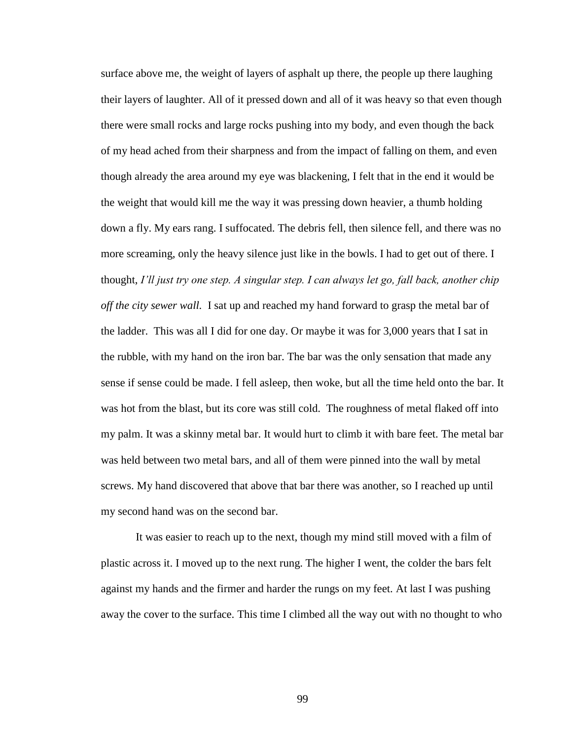surface above me, the weight of layers of asphalt up there, the people up there laughing their layers of laughter. All of it pressed down and all of it was heavy so that even though there were small rocks and large rocks pushing into my body, and even though the back of my head ached from their sharpness and from the impact of falling on them, and even though already the area around my eye was blackening, I felt that in the end it would be the weight that would kill me the way it was pressing down heavier, a thumb holding down a fly. My ears rang. I suffocated. The debris fell, then silence fell, and there was no more screaming, only the heavy silence just like in the bowls. I had to get out of there. I thought, *I'll just try one step. A singular step. I can always let go, fall back, another chip off the city sewer wall.* I sat up and reached my hand forward to grasp the metal bar of the ladder. This was all I did for one day. Or maybe it was for 3,000 years that I sat in the rubble, with my hand on the iron bar. The bar was the only sensation that made any sense if sense could be made. I fell asleep, then woke, but all the time held onto the bar. It was hot from the blast, but its core was still cold. The roughness of metal flaked off into my palm. It was a skinny metal bar. It would hurt to climb it with bare feet. The metal bar was held between two metal bars, and all of them were pinned into the wall by metal screws. My hand discovered that above that bar there was another, so I reached up until my second hand was on the second bar.

It was easier to reach up to the next, though my mind still moved with a film of plastic across it. I moved up to the next rung. The higher I went, the colder the bars felt against my hands and the firmer and harder the rungs on my feet. At last I was pushing away the cover to the surface. This time I climbed all the way out with no thought to who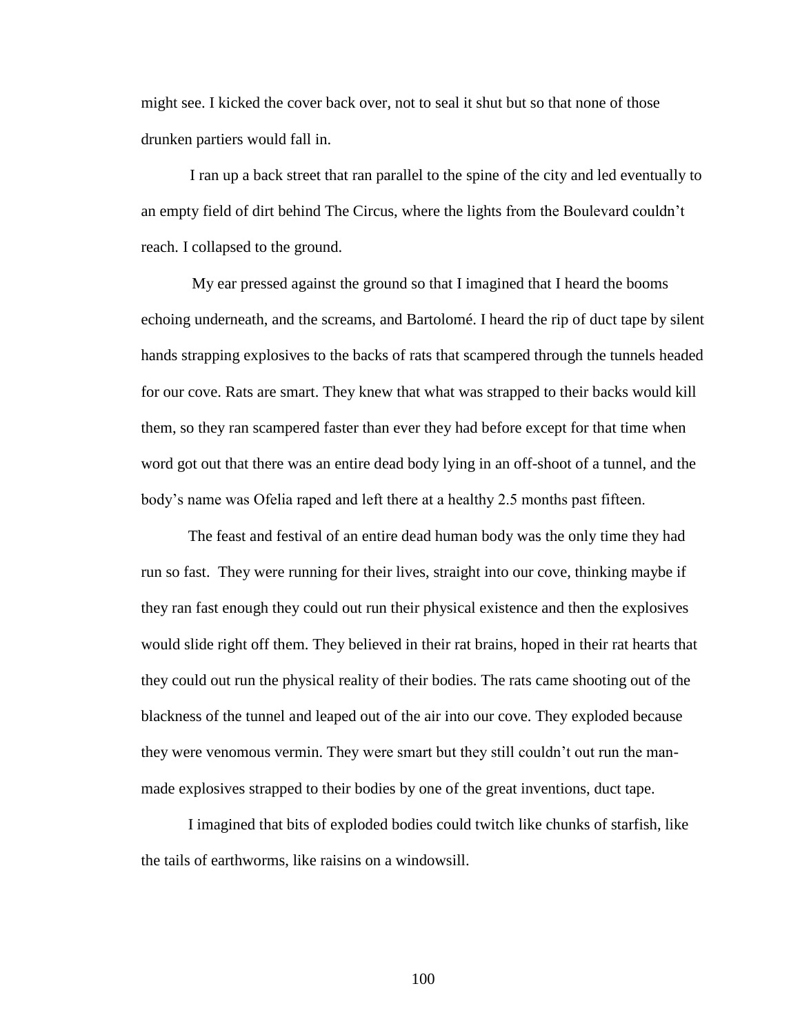might see. I kicked the cover back over, not to seal it shut but so that none of those drunken partiers would fall in.

I ran up a back street that ran parallel to the spine of the city and led eventually to an empty field of dirt behind The Circus, where the lights from the Boulevard couldn't reach. I collapsed to the ground.

My ear pressed against the ground so that I imagined that I heard the booms echoing underneath, and the screams, and Bartolomé. I heard the rip of duct tape by silent hands strapping explosives to the backs of rats that scampered through the tunnels headed for our cove. Rats are smart. They knew that what was strapped to their backs would kill them, so they ran scampered faster than ever they had before except for that time when word got out that there was an entire dead body lying in an off-shoot of a tunnel, and the body's name was Ofelia raped and left there at a healthy 2.5 months past fifteen.

The feast and festival of an entire dead human body was the only time they had run so fast. They were running for their lives, straight into our cove, thinking maybe if they ran fast enough they could out run their physical existence and then the explosives would slide right off them. They believed in their rat brains, hoped in their rat hearts that they could out run the physical reality of their bodies. The rats came shooting out of the blackness of the tunnel and leaped out of the air into our cove. They exploded because they were venomous vermin. They were smart but they still couldn't out run the man-made explosives strapped to their bodies by one of the great inventions, duct tape.

I imagined that bits of exploded bodies could twitch like chunks of starfish, like the tails of earthworms, like raisins on a windowsill.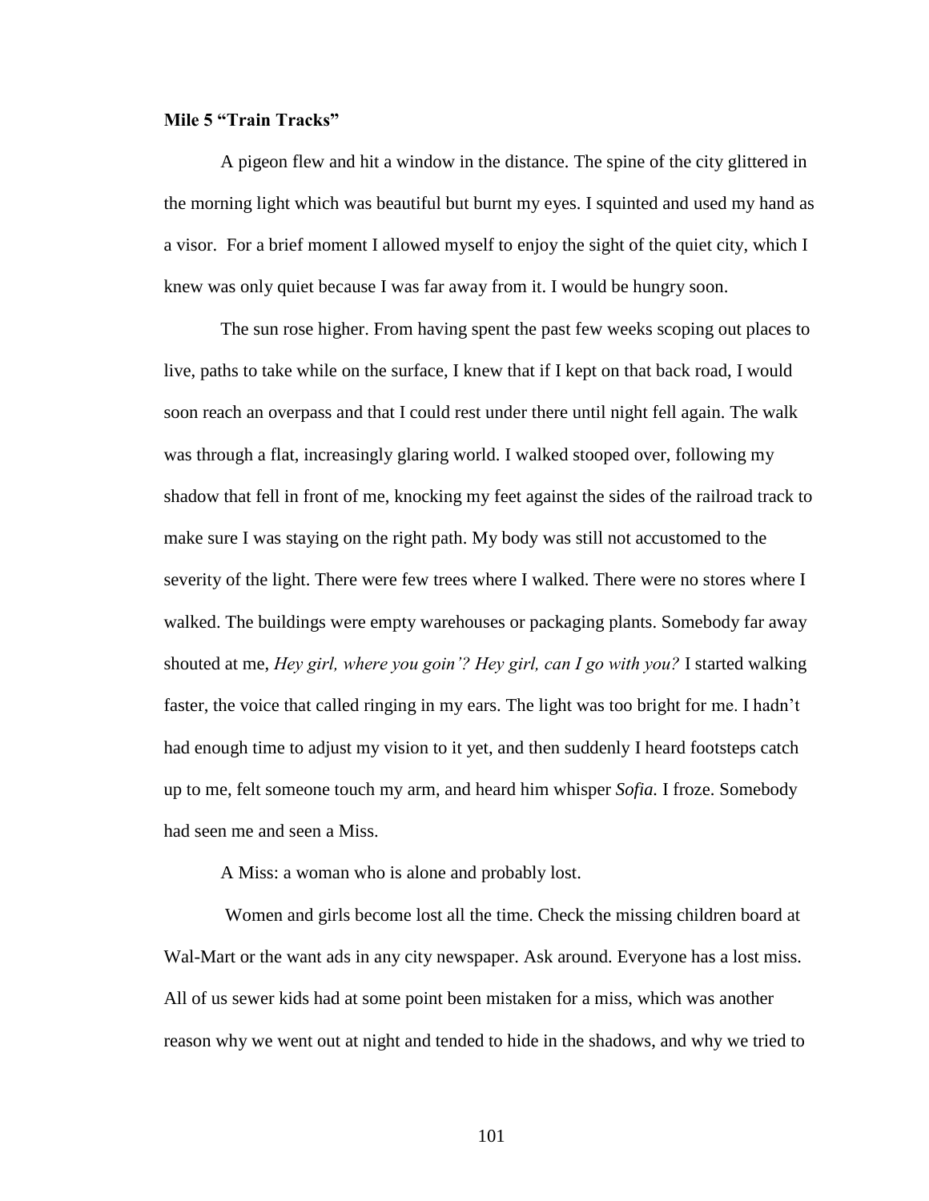**Mile 5 "Train Tracks"**

A pigeon flew and hit a window in the distance. The spine of the city glittered in the morning light which was beautiful but burnt my eyes. I squinted and used my hand as a visor. For a brief moment I allowed myself to enjoy the sight of the quiet city, which I knew was only quiet because I was far away from it. I would be hungry soon.

The sun rose higher. From having spent the past few weeks scoping out places to live, paths to take while on the surface, I knew that if I kept on that back road, I would soon reach an overpass and that I could rest under there until night fell again. The walk was through a flat, increasingly glaring world. I walked stooped over, following my shadow that fell in front of me, knocking my feet against the sides of the railroad track to make sure I was staying on the right path. My body was still not accustomed to the severity of the light. There were few trees where I walked. There were no stores where I walked. The buildings were empty warehouses or packaging plants. Somebody far away shouted at me, *Hey girl, where you goin'? Hey girl, can I go with you?* I started walking faster, the voice that called ringing in my ears. The light was too bright for me. I hadn't had enough time to adjust my vision to it yet, and then suddenly I heard footsteps catch up to me, felt someone touch my arm, and heard him whisper *Sofia.* I froze. Somebody had seen me and seen a Miss.

A Miss: a woman who is alone and probably lost.

Women and girls become lost all the time. Check the missing children board at Wal-Mart or the want ads in any city newspaper. Ask around. Everyone has a lost miss. All of us sewer kids had at some point been mistaken for a miss, which was another reason why we went out at night and tended to hide in the shadows, and why we tried to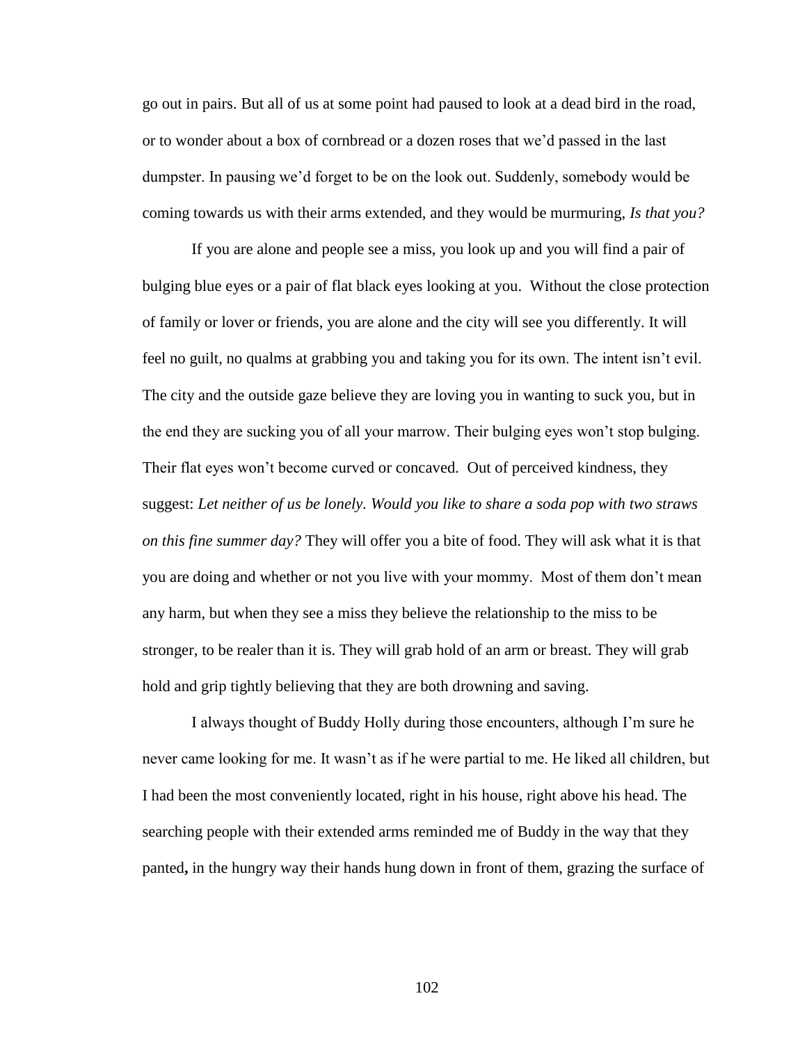go out in pairs. But all of us at some point had paused to look at a dead bird in the road, or to wonder about a box of cornbread or a dozen roses that we'd passed in the last dumpster. In pausing we'd forget to be on the look out. Suddenly, somebody would be coming towards us with their arms extended, and they would be murmuring, *Is that you?*

If you are alone and people see a miss, you look up and you will find a pair of bulging blue eyes or a pair of flat black eyes looking at you. Without the close protection of family or lover or friends, you are alone and the city will see you differently. It will feel no guilt, no qualms at grabbing you and taking you for its own. The intent isn't evil. The city and the outside gaze believe they are loving you in wanting to suck you, but in the end they are sucking you of all your marrow. Their bulging eyes won't stop bulging. Their flat eyes won't become curved or concaved. Out of perceived kindness, they suggest: *Let neither of us be lonely. Would you like to share a soda pop with two straws on this fine summer day?* They will offer you a bite of food. They will ask what it is that you are doing and whether or not you live with your mommy. Most of them don't mean any harm, but when they see a miss they believe the relationship to the miss to be stronger, to be realer than it is. They will grab hold of an arm or breast. They will grab hold and grip tightly believing that they are both drowning and saving.

I always thought of Buddy Holly during those encounters, although I'm sure he never came looking for me. It wasn't as if he were partial to me. He liked all children, but I had been the most conveniently located, right in his house, right above his head. The searching people with their extended arms reminded me of Buddy in the way that they panted**,** in the hungry way their hands hung down in front of them, grazing the surface of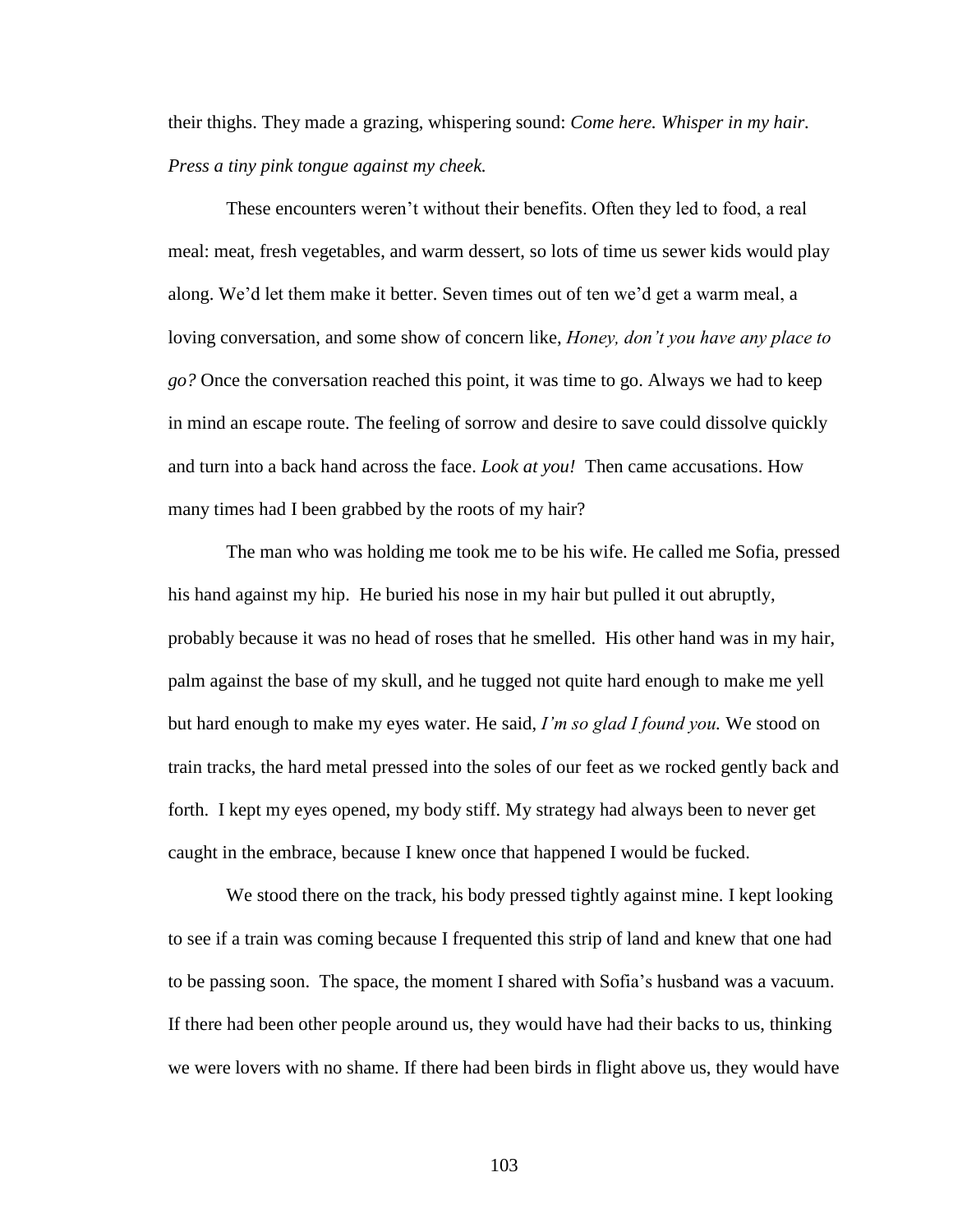their thighs. They made a grazing, whispering sound: *Come here. Whisper in my hair. Press a tiny pink tongue against my cheek.*

These encounters weren't without their benefits. Often they led to food, a real meal: meat, fresh vegetables, and warm dessert, so lots of time us sewer kids would play along. We'd let them make it better. Seven times out of ten we'd get a warm meal, a loving conversation, and some show of concern like, *Honey, don't you have any place to go?* Once the conversation reached this point, it was time to go. Always we had to keep in mind an escape route. The feeling of sorrow and desire to save could dissolve quickly and turn into a back hand across the face. *Look at you!* Then came accusations. How many times had I been grabbed by the roots of my hair?

The man who was holding me took me to be his wife. He called me Sofia, pressed his hand against my hip. He buried his nose in my hair but pulled it out abruptly, probably because it was no head of roses that he smelled. His other hand was in my hair, palm against the base of my skull, and he tugged not quite hard enough to make me yell but hard enough to make my eyes water. He said, *I'm so glad I found you.* We stood on train tracks, the hard metal pressed into the soles of our feet as we rocked gently back and forth. I kept my eyes opened, my body stiff. My strategy had always been to never get caught in the embrace, because I knew once that happened I would be fucked.

We stood there on the track, his body pressed tightly against mine. I kept looking to see if a train was coming because I frequented this strip of land and knew that one had to be passing soon. The space, the moment I shared with Sofia's husband was a vacuum. If there had been other people around us, they would have had their backs to us, thinking we were lovers with no shame. If there had been birds in flight above us, they would have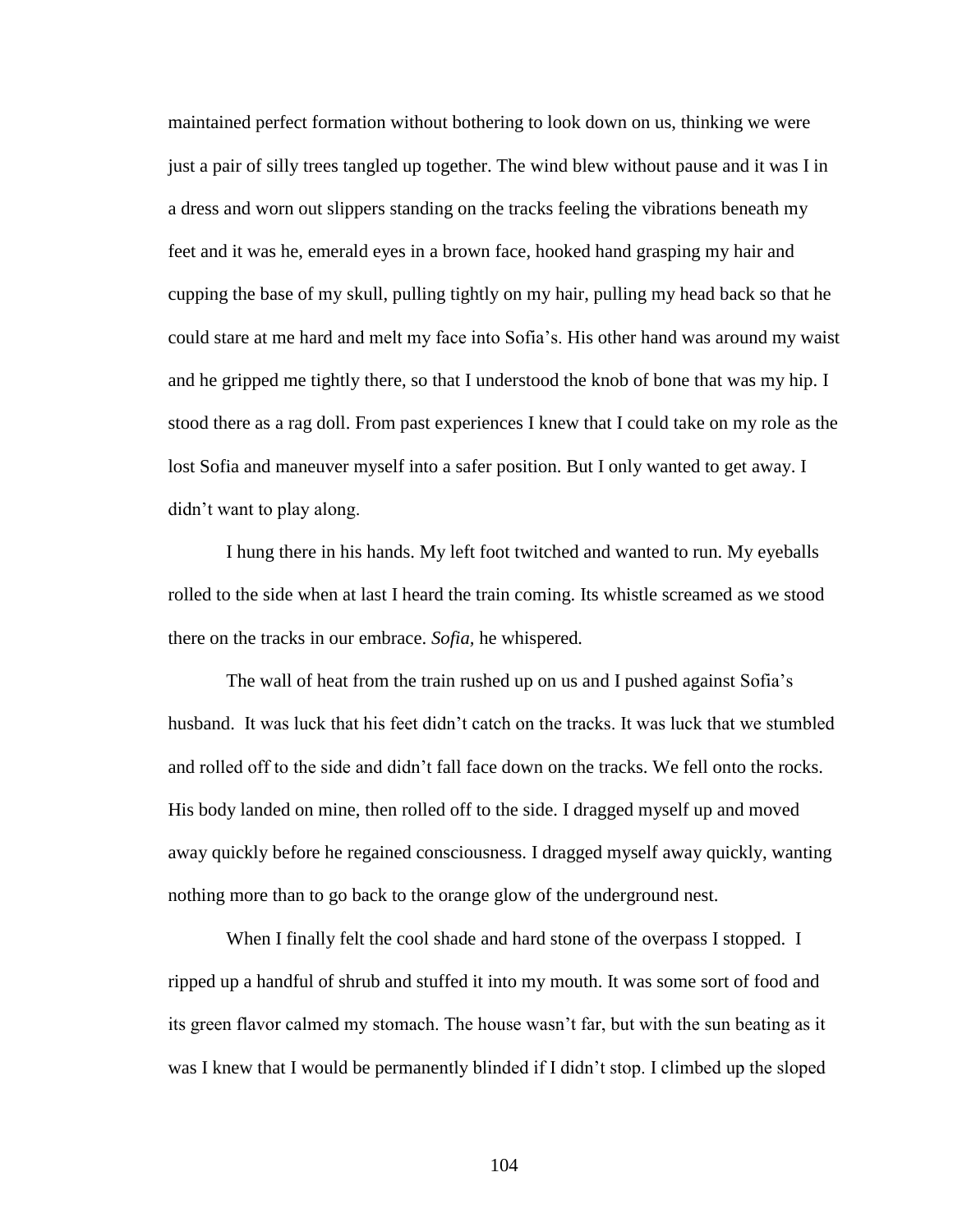maintained perfect formation without bothering to look down on us, thinking we were just a pair of silly trees tangled up together. The wind blew without pause and it was I in a dress and worn out slippers standing on the tracks feeling the vibrations beneath my feet and it was he, emerald eyes in a brown face, hooked hand grasping my hair and cupping the base of my skull, pulling tightly on my hair, pulling my head back so that he could stare at me hard and melt my face into Sofia's. His other hand was around my waist and he gripped me tightly there, so that I understood the knob of bone that was my hip. I stood there as a rag doll. From past experiences I knew that I could take on my role as the lost Sofia and maneuver myself into a safer position. But I only wanted to get away. I didn't want to play along.

I hung there in his hands. My left foot twitched and wanted to run. My eyeballs rolled to the side when at last I heard the train coming. Its whistle screamed as we stood there on the tracks in our embrace. *Sofia,* he whispered.

The wall of heat from the train rushed up on us and I pushed against Sofia's husband. It was luck that his feet didn't catch on the tracks. It was luck that we stumbled and rolled off to the side and didn't fall face down on the tracks. We fell onto the rocks. His body landed on mine, then rolled off to the side. I dragged myself up and moved away quickly before he regained consciousness. I dragged myself away quickly, wanting nothing more than to go back to the orange glow of the underground nest.

When I finally felt the cool shade and hard stone of the overpass I stopped. I ripped up a handful of shrub and stuffed it into my mouth. It was some sort of food and its green flavor calmed my stomach. The house wasn't far, but with the sun beating as it was I knew that I would be permanently blinded if I didn't stop. I climbed up the sloped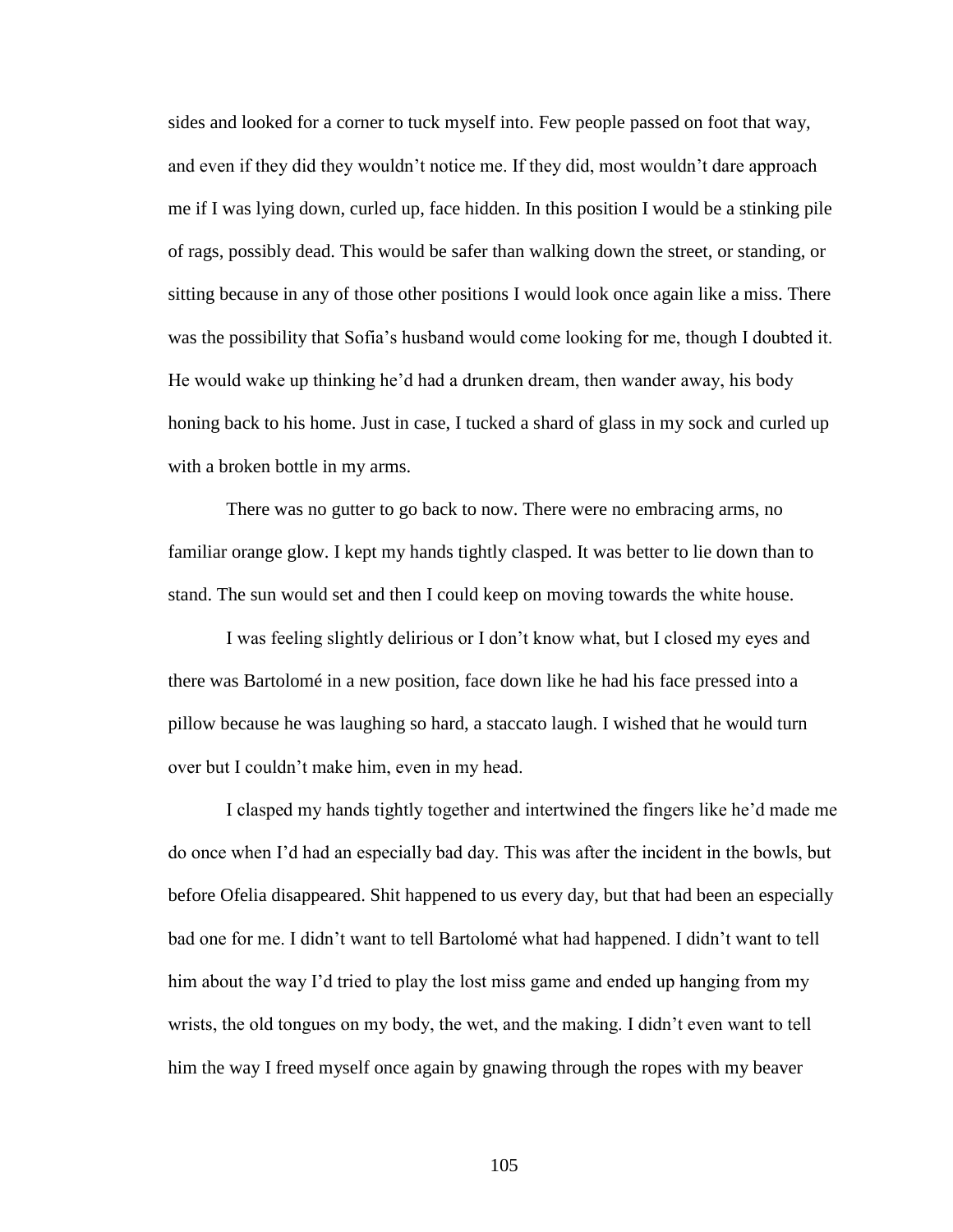sides and looked for a corner to tuck myself into. Few people passed on foot that way, and even if they did they wouldn't notice me. If they did, most wouldn't dare approach me if I was lying down, curled up, face hidden. In this position I would be a stinking pile of rags, possibly dead. This would be safer than walking down the street, or standing, or sitting because in any of those other positions I would look once again like a miss. There was the possibility that Sofia's husband would come looking for me, though I doubted it. He would wake up thinking he'd had a drunken dream, then wander away, his body honing back to his home. Just in case, I tucked a shard of glass in my sock and curled up with a broken bottle in my arms.

There was no gutter to go back to now. There were no embracing arms, no familiar orange glow. I kept my hands tightly clasped. It was better to lie down than to stand. The sun would set and then I could keep on moving towards the white house.

I was feeling slightly delirious or I don't know what, but I closed my eyes and there was Bartolomé in a new position, face down like he had his face pressed into a pillow because he was laughing so hard, a staccato laugh. I wished that he would turn over but I couldn't make him, even in my head.

I clasped my hands tightly together and intertwined the fingers like he'd made me do once when I'd had an especially bad day. This was after the incident in the bowls, but before Ofelia disappeared. Shit happened to us every day, but that had been an especially bad one for me. I didn't want to tell Bartolomé what had happened. I didn't want to tell him about the way I'd tried to play the lost miss game and ended up hanging from my wrists, the old tongues on my body, the wet, and the making. I didn't even want to tell him the way I freed myself once again by gnawing through the ropes with my beaver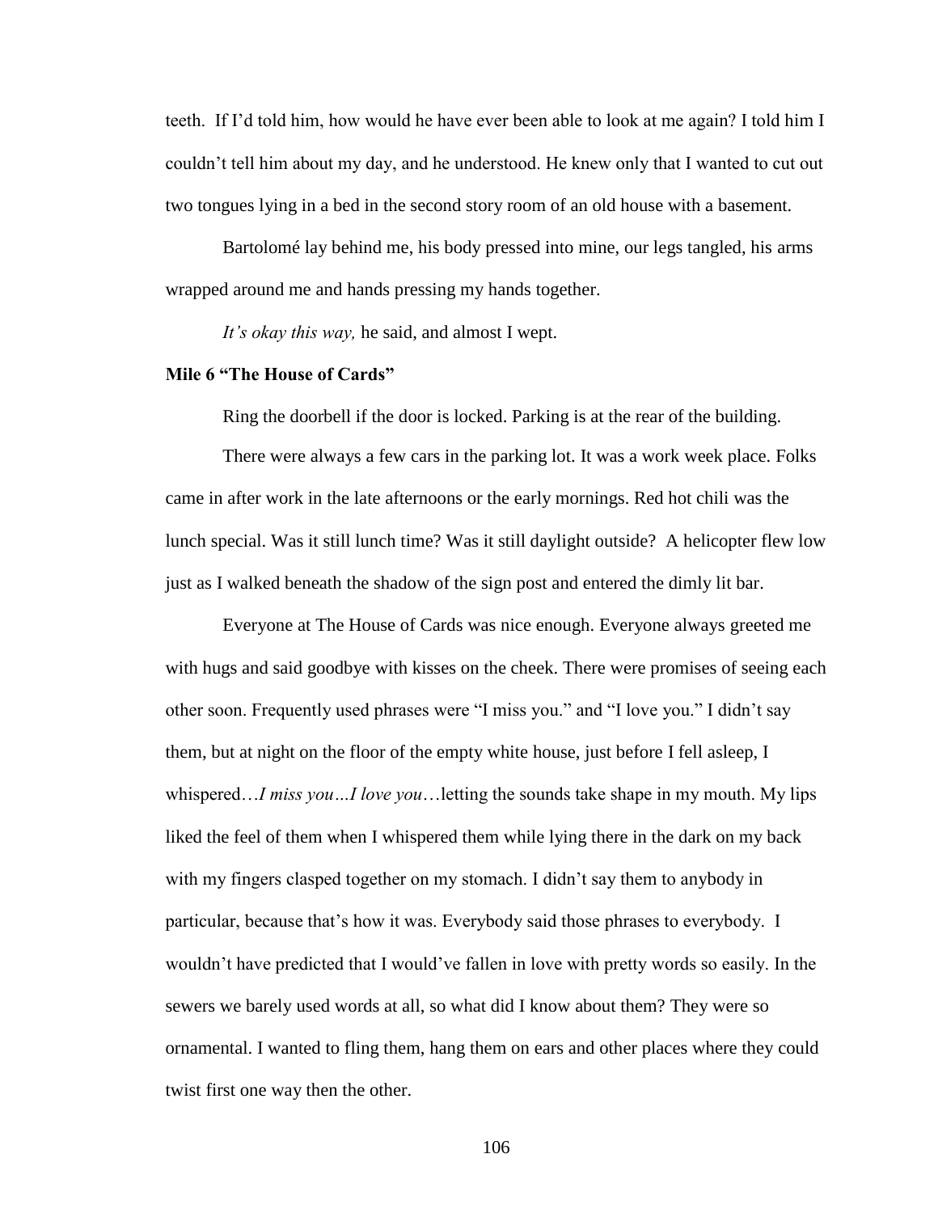teeth. If I'd told him, how would he have ever been able to look at me again? I told him I couldn't tell him about my day, and he understood. He knew only that I wanted to cut out two tongues lying in a bed in the second story room of an old house with a basement.

Bartolomé lay behind me, his body pressed into mine, our legs tangled, his arms wrapped around me and hands pressing my hands together.

*It's okay this way,* he said, and almost I wept.

**Mile 6 "The House of Cards"**

Ring the doorbell if the door is locked. Parking is at the rear of the building.

There were always a few cars in the parking lot. It was a work week place. Folks came in after work in the late afternoons or the early mornings. Red hot chili was the lunch special. Was it still lunch time? Was it still daylight outside? A helicopter flew low just as I walked beneath the shadow of the sign post and entered the dimly lit bar.

Everyone at The House of Cards was nice enough. Everyone always greeted me with hugs and said goodbye with kisses on the cheek. There were promises of seeing each other soon. Frequently used phrases were "I miss you." and "I love you." I didn't say them, but at night on the floor of the empty white house, just before I fell asleep, I whispered…*I miss you…I love you*…letting the sounds take shape in my mouth. My lips liked the feel of them when I whispered them while lying there in the dark on my back with my fingers clasped together on my stomach. I didn't say them to anybody in particular, because that's how it was. Everybody said those phrases to everybody. I wouldn't have predicted that I would've fallen in love with pretty words so easily. In the sewers we barely used words at all, so what did I know about them? They were so ornamental. I wanted to fling them, hang them on ears and other places where they could twist first one way then the other.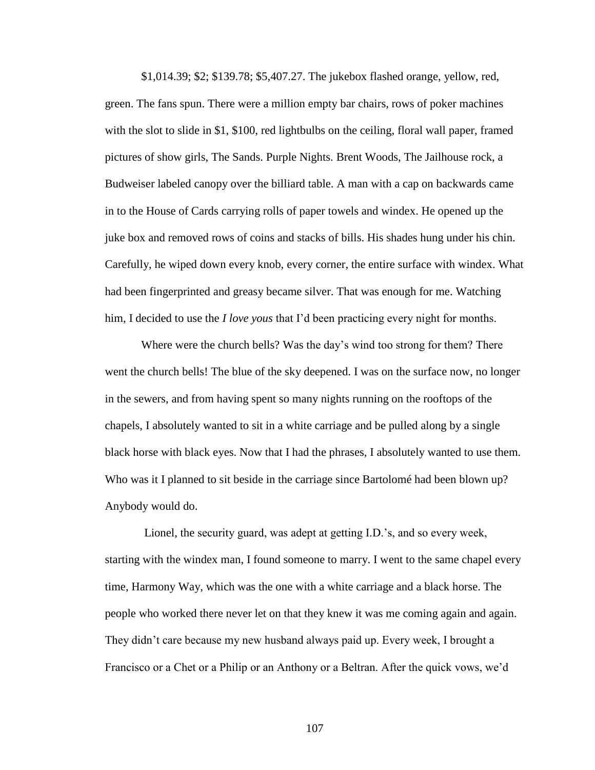$1,014.39; $2; $139.78; $5,407.27. The jukebox flashed orange, yellow, red, green. The fans spun. There were a million empty bar chairs, rows of poker machines with the slot to slide in $1, $100, red lightbulbs on the ceiling, floral wall paper, framed pictures of show girls, The Sands. Purple Nights. Brent Woods, The Jailhouse rock, a Budweiser labeled canopy over the billiard table. A man with a cap on backwards came in to the House of Cards carrying rolls of paper towels and windex. He opened up the juke box and removed rows of coins and stacks of bills. His shades hung under his chin. Carefully, he wiped down every knob, every corner, the entire surface with windex. What had been fingerprinted and greasy became silver. That was enough for me. Watching him, I decided to use the *I love yous* that I'd been practicing every night for months.

Where were the church bells? Was the day's wind too strong for them? There went the church bells! The blue of the sky deepened. I was on the surface now, no longer in the sewers, and from having spent so many nights running on the rooftops of the chapels, I absolutely wanted to sit in a white carriage and be pulled along by a single black horse with black eyes. Now that I had the phrases, I absolutely wanted to use them. Who was it I planned to sit beside in the carriage since Bartolomé had been blown up? Anybody would do.

Lionel, the security guard, was adept at getting I.D.'s, and so every week, starting with the windex man, I found someone to marry. I went to the same chapel every time, Harmony Way, which was the one with a white carriage and a black horse. The people who worked there never let on that they knew it was me coming again and again. They didn't care because my new husband always paid up. Every week, I brought a Francisco or a Chet or a Philip or an Anthony or a Beltran. After the quick vows, we'd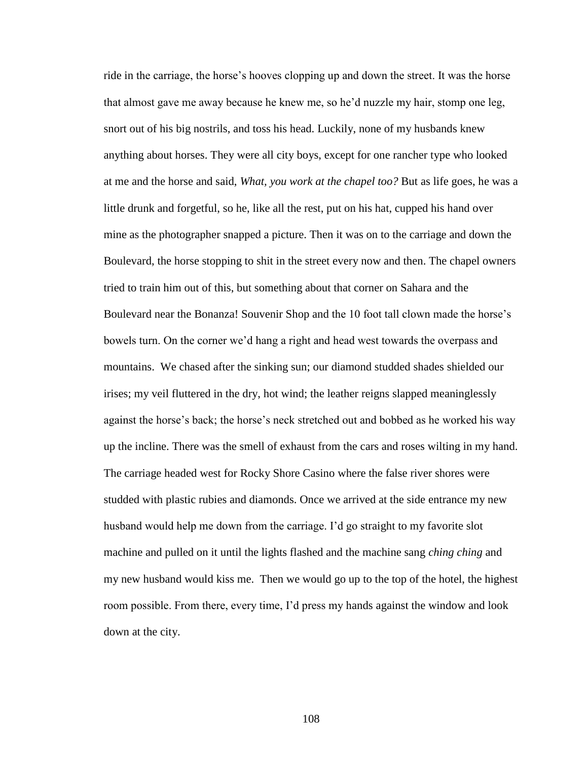ride in the carriage, the horse's hooves clopping up and down the street. It was the horse that almost gave me away because he knew me, so he'd nuzzle my hair, stomp one leg, snort out of his big nostrils, and toss his head. Luckily, none of my husbands knew anything about horses. They were all city boys, except for one rancher type who looked at me and the horse and said, *What, you work at the chapel too?* But as life goes, he was a little drunk and forgetful, so he, like all the rest, put on his hat, cupped his hand over mine as the photographer snapped a picture. Then it was on to the carriage and down the Boulevard, the horse stopping to shit in the street every now and then. The chapel owners tried to train him out of this, but something about that corner on Sahara and the Boulevard near the Bonanza! Souvenir Shop and the 10 foot tall clown made the horse's bowels turn. On the corner we'd hang a right and head west towards the overpass and mountains. We chased after the sinking sun; our diamond studded shades shielded our irises; my veil fluttered in the dry, hot wind; the leather reigns slapped meaninglessly against the horse's back; the horse's neck stretched out and bobbed as he worked his way up the incline. There was the smell of exhaust from the cars and roses wilting in my hand. The carriage headed west for Rocky Shore Casino where the false river shores were studded with plastic rubies and diamonds. Once we arrived at the side entrance my new husband would help me down from the carriage. I'd go straight to my favorite slot machine and pulled on it until the lights flashed and the machine sang *ching ching* and my new husband would kiss me. Then we would go up to the top of the hotel, the highest room possible. From there, every time, I'd press my hands against the window and look down at the city.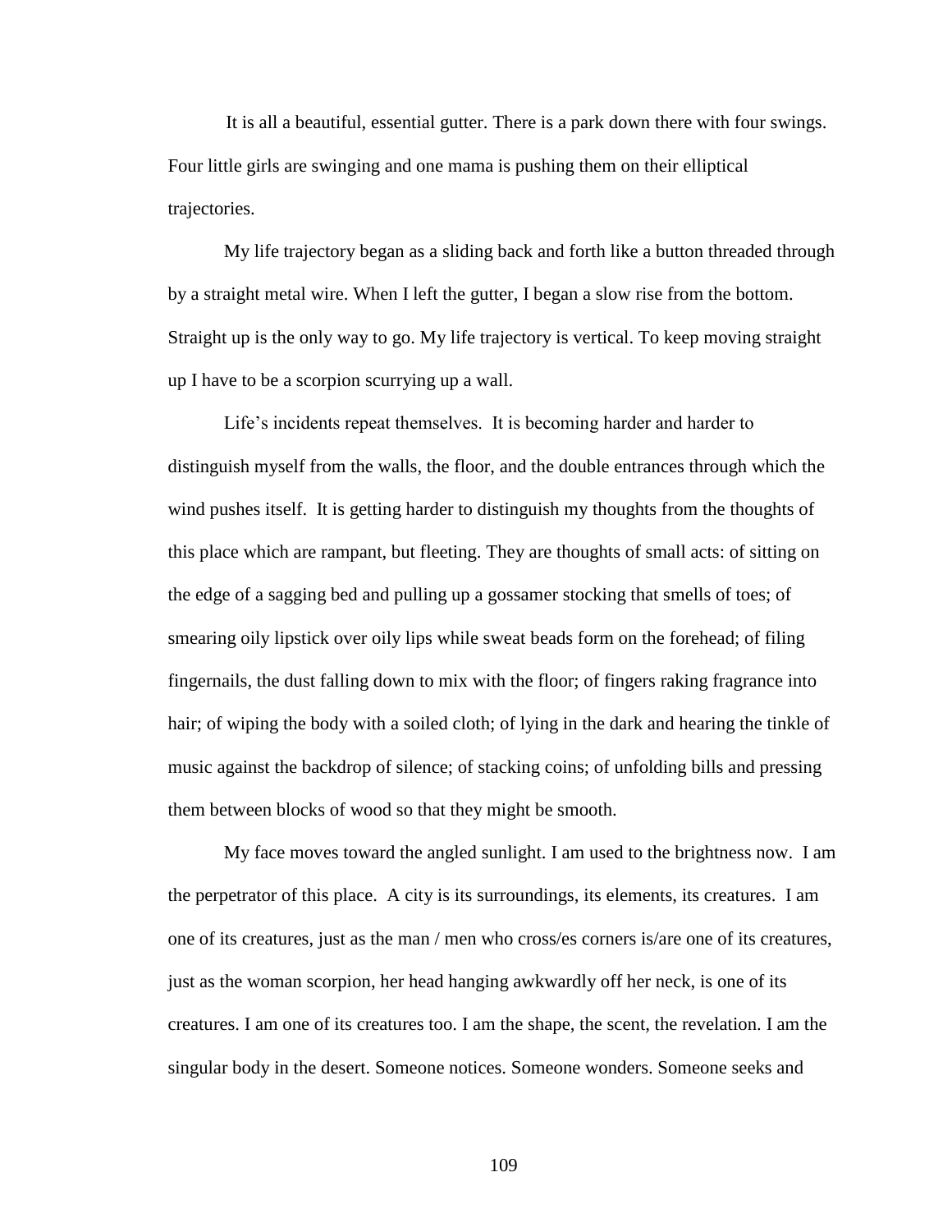It is all a beautiful, essential gutter. There is a park down there with four swings. Four little girls are swinging and one mama is pushing them on their elliptical trajectories.

My life trajectory began as a sliding back and forth like a button threaded through by a straight metal wire. When I left the gutter, I began a slow rise from the bottom. Straight up is the only way to go. My life trajectory is vertical. To keep moving straight up I have to be a scorpion scurrying up a wall.

Life's incidents repeat themselves. It is becoming harder and harder to distinguish myself from the walls, the floor, and the double entrances through which the wind pushes itself. It is getting harder to distinguish my thoughts from the thoughts of this place which are rampant, but fleeting. They are thoughts of small acts: of sitting on the edge of a sagging bed and pulling up a gossamer stocking that smells of toes; of smearing oily lipstick over oily lips while sweat beads form on the forehead; of filing fingernails, the dust falling down to mix with the floor; of fingers raking fragrance into hair; of wiping the body with a soiled cloth; of lying in the dark and hearing the tinkle of music against the backdrop of silence; of stacking coins; of unfolding bills and pressing them between blocks of wood so that they might be smooth.

My face moves toward the angled sunlight. I am used to the brightness now. I am the perpetrator of this place. A city is its surroundings, its elements, its creatures. I am one of its creatures, just as the man / men who cross/es corners is/are one of its creatures, just as the woman scorpion, her head hanging awkwardly off her neck, is one of its creatures. I am one of its creatures too. I am the shape, the scent, the revelation. I am the singular body in the desert. Someone notices. Someone wonders. Someone seeks and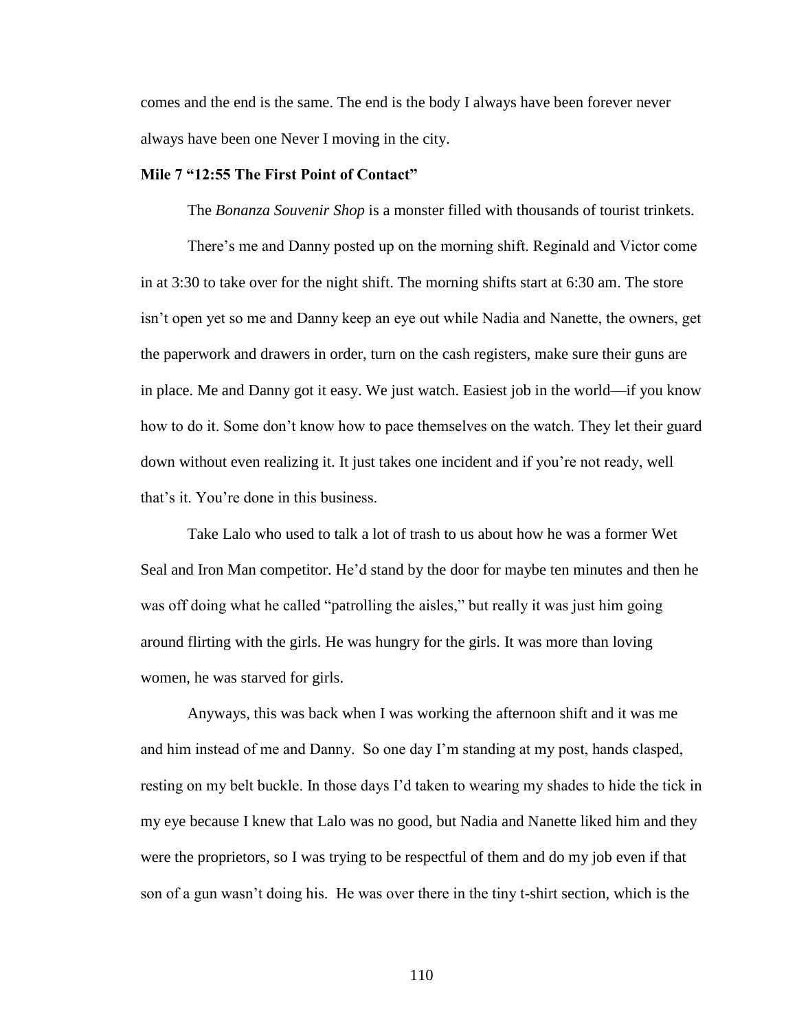comes and the end is the same. The end is the body I always have been forever never always have been one Never I moving in the city.

**Mile 7 "12:55 The First Point of Contact"**

The *Bonanza Souvenir Shop* is a monster filled with thousands of tourist trinkets.

There's me and Danny posted up on the morning shift. Reginald and Victor come in at 3:30 to take over for the night shift. The morning shifts start at 6:30 am. The store isn't open yet so me and Danny keep an eye out while Nadia and Nanette, the owners, get the paperwork and drawers in order, turn on the cash registers, make sure their guns are in place. Me and Danny got it easy. We just watch. Easiest job in the world—if you know how to do it. Some don't know how to pace themselves on the watch. They let their guard down without even realizing it. It just takes one incident and if you're not ready, well that's it. You're done in this business.

Take Lalo who used to talk a lot of trash to us about how he was a former Wet Seal and Iron Man competitor. He'd stand by the door for maybe ten minutes and then he was off doing what he called "patrolling the aisles," but really it was just him going around flirting with the girls. He was hungry for the girls. It was more than loving women, he was starved for girls.

Anyways, this was back when I was working the afternoon shift and it was me and him instead of me and Danny. So one day I'm standing at my post, hands clasped, resting on my belt buckle. In those days I'd taken to wearing my shades to hide the tick in my eye because I knew that Lalo was no good, but Nadia and Nanette liked him and they were the proprietors, so I was trying to be respectful of them and do my job even if that son of a gun wasn't doing his. He was over there in the tiny t-shirt section, which is the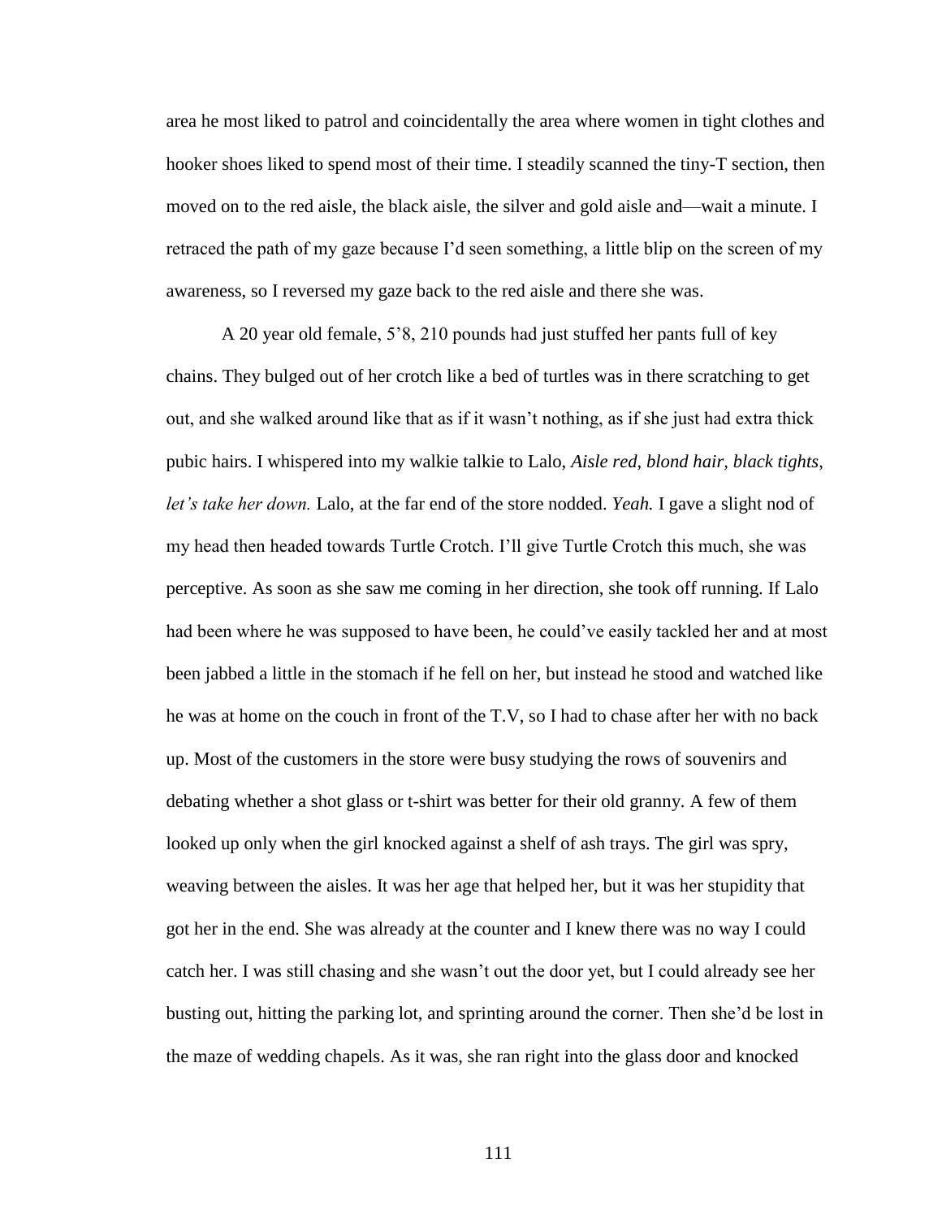area he most liked to patrol and coincidentally the area where women in tight clothes and hooker shoes liked to spend most of their time. I steadily scanned the tiny-T section, then moved on to the red aisle, the black aisle, the silver and gold aisle and—wait a minute. I retraced the path of my gaze because I'd seen something, a little blip on the screen of my awareness, so I reversed my gaze back to the red aisle and there she was.

A 20 year old female, 5'8, 210 pounds had just stuffed her pants full of key chains. They bulged out of her crotch like a bed of turtles was in there scratching to get out, and she walked around like that as if it wasn't nothing, as if she just had extra thick pubic hairs. I whispered into my walkie talkie to Lalo, *Aisle red, blond hair, black tights, let's take her down.* Lalo, at the far end of the store nodded. *Yeah.* I gave a slight nod of my head then headed towards Turtle Crotch. I'll give Turtle Crotch this much, she was perceptive. As soon as she saw me coming in her direction, she took off running. If Lalo had been where he was supposed to have been, he could've easily tackled her and at most been jabbed a little in the stomach if he fell on her, but instead he stood and watched like he was at home on the couch in front of the T.V, so I had to chase after her with no back up. Most of the customers in the store were busy studying the rows of souvenirs and debating whether a shot glass or t-shirt was better for their old granny. A few of them looked up only when the girl knocked against a shelf of ash trays. The girl was spry, weaving between the aisles. It was her age that helped her, but it was her stupidity that got her in the end. She was already at the counter and I knew there was no way I could catch her. I was still chasing and she wasn't out the door yet, but I could already see her busting out, hitting the parking lot, and sprinting around the corner. Then she'd be lost in the maze of wedding chapels. As it was, she ran right into the glass door and knocked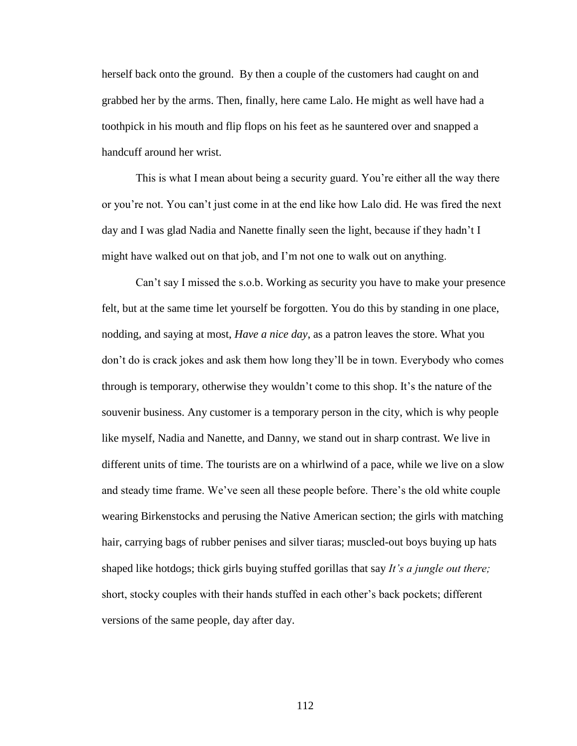herself back onto the ground. By then a couple of the customers had caught on and grabbed her by the arms. Then, finally, here came Lalo. He might as well have had a toothpick in his mouth and flip flops on his feet as he sauntered over and snapped a handcuff around her wrist.

This is what I mean about being a security guard. You're either all the way there or you're not. You can't just come in at the end like how Lalo did. He was fired the next day and I was glad Nadia and Nanette finally seen the light, because if they hadn't I might have walked out on that job, and I'm not one to walk out on anything.

Can't say I missed the s.o.b. Working as security you have to make your presence felt, but at the same time let yourself be forgotten. You do this by standing in one place, nodding, and saying at most, *Have a nice day*, as a patron leaves the store. What you don't do is crack jokes and ask them how long they'll be in town. Everybody who comes through is temporary, otherwise they wouldn't come to this shop. It's the nature of the souvenir business. Any customer is a temporary person in the city, which is why people like myself, Nadia and Nanette, and Danny, we stand out in sharp contrast. We live in different units of time. The tourists are on a whirlwind of a pace, while we live on a slow and steady time frame. We've seen all these people before. There's the old white couple wearing Birkenstocks and perusing the Native American section; the girls with matching hair, carrying bags of rubber penises and silver tiaras; muscled-out boys buying up hats shaped like hotdogs; thick girls buying stuffed gorillas that say *It's a jungle out there;* short, stocky couples with their hands stuffed in each other's back pockets; different versions of the same people, day after day.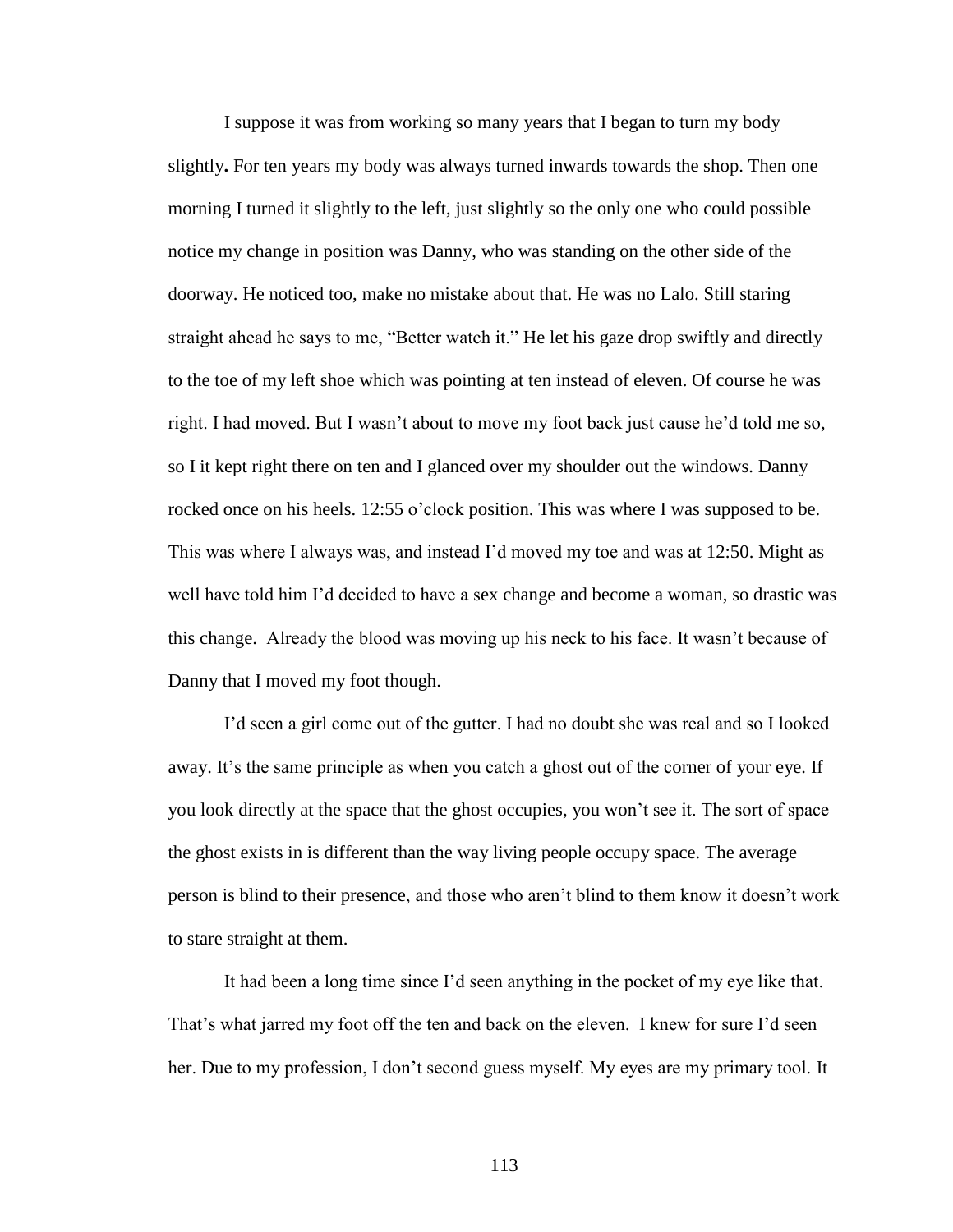I suppose it was from working so many years that I began to turn my body slightly**.** For ten years my body was always turned inwards towards the shop. Then one morning I turned it slightly to the left, just slightly so the only one who could possible notice my change in position was Danny, who was standing on the other side of the doorway. He noticed too, make no mistake about that. He was no Lalo. Still staring straight ahead he says to me, "Better watch it." He let his gaze drop swiftly and directly to the toe of my left shoe which was pointing at ten instead of eleven. Of course he was right. I had moved. But I wasn't about to move my foot back just cause he'd told me so, so I it kept right there on ten and I glanced over my shoulder out the windows. Danny rocked once on his heels. 12:55 o'clock position. This was where I was supposed to be. This was where I always was, and instead I'd moved my toe and was at 12:50. Might as well have told him I'd decided to have a sex change and become a woman, so drastic was this change.  Already the blood was moving up his neck to his face. It wasn't because of Danny that I moved my foot though.

I'd seen a girl come out of the gutter. I had no doubt she was real and so I looked away. It's the same principle as when you catch a ghost out of the corner of your eye. If you look directly at the space that the ghost occupies, you won't see it. The sort of space the ghost exists in is different than the way living people occupy space. The average person is blind to their presence, and those who aren't blind to them know it doesn't work to stare straight at them.

It had been a long time since I'd seen anything in the pocket of my eye like that. That's what jarred my foot off the ten and back on the eleven.  I knew for sure I'd seen her. Due to my profession, I don't second guess myself. My eyes are my primary tool. It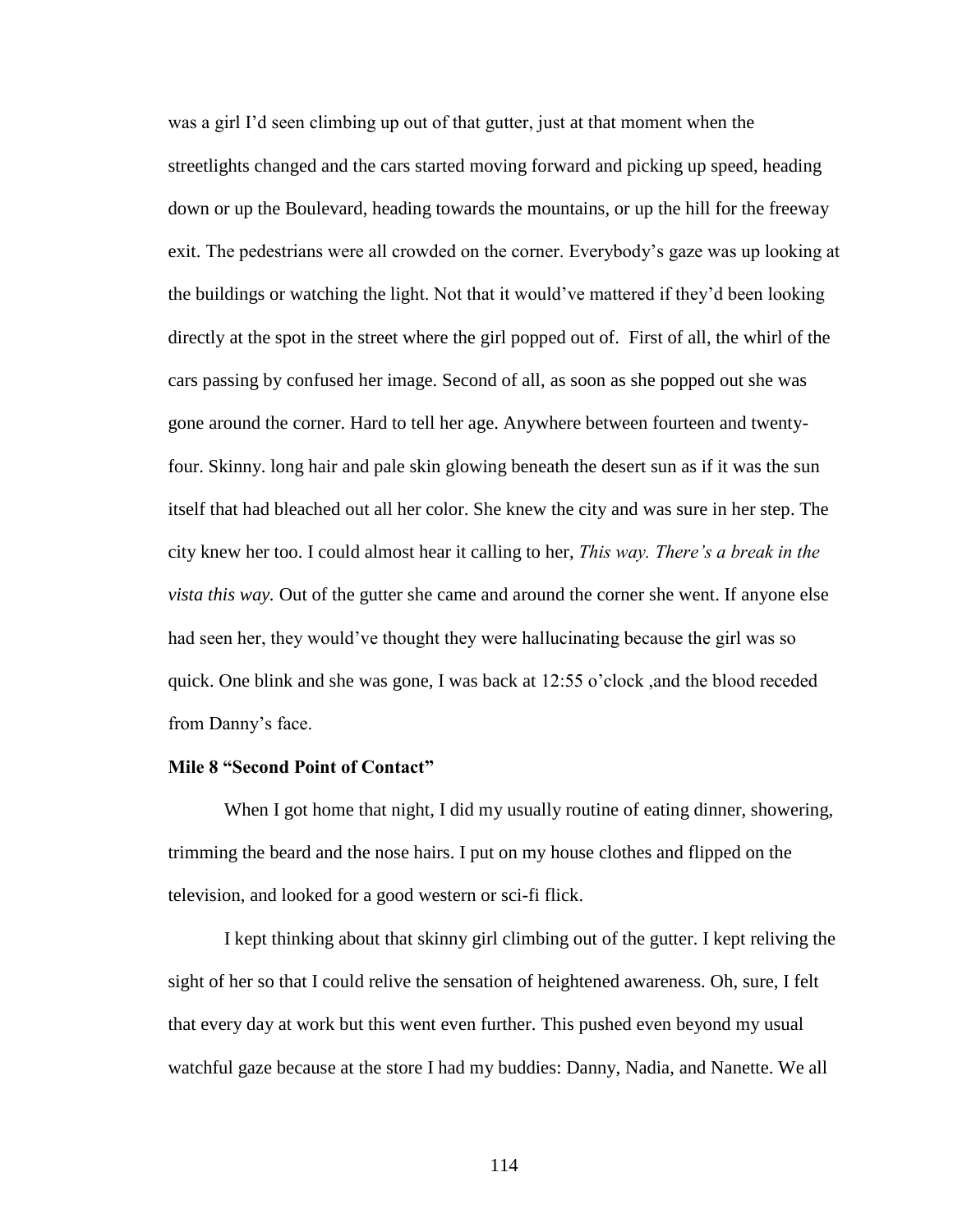was a girl I'd seen climbing up out of that gutter, just at that moment when the streetlights changed and the cars started moving forward and picking up speed, heading down or up the Boulevard, heading towards the mountains, or up the hill for the freeway exit. The pedestrians were all crowded on the corner. Everybody's gaze was up looking at the buildings or watching the light. Not that it would've mattered if they'd been looking directly at the spot in the street where the girl popped out of.  First of all, the whirl of the cars passing by confused her image. Second of all, as soon as she popped out she was gone around the corner. Hard to tell her age. Anywhere between fourteen and twenty-four. Skinny. long hair and pale skin glowing beneath the desert sun as if it was the sun itself that had bleached out all her color. She knew the city and was sure in her step. The city knew her too. I could almost hear it calling to her, *This way. There's a break in the vista this way.* Out of the gutter she came and around the corner she went. If anyone else had seen her, they would've thought they were hallucinating because the girl was so quick. One blink and she was gone, I was back at 12:55 o'clock ,and the blood receded from Danny's face.

**Mile 8 "Second Point of Contact"**

When I got home that night, I did my usually routine of eating dinner, showering, trimming the beard and the nose hairs. I put on my house clothes and flipped on the television, and looked for a good western or sci-fi flick.

I kept thinking about that skinny girl climbing out of the gutter. I kept reliving the sight of her so that I could relive the sensation of heightened awareness. Oh, sure, I felt that every day at work but this went even further. This pushed even beyond my usual watchful gaze because at the store I had my buddies: Danny, Nadia, and Nanette. We all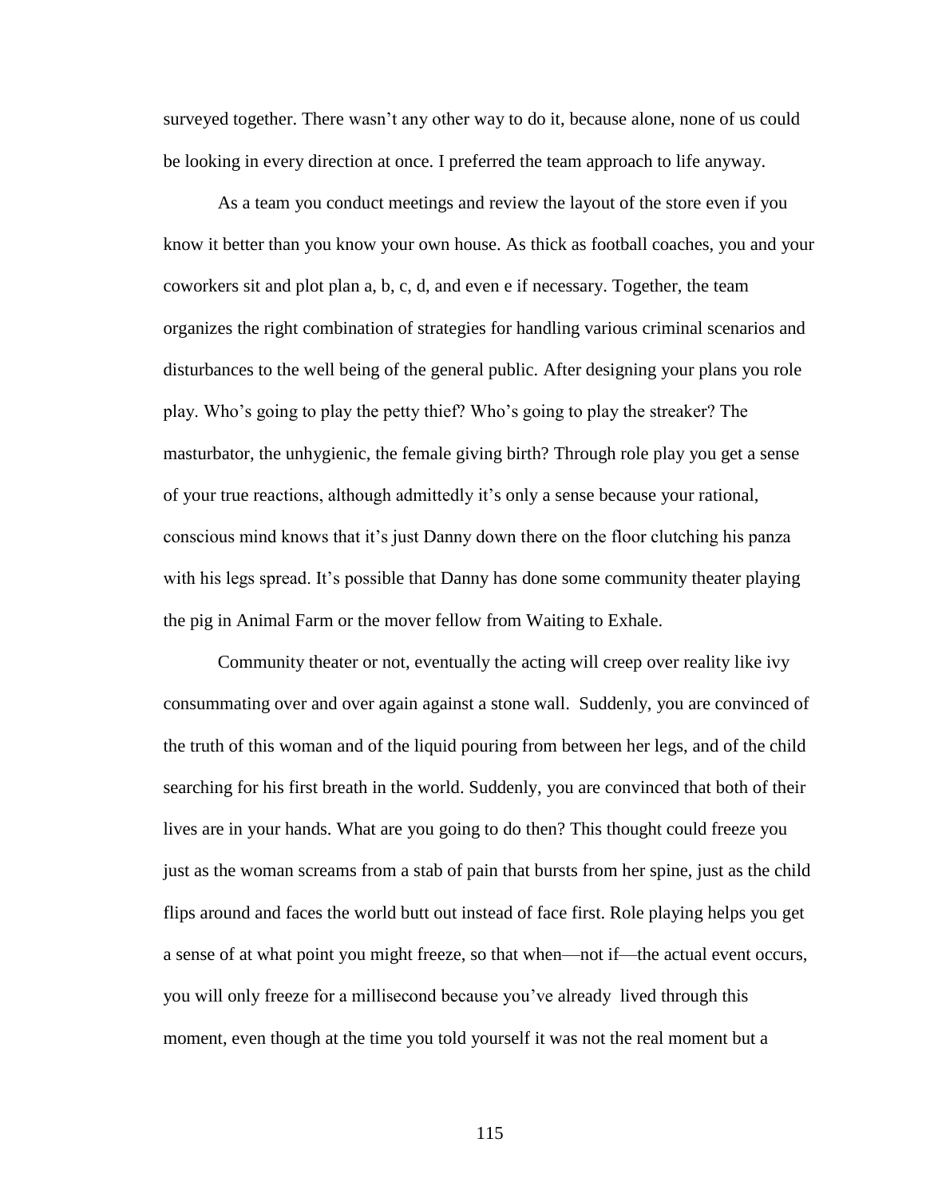surveyed together. There wasn't any other way to do it, because alone, none of us could be looking in every direction at once. I preferred the team approach to life anyway.

As a team you conduct meetings and review the layout of the store even if you know it better than you know your own house. As thick as football coaches, you and your coworkers sit and plot plan a, b, c, d, and even e if necessary. Together, the team organizes the right combination of strategies for handling various criminal scenarios and disturbances to the well being of the general public. After designing your plans you role play. Who's going to play the petty thief? Who's going to play the streaker? The masturbator, the unhygienic, the female giving birth? Through role play you get a sense of your true reactions, although admittedly it's only a sense because your rational, conscious mind knows that it's just Danny down there on the floor clutching his panza with his legs spread. It's possible that Danny has done some community theater playing the pig in Animal Farm or the mover fellow from Waiting to Exhale.

Community theater or not, eventually the acting will creep over reality like ivy consummating over and over again against a stone wall. Suddenly, you are convinced of the truth of this woman and of the liquid pouring from between her legs, and of the child searching for his first breath in the world. Suddenly, you are convinced that both of their lives are in your hands. What are you going to do then? This thought could freeze you just as the woman screams from a stab of pain that bursts from her spine, just as the child flips around and faces the world butt out instead of face first. Role playing helps you get a sense of at what point you might freeze, so that when—not if—the actual event occurs, you will only freeze for a millisecond because you've already lived through this moment, even though at the time you told yourself it was not the real moment but a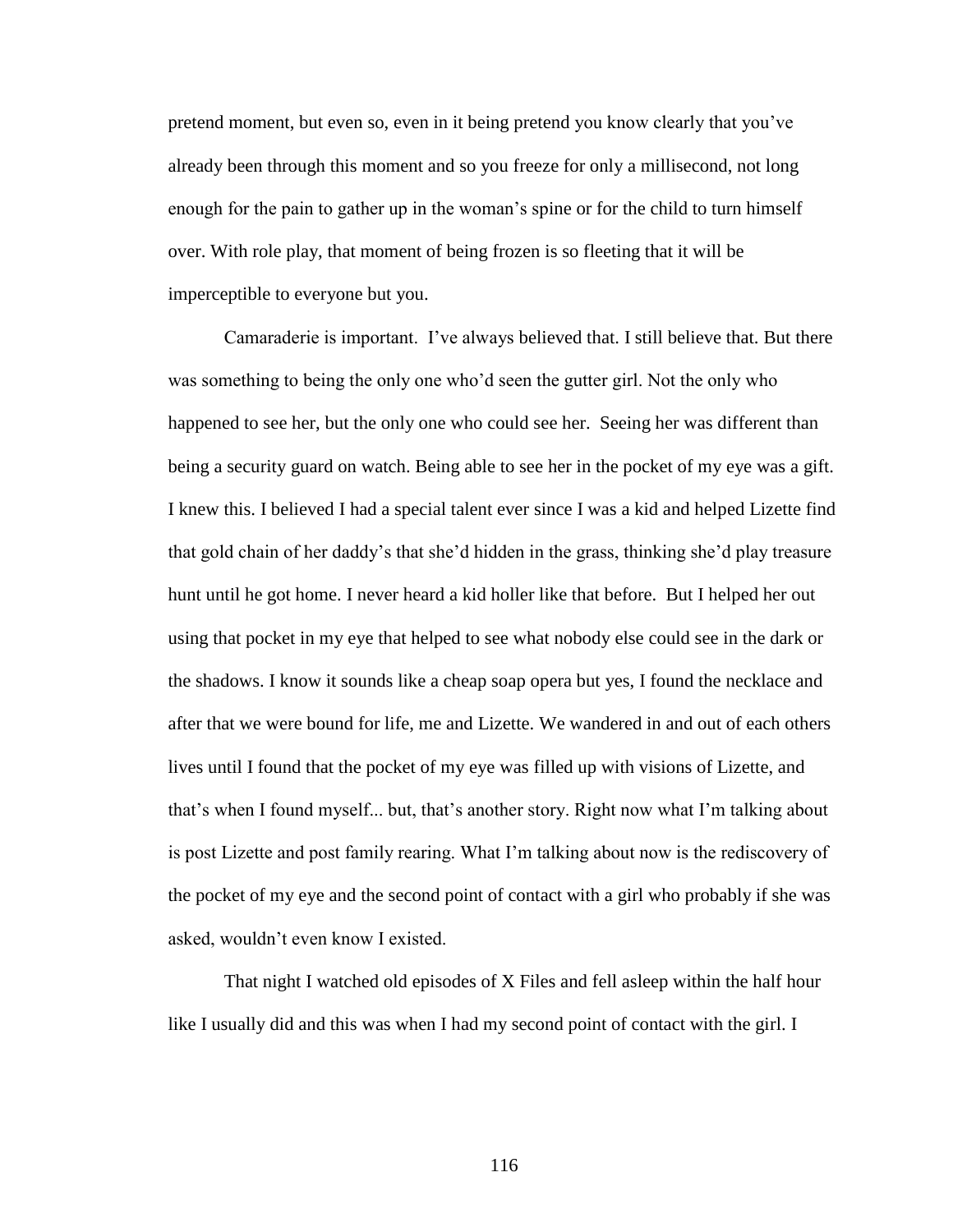pretend moment, but even so, even in it being pretend you know clearly that you've already been through this moment and so you freeze for only a millisecond, not long enough for the pain to gather up in the woman's spine or for the child to turn himself over. With role play, that moment of being frozen is so fleeting that it will be imperceptible to everyone but you.

Camaraderie is important. I've always believed that. I still believe that. But there was something to being the only one who'd seen the gutter girl. Not the only who happened to see her, but the only one who could see her. Seeing her was different than being a security guard on watch. Being able to see her in the pocket of my eye was a gift. I knew this. I believed I had a special talent ever since I was a kid and helped Lizette find that gold chain of her daddy's that she'd hidden in the grass, thinking she'd play treasure hunt until he got home. I never heard a kid holler like that before. But I helped her out using that pocket in my eye that helped to see what nobody else could see in the dark or the shadows. I know it sounds like a cheap soap opera but yes, I found the necklace and after that we were bound for life, me and Lizette. We wandered in and out of each others lives until I found that the pocket of my eye was filled up with visions of Lizette, and that's when I found myself... but, that's another story. Right now what I'm talking about is post Lizette and post family rearing. What I'm talking about now is the rediscovery of the pocket of my eye and the second point of contact with a girl who probably if she was asked, wouldn't even know I existed.

That night I watched old episodes of X Files and fell asleep within the half hour like I usually did and this was when I had my second point of contact with the girl. I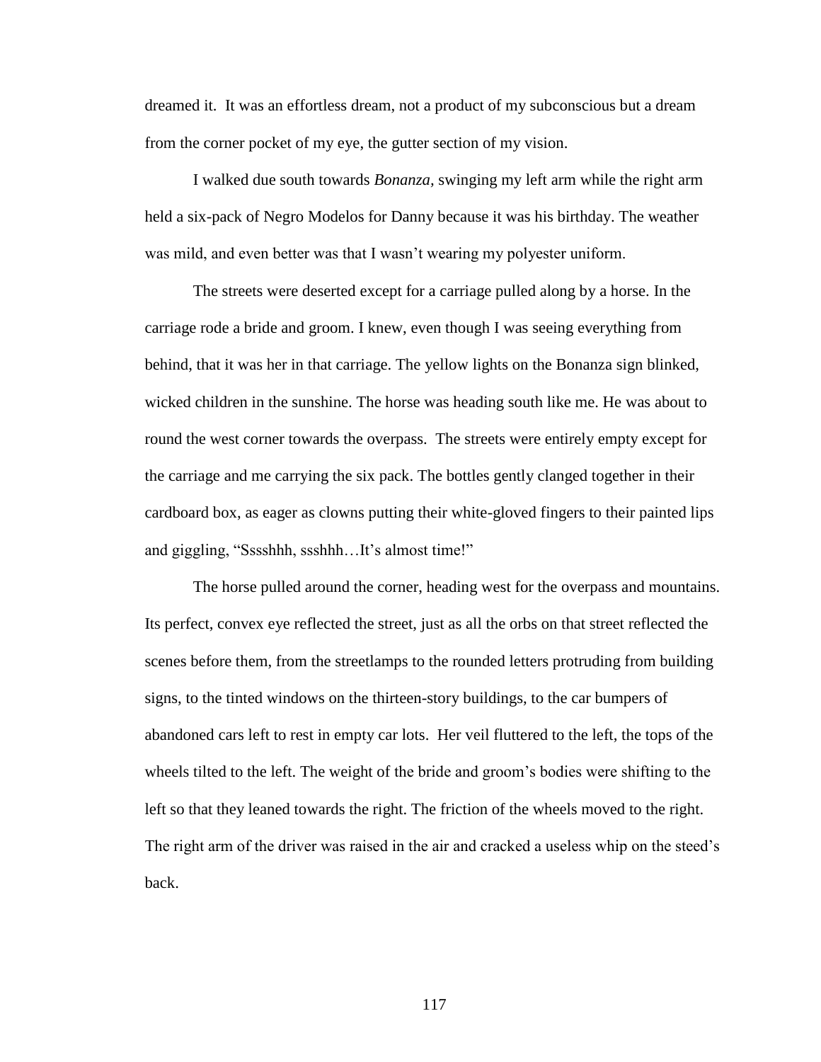dreamed it. It was an effortless dream, not a product of my subconscious but a dream from the corner pocket of my eye, the gutter section of my vision.

I walked due south towards *Bonanza,* swinging my left arm while the right arm held a six-pack of Negro Modelos for Danny because it was his birthday. The weather was mild, and even better was that I wasn't wearing my polyester uniform.

The streets were deserted except for a carriage pulled along by a horse. In the carriage rode a bride and groom. I knew, even though I was seeing everything from behind, that it was her in that carriage. The yellow lights on the Bonanza sign blinked, wicked children in the sunshine. The horse was heading south like me. He was about to round the west corner towards the overpass. The streets were entirely empty except for the carriage and me carrying the six pack. The bottles gently clanged together in their cardboard box, as eager as clowns putting their white-gloved fingers to their painted lips and giggling, "Sssshhh, ssshhh…It's almost time!"

The horse pulled around the corner, heading west for the overpass and mountains. Its perfect, convex eye reflected the street, just as all the orbs on that street reflected the scenes before them, from the streetlamps to the rounded letters protruding from building signs, to the tinted windows on the thirteen-story buildings, to the car bumpers of abandoned cars left to rest in empty car lots. Her veil fluttered to the left, the tops of the wheels tilted to the left. The weight of the bride and groom's bodies were shifting to the left so that they leaned towards the right. The friction of the wheels moved to the right. The right arm of the driver was raised in the air and cracked a useless whip on the steed's back.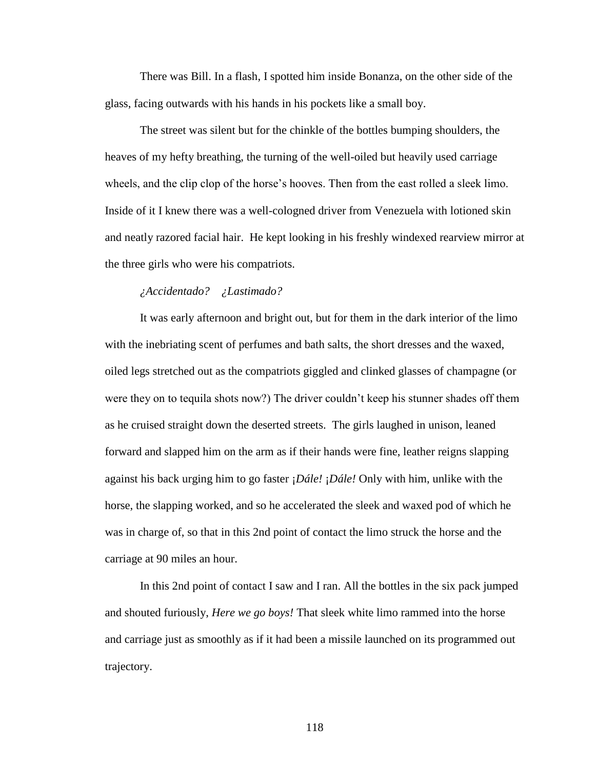There was Bill. In a flash, I spotted him inside Bonanza, on the other side of the glass, facing outwards with his hands in his pockets like a small boy.

The street was silent but for the chinkle of the bottles bumping shoulders, the heaves of my hefty breathing, the turning of the well-oiled but heavily used carriage wheels, and the clip clop of the horse's hooves. Then from the east rolled a sleek limo. Inside of it I knew there was a well-cologned driver from Venezuela with lotioned skin and neatly razored facial hair. He kept looking in his freshly windexed rearview mirror at the three girls who were his compatriots.

*¿Accidentado? ¿Lastimado?*

It was early afternoon and bright out, but for them in the dark interior of the limo with the inebriating scent of perfumes and bath salts, the short dresses and the waxed, oiled legs stretched out as the compatriots giggled and clinked glasses of champagne (or were they on to tequila shots now?) The driver couldn't keep his stunner shades off them as he cruised straight down the deserted streets. The girls laughed in unison, leaned forward and slapped him on the arm as if their hands were fine, leather reigns slapping against his back urging him to go faster ¡*Dále!* ¡*Dále!* Only with him, unlike with the horse, the slapping worked, and so he accelerated the sleek and waxed pod of which he was in charge of, so that in this 2nd point of contact the limo struck the horse and the carriage at 90 miles an hour.

In this 2nd point of contact I saw and I ran. All the bottles in the six pack jumped and shouted furiously, *Here we go boys!* That sleek white limo rammed into the horse and carriage just as smoothly as if it had been a missile launched on its programmed out trajectory.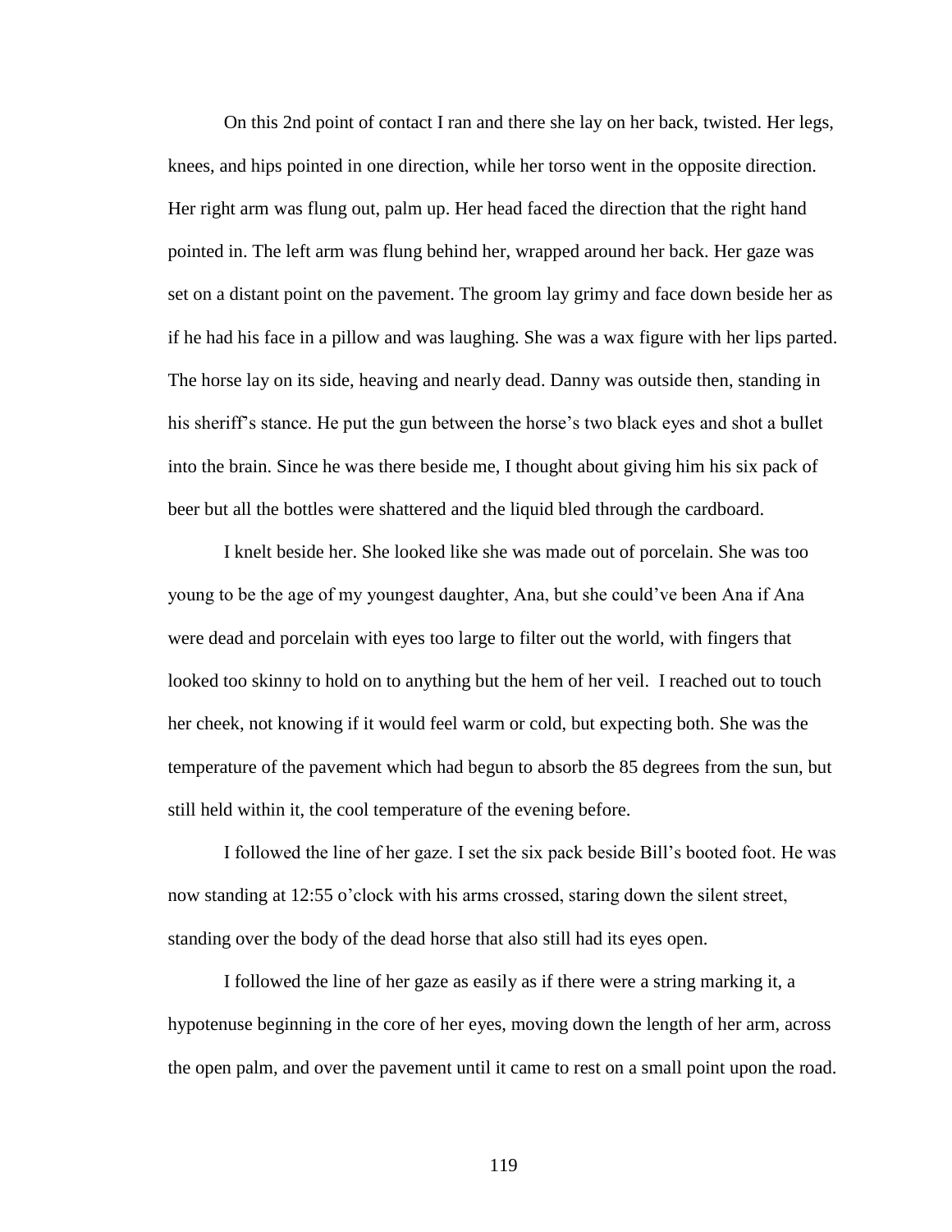On this 2nd point of contact I ran and there she lay on her back, twisted. Her legs, knees, and hips pointed in one direction, while her torso went in the opposite direction. Her right arm was flung out, palm up. Her head faced the direction that the right hand pointed in. The left arm was flung behind her, wrapped around her back. Her gaze was set on a distant point on the pavement. The groom lay grimy and face down beside her as if he had his face in a pillow and was laughing. She was a wax figure with her lips parted. The horse lay on its side, heaving and nearly dead. Danny was outside then, standing in his sheriff's stance. He put the gun between the horse's two black eyes and shot a bullet into the brain. Since he was there beside me, I thought about giving him his six pack of beer but all the bottles were shattered and the liquid bled through the cardboard.

I knelt beside her. She looked like she was made out of porcelain. She was too young to be the age of my youngest daughter, Ana, but she could've been Ana if Ana were dead and porcelain with eyes too large to filter out the world, with fingers that looked too skinny to hold on to anything but the hem of her veil. I reached out to touch her cheek, not knowing if it would feel warm or cold, but expecting both. She was the temperature of the pavement which had begun to absorb the 85 degrees from the sun, but still held within it, the cool temperature of the evening before.

I followed the line of her gaze. I set the six pack beside Bill's booted foot. He was now standing at 12:55 o'clock with his arms crossed, staring down the silent street, standing over the body of the dead horse that also still had its eyes open.

I followed the line of her gaze as easily as if there were a string marking it, a hypotenuse beginning in the core of her eyes, moving down the length of her arm, across the open palm, and over the pavement until it came to rest on a small point upon the road.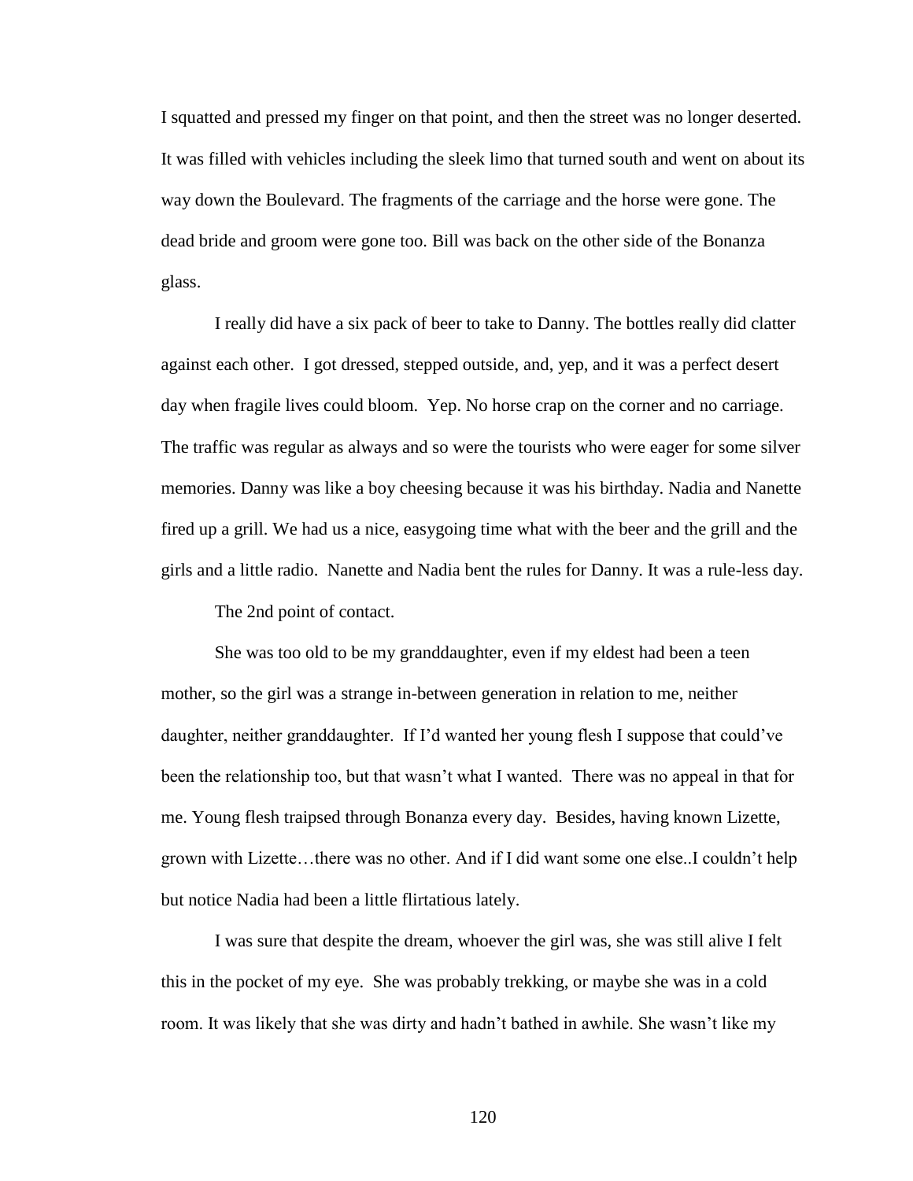I squatted and pressed my finger on that point, and then the street was no longer deserted. It was filled with vehicles including the sleek limo that turned south and went on about its way down the Boulevard. The fragments of the carriage and the horse were gone. The dead bride and groom were gone too. Bill was back on the other side of the Bonanza glass.

I really did have a six pack of beer to take to Danny. The bottles really did clatter against each other. I got dressed, stepped outside, and, yep, and it was a perfect desert day when fragile lives could bloom. Yep. No horse crap on the corner and no carriage. The traffic was regular as always and so were the tourists who were eager for some silver memories. Danny was like a boy cheesing because it was his birthday. Nadia and Nanette fired up a grill. We had us a nice, easygoing time what with the beer and the grill and the girls and a little radio. Nanette and Nadia bent the rules for Danny. It was a rule-less day.

The 2nd point of contact.

She was too old to be my granddaughter, even if my eldest had been a teen mother, so the girl was a strange in-between generation in relation to me, neither daughter, neither granddaughter. If I'd wanted her young flesh I suppose that could've been the relationship too, but that wasn't what I wanted. There was no appeal in that for me. Young flesh traipsed through Bonanza every day. Besides, having known Lizette, grown with Lizette…there was no other. And if I did want some one else..I couldn't help but notice Nadia had been a little flirtatious lately.

I was sure that despite the dream, whoever the girl was, she was still alive I felt this in the pocket of my eye. She was probably trekking, or maybe she was in a cold room. It was likely that she was dirty and hadn't bathed in awhile. She wasn't like my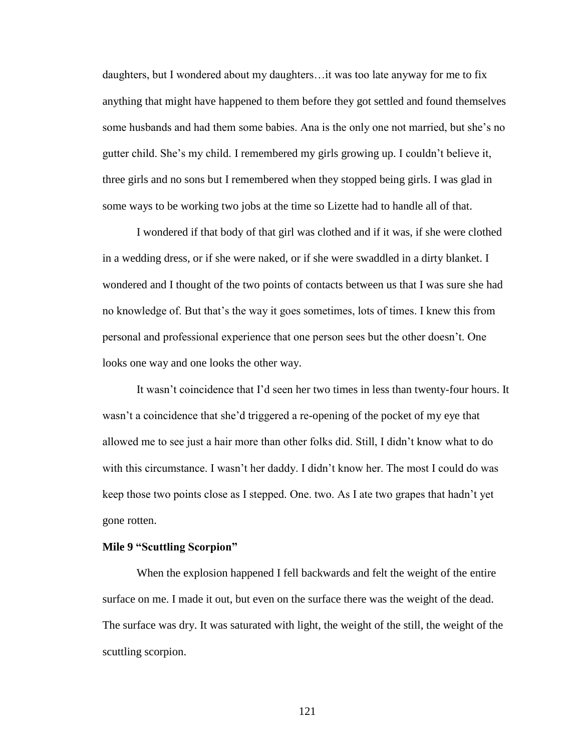daughters, but I wondered about my daughters…it was too late anyway for me to fix anything that might have happened to them before they got settled and found themselves some husbands and had them some babies. Ana is the only one not married, but she's no gutter child. She's my child. I remembered my girls growing up. I couldn't believe it, three girls and no sons but I remembered when they stopped being girls. I was glad in some ways to be working two jobs at the time so Lizette had to handle all of that.

I wondered if that body of that girl was clothed and if it was, if she were clothed in a wedding dress, or if she were naked, or if she were swaddled in a dirty blanket. I wondered and I thought of the two points of contacts between us that I was sure she had no knowledge of. But that's the way it goes sometimes, lots of times. I knew this from personal and professional experience that one person sees but the other doesn't. One looks one way and one looks the other way.

It wasn't coincidence that I'd seen her two times in less than twenty-four hours. It wasn't a coincidence that she'd triggered a re-opening of the pocket of my eye that allowed me to see just a hair more than other folks did. Still, I didn't know what to do with this circumstance. I wasn't her daddy. I didn't know her. The most I could do was keep those two points close as I stepped. One. two. As I ate two grapes that hadn't yet gone rotten.

**Mile 9 "Scuttling Scorpion"**

When the explosion happened I fell backwards and felt the weight of the entire surface on me. I made it out, but even on the surface there was the weight of the dead. The surface was dry. It was saturated with light, the weight of the still, the weight of the scuttling scorpion.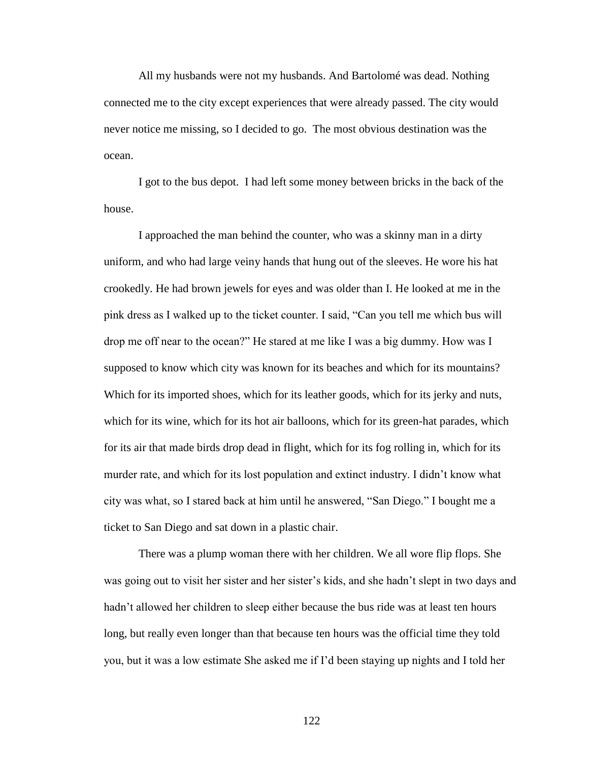All my husbands were not my husbands. And Bartolomé was dead. Nothing connected me to the city except experiences that were already passed. The city would never notice me missing, so I decided to go.  The most obvious destination was the ocean.

I got to the bus depot.  I had left some money between bricks in the back of the house.

I approached the man behind the counter, who was a skinny man in a dirty uniform, and who had large veiny hands that hung out of the sleeves. He wore his hat crookedly. He had brown jewels for eyes and was older than I. He looked at me in the pink dress as I walked up to the ticket counter. I said, "Can you tell me which bus will drop me off near to the ocean?" He stared at me like I was a big dummy. How was I supposed to know which city was known for its beaches and which for its mountains? Which for its imported shoes, which for its leather goods, which for its jerky and nuts, which for its wine, which for its hot air balloons, which for its green-hat parades, which for its air that made birds drop dead in flight, which for its fog rolling in, which for its murder rate, and which for its lost population and extinct industry. I didn't know what city was what, so I stared back at him until he answered, "San Diego." I bought me a ticket to San Diego and sat down in a plastic chair.

There was a plump woman there with her children. We all wore flip flops. She was going out to visit her sister and her sister's kids, and she hadn't slept in two days and hadn't allowed her children to sleep either because the bus ride was at least ten hours long, but really even longer than that because ten hours was the official time they told you, but it was a low estimate She asked me if I'd been staying up nights and I told her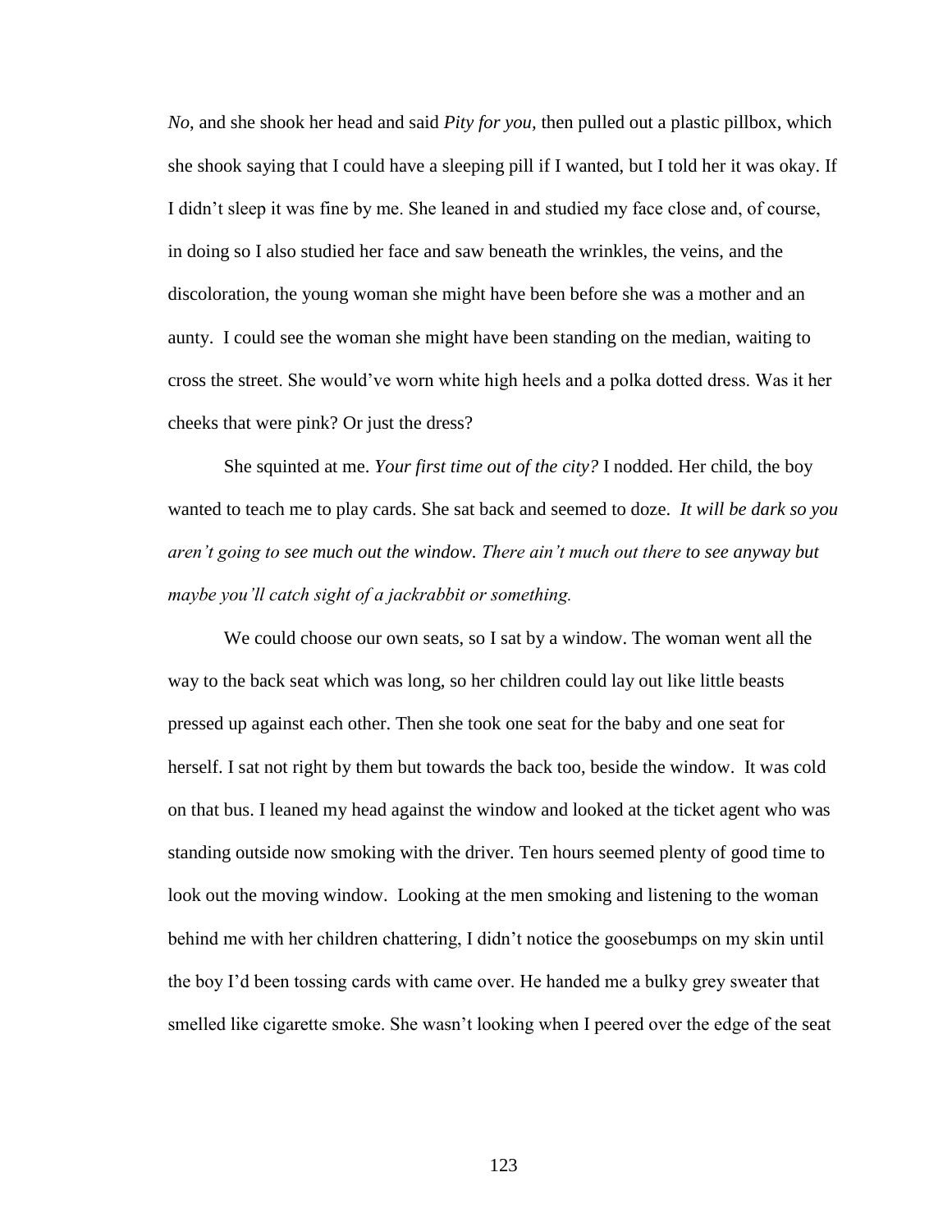*No*, and she shook her head and said *Pity for you,* then pulled out a plastic pillbox, which she shook saying that I could have a sleeping pill if I wanted, but I told her it was okay. If I didn't sleep it was fine by me. She leaned in and studied my face close and, of course, in doing so I also studied her face and saw beneath the wrinkles, the veins, and the discoloration, the young woman she might have been before she was a mother and an aunty.  I could see the woman she might have been standing on the median, waiting to cross the street. She would've worn white high heels and a polka dotted dress. Was it her cheeks that were pink? Or just the dress?

She squinted at me. *Your first time out of the city?* I nodded. Her child, the boy wanted to teach me to play cards. She sat back and seemed to doze.  *It will be dark so you aren't going to see much out the window. There ain't much out there to see anyway but maybe you'll catch sight of a jackrabbit or something.*

We could choose our own seats, so I sat by a window. The woman went all the way to the back seat which was long, so her children could lay out like little beasts pressed up against each other. Then she took one seat for the baby and one seat for herself. I sat not right by them but towards the back too, beside the window.  It was cold on that bus. I leaned my head against the window and looked at the ticket agent who was standing outside now smoking with the driver. Ten hours seemed plenty of good time to look out the moving window.  Looking at the men smoking and listening to the woman behind me with her children chattering, I didn't notice the goosebumps on my skin until the boy I'd been tossing cards with came over. He handed me a bulky grey sweater that smelled like cigarette smoke. She wasn't looking when I peered over the edge of the seat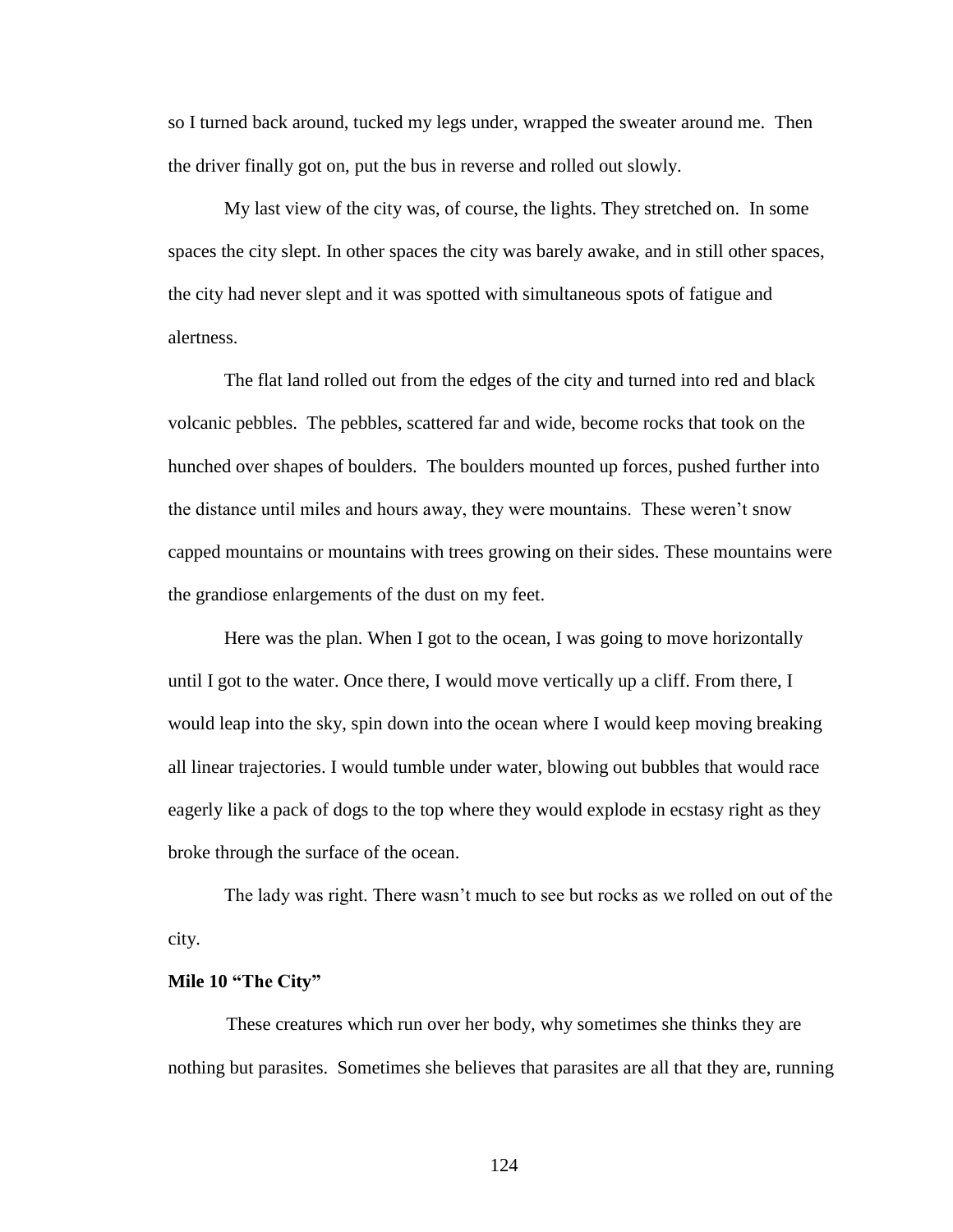so I turned back around, tucked my legs under, wrapped the sweater around me. Then the driver finally got on, put the bus in reverse and rolled out slowly.

My last view of the city was, of course, the lights. They stretched on. In some spaces the city slept. In other spaces the city was barely awake, and in still other spaces, the city had never slept and it was spotted with simultaneous spots of fatigue and alertness.

The flat land rolled out from the edges of the city and turned into red and black volcanic pebbles. The pebbles, scattered far and wide, become rocks that took on the hunched over shapes of boulders. The boulders mounted up forces, pushed further into the distance until miles and hours away, they were mountains. These weren't snow capped mountains or mountains with trees growing on their sides. These mountains were the grandiose enlargements of the dust on my feet.

Here was the plan. When I got to the ocean, I was going to move horizontally until I got to the water. Once there, I would move vertically up a cliff. From there, I would leap into the sky, spin down into the ocean where I would keep moving breaking all linear trajectories. I would tumble under water, blowing out bubbles that would race eagerly like a pack of dogs to the top where they would explode in ecstasy right as they broke through the surface of the ocean.

The lady was right. There wasn't much to see but rocks as we rolled on out of the city.

**Mile 10 "The City"**

These creatures which run over her body, why sometimes she thinks they are nothing but parasites. Sometimes she believes that parasites are all that they are, running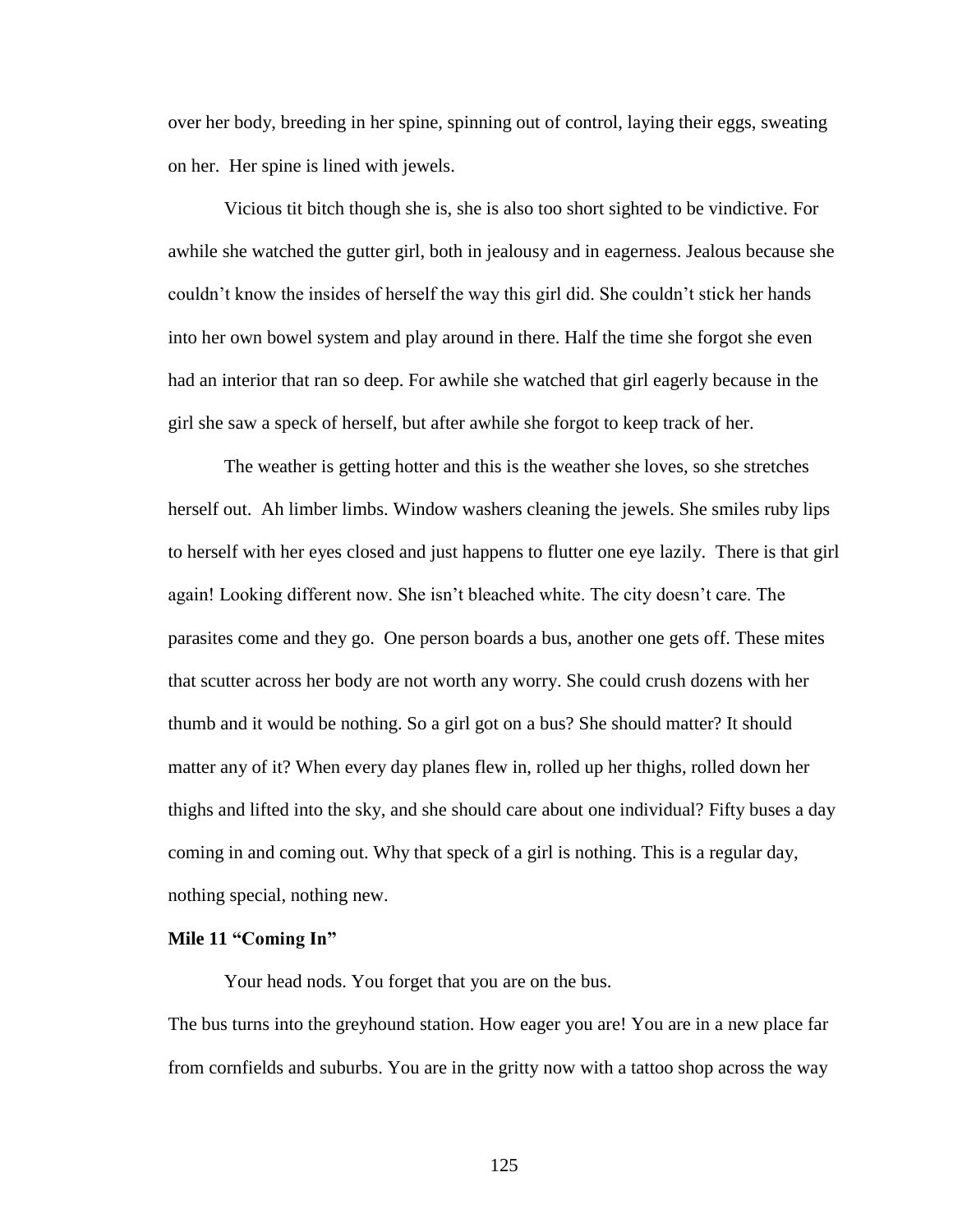over her body, breeding in her spine, spinning out of control, laying their eggs, sweating on her.  Her spine is lined with jewels.

Vicious tit bitch though she is, she is also too short sighted to be vindictive. For awhile she watched the gutter girl, both in jealousy and in eagerness. Jealous because she couldn't know the insides of herself the way this girl did. She couldn't stick her hands into her own bowel system and play around in there. Half the time she forgot she even had an interior that ran so deep. For awhile she watched that girl eagerly because in the girl she saw a speck of herself, but after awhile she forgot to keep track of her.

The weather is getting hotter and this is the weather she loves, so she stretches herself out.  Ah limber limbs. Window washers cleaning the jewels. She smiles ruby lips to herself with her eyes closed and just happens to flutter one eye lazily.  There is that girl again! Looking different now. She isn't bleached white. The city doesn't care. The parasites come and they go.  One person boards a bus, another one gets off. These mites that scutter across her body are not worth any worry. She could crush dozens with her thumb and it would be nothing. So a girl got on a bus? She should matter? It should matter any of it? When every day planes flew in, rolled up her thighs, rolled down her thighs and lifted into the sky, and she should care about one individual? Fifty buses a day coming in and coming out. Why that speck of a girl is nothing. This is a regular day, nothing special, nothing new.

**Mile 11 "Coming In"**

Your head nods. You forget that you are on the bus.

The bus turns into the greyhound station. How eager you are! You are in a new place far from cornfields and suburbs. You are in the gritty now with a tattoo shop across the way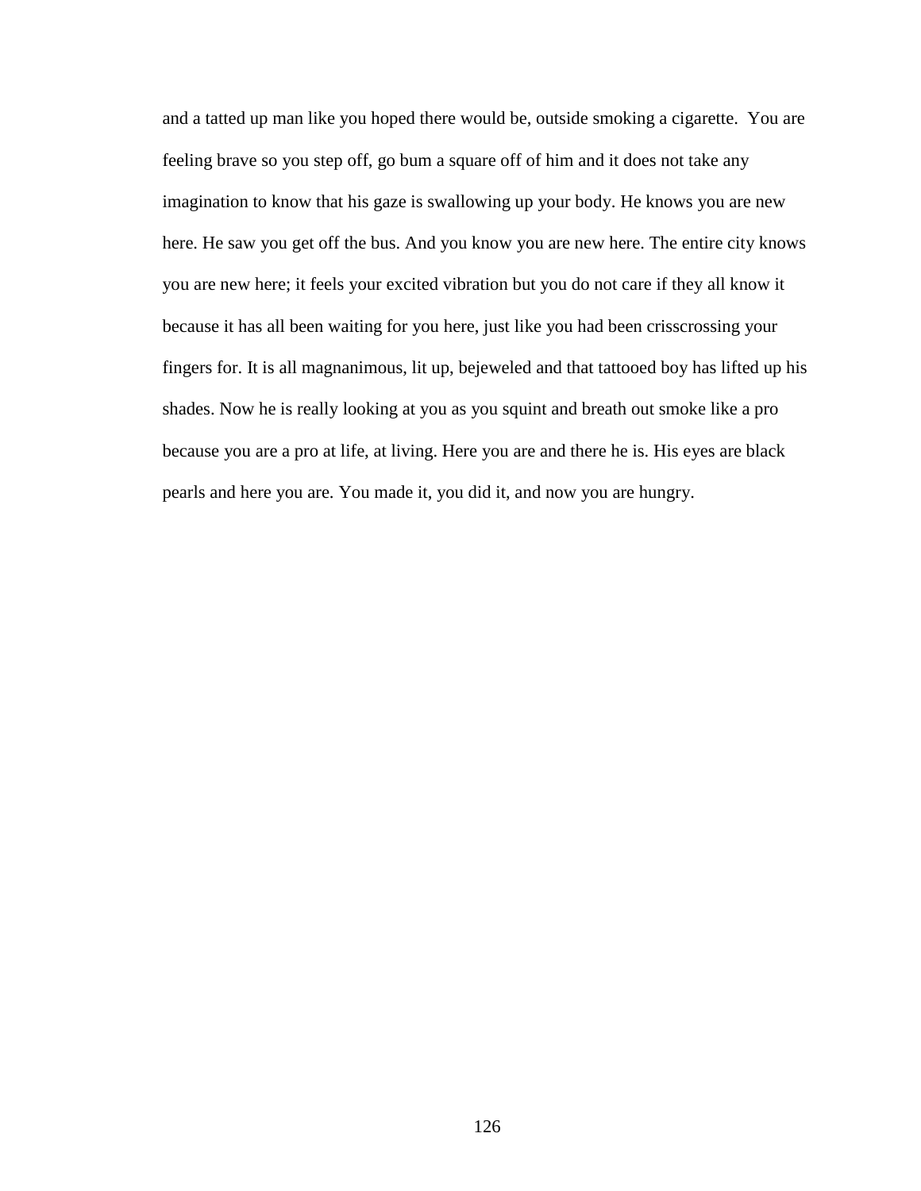and a tatted up man like you hoped there would be, outside smoking a cigarette.  You are feeling brave so you step off, go bum a square off of him and it does not take any imagination to know that his gaze is swallowing up your body. He knows you are new here. He saw you get off the bus. And you know you are new here. The entire city knows you are new here; it feels your excited vibration but you do not care if they all know it because it has all been waiting for you here, just like you had been crisscrossing your fingers for. It is all magnanimous, lit up, bejeweled and that tattooed boy has lifted up his shades. Now he is really looking at you as you squint and breath out smoke like a pro because you are a pro at life, at living. Here you are and there he is. His eyes are black pearls and here you are. You made it, you did it, and now you are hungry.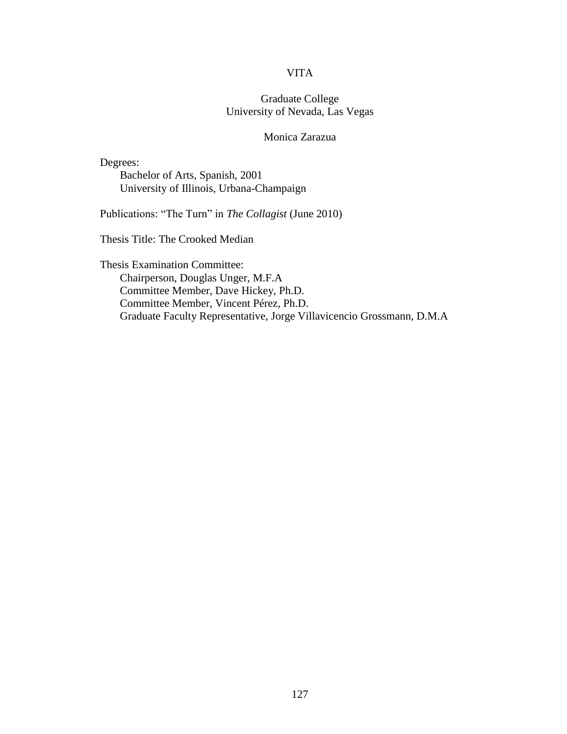# VITA

Graduate College
University of Nevada, Las Vegas

Monica Zarazua

Degrees:
Bachelor of Arts, Spanish, 2001
University of Illinois, Urbana-Champaign

Publications: "The Turn" in *The Collagist* (June 2010)

Thesis Title: The Crooked Median

Thesis Examination Committee:
Chairperson, Douglas Unger, M.F.A
Committee Member, Dave Hickey, Ph.D.
Committee Member, Vincent Pérez, Ph.D.
Graduate Faculty Representative, Jorge Villavicencio Grossmann, D.M.A